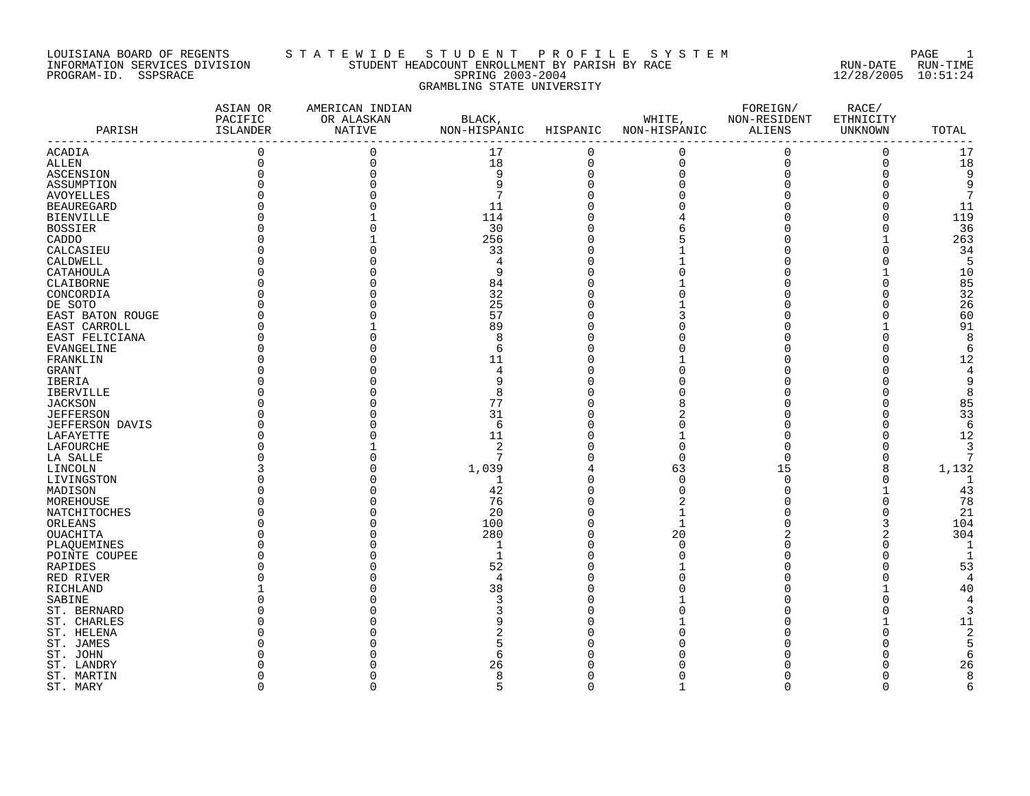LOUISIANA BOARD OF REGENTS — INFORMATION SERVICES DIVISION — PROGRAM-ID. SSPSRACE

# STATEWIDE STUDENT PROFILE SYSTEM

STUDENT HEADCOUNT ENROLLMENT BY PARISH BY RACE
SPRING 2003-2004
GRAMBLING STATE UNIVERSITY

RUN-DATE 12/28/2005 RUN-TIME 10:51:24

| PARISH | ASIAN OR PACIFIC ISLANDER | AMERICAN INDIAN OR ALASKAN NATIVE | BLACK, NON-HISPANIC | HISPANIC | WHITE, NON-HISPANIC | FOREIGN/ NON-RESIDENT ALIENS | RACE/ ETHNICITY UNKNOWN | TOTAL |
|---|---|---|---|---|---|---|---|---|
| ACADIA | 0 | 0 | 17 | 0 | 0 | 0 | 0 | 17 |
| ALLEN | 0 | 0 | 18 | 0 | 0 | 0 | 0 | 18 |
| ASCENSION | 0 | 0 | 9 | 0 | 0 | 0 | 0 | 9 |
| ASSUMPTION | 0 | 0 | 9 | 0 | 0 | 0 | 0 | 9 |
| AVOYELLES | 0 | 0 | 7 | 0 | 0 | 0 | 0 | 7 |
| BEAUREGARD | 0 | 0 | 11 | 0 | 0 | 0 | 0 | 11 |
| BIENVILLE | 0 | 1 | 114 | 0 | 4 | 0 | 0 | 119 |
| BOSSIER | 0 | 0 | 30 | 0 | 6 | 0 | 0 | 36 |
| CADDO | 0 | 1 | 256 | 0 | 5 | 0 | 1 | 263 |
| CALCASIEU | 0 | 0 | 33 | 0 | 1 | 0 | 0 | 34 |
| CALDWELL | 0 | 0 | 4 | 0 | 1 | 0 | 0 | 5 |
| CATAHOULA | 0 | 0 | 9 | 0 | 0 | 0 | 1 | 10 |
| CLAIBORNE | 0 | 0 | 84 | 0 | 1 | 0 | 0 | 85 |
| CONCORDIA | 0 | 0 | 32 | 0 | 0 | 0 | 0 | 32 |
| DE SOTO | 0 | 0 | 25 | 0 | 1 | 0 | 0 | 26 |
| EAST BATON ROUGE | 0 | 0 | 57 | 0 | 3 | 0 | 0 | 60 |
| EAST CARROLL | 0 | 1 | 89 | 0 | 0 | 0 | 1 | 91 |
| EAST FELICIANA | 0 | 0 | 8 | 0 | 0 | 0 | 0 | 8 |
| EVANGELINE | 0 | 0 | 6 | 0 | 0 | 0 | 0 | 6 |
| FRANKLIN | 0 | 0 | 11 | 0 | 1 | 0 | 0 | 12 |
| GRANT | 0 | 0 | 4 | 0 | 0 | 0 | 0 | 4 |
| IBERIA | 0 | 0 | 9 | 0 | 0 | 0 | 0 | 9 |
| IBERVILLE | 0 | 0 | 8 | 0 | 0 | 0 | 0 | 8 |
| JACKSON | 0 | 0 | 77 | 0 | 8 | 0 | 0 | 85 |
| JEFFERSON | 0 | 0 | 31 | 0 | 2 | 0 | 0 | 33 |
| JEFFERSON DAVIS | 0 | 0 | 6 | 0 | 0 | 0 | 0 | 6 |
| LAFAYETTE | 0 | 0 | 11 | 0 | 1 | 0 | 0 | 12 |
| LAFOURCHE | 0 | 1 | 2 | 0 | 0 | 0 | 0 | 3 |
| LA SALLE | 0 | 0 | 7 | 0 | 0 | 0 | 0 | 7 |
| LINCOLN | 3 | 0 | 1,039 | 4 | 63 | 15 | 8 | 1,132 |
| LIVINGSTON | 0 | 0 | 1 | 0 | 0 | 0 | 0 | 1 |
| MADISON | 0 | 0 | 42 | 0 | 0 | 0 | 1 | 43 |
| MOREHOUSE | 0 | 0 | 76 | 0 | 2 | 0 | 0 | 78 |
| NATCHITOCHES | 0 | 0 | 20 | 0 | 1 | 0 | 0 | 21 |
| ORLEANS | 0 | 0 | 100 | 0 | 1 | 0 | 3 | 104 |
| OUACHITA | 0 | 0 | 280 | 0 | 20 | 2 | 2 | 304 |
| PLAQUEMINES | 0 | 0 | 1 | 0 | 0 | 0 | 0 | 1 |
| POINTE COUPEE | 0 | 0 | 1 | 0 | 0 | 0 | 0 | 1 |
| RAPIDES | 0 | 0 | 52 | 0 | 1 | 0 | 0 | 53 |
| RED RIVER | 0 | 0 | 4 | 0 | 0 | 0 | 0 | 4 |
| RICHLAND | 1 | 0 | 38 | 0 | 0 | 0 | 1 | 40 |
| SABINE | 0 | 0 | 3 | 0 | 1 | 0 | 0 | 4 |
| ST. BERNARD | 0 | 0 | 3 | 0 | 0 | 0 | 0 | 3 |
| ST. CHARLES | 0 | 0 | 9 | 0 | 1 | 0 | 1 | 11 |
| ST. HELENA | 0 | 0 | 2 | 0 | 0 | 0 | 0 | 2 |
| ST. JAMES | 0 | 0 | 5 | 0 | 0 | 0 | 0 | 5 |
| ST. JOHN | 0 | 0 | 6 | 0 | 0 | 0 | 0 | 6 |
| ST. LANDRY | 0 | 0 | 26 | 0 | 0 | 0 | 0 | 26 |
| ST. MARTIN | 0 | 0 | 8 | 0 | 0 | 0 | 0 | 8 |
| ST. MARY | 0 | 0 | 5 | 0 | 1 | 0 | 0 | 6 |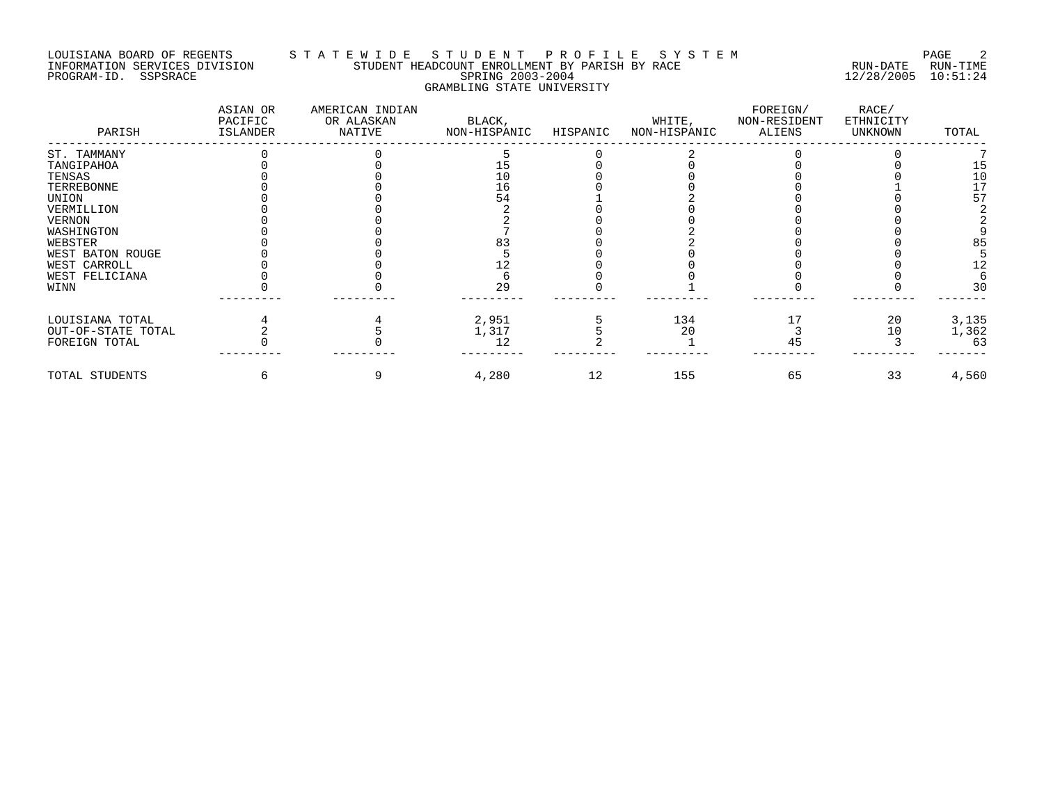LOUISIANA BOARD OF REGENTS — STATEWIDE STUDENT PROFILE SYSTEM
INFORMATION SERVICES DIVISION — STUDENT HEADCOUNT ENROLLMENT BY PARISH BY RACE — RUN-DATE 12/28/2005 RUN-TIME 10:51:24
PROGRAM-ID. SSPSRACE — SPRING 2003-2004

GRAMBLING STATE UNIVERSITY

| PARISH | ASIAN OR PACIFIC ISLANDER | AMERICAN INDIAN OR ALASKAN NATIVE | BLACK, NON-HISPANIC | HISPANIC | WHITE, NON-HISPANIC | FOREIGN/ NON-RESIDENT ALIENS | RACE/ ETHNICITY UNKNOWN | TOTAL |
|---|---|---|---|---|---|---|---|---|
| ST. TAMMANY | 0 | 0 | 5 | 0 | 2 | 0 | 0 | 7 |
| TANGIPAHOA | 0 | 0 | 15 | 0 | 0 | 0 | 0 | 15 |
| TENSAS | 0 | 0 | 10 | 0 | 0 | 0 | 0 | 10 |
| TERREBONNE | 0 | 0 | 16 | 0 | 0 | 0 | 1 | 17 |
| UNION | 0 | 0 | 54 | 1 | 2 | 0 | 0 | 57 |
| VERMILLION | 0 | 0 | 2 | 0 | 0 | 0 | 0 | 2 |
| VERNON | 0 | 0 | 2 | 0 | 0 | 0 | 0 | 2 |
| WASHINGTON | 0 | 0 | 7 | 0 | 2 | 0 | 0 | 9 |
| WEBSTER | 0 | 0 | 83 | 0 | 2 | 0 | 0 | 85 |
| WEST BATON ROUGE | 0 | 0 | 5 | 0 | 0 | 0 | 0 | 5 |
| WEST CARROLL | 0 | 0 | 12 | 0 | 0 | 0 | 0 | 12 |
| WEST FELICIANA | 0 | 0 | 6 | 0 | 0 | 0 | 0 | 6 |
| WINN | 0 | 0 | 29 | 0 | 1 | 0 | 0 | 30 |
| LOUISIANA TOTAL | 4 | 4 | 2,951 | 5 | 134 | 17 | 20 | 3,135 |
| OUT-OF-STATE TOTAL | 2 | 5 | 1,317 | 5 | 20 | 3 | 10 | 1,362 |
| FOREIGN TOTAL | 0 | 0 | 12 | 2 | 1 | 45 | 3 | 63 |
| TOTAL STUDENTS | 6 | 9 | 4,280 | 12 | 155 | 65 | 33 | 4,560 |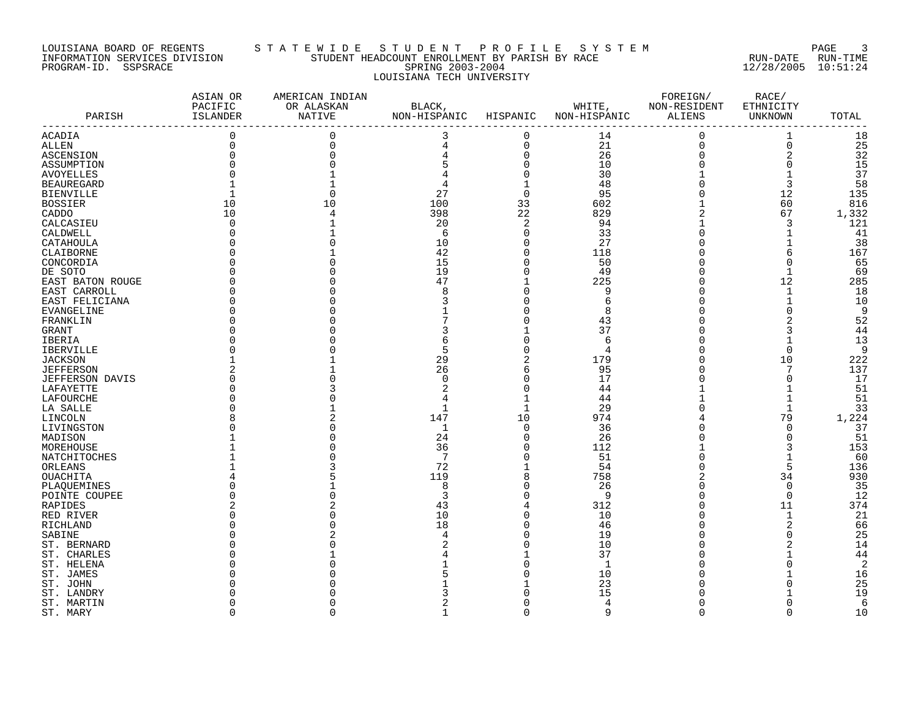LOUISIANA BOARD OF REGENTS — STATEWIDE STUDENT PROFILE SYSTEM

INFORMATION SERVICES DIVISION — STUDENT HEADCOUNT ENROLLMENT BY PARISH BY RACE — RUN-DATE 12/28/2005 RUN-TIME 10:51:24

PROGRAM-ID. SSPSRACE — SPRING 2003-2004

LOUISIANA TECH UNIVERSITY

| PARISH | ASIAN OR PACIFIC ISLANDER | AMERICAN INDIAN OR ALASKAN NATIVE | BLACK, NON-HISPANIC | HISPANIC | WHITE, NON-HISPANIC | FOREIGN/ NON-RESIDENT ALIENS | RACE/ ETHNICITY UNKNOWN | TOTAL |
|---|---|---|---|---|---|---|---|---|
| ACADIA | 0 | 0 | 3 | 0 | 14 | 0 | 1 | 18 |
| ALLEN | 0 | 0 | 4 | 0 | 21 | 0 | 0 | 25 |
| ASCENSION | 0 | 0 | 4 | 0 | 26 | 0 | 2 | 32 |
| ASSUMPTION | 0 | 0 | 5 | 0 | 10 | 0 | 0 | 15 |
| AVOYELLES | 0 | 1 | 4 | 0 | 30 | 1 | 1 | 37 |
| BEAUREGARD | 1 | 1 | 4 | 1 | 48 | 0 | 3 | 58 |
| BIENVILLE | 1 | 0 | 27 | 0 | 95 | 0 | 12 | 135 |
| BOSSIER | 10 | 10 | 100 | 33 | 602 | 1 | 60 | 816 |
| CADDO | 10 | 4 | 398 | 22 | 829 | 2 | 67 | 1,332 |
| CALCASIEU | 0 | 1 | 20 | 2 | 94 | 1 | 3 | 121 |
| CALDWELL | 0 | 1 | 6 | 0 | 33 | 0 | 1 | 41 |
| CATAHOULA | 0 | 0 | 10 | 0 | 27 | 0 | 1 | 38 |
| CLAIBORNE | 0 | 1 | 42 | 0 | 118 | 0 | 6 | 167 |
| CONCORDIA | 0 | 0 | 15 | 0 | 50 | 0 | 0 | 65 |
| DE SOTO | 0 | 0 | 19 | 0 | 49 | 0 | 1 | 69 |
| EAST BATON ROUGE | 0 | 0 | 47 | 1 | 225 | 0 | 12 | 285 |
| EAST CARROLL | 0 | 0 | 8 | 0 | 9 | 0 | 1 | 18 |
| EAST FELICIANA | 0 | 0 | 3 | 0 | 6 | 0 | 1 | 10 |
| EVANGELINE | 0 | 0 | 1 | 0 | 8 | 0 | 0 | 9 |
| FRANKLIN | 0 | 0 | 7 | 0 | 43 | 0 | 2 | 52 |
| GRANT | 0 | 0 | 3 | 1 | 37 | 0 | 3 | 44 |
| IBERIA | 0 | 0 | 6 | 0 | 6 | 0 | 1 | 13 |
| IBERVILLE | 0 | 0 | 5 | 0 | 4 | 0 | 0 | 9 |
| JACKSON | 1 | 1 | 29 | 2 | 179 | 0 | 10 | 222 |
| JEFFERSON | 2 | 1 | 26 | 6 | 95 | 0 | 7 | 137 |
| JEFFERSON DAVIS | 0 | 0 | 0 | 0 | 17 | 0 | 0 | 17 |
| LAFAYETTE | 0 | 3 | 2 | 0 | 44 | 1 | 1 | 51 |
| LAFOURCHE | 0 | 0 | 4 | 1 | 44 | 1 | 1 | 51 |
| LA SALLE | 0 | 1 | 1 | 1 | 29 | 0 | 1 | 33 |
| LINCOLN | 8 | 2 | 147 | 10 | 974 | 4 | 79 | 1,224 |
| LIVINGSTON | 0 | 0 | 1 | 0 | 36 | 0 | 0 | 37 |
| MADISON | 1 | 0 | 24 | 0 | 26 | 0 | 0 | 51 |
| MOREHOUSE | 1 | 0 | 36 | 0 | 112 | 1 | 3 | 153 |
| NATCHITOCHES | 1 | 0 | 7 | 0 | 51 | 0 | 1 | 60 |
| ORLEANS | 1 | 3 | 72 | 1 | 54 | 0 | 5 | 136 |
| OUACHITA | 4 | 5 | 119 | 8 | 758 | 2 | 34 | 930 |
| PLAQUEMINES | 0 | 1 | 8 | 0 | 26 | 0 | 0 | 35 |
| POINTE COUPEE | 0 | 0 | 3 | 0 | 9 | 0 | 0 | 12 |
| RAPIDES | 2 | 2 | 43 | 4 | 312 | 0 | 11 | 374 |
| RED RIVER | 0 | 0 | 10 | 0 | 10 | 0 | 1 | 21 |
| RICHLAND | 0 | 0 | 18 | 0 | 46 | 0 | 2 | 66 |
| SABINE | 0 | 2 | 4 | 0 | 19 | 0 | 0 | 25 |
| ST. BERNARD | 0 | 0 | 2 | 0 | 10 | 0 | 2 | 14 |
| ST. CHARLES | 0 | 1 | 4 | 1 | 37 | 0 | 1 | 44 |
| ST. HELENA | 0 | 0 | 1 | 0 | 1 | 0 | 0 | 2 |
| ST. JAMES | 0 | 0 | 5 | 0 | 10 | 0 | 1 | 16 |
| ST. JOHN | 0 | 0 | 1 | 1 | 23 | 0 | 0 | 25 |
| ST. LANDRY | 0 | 0 | 3 | 0 | 15 | 0 | 1 | 19 |
| ST. MARTIN | 0 | 0 | 2 | 0 | 4 | 0 | 0 | 6 |
| ST. MARY | 0 | 0 | 1 | 0 | 9 | 0 | 0 | 10 |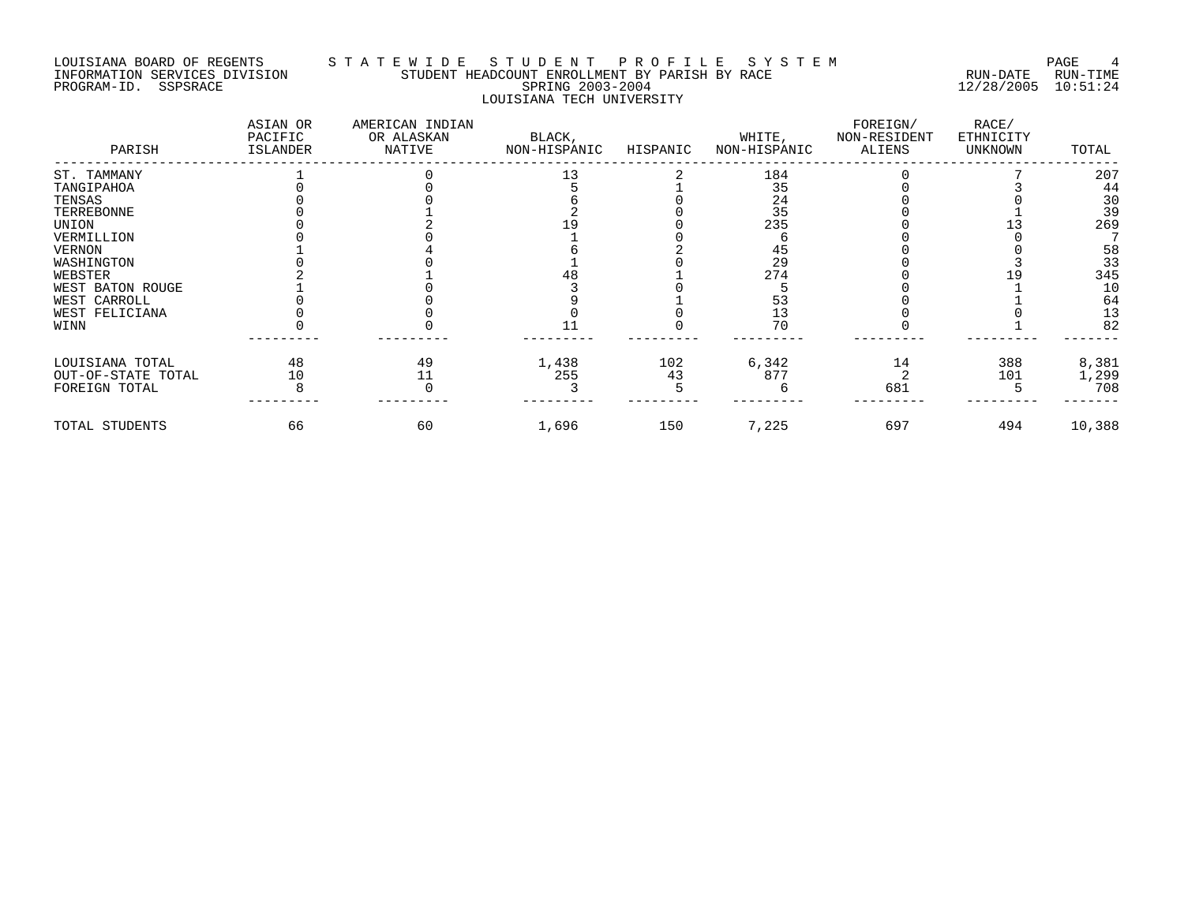LOUISIANA BOARD OF REGENTS — STATEWIDE STUDENT PROFILE SYSTEM
INFORMATION SERVICES DIVISION — STUDENT HEADCOUNT ENROLLMENT BY PARISH BY RACE — RUN-DATE 12/28/2005 RUN-TIME 10:51:24
PROGRAM-ID. SSPSRACE — SPRING 2003-2004

LOUISIANA TECH UNIVERSITY

| PARISH | ASIAN OR PACIFIC ISLANDER | AMERICAN INDIAN OR ALASKAN NATIVE | BLACK, NON-HISPANIC | HISPANIC | WHITE, NON-HISPANIC | FOREIGN/ NON-RESIDENT ALIENS | RACE/ ETHNICITY UNKNOWN | TOTAL |
|---|---|---|---|---|---|---|---|---|
| ST. TAMMANY | 1 | 0 | 13 | 2 | 184 | 0 | 7 | 207 |
| TANGIPAHOA | 0 | 0 | 5 | 1 | 35 | 0 | 3 | 44 |
| TENSAS | 0 | 0 | 6 | 0 | 24 | 0 | 0 | 30 |
| TERREBONNE | 0 | 1 | 2 | 0 | 35 | 0 | 1 | 39 |
| UNION | 0 | 2 | 19 | 0 | 235 | 0 | 13 | 269 |
| VERMILLION | 0 | 0 | 1 | 0 | 6 | 0 | 0 | 7 |
| VERNON | 1 | 4 | 6 | 2 | 45 | 0 | 0 | 58 |
| WASHINGTON | 0 | 0 | 1 | 0 | 29 | 0 | 3 | 33 |
| WEBSTER | 2 | 1 | 48 | 1 | 274 | 0 | 19 | 345 |
| WEST BATON ROUGE | 1 | 0 | 3 | 0 | 5 | 0 | 1 | 10 |
| WEST CARROLL | 0 | 0 | 9 | 1 | 53 | 0 | 1 | 64 |
| WEST FELICIANA | 0 | 0 | 0 | 0 | 13 | 0 | 0 | 13 |
| WINN | 0 | 0 | 11 | 0 | 70 | 0 | 1 | 82 |
| LOUISIANA TOTAL | 48 | 49 | 1,438 | 102 | 6,342 | 14 | 388 | 8,381 |
| OUT-OF-STATE TOTAL | 10 | 11 | 255 | 43 | 877 | 2 | 101 | 1,299 |
| FOREIGN TOTAL | 8 | 0 | 3 | 5 | 6 | 681 | 5 | 708 |
| TOTAL STUDENTS | 66 | 60 | 1,696 | 150 | 7,225 | 697 | 494 | 10,388 |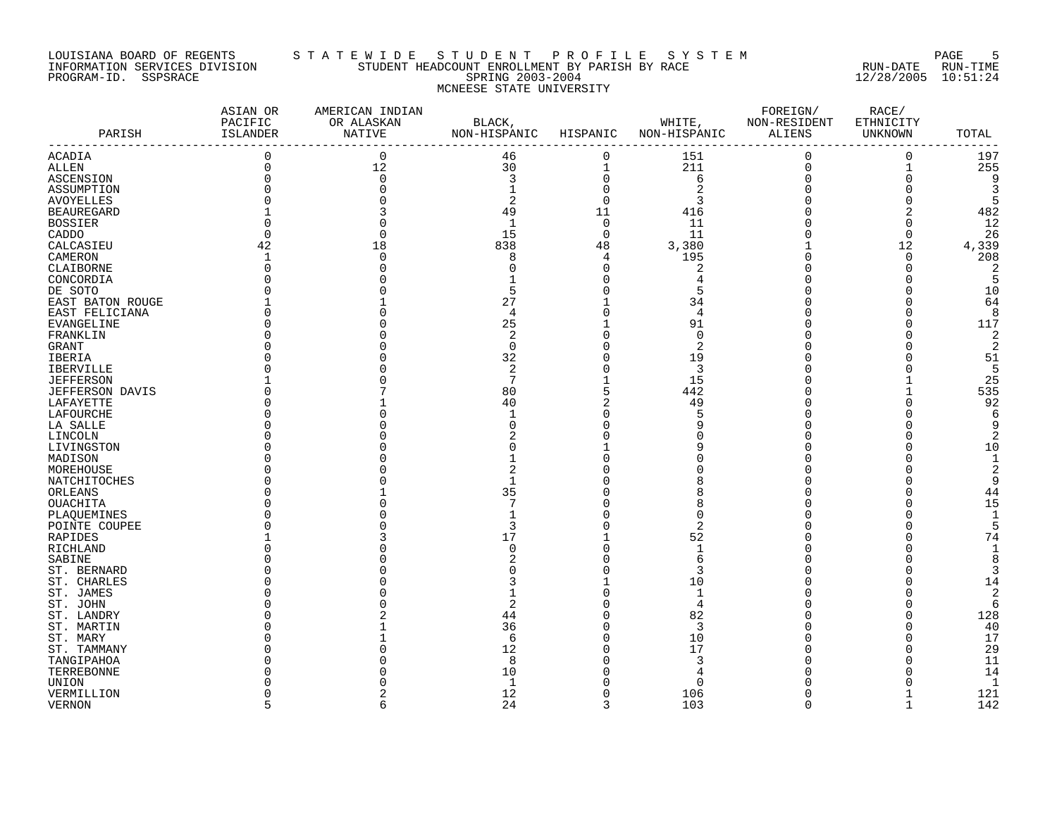LOUISIANA BOARD OF REGENTS — STATEWIDE STUDENT PROFILE SYSTEM
INFORMATION SERVICES DIVISION — STUDENT HEADCOUNT ENROLLMENT BY PARISH BY RACE — RUN-DATE 12/28/2005 RUN-TIME 10:51:24
PROGRAM-ID. SSPSRACE — SPRING 2003-2004

MCNEESE STATE UNIVERSITY

| PARISH | ASIAN OR PACIFIC ISLANDER | AMERICAN INDIAN OR ALASKAN NATIVE | BLACK, NON-HISPANIC | HISPANIC | WHITE, NON-HISPANIC | FOREIGN/ NON-RESIDENT ALIENS | RACE/ ETHNICITY UNKNOWN | TOTAL |
|---|---|---|---|---|---|---|---|---|
| ACADIA | 0 | 0 | 46 | 0 | 151 | 0 | 0 | 197 |
| ALLEN | 0 | 12 | 30 | 1 | 211 | 0 | 1 | 255 |
| ASCENSION | 0 | 0 | 3 | 0 | 6 | 0 | 0 | 9 |
| ASSUMPTION | 0 | 0 | 1 | 0 | 2 | 0 | 0 | 3 |
| AVOYELLES | 0 | 0 | 2 | 0 | 3 | 0 | 0 | 5 |
| BEAUREGARD | 1 | 3 | 49 | 11 | 416 | 0 | 2 | 482 |
| BOSSIER | 0 | 0 | 1 | 0 | 11 | 0 | 0 | 12 |
| CADDO | 0 | 0 | 15 | 0 | 11 | 0 | 0 | 26 |
| CALCASIEU | 42 | 18 | 838 | 48 | 3,380 | 1 | 12 | 4,339 |
| CAMERON | 1 | 0 | 8 | 4 | 195 | 0 | 0 | 208 |
| CLAIBORNE | 0 | 0 | 0 | 0 | 2 | 0 | 0 | 2 |
| CONCORDIA | 0 | 0 | 1 | 0 | 4 | 0 | 0 | 5 |
| DE SOTO | 0 | 0 | 5 | 0 | 5 | 0 | 0 | 10 |
| EAST BATON ROUGE | 1 | 1 | 27 | 1 | 34 | 0 | 0 | 64 |
| EAST FELICIANA | 0 | 0 | 4 | 0 | 4 | 0 | 0 | 8 |
| EVANGELINE | 0 | 0 | 25 | 1 | 91 | 0 | 0 | 117 |
| FRANKLIN | 0 | 0 | 2 | 0 | 0 | 0 | 0 | 2 |
| GRANT | 0 | 0 | 0 | 0 | 2 | 0 | 0 | 2 |
| IBERIA | 0 | 0 | 32 | 0 | 19 | 0 | 0 | 51 |
| IBERVILLE | 0 | 0 | 2 | 0 | 3 | 0 | 0 | 5 |
| JEFFERSON | 1 | 0 | 7 | 1 | 15 | 0 | 1 | 25 |
| JEFFERSON DAVIS | 0 | 7 | 80 | 5 | 442 | 0 | 1 | 535 |
| LAFAYETTE | 0 | 1 | 40 | 2 | 49 | 0 | 0 | 92 |
| LAFOURCHE | 0 | 0 | 1 | 0 | 5 | 0 | 0 | 6 |
| LA SALLE | 0 | 0 | 0 | 0 | 9 | 0 | 0 | 9 |
| LINCOLN | 0 | 0 | 2 | 0 | 0 | 0 | 0 | 2 |
| LIVINGSTON | 0 | 0 | 0 | 1 | 9 | 0 | 0 | 10 |
| MADISON | 0 | 0 | 1 | 0 | 0 | 0 | 0 | 1 |
| MOREHOUSE | 0 | 0 | 2 | 0 | 0 | 0 | 0 | 2 |
| NATCHITOCHES | 0 | 0 | 1 | 0 | 8 | 0 | 0 | 9 |
| ORLEANS | 0 | 1 | 35 | 0 | 8 | 0 | 0 | 44 |
| OUACHITA | 0 | 0 | 7 | 0 | 8 | 0 | 0 | 15 |
| PLAQUEMINES | 0 | 0 | 1 | 0 | 0 | 0 | 0 | 1 |
| POINTE COUPEE | 0 | 0 | 3 | 0 | 2 | 0 | 0 | 5 |
| RAPIDES | 1 | 3 | 17 | 1 | 52 | 0 | 0 | 74 |
| RICHLAND | 0 | 0 | 0 | 0 | 1 | 0 | 0 | 1 |
| SABINE | 0 | 0 | 2 | 0 | 6 | 0 | 0 | 8 |
| ST. BERNARD | 0 | 0 | 0 | 0 | 3 | 0 | 0 | 3 |
| ST. CHARLES | 0 | 0 | 3 | 1 | 10 | 0 | 0 | 14 |
| ST. JAMES | 0 | 0 | 1 | 0 | 1 | 0 | 0 | 2 |
| ST. JOHN | 0 | 0 | 2 | 0 | 4 | 0 | 0 | 6 |
| ST. LANDRY | 0 | 2 | 44 | 0 | 82 | 0 | 0 | 128 |
| ST. MARTIN | 0 | 1 | 36 | 0 | 3 | 0 | 0 | 40 |
| ST. MARY | 0 | 1 | 6 | 0 | 10 | 0 | 0 | 17 |
| ST. TAMMANY | 0 | 0 | 12 | 0 | 17 | 0 | 0 | 29 |
| TANGIPAHOA | 0 | 0 | 8 | 0 | 3 | 0 | 0 | 11 |
| TERREBONNE | 0 | 0 | 10 | 0 | 4 | 0 | 0 | 14 |
| UNION | 0 | 0 | 1 | 0 | 0 | 0 | 0 | 1 |
| VERMILLION | 0 | 2 | 12 | 0 | 106 | 0 | 1 | 121 |
| VERNON | 5 | 6 | 24 | 3 | 103 | 0 | 1 | 142 |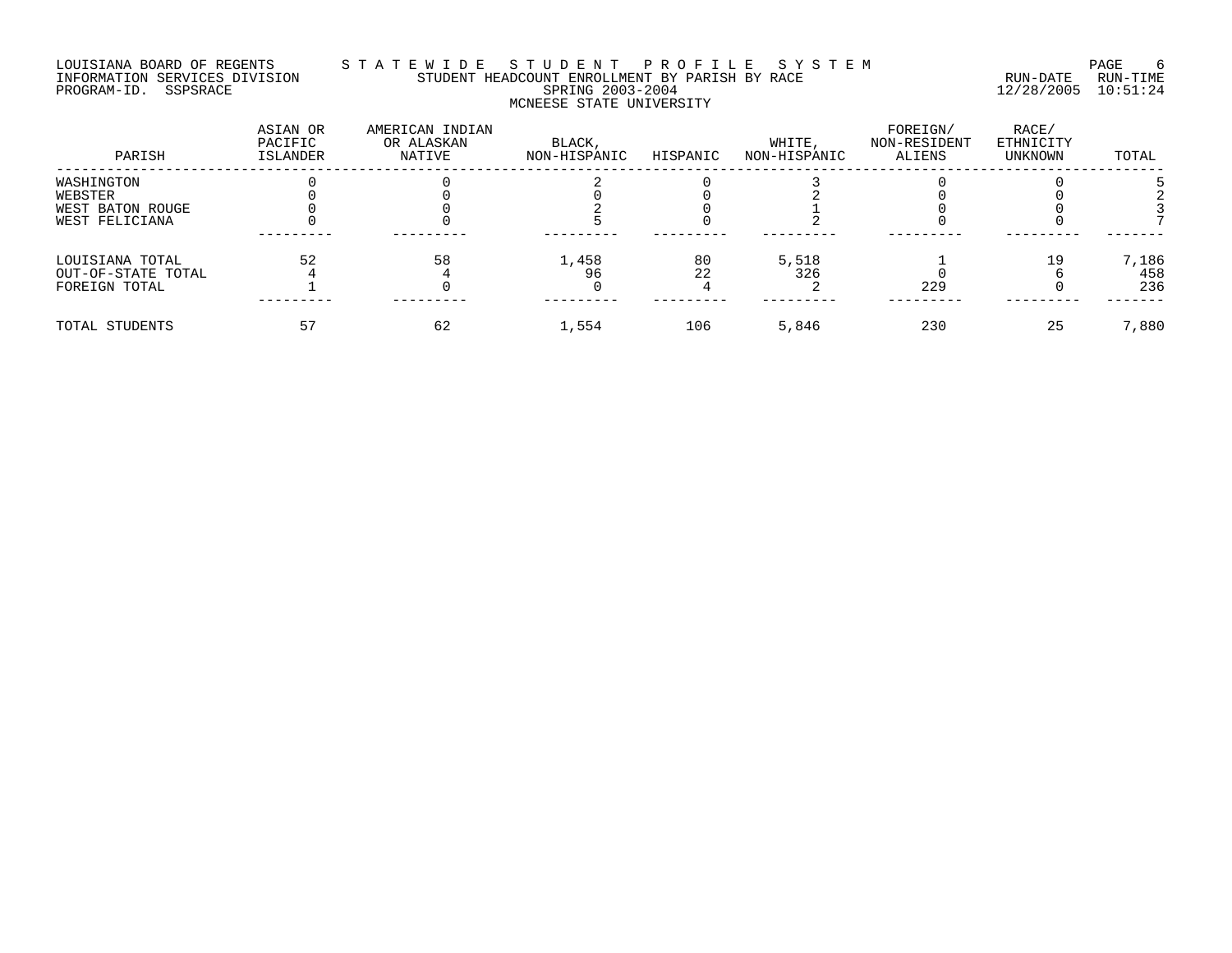LOUISIANA BOARD OF REGENTS — S T A T E W I D E   S T U D E N T   P R O F I L E   S Y S T E M

INFORMATION SERVICES DIVISION — STUDENT HEADCOUNT ENROLLMENT BY PARISH BY RACE — RUN-DATE 12/28/2005 RUN-TIME 10:51:24

PROGRAM-ID. SSPSRACE — SPRING 2003-2004

MCNEESE STATE UNIVERSITY

| PARISH | ASIAN OR PACIFIC ISLANDER | AMERICAN INDIAN OR ALASKAN NATIVE | BLACK, NON-HISPANIC | HISPANIC | WHITE, NON-HISPANIC | FOREIGN/ NON-RESIDENT ALIENS | RACE/ ETHNICITY UNKNOWN | TOTAL |
|---|---|---|---|---|---|---|---|---|
| WASHINGTON | 0 | 0 | 2 | 0 | 3 | 0 | 0 | 5 |
| WEBSTER | 0 | 0 | 0 | 0 | 2 | 0 | 0 | 2 |
| WEST BATON ROUGE | 0 | 0 | 2 | 0 | 1 | 0 | 0 | 3 |
| WEST FELICIANA | 0 | 0 | 5 | 0 | 2 | 0 | 0 | 7 |
| LOUISIANA TOTAL | 52 | 58 | 1,458 | 80 | 5,518 | 1 | 19 | 7,186 |
| OUT-OF-STATE TOTAL | 4 | 4 | 96 | 22 | 326 | 0 | 6 | 458 |
| FOREIGN TOTAL | 1 | 0 | 0 | 4 | 2 | 229 | 0 | 236 |
| TOTAL STUDENTS | 57 | 62 | 1,554 | 106 | 5,846 | 230 | 25 | 7,880 |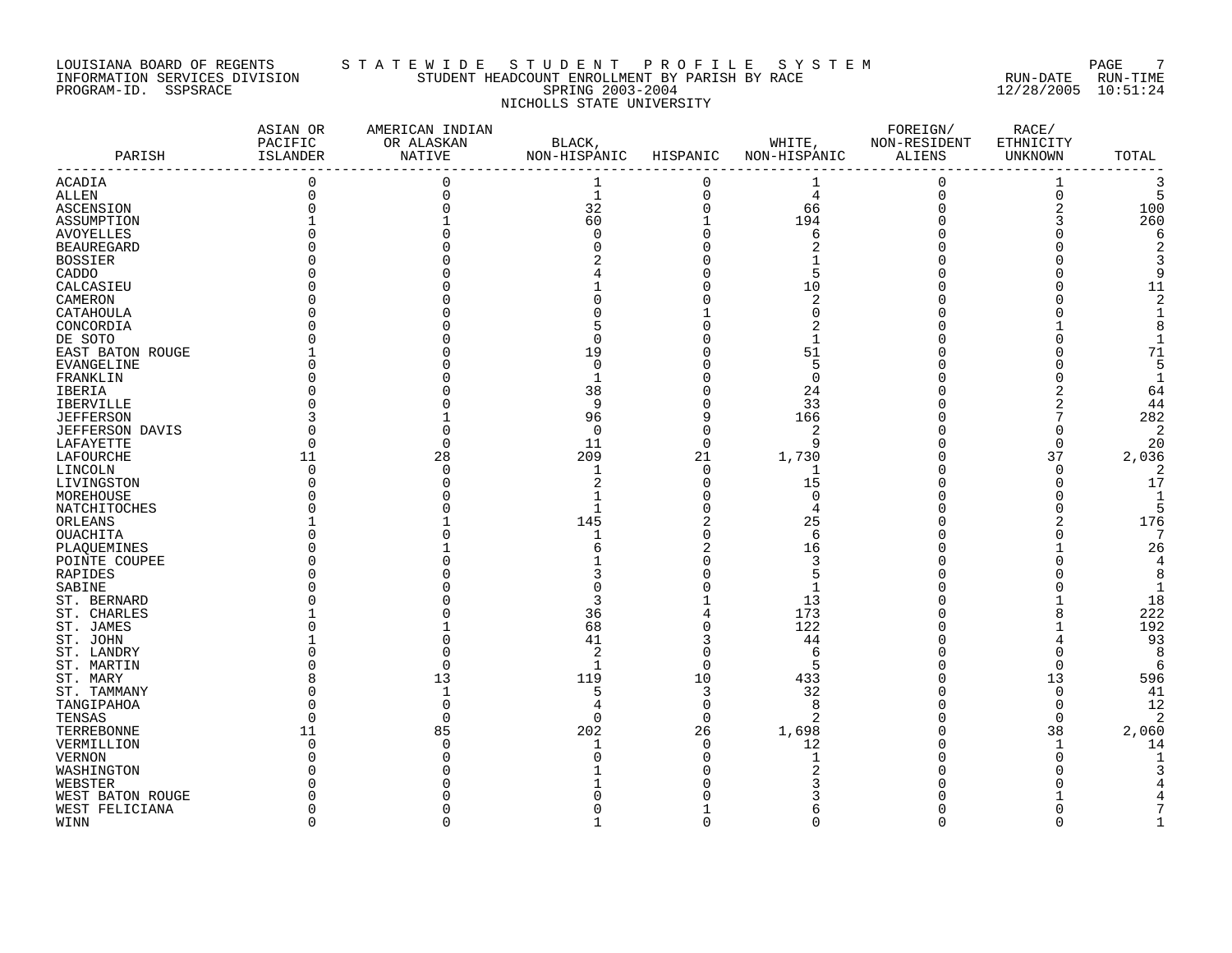LOUISIANA BOARD OF REGENTS — STATEWIDE STUDENT PROFILE SYSTEM
INFORMATION SERVICES DIVISION — STUDENT HEADCOUNT ENROLLMENT BY PARISH BY RACE — RUN-DATE 12/28/2005 RUN-TIME 10:51:24
PROGRAM-ID. SSPSRACE — SPRING 2003-2004

NICHOLLS STATE UNIVERSITY

| PARISH | ASIAN OR PACIFIC ISLANDER | AMERICAN INDIAN OR ALASKAN NATIVE | BLACK, NON-HISPANIC | HISPANIC | WHITE, NON-HISPANIC | FOREIGN/ NON-RESIDENT ALIENS | RACE/ ETHNICITY UNKNOWN | TOTAL |
|---|---|---|---|---|---|---|---|---|
| ACADIA | 0 | 0 | 1 | 0 | 1 | 0 | 1 | 3 |
| ALLEN | 0 | 0 | 1 | 0 | 4 | 0 | 0 | 5 |
| ASCENSION | 0 | 0 | 32 | 0 | 66 | 0 | 2 | 100 |
| ASSUMPTION | 1 | 1 | 60 | 1 | 194 | 0 | 3 | 260 |
| AVOYELLES | 0 | 0 | 0 | 0 | 6 | 0 | 0 | 6 |
| BEAUREGARD | 0 | 0 | 0 | 0 | 2 | 0 | 0 | 2 |
| BOSSIER | 0 | 0 | 2 | 0 | 1 | 0 | 0 | 3 |
| CADDO | 0 | 0 | 4 | 0 | 5 | 0 | 0 | 9 |
| CALCASIEU | 0 | 0 | 1 | 0 | 10 | 0 | 0 | 11 |
| CAMERON | 0 | 0 | 0 | 0 | 2 | 0 | 0 | 2 |
| CATAHOULA | 0 | 0 | 0 | 1 | 0 | 0 | 0 | 1 |
| CONCORDIA | 0 | 0 | 5 | 0 | 2 | 0 | 1 | 8 |
| DE SOTO | 0 | 0 | 0 | 0 | 1 | 0 | 0 | 1 |
| EAST BATON ROUGE | 1 | 0 | 19 | 0 | 51 | 0 | 0 | 71 |
| EVANGELINE | 0 | 0 | 0 | 0 | 5 | 0 | 0 | 5 |
| FRANKLIN | 0 | 0 | 1 | 0 | 0 | 0 | 0 | 1 |
| IBERIA | 0 | 0 | 38 | 0 | 24 | 0 | 2 | 64 |
| IBERVILLE | 0 | 0 | 9 | 0 | 33 | 0 | 2 | 44 |
| JEFFERSON | 3 | 1 | 96 | 9 | 166 | 0 | 7 | 282 |
| JEFFERSON DAVIS | 0 | 0 | 0 | 0 | 2 | 0 | 0 | 2 |
| LAFAYETTE | 0 | 0 | 11 | 0 | 9 | 0 | 0 | 20 |
| LAFOURCHE | 11 | 28 | 209 | 21 | 1,730 | 0 | 37 | 2,036 |
| LINCOLN | 0 | 0 | 1 | 0 | 1 | 0 | 0 | 2 |
| LIVINGSTON | 0 | 0 | 2 | 0 | 15 | 0 | 0 | 17 |
| MOREHOUSE | 0 | 0 | 1 | 0 | 0 | 0 | 0 | 1 |
| NATCHITOCHES | 0 | 0 | 1 | 0 | 4 | 0 | 0 | 5 |
| ORLEANS | 1 | 1 | 145 | 2 | 25 | 0 | 2 | 176 |
| OUACHITA | 0 | 0 | 1 | 0 | 6 | 0 | 0 | 7 |
| PLAQUEMINES | 0 | 1 | 6 | 2 | 16 | 0 | 1 | 26 |
| POINTE COUPEE | 0 | 0 | 1 | 0 | 3 | 0 | 0 | 4 |
| RAPIDES | 0 | 0 | 3 | 0 | 5 | 0 | 0 | 8 |
| SABINE | 0 | 0 | 0 | 0 | 1 | 0 | 0 | 1 |
| ST. BERNARD | 0 | 0 | 3 | 1 | 13 | 0 | 1 | 18 |
| ST. CHARLES | 1 | 0 | 36 | 4 | 173 | 0 | 8 | 222 |
| ST. JAMES | 0 | 1 | 68 | 0 | 122 | 0 | 1 | 192 |
| ST. JOHN | 1 | 0 | 41 | 3 | 44 | 0 | 4 | 93 |
| ST. LANDRY | 0 | 0 | 2 | 0 | 6 | 0 | 0 | 8 |
| ST. MARTIN | 0 | 0 | 1 | 0 | 5 | 0 | 0 | 6 |
| ST. MARY | 8 | 13 | 119 | 10 | 433 | 0 | 13 | 596 |
| ST. TAMMANY | 0 | 1 | 5 | 3 | 32 | 0 | 0 | 41 |
| TANGIPAHOA | 0 | 0 | 4 | 0 | 8 | 0 | 0 | 12 |
| TENSAS | 0 | 0 | 0 | 0 | 2 | 0 | 0 | 2 |
| TERREBONNE | 11 | 85 | 202 | 26 | 1,698 | 0 | 38 | 2,060 |
| VERMILLION | 0 | 0 | 1 | 0 | 12 | 0 | 1 | 14 |
| VERNON | 0 | 0 | 0 | 0 | 1 | 0 | 0 | 1 |
| WASHINGTON | 0 | 0 | 1 | 0 | 2 | 0 | 0 | 3 |
| WEBSTER | 0 | 0 | 1 | 0 | 3 | 0 | 0 | 4 |
| WEST BATON ROUGE | 0 | 0 | 0 | 0 | 3 | 0 | 1 | 4 |
| WEST FELICIANA | 0 | 0 | 0 | 1 | 6 | 0 | 0 | 7 |
| WINN | 0 | 0 | 1 | 0 | 0 | 0 | 0 | 1 |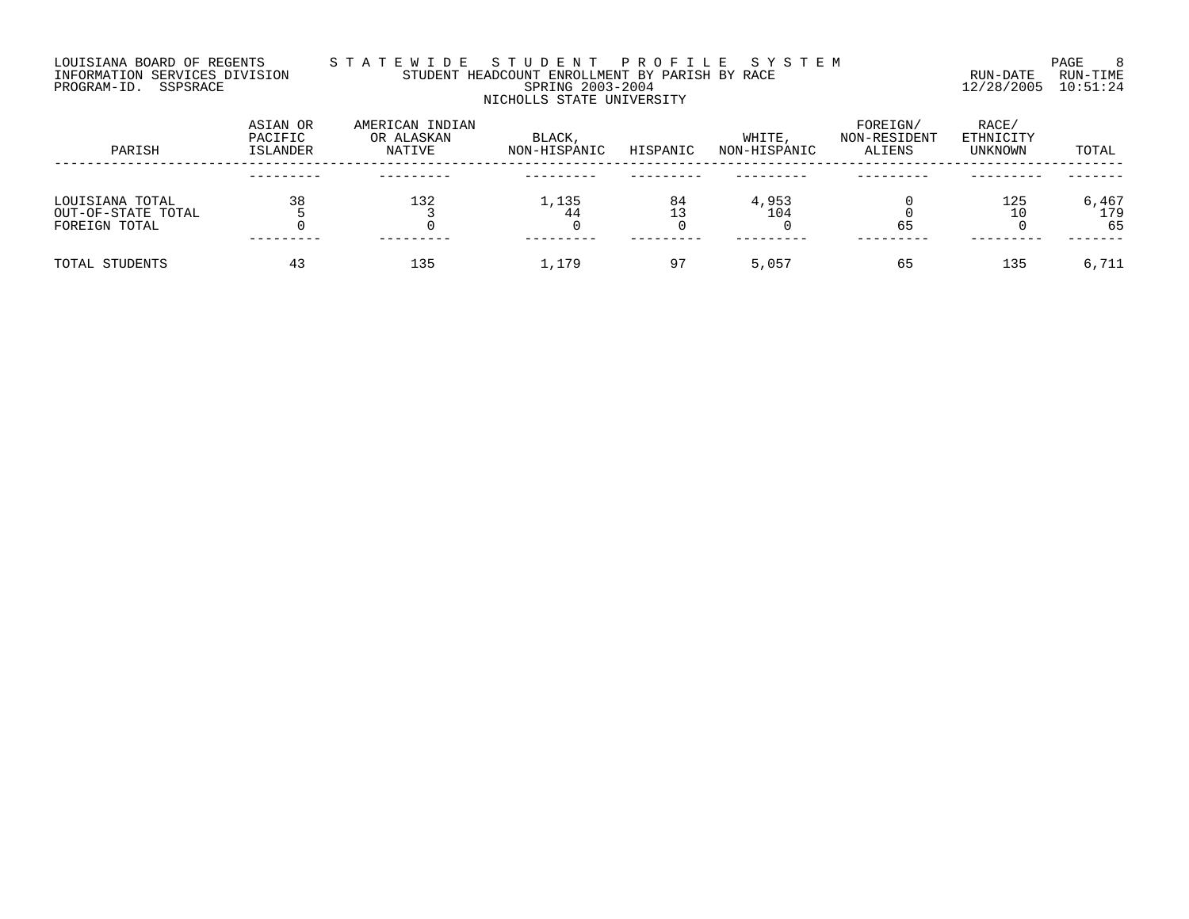LOUISIANA BOARD OF REGENTS — STATEWIDE STUDENT PROFILE SYSTEM
INFORMATION SERVICES DIVISION — STUDENT HEADCOUNT ENROLLMENT BY PARISH BY RACE — RUN-DATE 12/28/2005 RUN-TIME 10:51:24
PROGRAM-ID. SSPSRACE — SPRING 2003-2004

NICHOLLS STATE UNIVERSITY

| PARISH | ASIAN OR PACIFIC ISLANDER | AMERICAN INDIAN OR ALASKAN NATIVE | BLACK, NON-HISPANIC | HISPANIC | WHITE, NON-HISPANIC | FOREIGN/ NON-RESIDENT ALIENS | RACE/ ETHNICITY UNKNOWN | TOTAL |
|---|---|---|---|---|---|---|---|---|
| LOUISIANA TOTAL | 38 | 132 | 1,135 | 84 | 4,953 | 0 | 125 | 6,467 |
| OUT-OF-STATE TOTAL | 5 | 3 | 44 | 13 | 104 | 0 | 10 | 179 |
| FOREIGN TOTAL | 0 | 0 | 0 | 0 | 0 | 65 | 0 | 65 |
| TOTAL STUDENTS | 43 | 135 | 1,179 | 97 | 5,057 | 65 | 135 | 6,711 |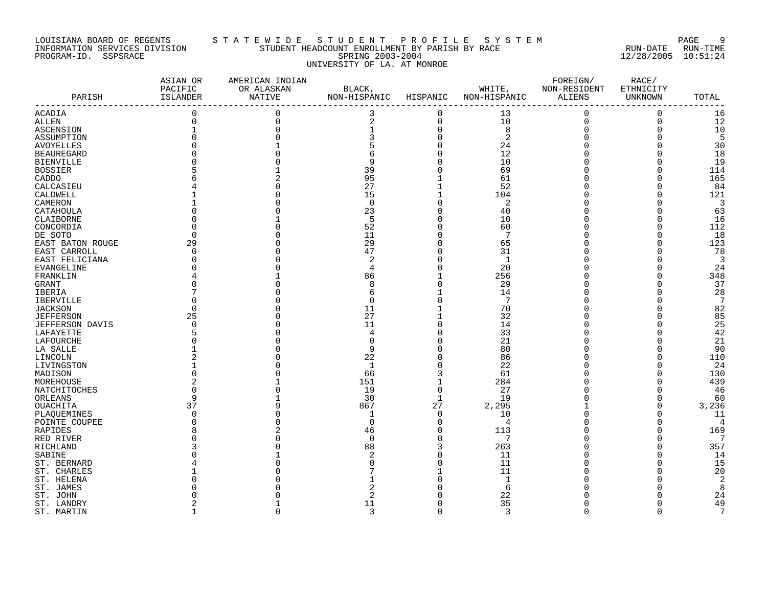LOUISIANA BOARD OF REGENTS — STATEWIDE STUDENT PROFILE SYSTEM
INFORMATION SERVICES DIVISION — STUDENT HEADCOUNT ENROLLMENT BY PARISH BY RACE — RUN-DATE 12/28/2005 RUN-TIME 10:51:24
PROGRAM-ID. SSPSRACE — SPRING 2003-2004

UNIVERSITY OF LA. AT MONROE

| PARISH | ASIAN OR PACIFIC ISLANDER | AMERICAN INDIAN OR ALASKAN NATIVE | BLACK, NON-HISPANIC | HISPANIC | WHITE, NON-HISPANIC | FOREIGN/ NON-RESIDENT ALIENS | RACE/ ETHNICITY UNKNOWN | TOTAL |
|---|---|---|---|---|---|---|---|---|
| ACADIA | 0 | 0 | 3 | 0 | 13 | 0 | 0 | 16 |
| ALLEN | 0 | 0 | 2 | 0 | 10 | 0 | 0 | 12 |
| ASCENSION | 1 | 0 | 1 | 0 | 8 | 0 | 0 | 10 |
| ASSUMPTION | 0 | 0 | 3 | 0 | 2 | 0 | 0 | 5 |
| AVOYELLES | 0 | 1 | 5 | 0 | 24 | 0 | 0 | 30 |
| BEAUREGARD | 0 | 0 | 6 | 0 | 12 | 0 | 0 | 18 |
| BIENVILLE | 0 | 0 | 9 | 0 | 10 | 0 | 0 | 19 |
| BOSSIER | 5 | 1 | 39 | 0 | 69 | 0 | 0 | 114 |
| CADDO | 6 | 2 | 95 | 1 | 61 | 0 | 0 | 165 |
| CALCASIEU | 4 | 0 | 27 | 1 | 52 | 0 | 0 | 84 |
| CALDWELL | 1 | 0 | 15 | 1 | 104 | 0 | 0 | 121 |
| CAMERON | 1 | 0 | 0 | 0 | 2 | 0 | 0 | 3 |
| CATAHOULA | 0 | 0 | 23 | 0 | 40 | 0 | 0 | 63 |
| CLAIBORNE | 0 | 1 | 5 | 0 | 10 | 0 | 0 | 16 |
| CONCORDIA | 0 | 0 | 52 | 0 | 60 | 0 | 0 | 112 |
| DE SOTO | 0 | 0 | 11 | 0 | 7 | 0 | 0 | 18 |
| EAST BATON ROUGE | 29 | 0 | 29 | 0 | 65 | 0 | 0 | 123 |
| EAST CARROLL | 0 | 0 | 47 | 0 | 31 | 0 | 0 | 78 |
| EAST FELICIANA | 0 | 0 | 2 | 0 | 1 | 0 | 0 | 3 |
| EVANGELINE | 0 | 0 | 4 | 0 | 20 | 0 | 0 | 24 |
| FRANKLIN | 4 | 1 | 86 | 1 | 256 | 0 | 0 | 348 |
| GRANT | 0 | 0 | 8 | 0 | 29 | 0 | 0 | 37 |
| IBERIA | 7 | 0 | 6 | 1 | 14 | 0 | 0 | 28 |
| IBERVILLE | 0 | 0 | 0 | 0 | 7 | 0 | 0 | 7 |
| JACKSON | 0 | 0 | 11 | 1 | 70 | 0 | 0 | 82 |
| JEFFERSON | 25 | 0 | 27 | 1 | 32 | 0 | 0 | 85 |
| JEFFERSON DAVIS | 0 | 0 | 11 | 0 | 14 | 0 | 0 | 25 |
| LAFAYETTE | 5 | 0 | 4 | 0 | 33 | 0 | 0 | 42 |
| LAFOURCHE | 0 | 0 | 0 | 0 | 21 | 0 | 0 | 21 |
| LA SALLE | 1 | 0 | 9 | 0 | 80 | 0 | 0 | 90 |
| LINCOLN | 2 | 0 | 22 | 0 | 86 | 0 | 0 | 110 |
| LIVINGSTON | 1 | 0 | 1 | 0 | 22 | 0 | 0 | 24 |
| MADISON | 0 | 0 | 66 | 3 | 61 | 0 | 0 | 130 |
| MOREHOUSE | 2 | 1 | 151 | 1 | 284 | 0 | 0 | 439 |
| NATCHITOCHES | 0 | 0 | 19 | 0 | 27 | 0 | 0 | 46 |
| ORLEANS | 9 | 1 | 30 | 1 | 19 | 0 | 0 | 60 |
| OUACHITA | 37 | 9 | 867 | 27 | 2,295 | 1 | 0 | 3,236 |
| PLAQUEMINES | 0 | 0 | 1 | 0 | 10 | 0 | 0 | 11 |
| POINTE COUPEE | 0 | 0 | 0 | 0 | 4 | 0 | 0 | 4 |
| RAPIDES | 8 | 2 | 46 | 0 | 113 | 0 | 0 | 169 |
| RED RIVER | 0 | 0 | 0 | 0 | 7 | 0 | 0 | 7 |
| RICHLAND | 3 | 0 | 88 | 3 | 263 | 0 | 0 | 357 |
| SABINE | 0 | 1 | 2 | 0 | 11 | 0 | 0 | 14 |
| ST. BERNARD | 4 | 0 | 0 | 0 | 11 | 0 | 0 | 15 |
| ST. CHARLES | 1 | 0 | 7 | 1 | 11 | 0 | 0 | 20 |
| ST. HELENA | 0 | 0 | 1 | 0 | 1 | 0 | 0 | 2 |
| ST. JAMES | 0 | 0 | 2 | 0 | 6 | 0 | 0 | 8 |
| ST. JOHN | 0 | 0 | 2 | 0 | 22 | 0 | 0 | 24 |
| ST. LANDRY | 2 | 1 | 11 | 0 | 35 | 0 | 0 | 49 |
| ST. MARTIN | 1 | 0 | 3 | 0 | 3 | 0 | 0 | 7 |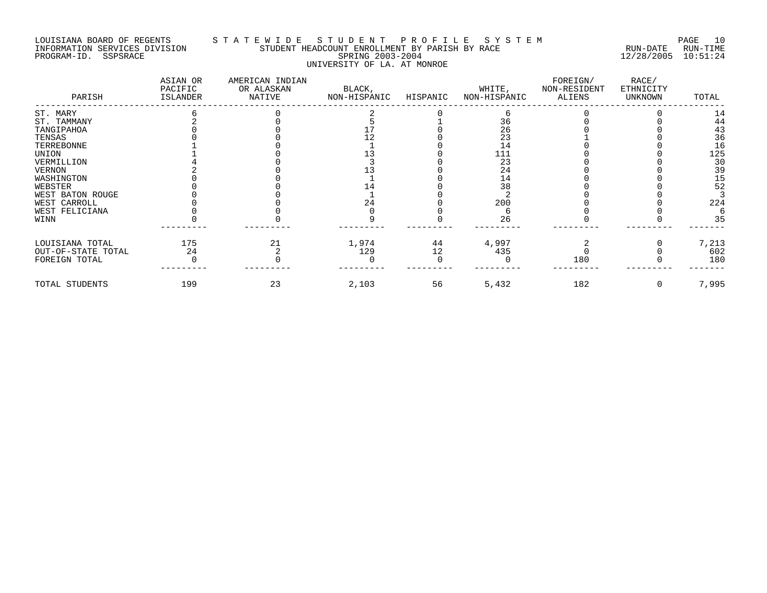LOUISIANA BOARD OF REGENTS — STATEWIDE STUDENT PROFILE SYSTEM
INFORMATION SERVICES DIVISION — STUDENT HEADCOUNT ENROLLMENT BY PARISH BY RACE — RUN-DATE 12/28/2005 RUN-TIME 10:51:24
PROGRAM-ID. SSPSRACE — SPRING 2003-2004
UNIVERSITY OF LA. AT MONROE

| PARISH | ASIAN OR PACIFIC ISLANDER | AMERICAN INDIAN OR ALASKAN NATIVE | BLACK, NON-HISPANIC | HISPANIC | WHITE, NON-HISPANIC | FOREIGN/ NON-RESIDENT ALIENS | RACE/ ETHNICITY UNKNOWN | TOTAL |
|---|---|---|---|---|---|---|---|---|
| ST. MARY | 6 | 0 | 2 | 0 | 6 | 0 | 0 | 14 |
| ST. TAMMANY | 2 | 0 | 5 | 1 | 36 | 0 | 0 | 44 |
| TANGIPAHOA | 0 | 0 | 17 | 0 | 26 | 0 | 0 | 43 |
| TENSAS | 0 | 0 | 12 | 0 | 23 | 1 | 0 | 36 |
| TERREBONNE | 1 | 0 | 1 | 0 | 14 | 0 | 0 | 16 |
| UNION | 1 | 0 | 13 | 0 | 111 | 0 | 0 | 125 |
| VERMILLION | 4 | 0 | 3 | 0 | 23 | 0 | 0 | 30 |
| VERNON | 2 | 0 | 13 | 0 | 24 | 0 | 0 | 39 |
| WASHINGTON | 0 | 0 | 1 | 0 | 14 | 0 | 0 | 15 |
| WEBSTER | 0 | 0 | 14 | 0 | 38 | 0 | 0 | 52 |
| WEST BATON ROUGE | 0 | 0 | 1 | 0 | 2 | 0 | 0 | 3 |
| WEST CARROLL | 0 | 0 | 24 | 0 | 200 | 0 | 0 | 224 |
| WEST FELICIANA | 0 | 0 | 0 | 0 | 6 | 0 | 0 | 6 |
| WINN | 0 | 0 | 9 | 0 | 26 | 0 | 0 | 35 |
| LOUISIANA TOTAL | 175 | 21 | 1,974 | 44 | 4,997 | 2 | 0 | 7,213 |
| OUT-OF-STATE TOTAL | 24 | 2 | 129 | 12 | 435 | 0 | 0 | 602 |
| FOREIGN TOTAL | 0 | 0 | 0 | 0 | 0 | 180 | 0 | 180 |
| TOTAL STUDENTS | 199 | 23 | 2,103 | 56 | 5,432 | 182 | 0 | 7,995 |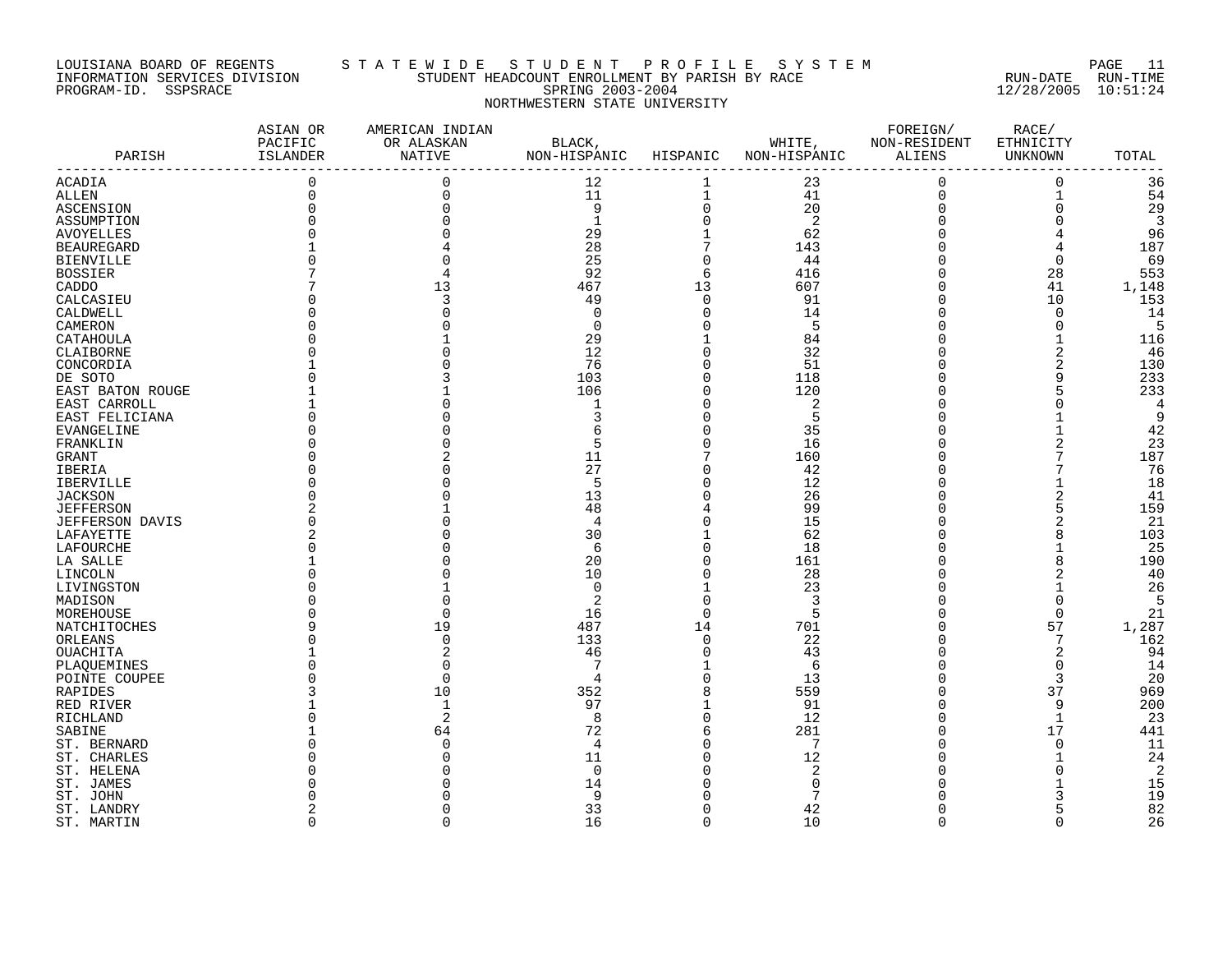LOUISIANA BOARD OF REGENTS — INFORMATION SERVICES DIVISION — PROGRAM-ID. SSPSRACE

STATEWIDE STUDENT PROFILE SYSTEM

STUDENT HEADCOUNT ENROLLMENT BY PARISH BY RACE

SPRING 2003-2004

NORTHWESTERN STATE UNIVERSITY

RUN-DATE 12/28/2005 RUN-TIME 10:51:24

| PARISH | ASIAN OR PACIFIC ISLANDER | AMERICAN INDIAN OR ALASKAN NATIVE | BLACK, NON-HISPANIC | HISPANIC | WHITE, NON-HISPANIC | FOREIGN/ NON-RESIDENT ALIENS | RACE/ ETHNICITY UNKNOWN | TOTAL |
|---|---|---|---|---|---|---|---|---|
| ACADIA | 0 | 0 | 12 | 1 | 23 | 0 | 0 | 36 |
| ALLEN | 0 | 0 | 11 | 1 | 41 | 0 | 1 | 54 |
| ASCENSION | 0 | 0 | 9 | 0 | 20 | 0 | 0 | 29 |
| ASSUMPTION | 0 | 0 | 1 | 0 | 2 | 0 | 0 | 3 |
| AVOYELLES | 0 | 0 | 29 | 1 | 62 | 0 | 4 | 96 |
| BEAUREGARD | 1 | 4 | 28 | 7 | 143 | 0 | 4 | 187 |
| BIENVILLE | 0 | 0 | 25 | 0 | 44 | 0 | 0 | 69 |
| BOSSIER | 7 | 4 | 92 | 6 | 416 | 0 | 28 | 553 |
| CADDO | 7 | 13 | 467 | 13 | 607 | 0 | 41 | 1,148 |
| CALCASIEU | 0 | 3 | 49 | 0 | 91 | 0 | 10 | 153 |
| CALDWELL | 0 | 0 | 0 | 0 | 14 | 0 | 0 | 14 |
| CAMERON | 0 | 0 | 0 | 0 | 5 | 0 | 0 | 5 |
| CATAHOULA | 0 | 1 | 29 | 1 | 84 | 0 | 1 | 116 |
| CLAIBORNE | 0 | 0 | 12 | 0 | 32 | 0 | 2 | 46 |
| CONCORDIA | 1 | 0 | 76 | 0 | 51 | 0 | 2 | 130 |
| DE SOTO | 0 | 3 | 103 | 0 | 118 | 0 | 9 | 233 |
| EAST BATON ROUGE | 1 | 1 | 106 | 0 | 120 | 0 | 5 | 233 |
| EAST CARROLL | 1 | 0 | 1 | 0 | 2 | 0 | 0 | 4 |
| EAST FELICIANA | 0 | 0 | 3 | 0 | 5 | 0 | 1 | 9 |
| EVANGELINE | 0 | 0 | 6 | 0 | 35 | 0 | 1 | 42 |
| FRANKLIN | 0 | 0 | 5 | 0 | 16 | 0 | 2 | 23 |
| GRANT | 0 | 2 | 11 | 7 | 160 | 0 | 7 | 187 |
| IBERIA | 0 | 0 | 27 | 0 | 42 | 0 | 7 | 76 |
| IBERVILLE | 0 | 0 | 5 | 0 | 12 | 0 | 1 | 18 |
| JACKSON | 0 | 0 | 13 | 0 | 26 | 0 | 2 | 41 |
| JEFFERSON | 2 | 1 | 48 | 4 | 99 | 0 | 5 | 159 |
| JEFFERSON DAVIS | 0 | 0 | 4 | 0 | 15 | 0 | 2 | 21 |
| LAFAYETTE | 2 | 0 | 30 | 1 | 62 | 0 | 8 | 103 |
| LAFOURCHE | 0 | 0 | 6 | 0 | 18 | 0 | 1 | 25 |
| LA SALLE | 1 | 0 | 20 | 0 | 161 | 0 | 8 | 190 |
| LINCOLN | 0 | 0 | 10 | 0 | 28 | 0 | 2 | 40 |
| LIVINGSTON | 0 | 1 | 0 | 1 | 23 | 0 | 1 | 26 |
| MADISON | 0 | 0 | 2 | 0 | 3 | 0 | 0 | 5 |
| MOREHOUSE | 0 | 0 | 16 | 0 | 5 | 0 | 0 | 21 |
| NATCHITOCHES | 9 | 19 | 487 | 14 | 701 | 0 | 57 | 1,287 |
| ORLEANS | 0 | 0 | 133 | 0 | 22 | 0 | 7 | 162 |
| OUACHITA | 1 | 2 | 46 | 0 | 43 | 0 | 2 | 94 |
| PLAQUEMINES | 0 | 0 | 7 | 1 | 6 | 0 | 0 | 14 |
| POINTE COUPEE | 0 | 0 | 4 | 0 | 13 | 0 | 3 | 20 |
| RAPIDES | 3 | 10 | 352 | 8 | 559 | 0 | 37 | 969 |
| RED RIVER | 1 | 1 | 97 | 1 | 91 | 0 | 9 | 200 |
| RICHLAND | 0 | 2 | 8 | 0 | 12 | 0 | 1 | 23 |
| SABINE | 1 | 64 | 72 | 6 | 281 | 0 | 17 | 441 |
| ST. BERNARD | 0 | 0 | 4 | 0 | 7 | 0 | 0 | 11 |
| ST. CHARLES | 0 | 0 | 11 | 0 | 12 | 0 | 1 | 24 |
| ST. HELENA | 0 | 0 | 0 | 0 | 2 | 0 | 0 | 2 |
| ST. JAMES | 0 | 0 | 14 | 0 | 0 | 0 | 1 | 15 |
| ST. JOHN | 0 | 0 | 9 | 0 | 7 | 0 | 3 | 19 |
| ST. LANDRY | 2 | 0 | 33 | 0 | 42 | 0 | 5 | 82 |
| ST. MARTIN | 0 | 0 | 16 | 0 | 10 | 0 | 0 | 26 |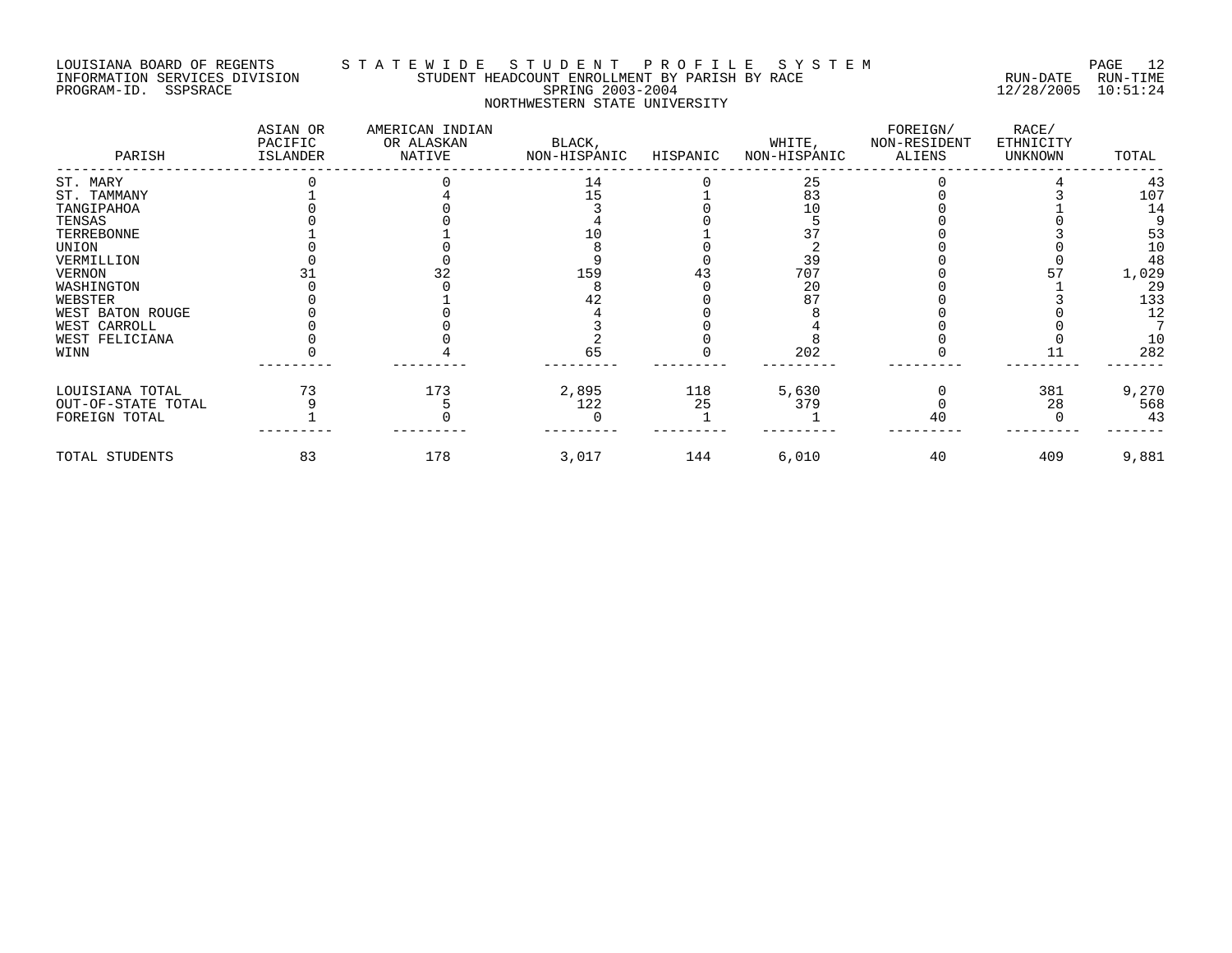LOUISIANA BOARD OF REGENTS — STATEWIDE STUDENT PROFILE SYSTEM
INFORMATION SERVICES DIVISION — STUDENT HEADCOUNT ENROLLMENT BY PARISH BY RACE — RUN-DATE 12/28/2005 RUN-TIME 10:51:24
PROGRAM-ID. SSPSRACE

SPRING 2003-2004

NORTHWESTERN STATE UNIVERSITY

| PARISH | ASIAN OR PACIFIC ISLANDER | AMERICAN INDIAN OR ALASKAN NATIVE | BLACK, NON-HISPANIC | HISPANIC | WHITE, NON-HISPANIC | FOREIGN/ NON-RESIDENT ALIENS | RACE/ ETHNICITY UNKNOWN | TOTAL |
|---|---|---|---|---|---|---|---|---|
| ST. MARY | 0 | 0 | 14 | 0 | 25 | 0 | 4 | 43 |
| ST. TAMMANY | 1 | 4 | 15 | 1 | 83 | 0 | 3 | 107 |
| TANGIPAHOA | 0 | 0 | 3 | 0 | 10 | 0 | 1 | 14 |
| TENSAS | 0 | 0 | 4 | 0 | 5 | 0 | 0 | 9 |
| TERREBONNE | 1 | 1 | 10 | 1 | 37 | 0 | 3 | 53 |
| UNION | 0 | 0 | 8 | 0 | 2 | 0 | 0 | 10 |
| VERMILLION | 0 | 0 | 9 | 0 | 39 | 0 | 0 | 48 |
| VERNON | 31 | 32 | 159 | 43 | 707 | 0 | 57 | 1,029 |
| WASHINGTON | 0 | 0 | 8 | 0 | 20 | 0 | 1 | 29 |
| WEBSTER | 0 | 1 | 42 | 0 | 87 | 0 | 3 | 133 |
| WEST BATON ROUGE | 0 | 0 | 4 | 0 | 8 | 0 | 0 | 12 |
| WEST CARROLL | 0 | 0 | 3 | 0 | 4 | 0 | 0 | 7 |
| WEST FELICIANA | 0 | 0 | 2 | 0 | 8 | 0 | 0 | 10 |
| WINN | 0 | 4 | 65 | 0 | 202 | 0 | 11 | 282 |
| LOUISIANA TOTAL | 73 | 173 | 2,895 | 118 | 5,630 | 0 | 381 | 9,270 |
| OUT-OF-STATE TOTAL | 9 | 5 | 122 | 25 | 379 | 0 | 28 | 568 |
| FOREIGN TOTAL | 1 | 0 | 0 | 1 | 1 | 40 | 0 | 43 |
| TOTAL STUDENTS | 83 | 178 | 3,017 | 144 | 6,010 | 40 | 409 | 9,881 |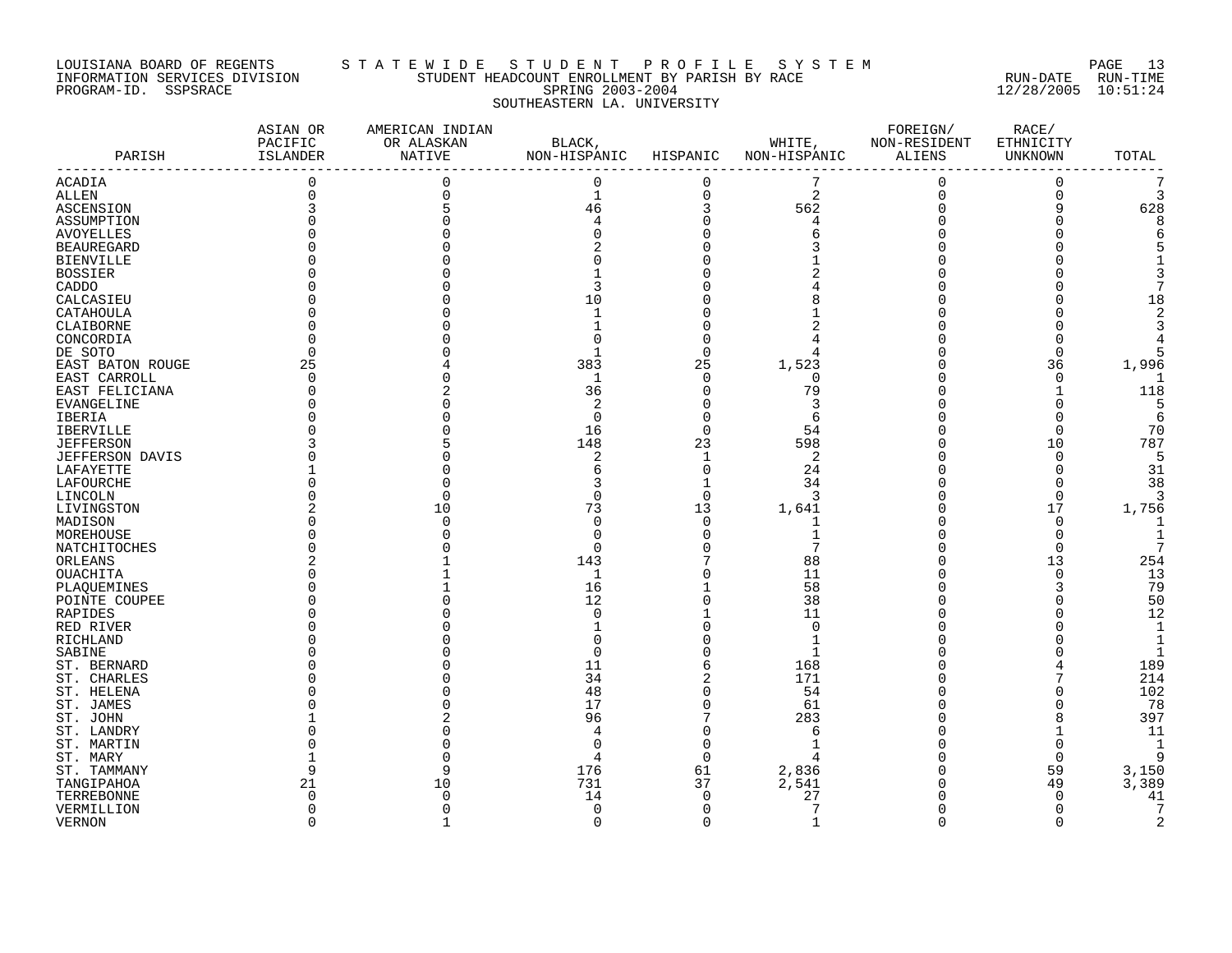LOUISIANA BOARD OF REGENTS — STATEWIDE STUDENT PROFILE SYSTEM
INFORMATION SERVICES DIVISION — STUDENT HEADCOUNT ENROLLMENT BY PARISH BY RACE
PROGRAM-ID. SSPSRACE — SPRING 2003-2004 — RUN-DATE 12/28/2005 RUN-TIME 10:51:24

SOUTHEASTERN LA. UNIVERSITY

| PARISH | ASIAN OR PACIFIC ISLANDER | AMERICAN INDIAN OR ALASKAN NATIVE | BLACK, NON-HISPANIC | HISPANIC | WHITE, NON-HISPANIC | FOREIGN/ NON-RESIDENT ALIENS | RACE/ ETHNICITY UNKNOWN | TOTAL |
|---|---|---|---|---|---|---|---|---|
| ACADIA | 0 | 0 | 0 | 0 | 7 | 0 | 0 | 7 |
| ALLEN | 0 | 0 | 1 | 0 | 2 | 0 | 0 | 3 |
| ASCENSION | 3 | 5 | 46 | 3 | 562 | 0 | 9 | 628 |
| ASSUMPTION | 0 | 0 | 4 | 0 | 4 | 0 | 0 | 8 |
| AVOYELLES | 0 | 0 | 0 | 0 | 6 | 0 | 0 | 6 |
| BEAUREGARD | 0 | 0 | 2 | 0 | 3 | 0 | 0 | 5 |
| BIENVILLE | 0 | 0 | 0 | 0 | 1 | 0 | 0 | 1 |
| BOSSIER | 0 | 0 | 1 | 0 | 2 | 0 | 0 | 3 |
| CADDO | 0 | 0 | 3 | 0 | 4 | 0 | 0 | 7 |
| CALCASIEU | 0 | 0 | 10 | 0 | 8 | 0 | 0 | 18 |
| CATAHOULA | 0 | 0 | 1 | 0 | 1 | 0 | 0 | 2 |
| CLAIBORNE | 0 | 0 | 1 | 0 | 2 | 0 | 0 | 3 |
| CONCORDIA | 0 | 0 | 0 | 0 | 4 | 0 | 0 | 4 |
| DE SOTO | 0 | 0 | 1 | 0 | 4 | 0 | 0 | 5 |
| EAST BATON ROUGE | 25 | 4 | 383 | 25 | 1,523 | 0 | 36 | 1,996 |
| EAST CARROLL | 0 | 0 | 1 | 0 | 0 | 0 | 0 | 1 |
| EAST FELICIANA | 0 | 2 | 36 | 0 | 79 | 0 | 1 | 118 |
| EVANGELINE | 0 | 0 | 2 | 0 | 3 | 0 | 0 | 5 |
| IBERIA | 0 | 0 | 0 | 0 | 6 | 0 | 0 | 6 |
| IBERVILLE | 0 | 0 | 16 | 0 | 54 | 0 | 0 | 70 |
| JEFFERSON | 3 | 5 | 148 | 23 | 598 | 0 | 10 | 787 |
| JEFFERSON DAVIS | 0 | 0 | 2 | 1 | 2 | 0 | 0 | 5 |
| LAFAYETTE | 1 | 0 | 6 | 0 | 24 | 0 | 0 | 31 |
| LAFOURCHE | 0 | 0 | 3 | 1 | 34 | 0 | 0 | 38 |
| LINCOLN | 0 | 0 | 0 | 0 | 3 | 0 | 0 | 3 |
| LIVINGSTON | 2 | 10 | 73 | 13 | 1,641 | 0 | 17 | 1,756 |
| MADISON | 0 | 0 | 0 | 0 | 1 | 0 | 0 | 1 |
| MOREHOUSE | 0 | 0 | 0 | 0 | 1 | 0 | 0 | 1 |
| NATCHITOCHES | 0 | 0 | 0 | 0 | 7 | 0 | 0 | 7 |
| ORLEANS | 2 | 1 | 143 | 7 | 88 | 0 | 13 | 254 |
| OUACHITA | 0 | 1 | 1 | 0 | 11 | 0 | 0 | 13 |
| PLAQUEMINES | 0 | 1 | 16 | 1 | 58 | 0 | 3 | 79 |
| POINTE COUPEE | 0 | 0 | 12 | 0 | 38 | 0 | 0 | 50 |
| RAPIDES | 0 | 0 | 0 | 1 | 11 | 0 | 0 | 12 |
| RED RIVER | 0 | 0 | 1 | 0 | 0 | 0 | 0 | 1 |
| RICHLAND | 0 | 0 | 0 | 0 | 1 | 0 | 0 | 1 |
| SABINE | 0 | 0 | 0 | 0 | 1 | 0 | 0 | 1 |
| ST. BERNARD | 0 | 0 | 11 | 6 | 168 | 0 | 4 | 189 |
| ST. CHARLES | 0 | 0 | 34 | 2 | 171 | 0 | 7 | 214 |
| ST. HELENA | 0 | 0 | 48 | 0 | 54 | 0 | 0 | 102 |
| ST. JAMES | 0 | 0 | 17 | 0 | 61 | 0 | 0 | 78 |
| ST. JOHN | 1 | 2 | 96 | 7 | 283 | 0 | 8 | 397 |
| ST. LANDRY | 0 | 0 | 4 | 0 | 6 | 0 | 1 | 11 |
| ST. MARTIN | 0 | 0 | 0 | 0 | 1 | 0 | 0 | 1 |
| ST. MARY | 1 | 0 | 4 | 0 | 4 | 0 | 0 | 9 |
| ST. TAMMANY | 9 | 9 | 176 | 61 | 2,836 | 0 | 59 | 3,150 |
| TANGIPAHOA | 21 | 10 | 731 | 37 | 2,541 | 0 | 49 | 3,389 |
| TERREBONNE | 0 | 0 | 14 | 0 | 27 | 0 | 0 | 41 |
| VERMILLION | 0 | 0 | 0 | 0 | 7 | 0 | 0 | 7 |
| VERNON | 0 | 1 | 0 | 0 | 1 | 0 | 0 | 2 |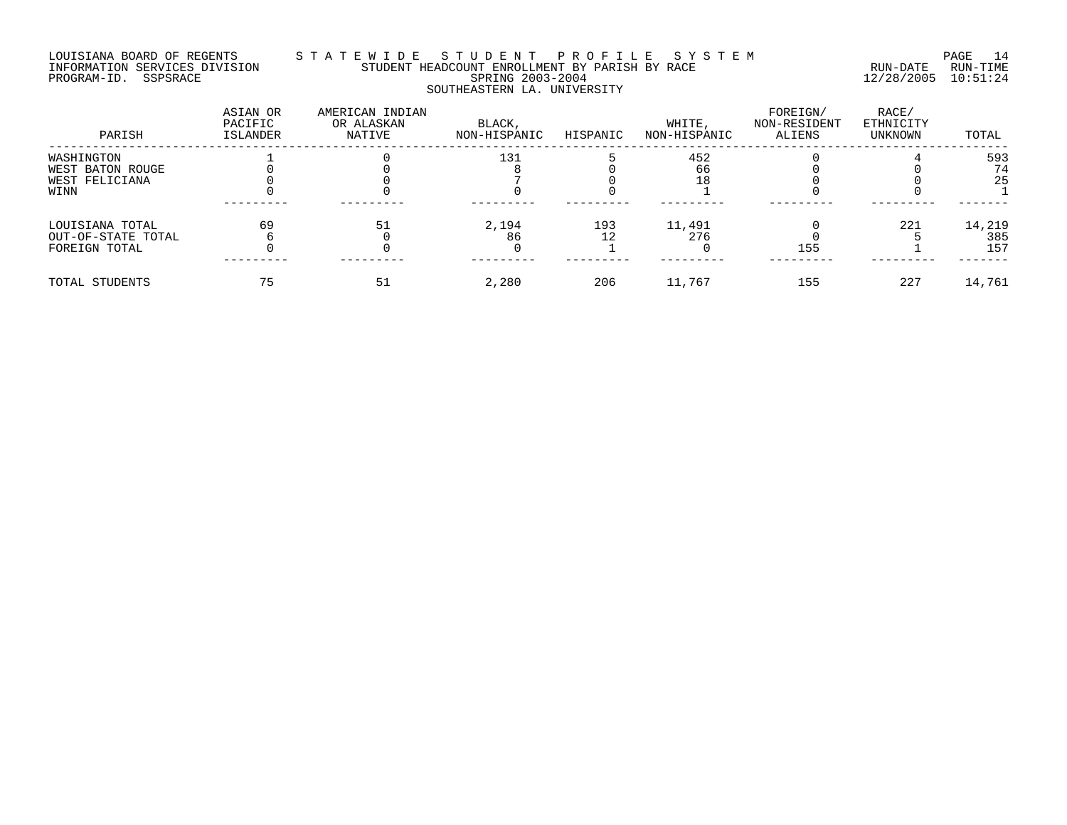LOUISIANA BOARD OF REGENTS — STATEWIDE STUDENT PROFILE SYSTEM
INFORMATION SERVICES DIVISION — STUDENT HEADCOUNT ENROLLMENT BY PARISH BY RACE — RUN-DATE 12/28/2005 RUN-TIME 10:51:24
PROGRAM-ID. SSPSRACE — SPRING 2003-2004

SOUTHEASTERN LA. UNIVERSITY

| PARISH | ASIAN OR PACIFIC ISLANDER | AMERICAN INDIAN OR ALASKAN NATIVE | BLACK, NON-HISPANIC | HISPANIC | WHITE, NON-HISPANIC | FOREIGN/ NON-RESIDENT ALIENS | RACE/ ETHNICITY UNKNOWN | TOTAL |
|---|---|---|---|---|---|---|---|---|
| WASHINGTON | 1 | 0 | 131 | 5 | 452 | 0 | 4 | 593 |
| WEST BATON ROUGE | 0 | 0 | 8 | 0 | 66 | 0 | 0 | 74 |
| WEST FELICIANA | 0 | 0 | 7 | 0 | 18 | 0 | 0 | 25 |
| WINN | 0 | 0 | 0 | 0 | 1 | 0 | 0 | 1 |
| LOUISIANA TOTAL | 69 | 51 | 2,194 | 193 | 11,491 | 0 | 221 | 14,219 |
| OUT-OF-STATE TOTAL | 6 | 0 | 86 | 12 | 276 | 0 | 5 | 385 |
| FOREIGN TOTAL | 0 | 0 | 0 | 1 | 0 | 155 | 1 | 157 |
| TOTAL STUDENTS | 75 | 51 | 2,280 | 206 | 11,767 | 155 | 227 | 14,761 |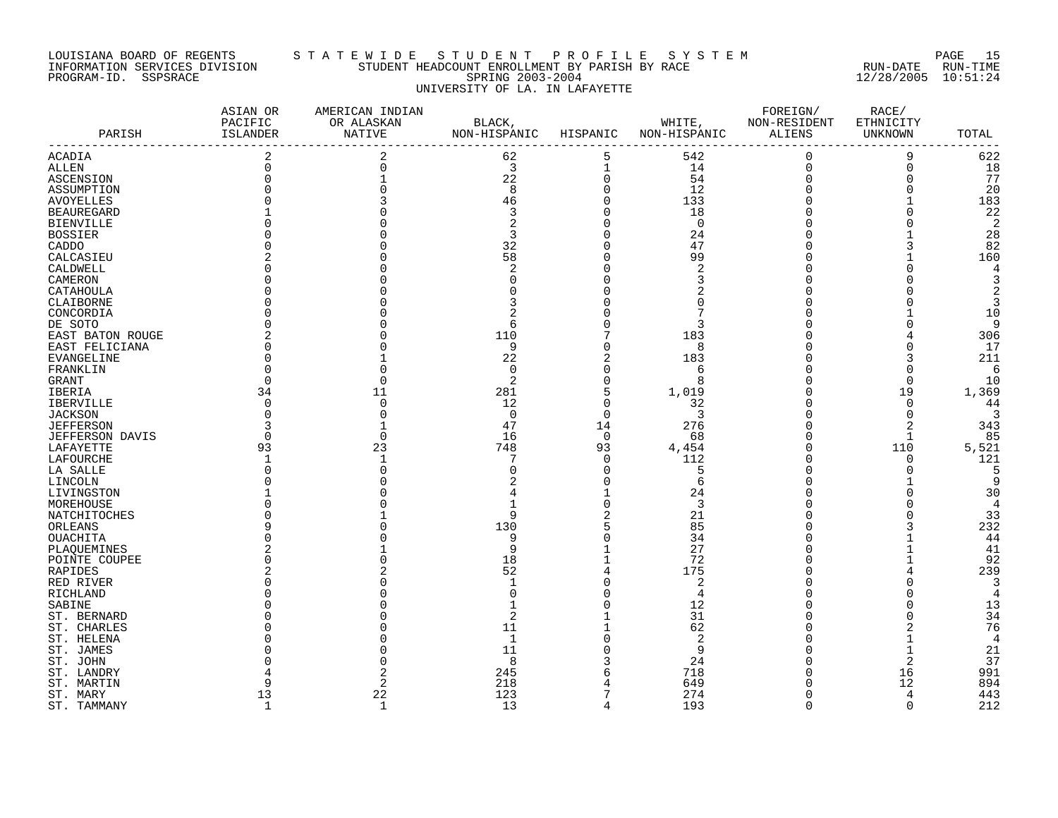LOUISIANA BOARD OF REGENTS
INFORMATION SERVICES DIVISION
PROGRAM-ID. SSPSRACE

STATEWIDE STUDENT PROFILE SYSTEM
STUDENT HEADCOUNT ENROLLMENT BY PARISH BY RACE
SPRING 2003-2004
UNIVERSITY OF LA. IN LAFAYETTE

RUN-DATE 12/28/2005 RUN-TIME 10:51:24

| PARISH | ASIAN OR PACIFIC ISLANDER | AMERICAN INDIAN OR ALASKAN NATIVE | BLACK, NON-HISPANIC | HISPANIC | WHITE, NON-HISPANIC | FOREIGN/ NON-RESIDENT ALIENS | RACE/ ETHNICITY UNKNOWN | TOTAL |
|---|---|---|---|---|---|---|---|---|
| ACADIA | 2 | 2 | 62 | 5 | 542 | 0 | 9 | 622 |
| ALLEN | 0 | 0 | 3 | 1 | 14 | 0 | 0 | 18 |
| ASCENSION | 0 | 1 | 22 | 0 | 54 | 0 | 0 | 77 |
| ASSUMPTION | 0 | 0 | 8 | 0 | 12 | 0 | 0 | 20 |
| AVOYELLES | 0 | 3 | 46 | 0 | 133 | 0 | 1 | 183 |
| BEAUREGARD | 1 | 0 | 3 | 0 | 18 | 0 | 0 | 22 |
| BIENVILLE | 0 | 0 | 2 | 0 | 0 | 0 | 0 | 2 |
| BOSSIER | 0 | 0 | 3 | 0 | 24 | 0 | 1 | 28 |
| CADDO | 0 | 0 | 32 | 0 | 47 | 0 | 3 | 82 |
| CALCASIEU | 2 | 0 | 58 | 0 | 99 | 0 | 1 | 160 |
| CALDWELL | 0 | 0 | 2 | 0 | 2 | 0 | 0 | 4 |
| CAMERON | 0 | 0 | 0 | 0 | 3 | 0 | 0 | 3 |
| CATAHOULA | 0 | 0 | 0 | 0 | 2 | 0 | 0 | 2 |
| CLAIBORNE | 0 | 0 | 3 | 0 | 0 | 0 | 0 | 3 |
| CONCORDIA | 0 | 0 | 2 | 0 | 7 | 0 | 1 | 10 |
| DE SOTO | 0 | 0 | 6 | 0 | 3 | 0 | 0 | 9 |
| EAST BATON ROUGE | 2 | 0 | 110 | 7 | 183 | 0 | 4 | 306 |
| EAST FELICIANA | 0 | 0 | 9 | 0 | 8 | 0 | 0 | 17 |
| EVANGELINE | 0 | 1 | 22 | 2 | 183 | 0 | 3 | 211 |
| FRANKLIN | 0 | 0 | 0 | 0 | 6 | 0 | 0 | 6 |
| GRANT | 0 | 0 | 2 | 0 | 8 | 0 | 0 | 10 |
| IBERIA | 34 | 11 | 281 | 5 | 1,019 | 0 | 19 | 1,369 |
| IBERVILLE | 0 | 0 | 12 | 0 | 32 | 0 | 0 | 44 |
| JACKSON | 0 | 0 | 0 | 0 | 3 | 0 | 0 | 3 |
| JEFFERSON | 3 | 1 | 47 | 14 | 276 | 0 | 2 | 343 |
| JEFFERSON DAVIS | 0 | 0 | 16 | 0 | 68 | 0 | 1 | 85 |
| LAFAYETTE | 93 | 23 | 748 | 93 | 4,454 | 0 | 110 | 5,521 |
| LAFOURCHE | 1 | 1 | 7 | 0 | 112 | 0 | 0 | 121 |
| LA SALLE | 0 | 0 | 0 | 0 | 5 | 0 | 0 | 5 |
| LINCOLN | 0 | 0 | 2 | 0 | 6 | 0 | 1 | 9 |
| LIVINGSTON | 1 | 0 | 4 | 1 | 24 | 0 | 0 | 30 |
| MOREHOUSE | 0 | 0 | 1 | 0 | 3 | 0 | 0 | 4 |
| NATCHITOCHES | 0 | 1 | 9 | 2 | 21 | 0 | 0 | 33 |
| ORLEANS | 9 | 0 | 130 | 5 | 85 | 0 | 3 | 232 |
| OUACHITA | 0 | 0 | 9 | 0 | 34 | 0 | 1 | 44 |
| PLAQUEMINES | 2 | 1 | 9 | 1 | 27 | 0 | 1 | 41 |
| POINTE COUPEE | 0 | 0 | 18 | 1 | 72 | 0 | 1 | 92 |
| RAPIDES | 2 | 2 | 52 | 4 | 175 | 0 | 4 | 239 |
| RED RIVER | 0 | 0 | 1 | 0 | 2 | 0 | 0 | 3 |
| RICHLAND | 0 | 0 | 0 | 0 | 4 | 0 | 0 | 4 |
| SABINE | 0 | 0 | 1 | 0 | 12 | 0 | 0 | 13 |
| ST. BERNARD | 0 | 0 | 2 | 1 | 31 | 0 | 0 | 34 |
| ST. CHARLES | 0 | 0 | 11 | 1 | 62 | 0 | 2 | 76 |
| ST. HELENA | 0 | 0 | 1 | 0 | 2 | 0 | 1 | 4 |
| ST. JAMES | 0 | 0 | 11 | 0 | 9 | 0 | 1 | 21 |
| ST. JOHN | 0 | 0 | 8 | 3 | 24 | 0 | 2 | 37 |
| ST. LANDRY | 4 | 2 | 245 | 6 | 718 | 0 | 16 | 991 |
| ST. MARTIN | 9 | 2 | 218 | 4 | 649 | 0 | 12 | 894 |
| ST. MARY | 13 | 22 | 123 | 7 | 274 | 0 | 4 | 443 |
| ST. TAMMANY | 1 | 1 | 13 | 4 | 193 | 0 | 0 | 212 |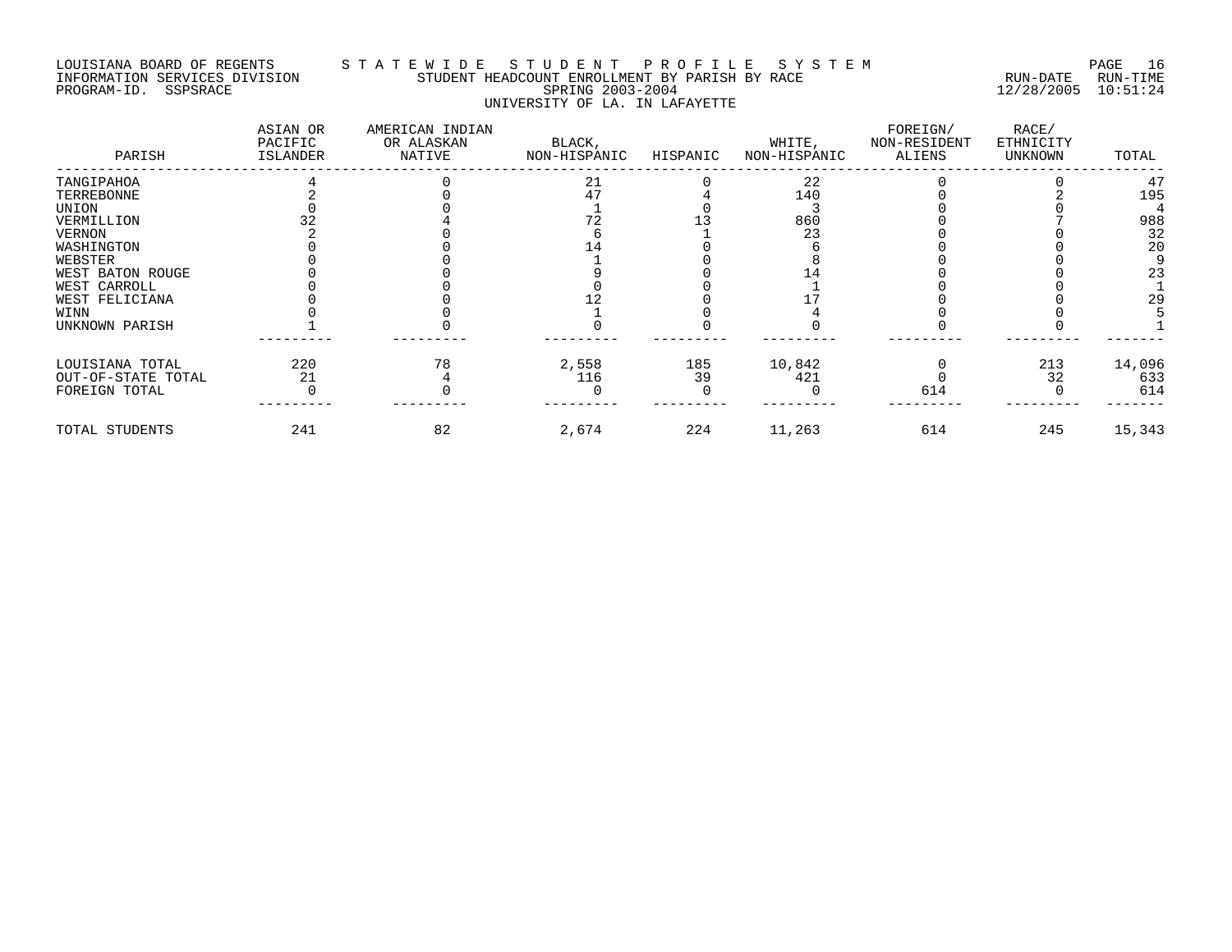LOUISIANA BOARD OF REGENTS — STATEWIDE STUDENT PROFILE SYSTEM
INFORMATION SERVICES DIVISION — STUDENT HEADCOUNT ENROLLMENT BY PARISH BY RACE — RUN-DATE 12/28/2005 RUN-TIME 10:51:24
PROGRAM-ID. SSPSRACE — SPRING 2003-2004

UNIVERSITY OF LA. IN LAFAYETTE

| PARISH | ASIAN OR PACIFIC ISLANDER | AMERICAN INDIAN OR ALASKAN NATIVE | BLACK, NON-HISPANIC | HISPANIC | WHITE, NON-HISPANIC | FOREIGN/ NON-RESIDENT ALIENS | RACE/ ETHNICITY UNKNOWN | TOTAL |
|---|---|---|---|---|---|---|---|---|
| TANGIPAHOA | 4 | 0 | 21 | 0 | 22 | 0 | 0 | 47 |
| TERREBONNE | 2 | 0 | 47 | 4 | 140 | 0 | 2 | 195 |
| UNION | 0 | 0 | 1 | 0 | 3 | 0 | 0 | 4 |
| VERMILLION | 32 | 4 | 72 | 13 | 860 | 0 | 7 | 988 |
| VERNON | 2 | 0 | 6 | 1 | 23 | 0 | 0 | 32 |
| WASHINGTON | 0 | 0 | 14 | 0 | 6 | 0 | 0 | 20 |
| WEBSTER | 0 | 0 | 1 | 0 | 8 | 0 | 0 | 9 |
| WEST BATON ROUGE | 0 | 0 | 9 | 0 | 14 | 0 | 0 | 23 |
| WEST CARROLL | 0 | 0 | 0 | 0 | 1 | 0 | 0 | 1 |
| WEST FELICIANA | 0 | 0 | 12 | 0 | 17 | 0 | 0 | 29 |
| WINN | 0 | 0 | 1 | 0 | 4 | 0 | 0 | 5 |
| UNKNOWN PARISH | 1 | 0 | 0 | 0 | 0 | 0 | 0 | 1 |
| LOUISIANA TOTAL | 220 | 78 | 2,558 | 185 | 10,842 | 0 | 213 | 14,096 |
| OUT-OF-STATE TOTAL | 21 | 4 | 116 | 39 | 421 | 0 | 32 | 633 |
| FOREIGN TOTAL | 0 | 0 | 0 | 0 | 0 | 614 | 0 | 614 |
| TOTAL STUDENTS | 241 | 82 | 2,674 | 224 | 11,263 | 614 | 245 | 15,343 |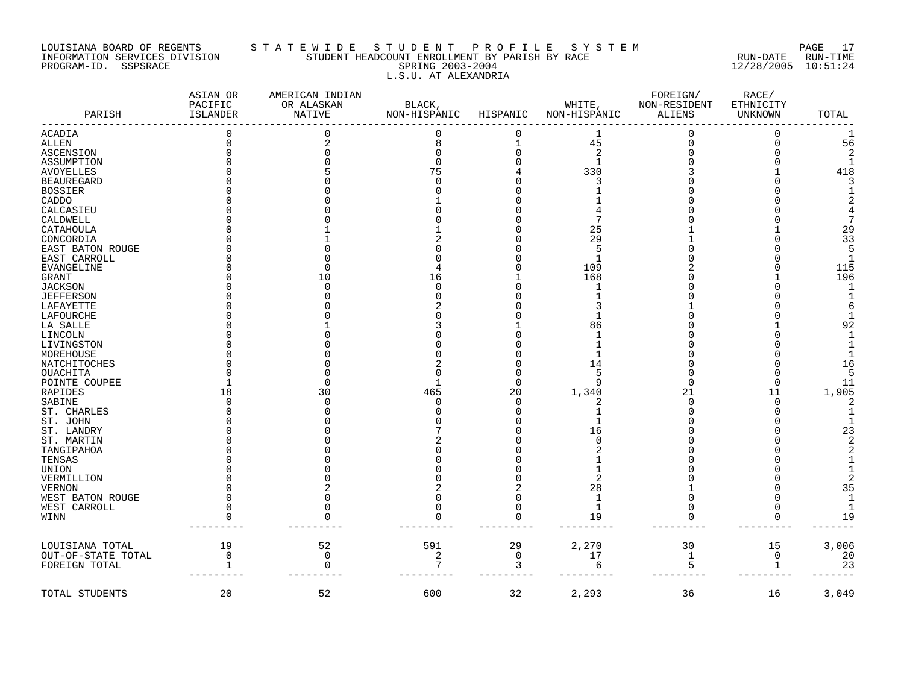LOUISIANA BOARD OF REGENTS — STATEWIDE STUDENT PROFILE SYSTEM
INFORMATION SERVICES DIVISION — STUDENT HEADCOUNT ENROLLMENT BY PARISH BY RACE — RUN-DATE 12/28/2005 RUN-TIME 10:51:24
PROGRAM-ID. SSPSRACE — SPRING 2003-2004

L.S.U. AT ALEXANDRIA

| PARISH | ASIAN OR PACIFIC ISLANDER | AMERICAN INDIAN OR ALASKAN NATIVE | BLACK, NON-HISPANIC | HISPANIC | WHITE, NON-HISPANIC | FOREIGN/ NON-RESIDENT ALIENS | RACE/ ETHNICITY UNKNOWN | TOTAL |
|---|---|---|---|---|---|---|---|---|
| ACADIA | 0 | 0 | 0 | 0 | 1 | 0 | 0 | 1 |
| ALLEN | 0 | 2 | 8 | 1 | 45 | 0 | 0 | 56 |
| ASCENSION | 0 | 0 | 0 | 0 | 2 | 0 | 0 | 2 |
| ASSUMPTION | 0 | 0 | 0 | 0 | 1 | 0 | 0 | 1 |
| AVOYELLES | 0 | 5 | 75 | 4 | 330 | 3 | 1 | 418 |
| BEAUREGARD | 0 | 0 | 0 | 0 | 3 | 0 | 0 | 3 |
| BOSSIER | 0 | 0 | 0 | 0 | 1 | 0 | 0 | 1 |
| CADDO | 0 | 0 | 1 | 0 | 1 | 0 | 0 | 2 |
| CALCASIEU | 0 | 0 | 0 | 0 | 4 | 0 | 0 | 4 |
| CALDWELL | 0 | 0 | 0 | 0 | 7 | 0 | 0 | 7 |
| CATAHOULA | 0 | 1 | 1 | 0 | 25 | 1 | 1 | 29 |
| CONCORDIA | 0 | 1 | 2 | 0 | 29 | 1 | 0 | 33 |
| EAST BATON ROUGE | 0 | 0 | 0 | 0 | 5 | 0 | 0 | 5 |
| EAST CARROLL | 0 | 0 | 0 | 0 | 1 | 0 | 0 | 1 |
| EVANGELINE | 0 | 0 | 4 | 0 | 109 | 2 | 0 | 115 |
| GRANT | 0 | 10 | 16 | 1 | 168 | 0 | 1 | 196 |
| JACKSON | 0 | 0 | 0 | 0 | 1 | 0 | 0 | 1 |
| JEFFERSON | 0 | 0 | 0 | 0 | 1 | 0 | 0 | 1 |
| LAFAYETTE | 0 | 0 | 2 | 0 | 3 | 1 | 0 | 6 |
| LAFOURCHE | 0 | 0 | 0 | 0 | 1 | 0 | 0 | 1 |
| LA SALLE | 0 | 1 | 3 | 1 | 86 | 0 | 1 | 92 |
| LINCOLN | 0 | 0 | 0 | 0 | 1 | 0 | 0 | 1 |
| LIVINGSTON | 0 | 0 | 0 | 0 | 1 | 0 | 0 | 1 |
| MOREHOUSE | 0 | 0 | 0 | 0 | 1 | 0 | 0 | 1 |
| NATCHITOCHES | 0 | 0 | 2 | 0 | 14 | 0 | 0 | 16 |
| OUACHITA | 0 | 0 | 0 | 0 | 5 | 0 | 0 | 5 |
| POINTE COUPEE | 1 | 0 | 1 | 0 | 9 | 0 | 0 | 11 |
| RAPIDES | 18 | 30 | 465 | 20 | 1,340 | 21 | 11 | 1,905 |
| SABINE | 0 | 0 | 0 | 0 | 2 | 0 | 0 | 2 |
| ST. CHARLES | 0 | 0 | 0 | 0 | 1 | 0 | 0 | 1 |
| ST. JOHN | 0 | 0 | 0 | 0 | 1 | 0 | 0 | 1 |
| ST. LANDRY | 0 | 0 | 7 | 0 | 16 | 0 | 0 | 23 |
| ST. MARTIN | 0 | 0 | 2 | 0 | 0 | 0 | 0 | 2 |
| TANGIPAHOA | 0 | 0 | 0 | 0 | 2 | 0 | 0 | 2 |
| TENSAS | 0 | 0 | 0 | 0 | 1 | 0 | 0 | 1 |
| UNION | 0 | 0 | 0 | 0 | 1 | 0 | 0 | 1 |
| VERMILLION | 0 | 0 | 0 | 0 | 2 | 0 | 0 | 2 |
| VERNON | 0 | 2 | 2 | 2 | 28 | 1 | 0 | 35 |
| WEST BATON ROUGE | 0 | 0 | 0 | 0 | 1 | 0 | 0 | 1 |
| WEST CARROLL | 0 | 0 | 0 | 0 | 1 | 0 | 0 | 1 |
| WINN | 0 | 0 | 0 | 0 | 19 | 0 | 0 | 19 |
| LOUISIANA TOTAL | 19 | 52 | 591 | 29 | 2,270 | 30 | 15 | 3,006 |
| OUT-OF-STATE TOTAL | 0 | 0 | 2 | 0 | 17 | 1 | 0 | 20 |
| FOREIGN TOTAL | 1 | 0 | 7 | 3 | 6 | 5 | 1 | 23 |
| TOTAL STUDENTS | 20 | 52 | 600 | 32 | 2,293 | 36 | 16 | 3,049 |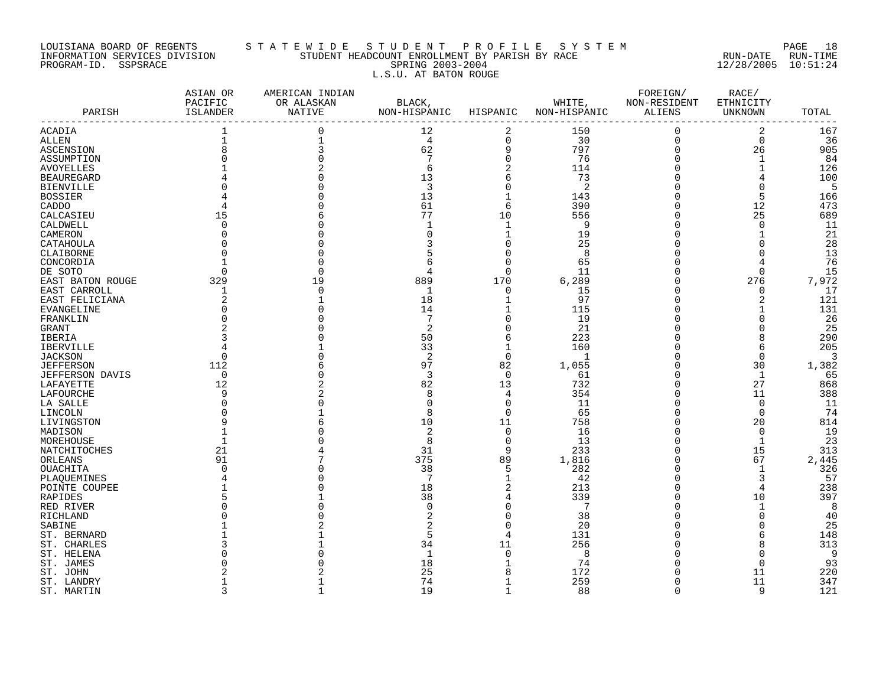LOUISIANA BOARD OF REGENTS — STATEWIDE STUDENT PROFILE SYSTEM
INFORMATION SERVICES DIVISION — STUDENT HEADCOUNT ENROLLMENT BY PARISH BY RACE — RUN-DATE 12/28/2005 RUN-TIME 10:51:24
PROGRAM-ID. SSPSRACE — SPRING 2003-2004

L.S.U. AT BATON ROUGE

| PARISH | ASIAN OR PACIFIC ISLANDER | AMERICAN INDIAN OR ALASKAN NATIVE | BLACK, NON-HISPANIC | HISPANIC | WHITE, NON-HISPANIC | FOREIGN/ NON-RESIDENT ALIENS | RACE/ ETHNICITY UNKNOWN | TOTAL |
|---|---|---|---|---|---|---|---|---|
| ACADIA | 1 | 0 | 12 | 2 | 150 | 0 | 2 | 167 |
| ALLEN | 1 | 1 | 4 | 0 | 30 | 0 | 0 | 36 |
| ASCENSION | 8 | 3 | 62 | 9 | 797 | 0 | 26 | 905 |
| ASSUMPTION | 0 | 0 | 7 | 0 | 76 | 0 | 1 | 84 |
| AVOYELLES | 1 | 2 | 6 | 2 | 114 | 0 | 1 | 126 |
| BEAUREGARD | 4 | 0 | 13 | 6 | 73 | 0 | 4 | 100 |
| BIENVILLE | 0 | 0 | 3 | 0 | 2 | 0 | 0 | 5 |
| BOSSIER | 4 | 0 | 13 | 1 | 143 | 0 | 5 | 166 |
| CADDO | 4 | 0 | 61 | 6 | 390 | 0 | 12 | 473 |
| CALCASIEU | 15 | 6 | 77 | 10 | 556 | 0 | 25 | 689 |
| CALDWELL | 0 | 0 | 1 | 1 | 9 | 0 | 0 | 11 |
| CAMERON | 0 | 0 | 0 | 1 | 19 | 0 | 1 | 21 |
| CATAHOULA | 0 | 0 | 3 | 0 | 25 | 0 | 0 | 28 |
| CLAIBORNE | 0 | 0 | 5 | 0 | 8 | 0 | 0 | 13 |
| CONCORDIA | 1 | 0 | 6 | 0 | 65 | 0 | 4 | 76 |
| DE SOTO | 0 | 0 | 4 | 0 | 11 | 0 | 0 | 15 |
| EAST BATON ROUGE | 329 | 19 | 889 | 170 | 6,289 | 0 | 276 | 7,972 |
| EAST CARROLL | 1 | 0 | 1 | 0 | 15 | 0 | 0 | 17 |
| EAST FELICIANA | 2 | 1 | 18 | 1 | 97 | 0 | 2 | 121 |
| EVANGELINE | 0 | 0 | 14 | 1 | 115 | 0 | 1 | 131 |
| FRANKLIN | 0 | 0 | 7 | 0 | 19 | 0 | 0 | 26 |
| GRANT | 2 | 0 | 2 | 0 | 21 | 0 | 0 | 25 |
| IBERIA | 3 | 0 | 50 | 6 | 223 | 0 | 8 | 290 |
| IBERVILLE | 4 | 1 | 33 | 1 | 160 | 0 | 6 | 205 |
| JACKSON | 0 | 0 | 2 | 0 | 1 | 0 | 0 | 3 |
| JEFFERSON | 112 | 6 | 97 | 82 | 1,055 | 0 | 30 | 1,382 |
| JEFFERSON DAVIS | 0 | 0 | 3 | 0 | 61 | 0 | 1 | 65 |
| LAFAYETTE | 12 | 2 | 82 | 13 | 732 | 0 | 27 | 868 |
| LAFOURCHE | 9 | 2 | 8 | 4 | 354 | 0 | 11 | 388 |
| LA SALLE | 0 | 0 | 0 | 0 | 11 | 0 | 0 | 11 |
| LINCOLN | 0 | 1 | 8 | 0 | 65 | 0 | 0 | 74 |
| LIVINGSTON | 9 | 6 | 10 | 11 | 758 | 0 | 20 | 814 |
| MADISON | 1 | 0 | 2 | 0 | 16 | 0 | 0 | 19 |
| MOREHOUSE | 1 | 0 | 8 | 0 | 13 | 0 | 1 | 23 |
| NATCHITOCHES | 21 | 4 | 31 | 9 | 233 | 0 | 15 | 313 |
| ORLEANS | 91 | 7 | 375 | 89 | 1,816 | 0 | 67 | 2,445 |
| OUACHITA | 0 | 0 | 38 | 5 | 282 | 0 | 1 | 326 |
| PLAQUEMINES | 4 | 0 | 7 | 1 | 42 | 0 | 3 | 57 |
| POINTE COUPEE | 1 | 0 | 18 | 2 | 213 | 0 | 4 | 238 |
| RAPIDES | 5 | 1 | 38 | 4 | 339 | 0 | 10 | 397 |
| RED RIVER | 0 | 0 | 0 | 0 | 7 | 0 | 1 | 8 |
| RICHLAND | 0 | 0 | 2 | 0 | 38 | 0 | 0 | 40 |
| SABINE | 1 | 2 | 2 | 0 | 20 | 0 | 0 | 25 |
| ST. BERNARD | 1 | 1 | 5 | 4 | 131 | 0 | 6 | 148 |
| ST. CHARLES | 3 | 1 | 34 | 11 | 256 | 0 | 8 | 313 |
| ST. HELENA | 0 | 0 | 1 | 0 | 8 | 0 | 0 | 9 |
| ST. JAMES | 0 | 0 | 18 | 1 | 74 | 0 | 0 | 93 |
| ST. JOHN | 2 | 2 | 25 | 8 | 172 | 0 | 11 | 220 |
| ST. LANDRY | 1 | 1 | 74 | 1 | 259 | 0 | 11 | 347 |
| ST. MARTIN | 3 | 1 | 19 | 1 | 88 | 0 | 9 | 121 |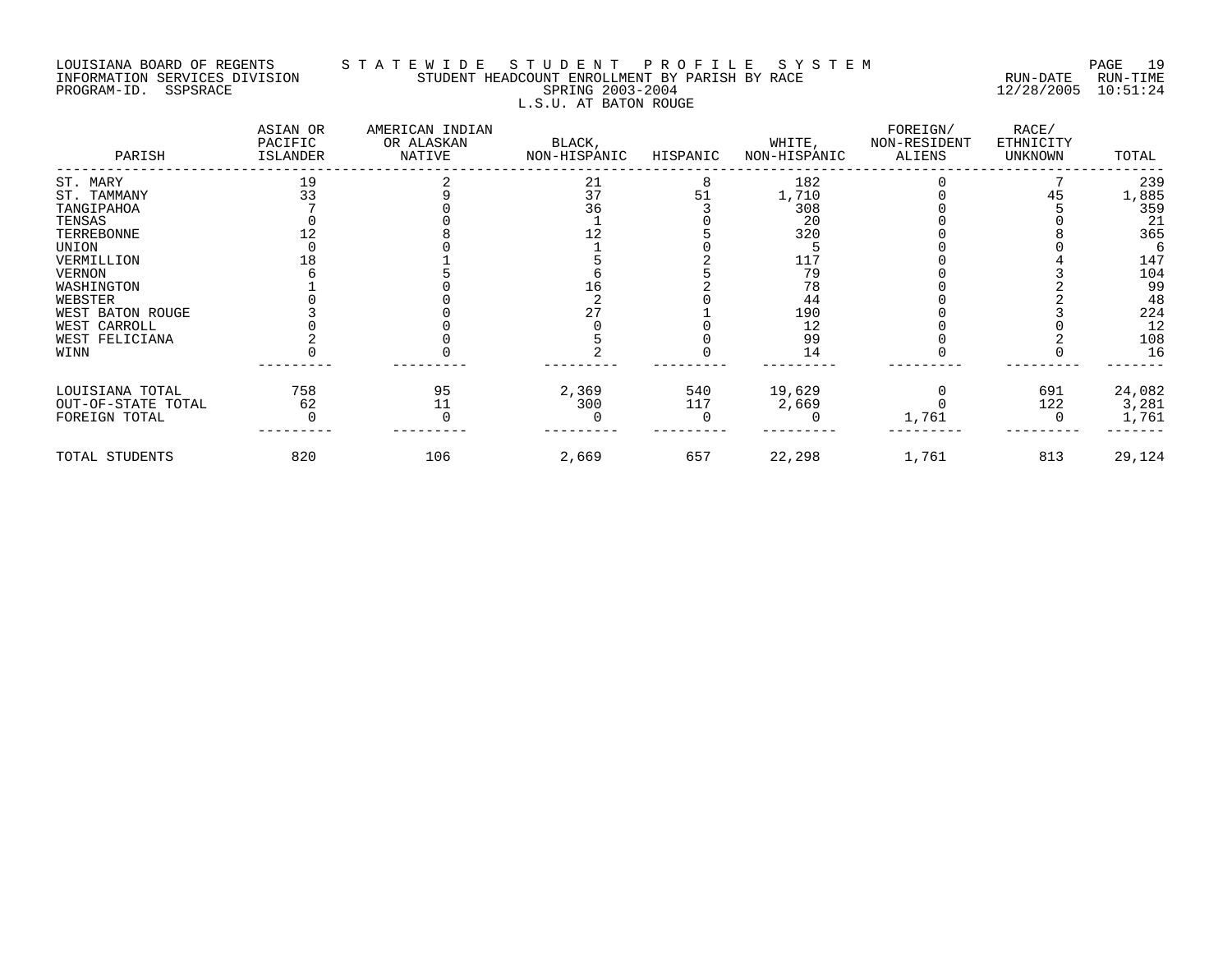LOUISIANA BOARD OF REGENTS — STATEWIDE STUDENT PROFILE SYSTEM
INFORMATION SERVICES DIVISION — STUDENT HEADCOUNT ENROLLMENT BY PARISH BY RACE — RUN-DATE 12/28/2005 RUN-TIME 10:51:24
PROGRAM-ID. SSPSRACE — SPRING 2003-2004

L.S.U. AT BATON ROUGE

| PARISH | ASIAN OR PACIFIC ISLANDER | AMERICAN INDIAN OR ALASKAN NATIVE | BLACK, NON-HISPANIC | HISPANIC | WHITE, NON-HISPANIC | FOREIGN/ NON-RESIDENT ALIENS | RACE/ ETHNICITY UNKNOWN | TOTAL |
|---|---|---|---|---|---|---|---|---|
| ST. MARY | 19 | 2 | 21 | 8 | 182 | 0 | 7 | 239 |
| ST. TAMMANY | 33 | 9 | 37 | 51 | 1,710 | 0 | 45 | 1,885 |
| TANGIPAHOA | 7 | 0 | 36 | 3 | 308 | 0 | 5 | 359 |
| TENSAS | 0 | 0 | 1 | 0 | 20 | 0 | 0 | 21 |
| TERREBONNE | 12 | 8 | 12 | 5 | 320 | 0 | 8 | 365 |
| UNION | 0 | 0 | 1 | 0 | 5 | 0 | 0 | 6 |
| VERMILLION | 18 | 1 | 5 | 2 | 117 | 0 | 4 | 147 |
| VERNON | 6 | 5 | 6 | 5 | 79 | 0 | 3 | 104 |
| WASHINGTON | 1 | 0 | 16 | 2 | 78 | 0 | 2 | 99 |
| WEBSTER | 0 | 0 | 2 | 0 | 44 | 0 | 2 | 48 |
| WEST BATON ROUGE | 3 | 0 | 27 | 1 | 190 | 0 | 3 | 224 |
| WEST CARROLL | 0 | 0 | 0 | 0 | 12 | 0 | 0 | 12 |
| WEST FELICIANA | 2 | 0 | 5 | 0 | 99 | 0 | 2 | 108 |
| WINN | 0 | 0 | 2 | 0 | 14 | 0 | 0 | 16 |
| LOUISIANA TOTAL | 758 | 95 | 2,369 | 540 | 19,629 | 0 | 691 | 24,082 |
| OUT-OF-STATE TOTAL | 62 | 11 | 300 | 117 | 2,669 | 0 | 122 | 3,281 |
| FOREIGN TOTAL | 0 | 0 | 0 | 0 | 0 | 1,761 | 0 | 1,761 |
| TOTAL STUDENTS | 820 | 106 | 2,669 | 657 | 22,298 | 1,761 | 813 | 29,124 |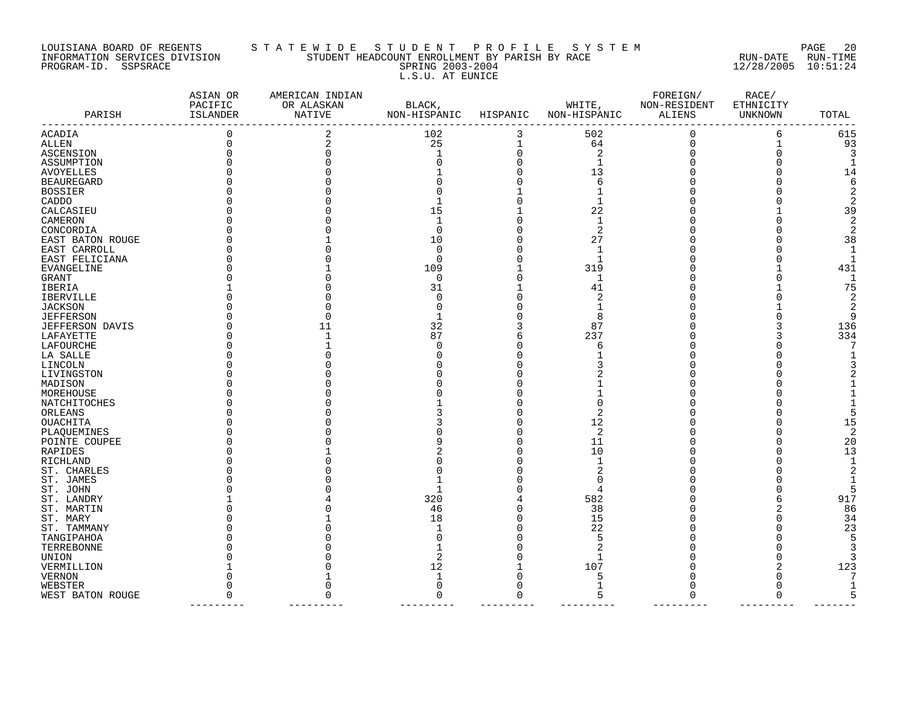LOUISIANA BOARD OF REGENTS — STATEWIDE STUDENT PROFILE SYSTEM

INFORMATION SERVICES DIVISION — STUDENT HEADCOUNT ENROLLMENT BY PARISH BY RACE — RUN-DATE 12/28/2005 RUN-TIME 10:51:24

PROGRAM-ID. SSPSRACE — SPRING 2003-2004

L.S.U. AT EUNICE

| PARISH | ASIAN OR PACIFIC ISLANDER | AMERICAN INDIAN OR ALASKAN NATIVE | BLACK, NON-HISPANIC | HISPANIC | WHITE, NON-HISPANIC | FOREIGN/ NON-RESIDENT ALIENS | RACE/ ETHNICITY UNKNOWN | TOTAL |
|---|---|---|---|---|---|---|---|---|
| ACADIA | 0 | 2 | 102 | 3 | 502 | 0 | 6 | 615 |
| ALLEN | 0 | 2 | 25 | 1 | 64 | 0 | 1 | 93 |
| ASCENSION | 0 | 0 | 1 | 0 | 2 | 0 | 0 | 3 |
| ASSUMPTION | 0 | 0 | 0 | 0 | 1 | 0 | 0 | 1 |
| AVOYELLES | 0 | 0 | 1 | 0 | 13 | 0 | 0 | 14 |
| BEAUREGARD | 0 | 0 | 0 | 0 | 6 | 0 | 0 | 6 |
| BOSSIER | 0 | 0 | 0 | 1 | 1 | 0 | 0 | 2 |
| CADDO | 0 | 0 | 1 | 0 | 1 | 0 | 0 | 2 |
| CALCASIEU | 0 | 0 | 15 | 1 | 22 | 0 | 1 | 39 |
| CAMERON | 0 | 0 | 1 | 0 | 1 | 0 | 0 | 2 |
| CONCORDIA | 0 | 0 | 0 | 0 | 2 | 0 | 0 | 2 |
| EAST BATON ROUGE | 0 | 1 | 10 | 0 | 27 | 0 | 0 | 38 |
| EAST CARROLL | 0 | 0 | 0 | 0 | 1 | 0 | 0 | 1 |
| EAST FELICIANA | 0 | 0 | 0 | 0 | 1 | 0 | 0 | 1 |
| EVANGELINE | 0 | 1 | 109 | 1 | 319 | 0 | 1 | 431 |
| GRANT | 0 | 0 | 0 | 0 | 1 | 0 | 0 | 1 |
| IBERIA | 1 | 0 | 31 | 1 | 41 | 0 | 1 | 75 |
| IBERVILLE | 0 | 0 | 0 | 0 | 2 | 0 | 0 | 2 |
| JACKSON | 0 | 0 | 0 | 0 | 1 | 0 | 1 | 2 |
| JEFFERSON | 0 | 0 | 1 | 0 | 8 | 0 | 0 | 9 |
| JEFFERSON DAVIS | 0 | 11 | 32 | 3 | 87 | 0 | 3 | 136 |
| LAFAYETTE | 0 | 1 | 87 | 6 | 237 | 0 | 3 | 334 |
| LAFOURCHE | 0 | 1 | 0 | 0 | 6 | 0 | 0 | 7 |
| LA SALLE | 0 | 0 | 0 | 0 | 1 | 0 | 0 | 1 |
| LINCOLN | 0 | 0 | 0 | 0 | 3 | 0 | 0 | 3 |
| LIVINGSTON | 0 | 0 | 0 | 0 | 2 | 0 | 0 | 2 |
| MADISON | 0 | 0 | 0 | 0 | 1 | 0 | 0 | 1 |
| MOREHOUSE | 0 | 0 | 0 | 0 | 1 | 0 | 0 | 1 |
| NATCHITOCHES | 0 | 0 | 1 | 0 | 0 | 0 | 0 | 1 |
| ORLEANS | 0 | 0 | 3 | 0 | 2 | 0 | 0 | 5 |
| OUACHITA | 0 | 0 | 3 | 0 | 12 | 0 | 0 | 15 |
| PLAQUEMINES | 0 | 0 | 0 | 0 | 2 | 0 | 0 | 2 |
| POINTE COUPEE | 0 | 0 | 9 | 0 | 11 | 0 | 0 | 20 |
| RAPIDES | 0 | 1 | 2 | 0 | 10 | 0 | 0 | 13 |
| RICHLAND | 0 | 0 | 0 | 0 | 1 | 0 | 0 | 1 |
| ST. CHARLES | 0 | 0 | 0 | 0 | 2 | 0 | 0 | 2 |
| ST. JAMES | 0 | 0 | 1 | 0 | 0 | 0 | 0 | 1 |
| ST. JOHN | 0 | 0 | 1 | 0 | 4 | 0 | 0 | 5 |
| ST. LANDRY | 1 | 4 | 320 | 4 | 582 | 0 | 6 | 917 |
| ST. MARTIN | 0 | 0 | 46 | 0 | 38 | 0 | 2 | 86 |
| ST. MARY | 0 | 1 | 18 | 0 | 15 | 0 | 0 | 34 |
| ST. TAMMANY | 0 | 0 | 1 | 0 | 22 | 0 | 0 | 23 |
| TANGIPAHOA | 0 | 0 | 0 | 0 | 5 | 0 | 0 | 5 |
| TERREBONNE | 0 | 0 | 1 | 0 | 2 | 0 | 0 | 3 |
| UNION | 0 | 0 | 2 | 0 | 1 | 0 | 0 | 3 |
| VERMILLION | 1 | 0 | 12 | 1 | 107 | 0 | 2 | 123 |
| VERNON | 0 | 1 | 1 | 0 | 5 | 0 | 0 | 7 |
| WEBSTER | 0 | 0 | 0 | 0 | 1 | 0 | 0 | 1 |
| WEST BATON ROUGE | 0 | 0 | 0 | 0 | 5 | 0 | 0 | 5 |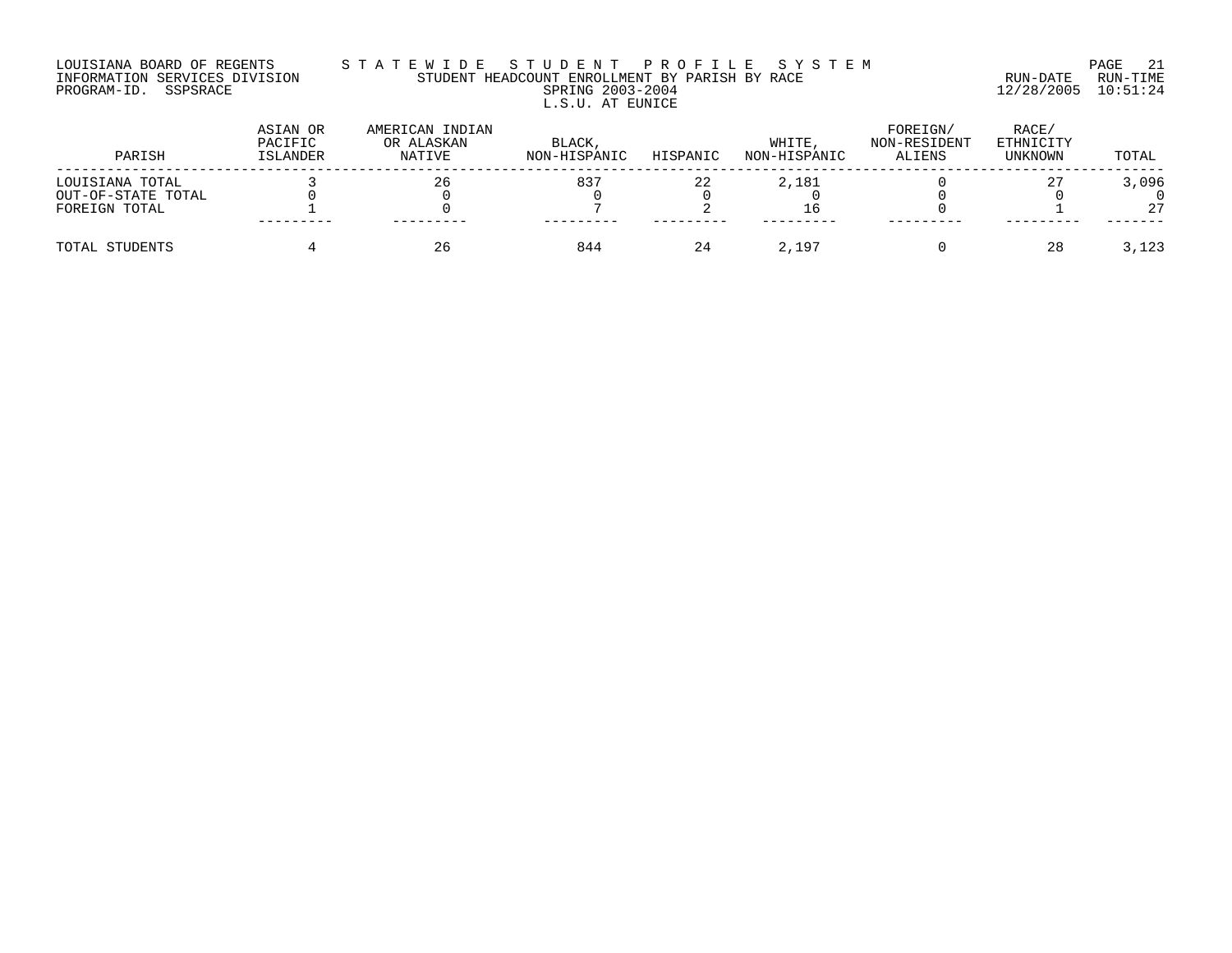LOUISIANA BOARD OF REGENTS — STATEWIDE STUDENT PROFILE SYSTEM

INFORMATION SERVICES DIVISION — STUDENT HEADCOUNT ENROLLMENT BY PARISH BY RACE — RUN-DATE 12/28/2005 RUN-TIME 10:51:24

PROGRAM-ID. SSPSRACE

SPRING 2003-2004

L.S.U. AT EUNICE

| PARISH | ASIAN OR PACIFIC ISLANDER | AMERICAN INDIAN OR ALASKAN NATIVE | BLACK, NON-HISPANIC | HISPANIC | WHITE, NON-HISPANIC | FOREIGN/ NON-RESIDENT ALIENS | RACE/ ETHNICITY UNKNOWN | TOTAL |
|---|---|---|---|---|---|---|---|---|
| LOUISIANA TOTAL | 3 | 26 | 837 | 22 | 2,181 | 0 | 27 | 3,096 |
| OUT-OF-STATE TOTAL | 0 | 0 | 0 | 0 | 0 | 0 | 0 | 0 |
| FOREIGN TOTAL | 1 | 0 | 7 | 2 | 16 | 0 | 1 | 27 |
| TOTAL STUDENTS | 4 | 26 | 844 | 24 | 2,197 | 0 | 28 | 3,123 |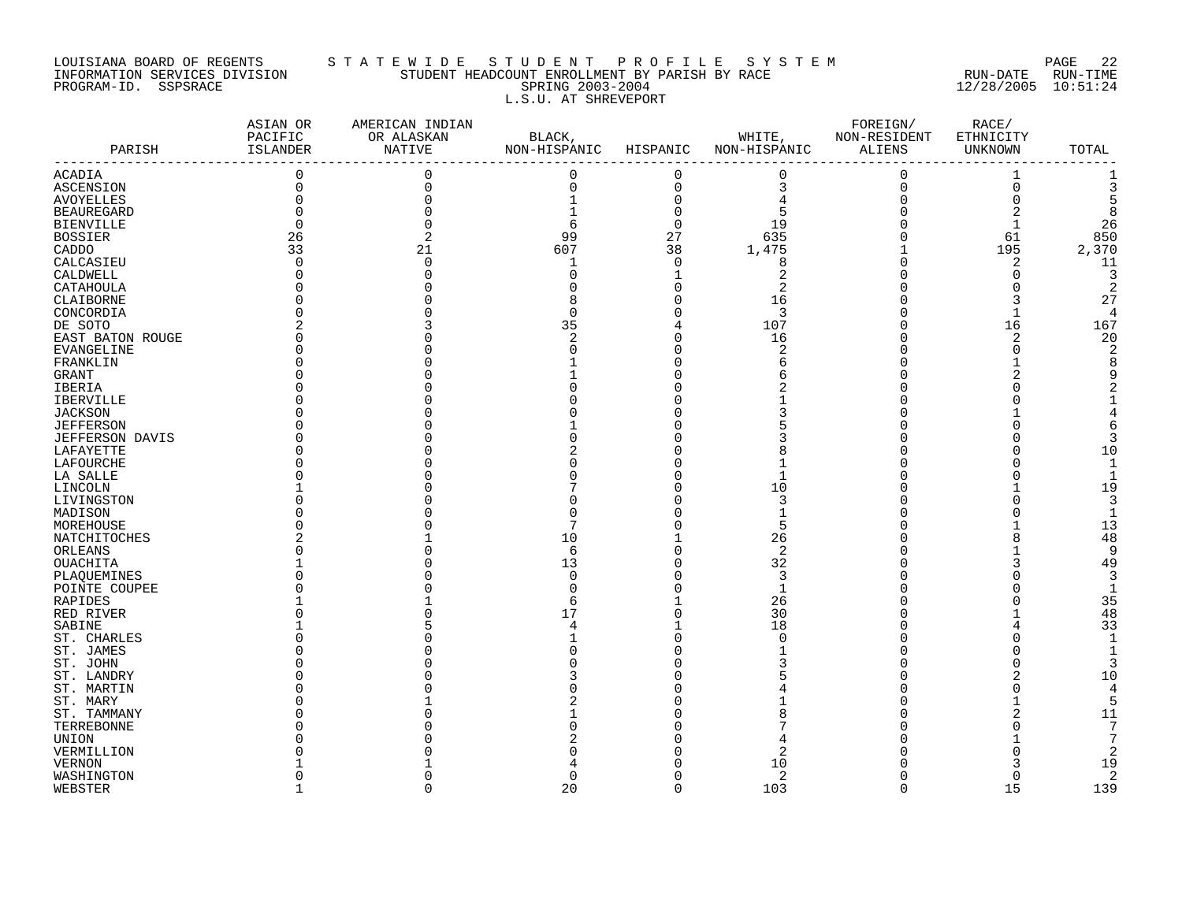LOUISIANA BOARD OF REGENTS — STATEWIDE STUDENT PROFILE SYSTEM
INFORMATION SERVICES DIVISION — STUDENT HEADCOUNT ENROLLMENT BY PARISH BY RACE — RUN-DATE 12/28/2005 RUN-TIME 10:51:24
PROGRAM-ID. SSPSRACE — SPRING 2003-2004

L.S.U. AT SHREVEPORT

| PARISH | ASIAN OR PACIFIC ISLANDER | AMERICAN INDIAN OR ALASKAN NATIVE | BLACK, NON-HISPANIC | HISPANIC | WHITE, NON-HISPANIC | FOREIGN/ NON-RESIDENT ALIENS | RACE/ ETHNICITY UNKNOWN | TOTAL |
|---|---|---|---|---|---|---|---|---|
| ACADIA | 0 | 0 | 0 | 0 | 0 | 0 | 1 | 1 |
| ASCENSION | 0 | 0 | 0 | 0 | 3 | 0 | 0 | 3 |
| AVOYELLES | 0 | 0 | 1 | 0 | 4 | 0 | 0 | 5 |
| BEAUREGARD | 0 | 0 | 1 | 0 | 5 | 0 | 2 | 8 |
| BIENVILLE | 0 | 0 | 6 | 0 | 19 | 0 | 1 | 26 |
| BOSSIER | 26 | 2 | 99 | 27 | 635 | 0 | 61 | 850 |
| CADDO | 33 | 21 | 607 | 38 | 1,475 | 1 | 195 | 2,370 |
| CALCASIEU | 0 | 0 | 1 | 0 | 8 | 0 | 2 | 11 |
| CALDWELL | 0 | 0 | 0 | 1 | 2 | 0 | 0 | 3 |
| CATAHOULA | 0 | 0 | 0 | 0 | 2 | 0 | 0 | 2 |
| CLAIBORNE | 0 | 0 | 8 | 0 | 16 | 0 | 3 | 27 |
| CONCORDIA | 0 | 0 | 0 | 0 | 3 | 0 | 1 | 4 |
| DE SOTO | 2 | 3 | 35 | 4 | 107 | 0 | 16 | 167 |
| EAST BATON ROUGE | 0 | 0 | 2 | 0 | 16 | 0 | 2 | 20 |
| EVANGELINE | 0 | 0 | 0 | 0 | 2 | 0 | 0 | 2 |
| FRANKLIN | 0 | 0 | 1 | 0 | 6 | 0 | 1 | 8 |
| GRANT | 0 | 0 | 1 | 0 | 6 | 0 | 2 | 9 |
| IBERIA | 0 | 0 | 0 | 0 | 2 | 0 | 0 | 2 |
| IBERVILLE | 0 | 0 | 0 | 0 | 1 | 0 | 0 | 1 |
| JACKSON | 0 | 0 | 0 | 0 | 3 | 0 | 1 | 4 |
| JEFFERSON | 0 | 0 | 1 | 0 | 5 | 0 | 0 | 6 |
| JEFFERSON DAVIS | 0 | 0 | 0 | 0 | 3 | 0 | 0 | 3 |
| LAFAYETTE | 0 | 0 | 2 | 0 | 8 | 0 | 0 | 10 |
| LAFOURCHE | 0 | 0 | 0 | 0 | 1 | 0 | 0 | 1 |
| LA SALLE | 0 | 0 | 0 | 0 | 1 | 0 | 0 | 1 |
| LINCOLN | 1 | 0 | 7 | 0 | 10 | 0 | 1 | 19 |
| LIVINGSTON | 0 | 0 | 0 | 0 | 3 | 0 | 0 | 3 |
| MADISON | 0 | 0 | 0 | 0 | 1 | 0 | 0 | 1 |
| MOREHOUSE | 0 | 0 | 7 | 0 | 5 | 0 | 1 | 13 |
| NATCHITOCHES | 2 | 1 | 10 | 1 | 26 | 0 | 8 | 48 |
| ORLEANS | 0 | 0 | 6 | 0 | 2 | 0 | 1 | 9 |
| OUACHITA | 1 | 0 | 13 | 0 | 32 | 0 | 3 | 49 |
| PLAQUEMINES | 0 | 0 | 0 | 0 | 3 | 0 | 0 | 3 |
| POINTE COUPEE | 0 | 0 | 0 | 0 | 1 | 0 | 0 | 1 |
| RAPIDES | 1 | 1 | 6 | 1 | 26 | 0 | 0 | 35 |
| RED RIVER | 0 | 0 | 17 | 0 | 30 | 0 | 1 | 48 |
| SABINE | 1 | 5 | 4 | 1 | 18 | 0 | 4 | 33 |
| ST. CHARLES | 0 | 0 | 1 | 0 | 0 | 0 | 0 | 1 |
| ST. JAMES | 0 | 0 | 0 | 0 | 1 | 0 | 0 | 1 |
| ST. JOHN | 0 | 0 | 0 | 0 | 3 | 0 | 0 | 3 |
| ST. LANDRY | 0 | 0 | 3 | 0 | 5 | 0 | 2 | 10 |
| ST. MARTIN | 0 | 0 | 0 | 0 | 4 | 0 | 0 | 4 |
| ST. MARY | 0 | 1 | 2 | 0 | 1 | 0 | 1 | 5 |
| ST. TAMMANY | 0 | 0 | 1 | 0 | 8 | 0 | 2 | 11 |
| TERREBONNE | 0 | 0 | 0 | 0 | 7 | 0 | 0 | 7 |
| UNION | 0 | 0 | 2 | 0 | 4 | 0 | 1 | 7 |
| VERMILLION | 0 | 0 | 0 | 0 | 2 | 0 | 0 | 2 |
| VERNON | 1 | 1 | 4 | 0 | 10 | 0 | 3 | 19 |
| WASHINGTON | 0 | 0 | 0 | 0 | 2 | 0 | 0 | 2 |
| WEBSTER | 1 | 0 | 20 | 0 | 103 | 0 | 15 | 139 |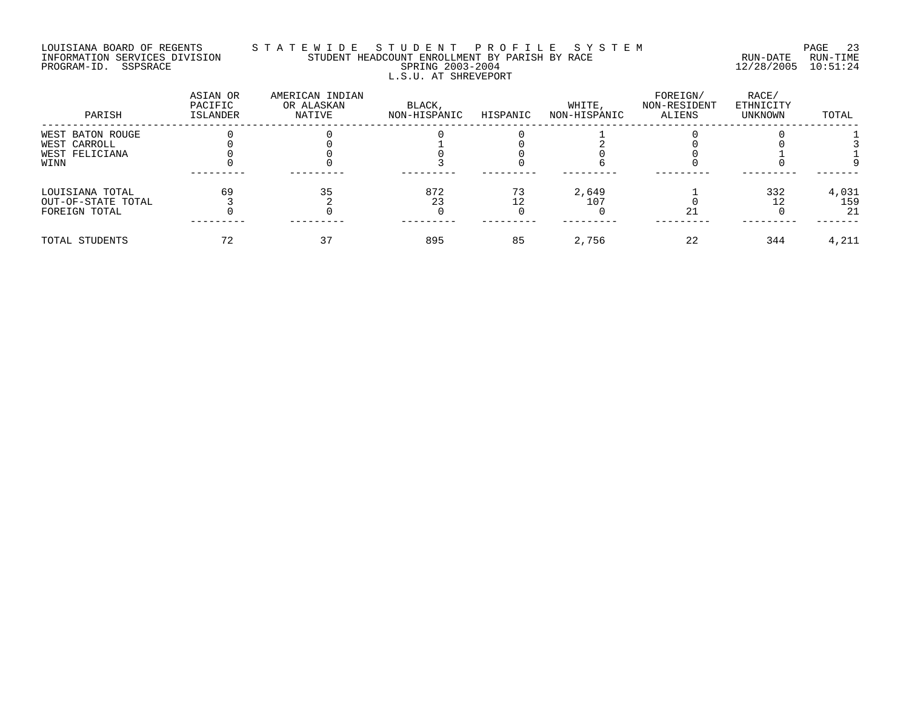LOUISIANA BOARD OF REGENTS — STATEWIDE STUDENT PROFILE SYSTEM
INFORMATION SERVICES DIVISION — STUDENT HEADCOUNT ENROLLMENT BY PARISH BY RACE — RUN-DATE 12/28/2005 RUN-TIME 10:51:24
PROGRAM-ID. SSPSRACE — SPRING 2003-2004

## L.S.U. AT SHREVEPORT

| PARISH | ASIAN OR PACIFIC ISLANDER | AMERICAN INDIAN OR ALASKAN NATIVE | BLACK, NON-HISPANIC | HISPANIC | WHITE, NON-HISPANIC | FOREIGN/ NON-RESIDENT ALIENS | RACE/ ETHNICITY UNKNOWN | TOTAL |
|---|---|---|---|---|---|---|---|---|
| WEST BATON ROUGE | 0 | 0 | 0 | 0 | 1 | 0 | 0 | 1 |
| WEST CARROLL | 0 | 0 | 1 | 0 | 2 | 0 | 0 | 3 |
| WEST FELICIANA | 0 | 0 | 0 | 0 | 0 | 0 | 1 | 1 |
| WINN | 0 | 0 | 3 | 0 | 6 | 0 | 0 | 9 |
| LOUISIANA TOTAL | 69 | 35 | 872 | 73 | 2,649 | 1 | 332 | 4,031 |
| OUT-OF-STATE TOTAL | 3 | 2 | 23 | 12 | 107 | 0 | 12 | 159 |
| FOREIGN TOTAL | 0 | 0 | 0 | 0 | 0 | 21 | 0 | 21 |
| TOTAL STUDENTS | 72 | 37 | 895 | 85 | 2,756 | 22 | 344 | 4,211 |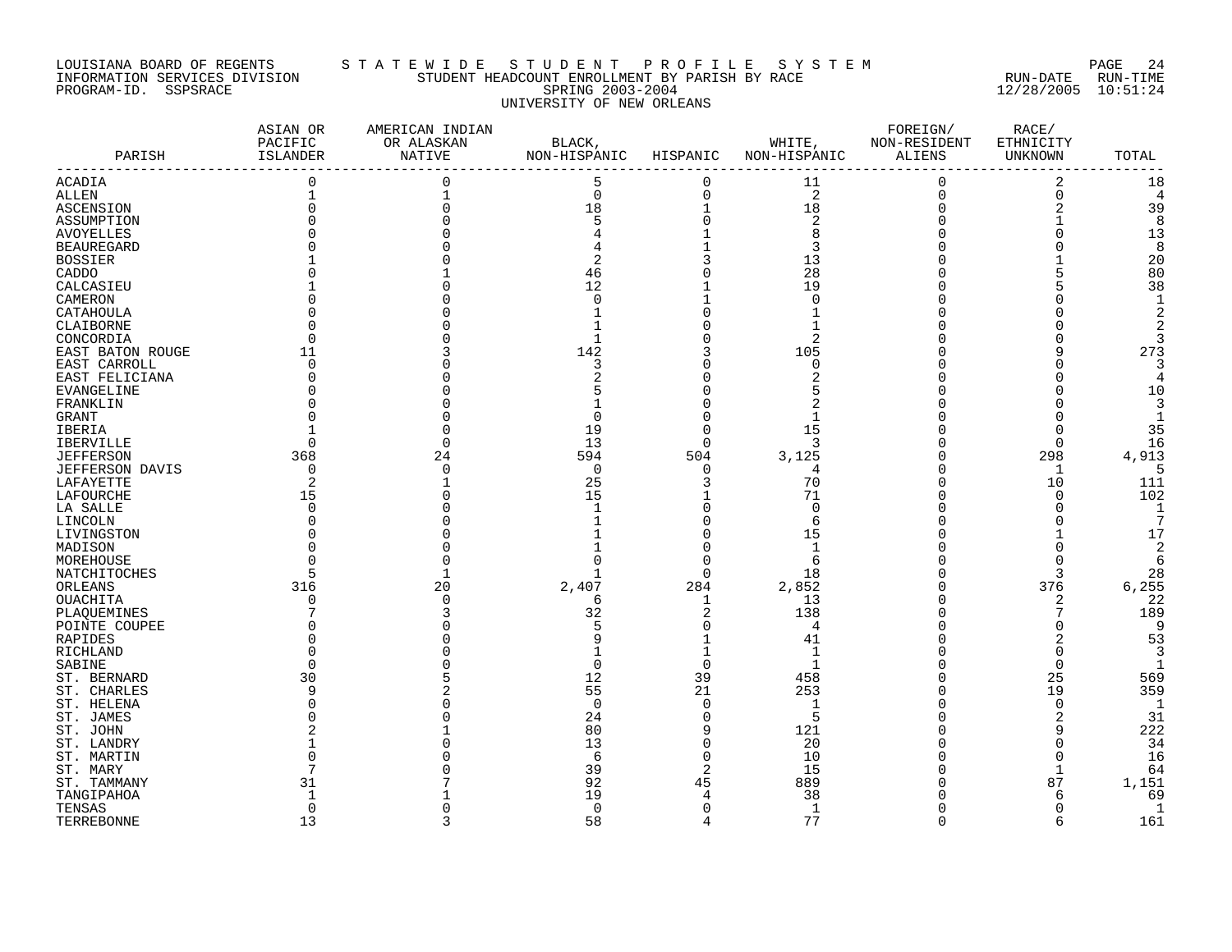LOUISIANA BOARD OF REGENTS — STATEWIDE STUDENT PROFILE SYSTEM
INFORMATION SERVICES DIVISION — STUDENT HEADCOUNT ENROLLMENT BY PARISH BY RACE — RUN-DATE 12/28/2005 RUN-TIME 10:51:24
PROGRAM-ID. SSPSRACE — SPRING 2003-2004

UNIVERSITY OF NEW ORLEANS

| PARISH | ASIAN OR PACIFIC ISLANDER | AMERICAN INDIAN OR ALASKAN NATIVE | BLACK, NON-HISPANIC | HISPANIC | WHITE, NON-HISPANIC | FOREIGN/ NON-RESIDENT ALIENS | RACE/ ETHNICITY UNKNOWN | TOTAL |
|---|---|---|---|---|---|---|---|---|
| ACADIA | 0 | 0 | 5 | 0 | 11 | 0 | 2 | 18 |
| ALLEN | 1 | 1 | 0 | 0 | 2 | 0 | 0 | 4 |
| ASCENSION | 0 | 0 | 18 | 1 | 18 | 0 | 2 | 39 |
| ASSUMPTION | 0 | 0 | 5 | 0 | 2 | 0 | 1 | 8 |
| AVOYELLES | 0 | 0 | 4 | 1 | 8 | 0 | 0 | 13 |
| BEAUREGARD | 0 | 0 | 4 | 1 | 3 | 0 | 0 | 8 |
| BOSSIER | 1 | 0 | 2 | 3 | 13 | 0 | 1 | 20 |
| CADDO | 0 | 1 | 46 | 0 | 28 | 0 | 5 | 80 |
| CALCASIEU | 1 | 0 | 12 | 1 | 19 | 0 | 5 | 38 |
| CAMERON | 0 | 0 | 0 | 1 | 0 | 0 | 0 | 1 |
| CATAHOULA | 0 | 0 | 1 | 0 | 1 | 0 | 0 | 2 |
| CLAIBORNE | 0 | 0 | 1 | 0 | 1 | 0 | 0 | 2 |
| CONCORDIA | 0 | 0 | 1 | 0 | 2 | 0 | 0 | 3 |
| EAST BATON ROUGE | 11 | 3 | 142 | 3 | 105 | 0 | 9 | 273 |
| EAST CARROLL | 0 | 0 | 3 | 0 | 0 | 0 | 0 | 3 |
| EAST FELICIANA | 0 | 0 | 2 | 0 | 2 | 0 | 0 | 4 |
| EVANGELINE | 0 | 0 | 5 | 0 | 5 | 0 | 0 | 10 |
| FRANKLIN | 0 | 0 | 1 | 0 | 2 | 0 | 0 | 3 |
| GRANT | 0 | 0 | 0 | 0 | 1 | 0 | 0 | 1 |
| IBERIA | 1 | 0 | 19 | 0 | 15 | 0 | 0 | 35 |
| IBERVILLE | 0 | 0 | 13 | 0 | 3 | 0 | 0 | 16 |
| JEFFERSON | 368 | 24 | 594 | 504 | 3,125 | 0 | 298 | 4,913 |
| JEFFERSON DAVIS | 0 | 0 | 0 | 0 | 4 | 0 | 1 | 5 |
| LAFAYETTE | 2 | 1 | 25 | 3 | 70 | 0 | 10 | 111 |
| LAFOURCHE | 15 | 0 | 15 | 1 | 71 | 0 | 0 | 102 |
| LA SALLE | 0 | 0 | 1 | 0 | 0 | 0 | 0 | 1 |
| LINCOLN | 0 | 0 | 1 | 0 | 6 | 0 | 0 | 7 |
| LIVINGSTON | 0 | 0 | 1 | 0 | 15 | 0 | 1 | 17 |
| MADISON | 0 | 0 | 1 | 0 | 1 | 0 | 0 | 2 |
| MOREHOUSE | 0 | 0 | 0 | 0 | 6 | 0 | 0 | 6 |
| NATCHITOCHES | 5 | 1 | 1 | 0 | 18 | 0 | 3 | 28 |
| ORLEANS | 316 | 20 | 2,407 | 284 | 2,852 | 0 | 376 | 6,255 |
| OUACHITA | 0 | 0 | 6 | 1 | 13 | 0 | 2 | 22 |
| PLAQUEMINES | 7 | 3 | 32 | 2 | 138 | 0 | 7 | 189 |
| POINTE COUPEE | 0 | 0 | 5 | 0 | 4 | 0 | 0 | 9 |
| RAPIDES | 0 | 0 | 9 | 1 | 41 | 0 | 2 | 53 |
| RICHLAND | 0 | 0 | 1 | 1 | 1 | 0 | 0 | 3 |
| SABINE | 0 | 0 | 0 | 0 | 1 | 0 | 0 | 1 |
| ST. BERNARD | 30 | 5 | 12 | 39 | 458 | 0 | 25 | 569 |
| ST. CHARLES | 9 | 2 | 55 | 21 | 253 | 0 | 19 | 359 |
| ST. HELENA | 0 | 0 | 0 | 0 | 1 | 0 | 0 | 1 |
| ST. JAMES | 0 | 0 | 24 | 0 | 5 | 0 | 2 | 31 |
| ST. JOHN | 2 | 1 | 80 | 9 | 121 | 0 | 9 | 222 |
| ST. LANDRY | 1 | 0 | 13 | 0 | 20 | 0 | 0 | 34 |
| ST. MARTIN | 0 | 0 | 6 | 0 | 10 | 0 | 0 | 16 |
| ST. MARY | 7 | 0 | 39 | 2 | 15 | 0 | 1 | 64 |
| ST. TAMMANY | 31 | 7 | 92 | 45 | 889 | 0 | 87 | 1,151 |
| TANGIPAHOA | 1 | 1 | 19 | 4 | 38 | 0 | 6 | 69 |
| TENSAS | 0 | 0 | 0 | 0 | 1 | 0 | 0 | 1 |
| TERREBONNE | 13 | 3 | 58 | 4 | 77 | 0 | 6 | 161 |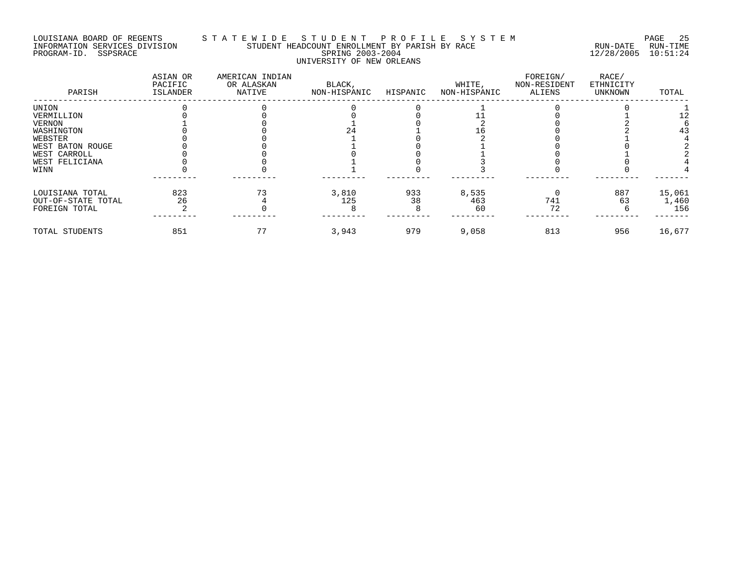LOUISIANA BOARD OF REGENTS — STATEWIDE STUDENT PROFILE SYSTEM
INFORMATION SERVICES DIVISION — STUDENT HEADCOUNT ENROLLMENT BY PARISH BY RACE — RUN-DATE 12/28/2005 RUN-TIME 10:51:24
PROGRAM-ID. SSPSRACE — SPRING 2003-2004

UNIVERSITY OF NEW ORLEANS

| PARISH | ASIAN OR PACIFIC ISLANDER | AMERICAN INDIAN OR ALASKAN NATIVE | BLACK, NON-HISPANIC | HISPANIC | WHITE, NON-HISPANIC | FOREIGN/ NON-RESIDENT ALIENS | RACE/ ETHNICITY UNKNOWN | TOTAL |
|---|---|---|---|---|---|---|---|---|
| UNION | 0 | 0 | 0 | 0 | 1 | 0 | 0 | 1 |
| VERMILLION | 0 | 0 | 0 | 0 | 11 | 0 | 1 | 12 |
| VERNON | 1 | 0 | 1 | 0 | 2 | 0 | 2 | 6 |
| WASHINGTON | 0 | 0 | 24 | 1 | 16 | 0 | 2 | 43 |
| WEBSTER | 0 | 0 | 1 | 0 | 2 | 0 | 1 | 4 |
| WEST BATON ROUGE | 0 | 0 | 1 | 0 | 1 | 0 | 0 | 2 |
| WEST CARROLL | 0 | 0 | 0 | 0 | 1 | 0 | 1 | 2 |
| WEST FELICIANA | 0 | 0 | 1 | 0 | 3 | 0 | 0 | 4 |
| WINN | 0 | 0 | 1 | 0 | 3 | 0 | 0 | 4 |
| LOUISIANA TOTAL | 823 | 73 | 3,810 | 933 | 8,535 | 0 | 887 | 15,061 |
| OUT-OF-STATE TOTAL | 26 | 4 | 125 | 38 | 463 | 741 | 63 | 1,460 |
| FOREIGN TOTAL | 2 | 0 | 8 | 8 | 60 | 72 | 6 | 156 |
| TOTAL STUDENTS | 851 | 77 | 3,943 | 979 | 9,058 | 813 | 956 | 16,677 |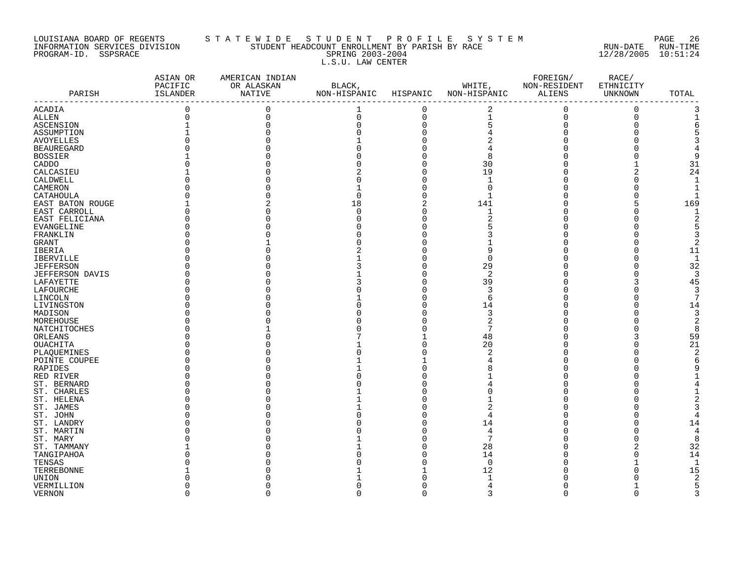LOUISIANA BOARD OF REGENTS — STATEWIDE STUDENT PROFILE SYSTEM
INFORMATION SERVICES DIVISION — STUDENT HEADCOUNT ENROLLMENT BY PARISH BY RACE
PROGRAM-ID. SSPSRACE — SPRING 2003-2004 — RUN-DATE 12/28/2005 RUN-TIME 10:51:24

L.S.U. LAW CENTER

| PARISH | ASIAN OR PACIFIC ISLANDER | AMERICAN INDIAN OR ALASKAN NATIVE | BLACK, NON-HISPANIC | HISPANIC | WHITE, NON-HISPANIC | FOREIGN/ NON-RESIDENT ALIENS | RACE/ ETHNICITY UNKNOWN | TOTAL |
|---|---|---|---|---|---|---|---|---|
| ACADIA | 0 | 0 | 1 | 0 | 2 | 0 | 0 | 3 |
| ALLEN | 0 | 0 | 0 | 0 | 1 | 0 | 0 | 1 |
| ASCENSION | 1 | 0 | 0 | 0 | 5 | 0 | 0 | 6 |
| ASSUMPTION | 1 | 0 | 0 | 0 | 4 | 0 | 0 | 5 |
| AVOYELLES | 0 | 0 | 1 | 0 | 2 | 0 | 0 | 3 |
| BEAUREGARD | 0 | 0 | 0 | 0 | 4 | 0 | 0 | 4 |
| BOSSIER | 1 | 0 | 0 | 0 | 8 | 0 | 0 | 9 |
| CADDO | 0 | 0 | 0 | 0 | 30 | 0 | 1 | 31 |
| CALCASIEU | 1 | 0 | 2 | 0 | 19 | 0 | 2 | 24 |
| CALDWELL | 0 | 0 | 0 | 0 | 1 | 0 | 0 | 1 |
| CAMERON | 0 | 0 | 1 | 0 | 0 | 0 | 0 | 1 |
| CATAHOULA | 0 | 0 | 0 | 0 | 1 | 0 | 0 | 1 |
| EAST BATON ROUGE | 1 | 2 | 18 | 2 | 141 | 0 | 5 | 169 |
| EAST CARROLL | 0 | 0 | 0 | 0 | 1 | 0 | 0 | 1 |
| EAST FELICIANA | 0 | 0 | 0 | 0 | 2 | 0 | 0 | 2 |
| EVANGELINE | 0 | 0 | 0 | 0 | 5 | 0 | 0 | 5 |
| FRANKLIN | 0 | 0 | 0 | 0 | 3 | 0 | 0 | 3 |
| GRANT | 0 | 1 | 0 | 0 | 1 | 0 | 0 | 2 |
| IBERIA | 0 | 0 | 2 | 0 | 9 | 0 | 0 | 11 |
| IBERVILLE | 0 | 0 | 1 | 0 | 0 | 0 | 0 | 1 |
| JEFFERSON | 0 | 0 | 3 | 0 | 29 | 0 | 0 | 32 |
| JEFFERSON DAVIS | 0 | 0 | 1 | 0 | 2 | 0 | 0 | 3 |
| LAFAYETTE | 0 | 0 | 3 | 0 | 39 | 0 | 3 | 45 |
| LAFOURCHE | 0 | 0 | 0 | 0 | 3 | 0 | 0 | 3 |
| LINCOLN | 0 | 0 | 1 | 0 | 6 | 0 | 0 | 7 |
| LIVINGSTON | 0 | 0 | 0 | 0 | 14 | 0 | 0 | 14 |
| MADISON | 0 | 0 | 0 | 0 | 3 | 0 | 0 | 3 |
| MOREHOUSE | 0 | 0 | 0 | 0 | 2 | 0 | 0 | 2 |
| NATCHITOCHES | 0 | 1 | 0 | 0 | 7 | 0 | 0 | 8 |
| ORLEANS | 0 | 0 | 7 | 1 | 48 | 0 | 3 | 59 |
| OUACHITA | 0 | 0 | 1 | 0 | 20 | 0 | 0 | 21 |
| PLAQUEMINES | 0 | 0 | 0 | 0 | 2 | 0 | 0 | 2 |
| POINTE COUPEE | 0 | 0 | 1 | 1 | 4 | 0 | 0 | 6 |
| RAPIDES | 0 | 0 | 1 | 0 | 8 | 0 | 0 | 9 |
| RED RIVER | 0 | 0 | 0 | 0 | 1 | 0 | 0 | 1 |
| ST. BERNARD | 0 | 0 | 0 | 0 | 4 | 0 | 0 | 4 |
| ST. CHARLES | 0 | 0 | 1 | 0 | 0 | 0 | 0 | 1 |
| ST. HELENA | 0 | 0 | 1 | 0 | 1 | 0 | 0 | 2 |
| ST. JAMES | 0 | 0 | 1 | 0 | 2 | 0 | 0 | 3 |
| ST. JOHN | 0 | 0 | 0 | 0 | 4 | 0 | 0 | 4 |
| ST. LANDRY | 0 | 0 | 0 | 0 | 14 | 0 | 0 | 14 |
| ST. MARTIN | 0 | 0 | 0 | 0 | 4 | 0 | 0 | 4 |
| ST. MARY | 0 | 0 | 1 | 0 | 7 | 0 | 0 | 8 |
| ST. TAMMANY | 1 | 0 | 1 | 0 | 28 | 0 | 2 | 32 |
| TANGIPAHOA | 0 | 0 | 0 | 0 | 14 | 0 | 0 | 14 |
| TENSAS | 0 | 0 | 0 | 0 | 0 | 0 | 1 | 1 |
| TERREBONNE | 1 | 0 | 1 | 1 | 12 | 0 | 0 | 15 |
| UNION | 0 | 0 | 1 | 0 | 1 | 0 | 0 | 2 |
| VERMILLION | 0 | 0 | 0 | 0 | 4 | 0 | 1 | 5 |
| VERNON | 0 | 0 | 0 | 0 | 3 | 0 | 0 | 3 |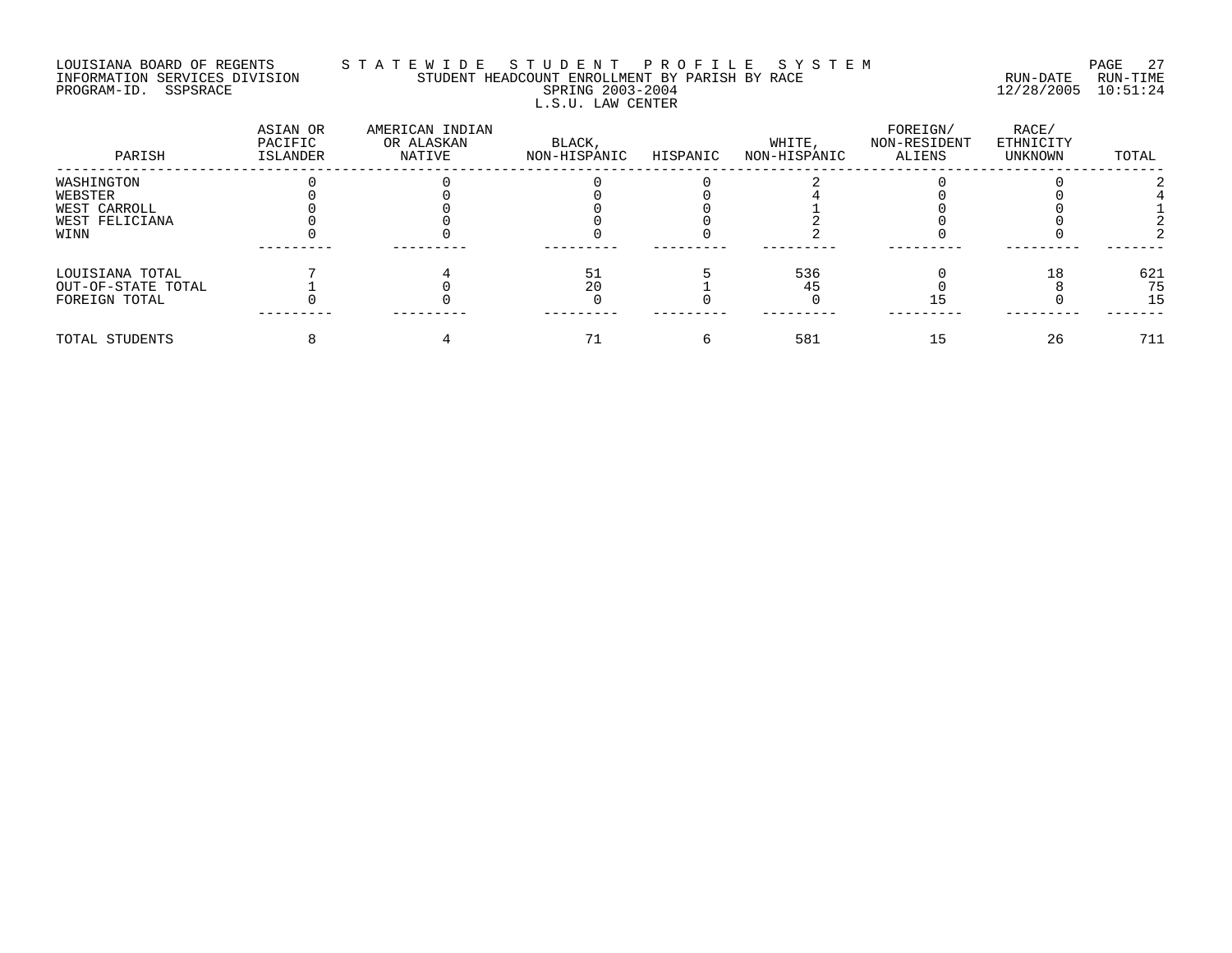LOUISIANA BOARD OF REGENTS — S T A T E W I D E   S T U D E N T   P R O F I L E   S Y S T E M

INFORMATION SERVICES DIVISION — STUDENT HEADCOUNT ENROLLMENT BY PARISH BY RACE — RUN-DATE 12/28/2005 RUN-TIME 10:51:24

PROGRAM-ID. SSPSRACE — SPRING 2003-2004

L.S.U. LAW CENTER

| PARISH | ASIAN OR PACIFIC ISLANDER | AMERICAN INDIAN OR ALASKAN NATIVE | BLACK, NON-HISPANIC | HISPANIC | WHITE, NON-HISPANIC | FOREIGN/ NON-RESIDENT ALIENS | RACE/ ETHNICITY UNKNOWN | TOTAL |
|---|---|---|---|---|---|---|---|---|
| WASHINGTON | 0 | 0 | 0 | 0 | 2 | 0 | 0 | 2 |
| WEBSTER | 0 | 0 | 0 | 0 | 4 | 0 | 0 | 4 |
| WEST CARROLL | 0 | 0 | 0 | 0 | 1 | 0 | 0 | 1 |
| WEST FELICIANA | 0 | 0 | 0 | 0 | 2 | 0 | 0 | 2 |
| WINN | 0 | 0 | 0 | 0 | 2 | 0 | 0 | 2 |
| LOUISIANA TOTAL | 7 | 4 | 51 | 5 | 536 | 0 | 18 | 621 |
| OUT-OF-STATE TOTAL | 1 | 0 | 20 | 1 | 45 | 0 | 8 | 75 |
| FOREIGN TOTAL | 0 | 0 | 0 | 0 | 0 | 15 | 0 | 15 |
| TOTAL STUDENTS | 8 | 4 | 71 | 6 | 581 | 15 | 26 | 711 |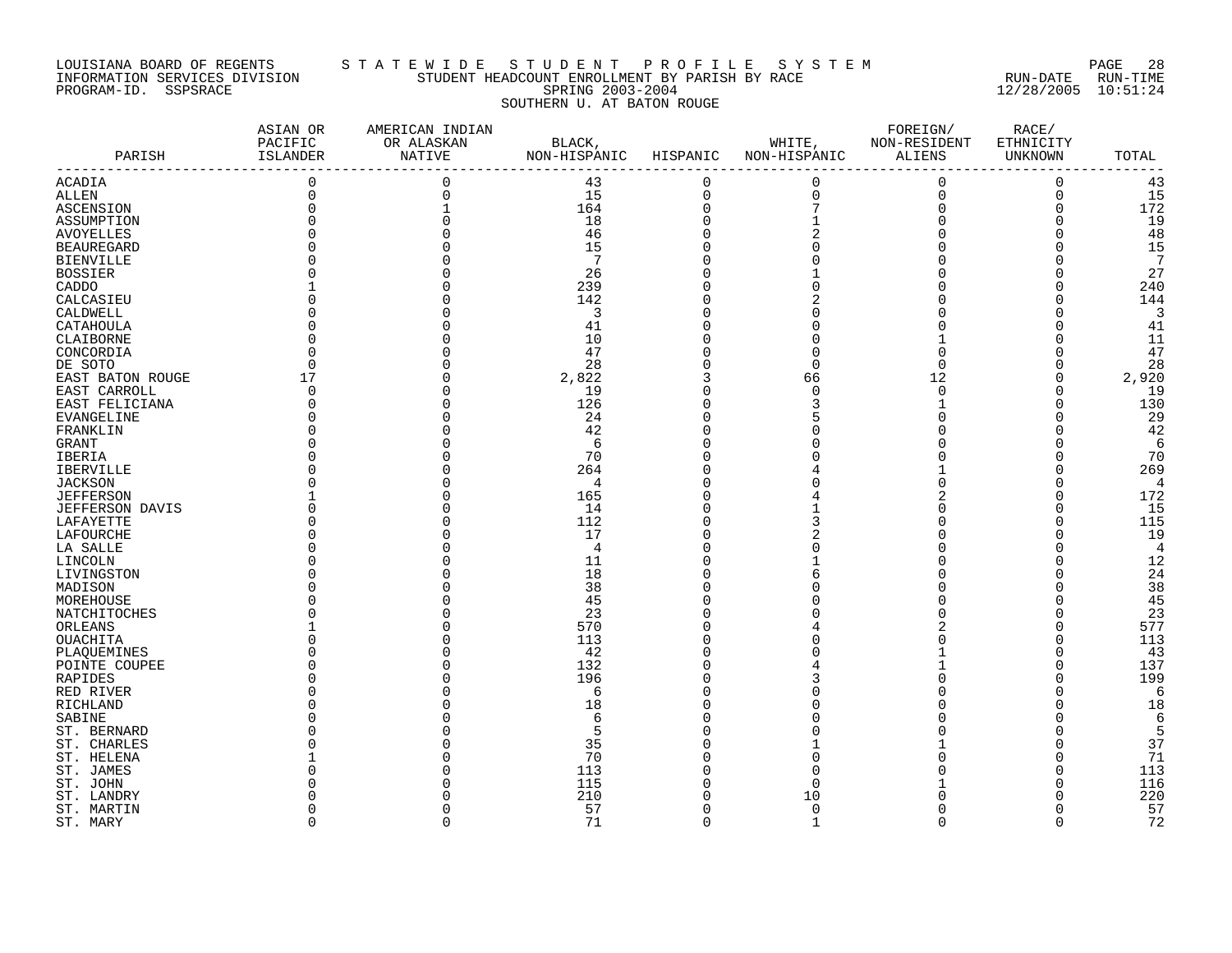LOUISIANA BOARD OF REGENTS
INFORMATION SERVICES DIVISION
PROGRAM-ID. SSPSRACE

STATEWIDE STUDENT PROFILE SYSTEM
STUDENT HEADCOUNT ENROLLMENT BY PARISH BY RACE
SPRING 2003-2004
SOUTHERN U. AT BATON ROUGE

RUN-DATE 12/28/2005 RUN-TIME 10:51:24

| PARISH | ASIAN OR PACIFIC ISLANDER | AMERICAN INDIAN OR ALASKAN NATIVE | BLACK, NON-HISPANIC | HISPANIC | WHITE, NON-HISPANIC | FOREIGN/ NON-RESIDENT ALIENS | RACE/ ETHNICITY UNKNOWN | TOTAL |
|---|---|---|---|---|---|---|---|---|
| ACADIA | 0 | 0 | 43 | 0 | 0 | 0 | 0 | 43 |
| ALLEN | 0 | 0 | 15 | 0 | 0 | 0 | 0 | 15 |
| ASCENSION | 0 | 1 | 164 | 0 | 7 | 0 | 0 | 172 |
| ASSUMPTION | 0 | 0 | 18 | 0 | 1 | 0 | 0 | 19 |
| AVOYELLES | 0 | 0 | 46 | 0 | 2 | 0 | 0 | 48 |
| BEAUREGARD | 0 | 0 | 15 | 0 | 0 | 0 | 0 | 15 |
| BIENVILLE | 0 | 0 | 7 | 0 | 0 | 0 | 0 | 7 |
| BOSSIER | 0 | 0 | 26 | 0 | 1 | 0 | 0 | 27 |
| CADDO | 1 | 0 | 239 | 0 | 0 | 0 | 0 | 240 |
| CALCASIEU | 0 | 0 | 142 | 0 | 2 | 0 | 0 | 144 |
| CALDWELL | 0 | 0 | 3 | 0 | 0 | 0 | 0 | 3 |
| CATAHOULA | 0 | 0 | 41 | 0 | 0 | 0 | 0 | 41 |
| CLAIBORNE | 0 | 0 | 10 | 0 | 0 | 1 | 0 | 11 |
| CONCORDIA | 0 | 0 | 47 | 0 | 0 | 0 | 0 | 47 |
| DE SOTO | 0 | 0 | 28 | 0 | 0 | 0 | 0 | 28 |
| EAST BATON ROUGE | 17 | 0 | 2,822 | 3 | 66 | 12 | 0 | 2,920 |
| EAST CARROLL | 0 | 0 | 19 | 0 | 0 | 0 | 0 | 19 |
| EAST FELICIANA | 0 | 0 | 126 | 0 | 3 | 1 | 0 | 130 |
| EVANGELINE | 0 | 0 | 24 | 0 | 5 | 0 | 0 | 29 |
| FRANKLIN | 0 | 0 | 42 | 0 | 0 | 0 | 0 | 42 |
| GRANT | 0 | 0 | 6 | 0 | 0 | 0 | 0 | 6 |
| IBERIA | 0 | 0 | 70 | 0 | 0 | 0 | 0 | 70 |
| IBERVILLE | 0 | 0 | 264 | 0 | 4 | 1 | 0 | 269 |
| JACKSON | 0 | 0 | 4 | 0 | 0 | 0 | 0 | 4 |
| JEFFERSON | 1 | 0 | 165 | 0 | 4 | 2 | 0 | 172 |
| JEFFERSON DAVIS | 0 | 0 | 14 | 0 | 1 | 0 | 0 | 15 |
| LAFAYETTE | 0 | 0 | 112 | 0 | 3 | 0 | 0 | 115 |
| LAFOURCHE | 0 | 0 | 17 | 0 | 2 | 0 | 0 | 19 |
| LA SALLE | 0 | 0 | 4 | 0 | 0 | 0 | 0 | 4 |
| LINCOLN | 0 | 0 | 11 | 0 | 1 | 0 | 0 | 12 |
| LIVINGSTON | 0 | 0 | 18 | 0 | 6 | 0 | 0 | 24 |
| MADISON | 0 | 0 | 38 | 0 | 0 | 0 | 0 | 38 |
| MOREHOUSE | 0 | 0 | 45 | 0 | 0 | 0 | 0 | 45 |
| NATCHITOCHES | 0 | 0 | 23 | 0 | 0 | 0 | 0 | 23 |
| ORLEANS | 1 | 0 | 570 | 0 | 4 | 2 | 0 | 577 |
| OUACHITA | 0 | 0 | 113 | 0 | 0 | 0 | 0 | 113 |
| PLAQUEMINES | 0 | 0 | 42 | 0 | 0 | 1 | 0 | 43 |
| POINTE COUPEE | 0 | 0 | 132 | 0 | 4 | 1 | 0 | 137 |
| RAPIDES | 0 | 0 | 196 | 0 | 3 | 0 | 0 | 199 |
| RED RIVER | 0 | 0 | 6 | 0 | 0 | 0 | 0 | 6 |
| RICHLAND | 0 | 0 | 18 | 0 | 0 | 0 | 0 | 18 |
| SABINE | 0 | 0 | 6 | 0 | 0 | 0 | 0 | 6 |
| ST. BERNARD | 0 | 0 | 5 | 0 | 0 | 0 | 0 | 5 |
| ST. CHARLES | 0 | 0 | 35 | 0 | 1 | 1 | 0 | 37 |
| ST. HELENA | 1 | 0 | 70 | 0 | 0 | 0 | 0 | 71 |
| ST. JAMES | 0 | 0 | 113 | 0 | 0 | 0 | 0 | 113 |
| ST. JOHN | 0 | 0 | 115 | 0 | 0 | 1 | 0 | 116 |
| ST. LANDRY | 0 | 0 | 210 | 0 | 10 | 0 | 0 | 220 |
| ST. MARTIN | 0 | 0 | 57 | 0 | 0 | 0 | 0 | 57 |
| ST. MARY | 0 | 0 | 71 | 0 | 1 | 0 | 0 | 72 |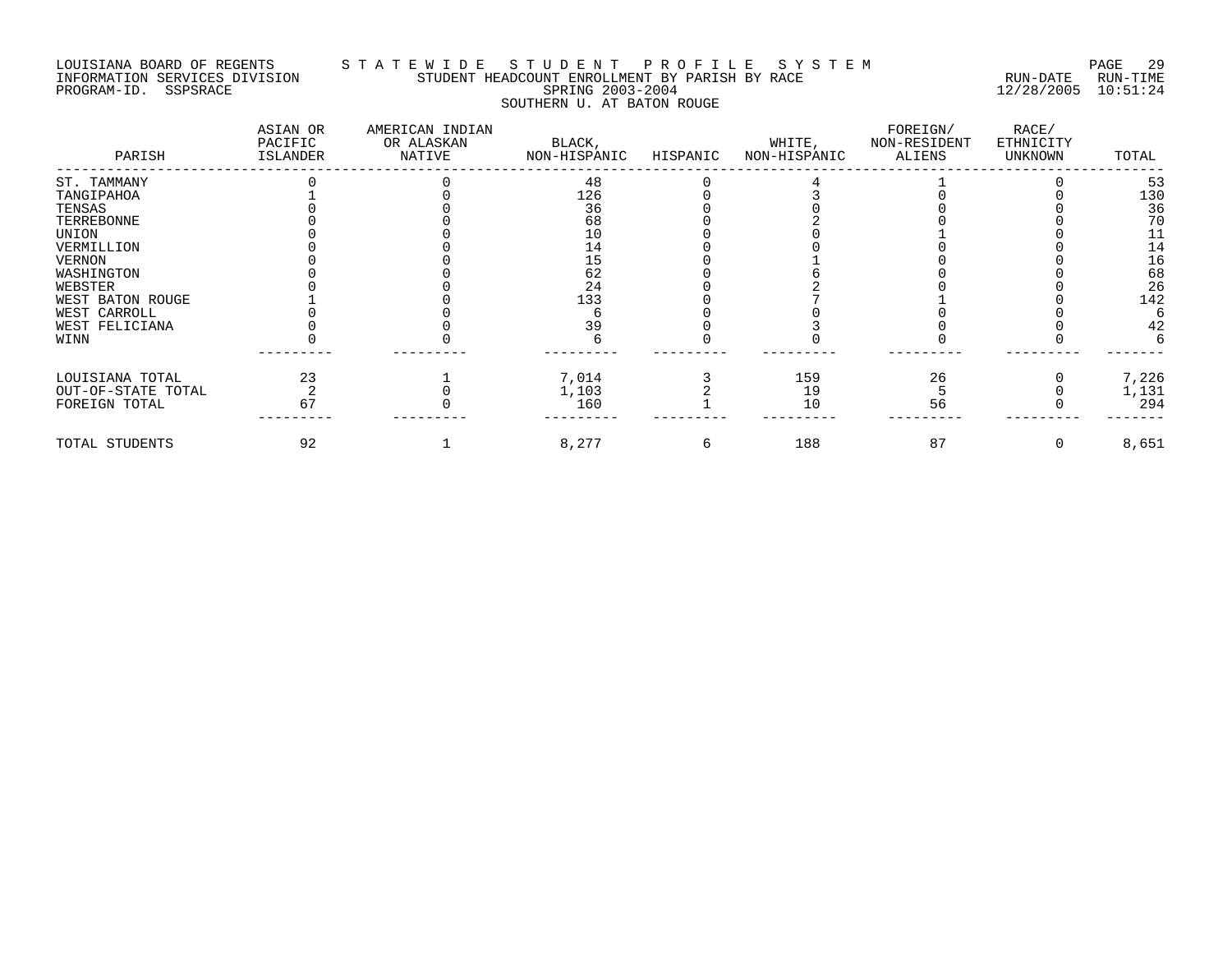LOUISIANA BOARD OF REGENTS — STATEWIDE STUDENT PROFILE SYSTEM
INFORMATION SERVICES DIVISION — STUDENT HEADCOUNT ENROLLMENT BY PARISH BY RACE — RUN-DATE 12/28/2005 RUN-TIME 10:51:24
PROGRAM-ID. SSPSRACE — SPRING 2003-2004

SOUTHERN U. AT BATON ROUGE

| PARISH | ASIAN OR PACIFIC ISLANDER | AMERICAN INDIAN OR ALASKAN NATIVE | BLACK, NON-HISPANIC | HISPANIC | WHITE, NON-HISPANIC | FOREIGN/ NON-RESIDENT ALIENS | RACE/ ETHNICITY UNKNOWN | TOTAL |
|---|---|---|---|---|---|---|---|---|
| ST. TAMMANY | 0 | 0 | 48 | 0 | 4 | 1 | 0 | 53 |
| TANGIPAHOA | 1 | 0 | 126 | 0 | 3 | 0 | 0 | 130 |
| TENSAS | 0 | 0 | 36 | 0 | 0 | 0 | 0 | 36 |
| TERREBONNE | 0 | 0 | 68 | 0 | 2 | 0 | 0 | 70 |
| UNION | 0 | 0 | 10 | 0 | 0 | 1 | 0 | 11 |
| VERMILLION | 0 | 0 | 14 | 0 | 0 | 0 | 0 | 14 |
| VERNON | 0 | 0 | 15 | 0 | 1 | 0 | 0 | 16 |
| WASHINGTON | 0 | 0 | 62 | 0 | 6 | 0 | 0 | 68 |
| WEBSTER | 0 | 0 | 24 | 0 | 2 | 0 | 0 | 26 |
| WEST BATON ROUGE | 1 | 0 | 133 | 0 | 7 | 1 | 0 | 142 |
| WEST CARROLL | 0 | 0 | 6 | 0 | 0 | 0 | 0 | 6 |
| WEST FELICIANA | 0 | 0 | 39 | 0 | 3 | 0 | 0 | 42 |
| WINN | 0 | 0 | 6 | 0 | 0 | 0 | 0 | 6 |
| LOUISIANA TOTAL | 23 | 1 | 7,014 | 3 | 159 | 26 | 0 | 7,226 |
| OUT-OF-STATE TOTAL | 2 | 0 | 1,103 | 2 | 19 | 5 | 0 | 1,131 |
| FOREIGN TOTAL | 67 | 0 | 160 | 1 | 10 | 56 | 0 | 294 |
| TOTAL STUDENTS | 92 | 1 | 8,277 | 6 | 188 | 87 | 0 | 8,651 |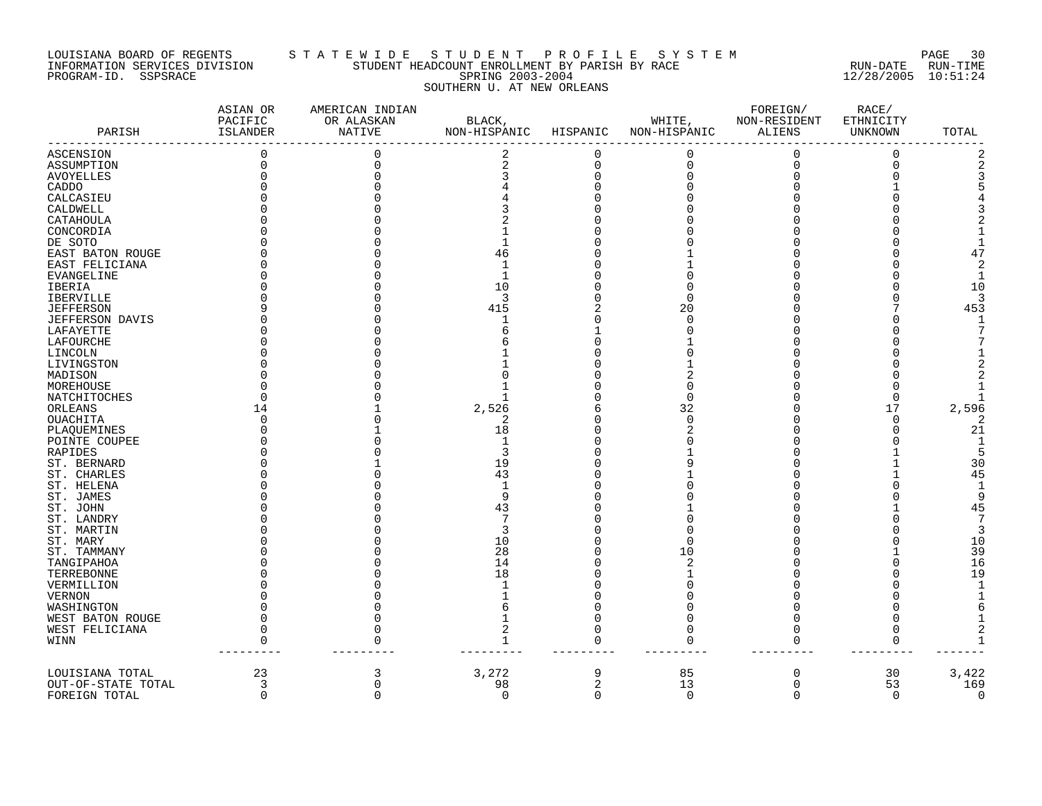LOUISIANA BOARD OF REGENTS — STATEWIDE STUDENT PROFILE SYSTEM
INFORMATION SERVICES DIVISION — STUDENT HEADCOUNT ENROLLMENT BY PARISH BY RACE — RUN-DATE 12/28/2005 RUN-TIME 10:51:24
PROGRAM-ID. SSPSRACE — SPRING 2003-2004

SOUTHERN U. AT NEW ORLEANS

| PARISH | ASIAN OR PACIFIC ISLANDER | AMERICAN INDIAN OR ALASKAN NATIVE | BLACK, NON-HISPANIC | HISPANIC | WHITE, NON-HISPANIC | FOREIGN/ NON-RESIDENT ALIENS | RACE/ ETHNICITY UNKNOWN | TOTAL |
|---|---|---|---|---|---|---|---|---|
| ASCENSION | 0 | 0 | 2 | 0 | 0 | 0 | 0 | 2 |
| ASSUMPTION | 0 | 0 | 2 | 0 | 0 | 0 | 0 | 2 |
| AVOYELLES | 0 | 0 | 3 | 0 | 0 | 0 | 0 | 3 |
| CADDO | 0 | 0 | 4 | 0 | 0 | 0 | 1 | 5 |
| CALCASIEU | 0 | 0 | 4 | 0 | 0 | 0 | 0 | 4 |
| CALDWELL | 0 | 0 | 3 | 0 | 0 | 0 | 0 | 3 |
| CATAHOULA | 0 | 0 | 2 | 0 | 0 | 0 | 0 | 2 |
| CONCORDIA | 0 | 0 | 1 | 0 | 0 | 0 | 0 | 1 |
| DE SOTO | 0 | 0 | 1 | 0 | 0 | 0 | 0 | 1 |
| EAST BATON ROUGE | 0 | 0 | 46 | 0 | 1 | 0 | 0 | 47 |
| EAST FELICIANA | 0 | 0 | 1 | 0 | 1 | 0 | 0 | 2 |
| EVANGELINE | 0 | 0 | 1 | 0 | 0 | 0 | 0 | 1 |
| IBERIA | 0 | 0 | 10 | 0 | 0 | 0 | 0 | 10 |
| IBERVILLE | 0 | 0 | 3 | 0 | 0 | 0 | 0 | 3 |
| JEFFERSON | 9 | 0 | 415 | 2 | 20 | 0 | 7 | 453 |
| JEFFERSON DAVIS | 0 | 0 | 1 | 0 | 0 | 0 | 0 | 1 |
| LAFAYETTE | 0 | 0 | 6 | 1 | 0 | 0 | 0 | 7 |
| LAFOURCHE | 0 | 0 | 6 | 0 | 1 | 0 | 0 | 7 |
| LINCOLN | 0 | 0 | 1 | 0 | 0 | 0 | 0 | 1 |
| LIVINGSTON | 0 | 0 | 1 | 0 | 1 | 0 | 0 | 2 |
| MADISON | 0 | 0 | 0 | 0 | 2 | 0 | 0 | 2 |
| MOREHOUSE | 0 | 0 | 1 | 0 | 0 | 0 | 0 | 1 |
| NATCHITOCHES | 0 | 0 | 1 | 0 | 0 | 0 | 0 | 1 |
| ORLEANS | 14 | 1 | 2,526 | 6 | 32 | 0 | 17 | 2,596 |
| OUACHITA | 0 | 0 | 2 | 0 | 0 | 0 | 0 | 2 |
| PLAQUEMINES | 0 | 1 | 18 | 0 | 2 | 0 | 0 | 21 |
| POINTE COUPEE | 0 | 0 | 1 | 0 | 0 | 0 | 0 | 1 |
| RAPIDES | 0 | 0 | 3 | 0 | 1 | 0 | 1 | 5 |
| ST. BERNARD | 0 | 1 | 19 | 0 | 9 | 0 | 1 | 30 |
| ST. CHARLES | 0 | 0 | 43 | 0 | 1 | 0 | 1 | 45 |
| ST. HELENA | 0 | 0 | 1 | 0 | 0 | 0 | 0 | 1 |
| ST. JAMES | 0 | 0 | 9 | 0 | 0 | 0 | 0 | 9 |
| ST. JOHN | 0 | 0 | 43 | 0 | 1 | 0 | 1 | 45 |
| ST. LANDRY | 0 | 0 | 7 | 0 | 0 | 0 | 0 | 7 |
| ST. MARTIN | 0 | 0 | 3 | 0 | 0 | 0 | 0 | 3 |
| ST. MARY | 0 | 0 | 10 | 0 | 0 | 0 | 0 | 10 |
| ST. TAMMANY | 0 | 0 | 28 | 0 | 10 | 0 | 1 | 39 |
| TANGIPAHOA | 0 | 0 | 14 | 0 | 2 | 0 | 0 | 16 |
| TERREBONNE | 0 | 0 | 18 | 0 | 1 | 0 | 0 | 19 |
| VERMILLION | 0 | 0 | 1 | 0 | 0 | 0 | 0 | 1 |
| VERNON | 0 | 0 | 1 | 0 | 0 | 0 | 0 | 1 |
| WASHINGTON | 0 | 0 | 6 | 0 | 0 | 0 | 0 | 6 |
| WEST BATON ROUGE | 0 | 0 | 1 | 0 | 0 | 0 | 0 | 1 |
| WEST FELICIANA | 0 | 0 | 2 | 0 | 0 | 0 | 0 | 2 |
| WINN | 0 | 0 | 1 | 0 | 0 | 0 | 0 | 1 |
| LOUISIANA TOTAL | 23 | 3 | 3,272 | 9 | 85 | 0 | 30 | 3,422 |
| OUT-OF-STATE TOTAL | 3 | 0 | 98 | 2 | 13 | 0 | 53 | 169 |
| FOREIGN TOTAL | 0 | 0 | 0 | 0 | 0 | 0 | 0 | 0 |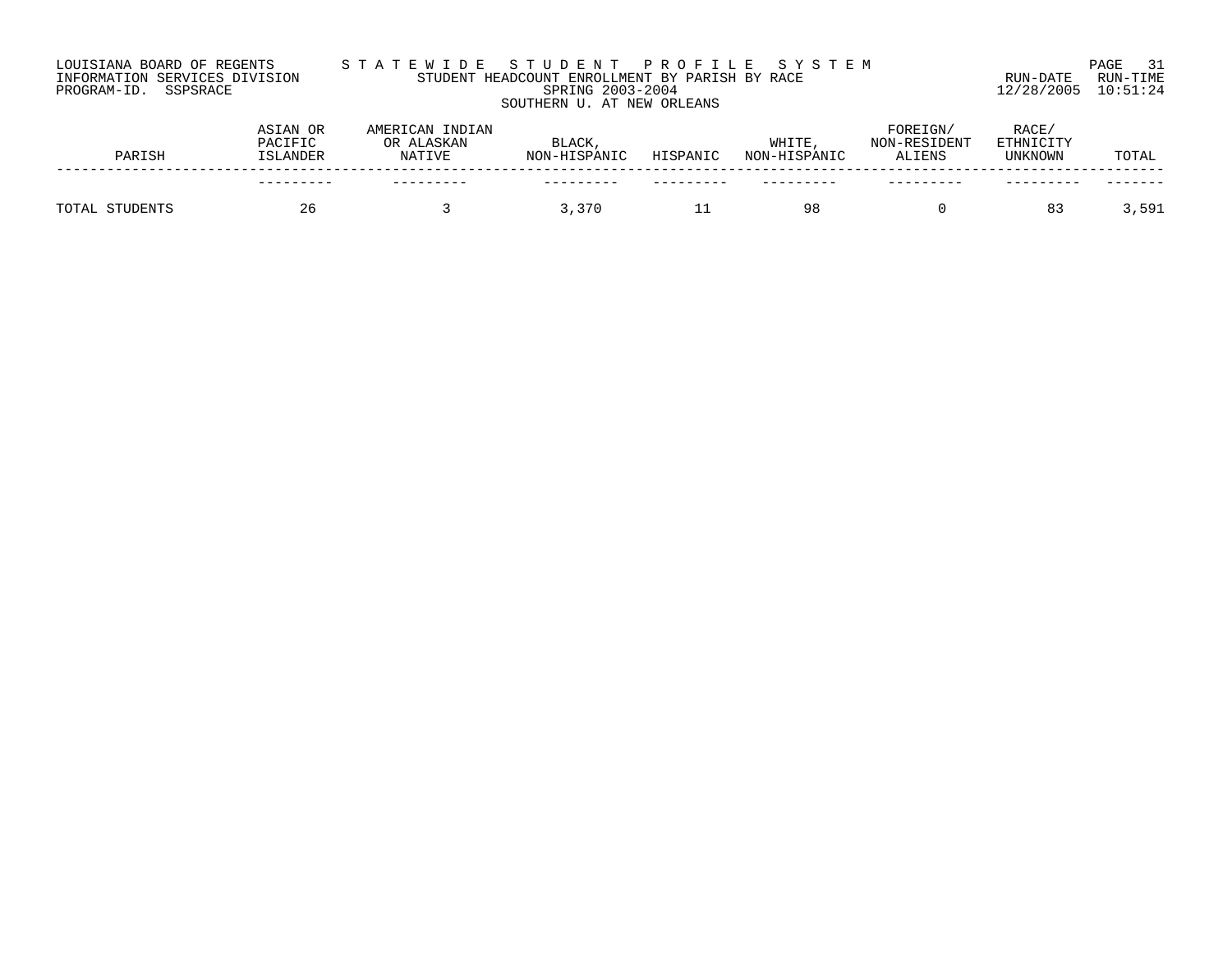LOUISIANA BOARD OF REGENTS — STATEWIDE STUDENT PROFILE SYSTEM
INFORMATION SERVICES DIVISION — STUDENT HEADCOUNT ENROLLMENT BY PARISH BY RACE — RUN-DATE 12/28/2005 RUN-TIME 10:51:24
PROGRAM-ID. SSPSRACE — SPRING 2003-2004

SOUTHERN U. AT NEW ORLEANS

| PARISH | ASIAN OR PACIFIC ISLANDER | AMERICAN INDIAN OR ALASKAN NATIVE | BLACK, NON-HISPANIC | HISPANIC | WHITE, NON-HISPANIC | FOREIGN/ NON-RESIDENT ALIENS | RACE/ ETHNICITY UNKNOWN | TOTAL |
|---|---|---|---|---|---|---|---|---|
| TOTAL STUDENTS | 26 | 3 | 3,370 | 11 | 98 | 0 | 83 | 3,591 |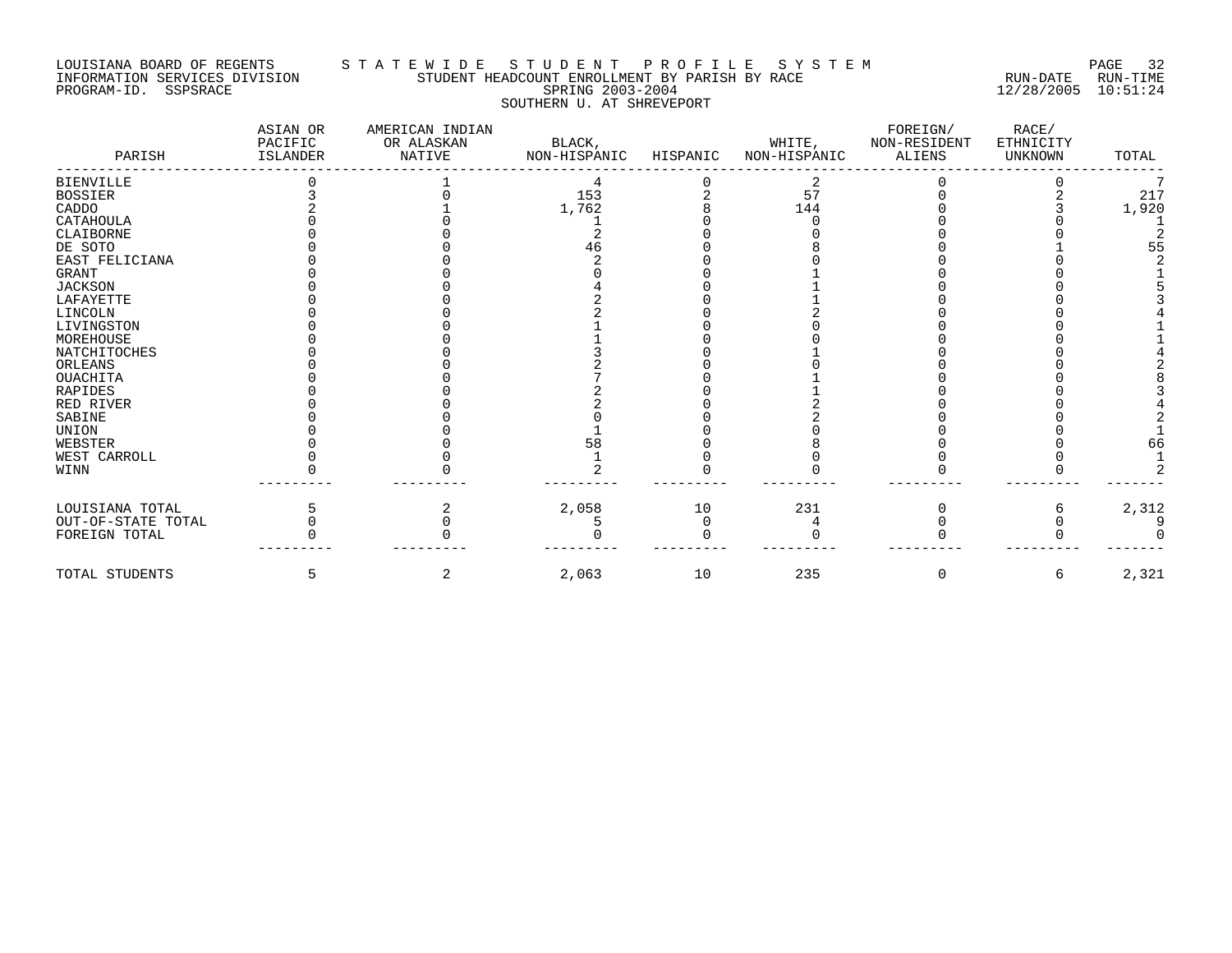LOUISIANA BOARD OF REGENTS — STATEWIDE STUDENT PROFILE SYSTEM
INFORMATION SERVICES DIVISION — STUDENT HEADCOUNT ENROLLMENT BY PARISH BY RACE — RUN-DATE 12/28/2005 RUN-TIME 10:51:24
PROGRAM-ID. SSPSRACE — SPRING 2003-2004
SOUTHERN U. AT SHREVEPORT

| PARISH | ASIAN OR PACIFIC ISLANDER | AMERICAN INDIAN OR ALASKAN NATIVE | BLACK, NON-HISPANIC | HISPANIC | WHITE, NON-HISPANIC | FOREIGN/ NON-RESIDENT ALIENS | RACE/ ETHNICITY UNKNOWN | TOTAL |
|---|---|---|---|---|---|---|---|---|
| BIENVILLE | 0 | 1 | 4 | 0 | 2 | 0 | 0 | 7 |
| BOSSIER | 3 | 0 | 153 | 2 | 57 | 0 | 2 | 217 |
| CADDO | 2 | 1 | 1,762 | 8 | 144 | 0 | 3 | 1,920 |
| CATAHOULA | 0 | 0 | 1 | 0 | 0 | 0 | 0 | 1 |
| CLAIBORNE | 0 | 0 | 2 | 0 | 0 | 0 | 0 | 2 |
| DE SOTO | 0 | 0 | 46 | 0 | 8 | 0 | 1 | 55 |
| EAST FELICIANA | 0 | 0 | 2 | 0 | 0 | 0 | 0 | 2 |
| GRANT | 0 | 0 | 0 | 0 | 1 | 0 | 0 | 1 |
| JACKSON | 0 | 0 | 4 | 0 | 1 | 0 | 0 | 5 |
| LAFAYETTE | 0 | 0 | 2 | 0 | 1 | 0 | 0 | 3 |
| LINCOLN | 0 | 0 | 2 | 0 | 2 | 0 | 0 | 4 |
| LIVINGSTON | 0 | 0 | 1 | 0 | 0 | 0 | 0 | 1 |
| MOREHOUSE | 0 | 0 | 1 | 0 | 0 | 0 | 0 | 1 |
| NATCHITOCHES | 0 | 0 | 3 | 0 | 1 | 0 | 0 | 4 |
| ORLEANS | 0 | 0 | 2 | 0 | 0 | 0 | 0 | 2 |
| OUACHITA | 0 | 0 | 7 | 0 | 1 | 0 | 0 | 8 |
| RAPIDES | 0 | 0 | 2 | 0 | 1 | 0 | 0 | 3 |
| RED RIVER | 0 | 0 | 2 | 0 | 2 | 0 | 0 | 4 |
| SABINE | 0 | 0 | 0 | 0 | 2 | 0 | 0 | 2 |
| UNION | 0 | 0 | 1 | 0 | 0 | 0 | 0 | 1 |
| WEBSTER | 0 | 0 | 58 | 0 | 8 | 0 | 0 | 66 |
| WEST CARROLL | 0 | 0 | 1 | 0 | 0 | 0 | 0 | 1 |
| WINN | 0 | 0 | 2 | 0 | 0 | 0 | 0 | 2 |
| LOUISIANA TOTAL | 5 | 2 | 2,058 | 10 | 231 | 0 | 6 | 2,312 |
| OUT-OF-STATE TOTAL | 0 | 0 | 5 | 0 | 4 | 0 | 0 | 9 |
| FOREIGN TOTAL | 0 | 0 | 0 | 0 | 0 | 0 | 0 | 0 |
| TOTAL STUDENTS | 5 | 2 | 2,063 | 10 | 235 | 0 | 6 | 2,321 |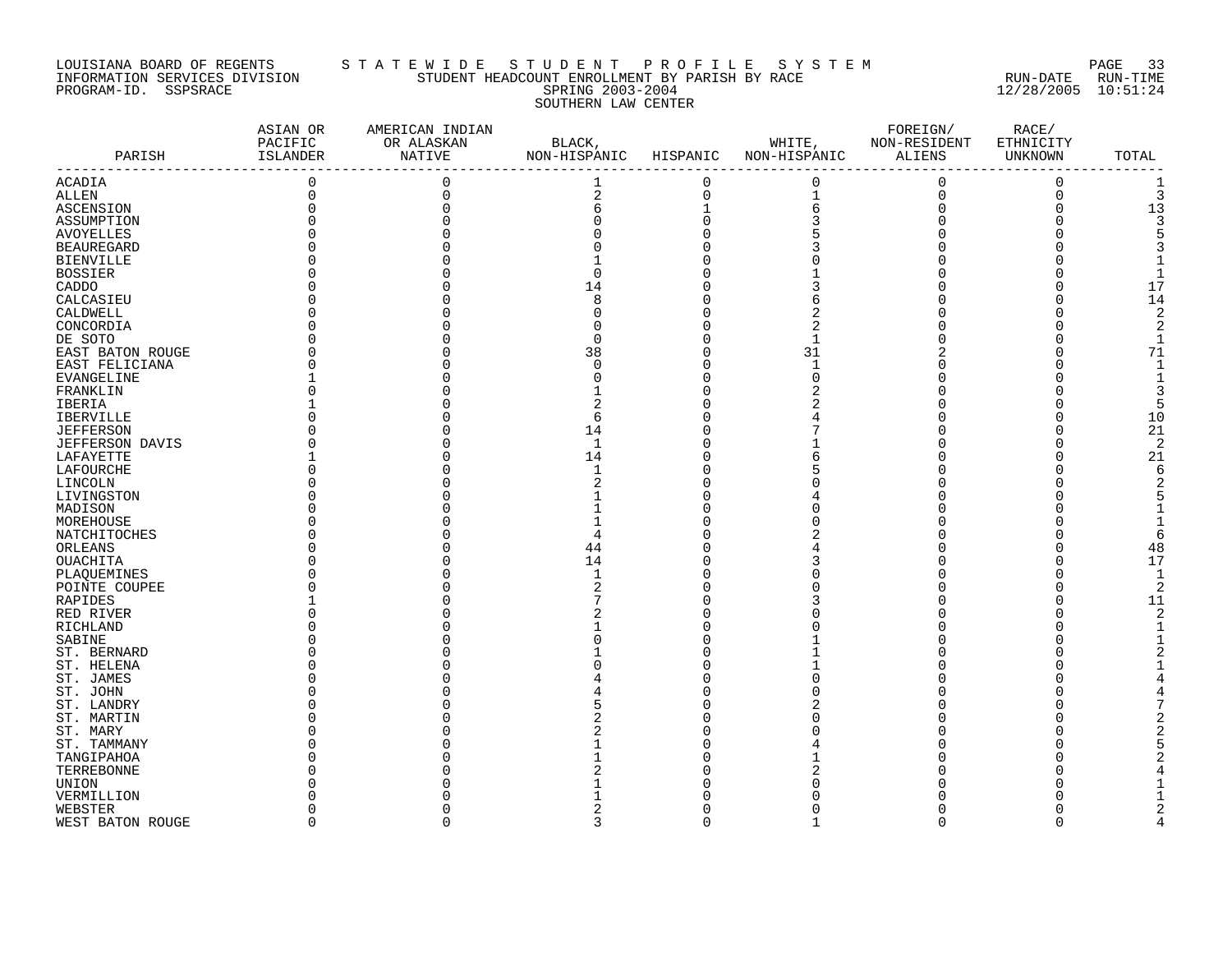LOUISIANA BOARD OF REGENTS — STATEWIDE STUDENT PROFILE SYSTEM

INFORMATION SERVICES DIVISION — STUDENT HEADCOUNT ENROLLMENT BY PARISH BY RACE — RUN-DATE 12/28/2005 RUN-TIME 10:51:24

PROGRAM-ID. SSPSRACE — SPRING 2003-2004

SOUTHERN LAW CENTER

| PARISH | ASIAN OR PACIFIC ISLANDER | AMERICAN INDIAN OR ALASKAN NATIVE | BLACK, NON-HISPANIC | HISPANIC | WHITE, NON-HISPANIC | FOREIGN/ NON-RESIDENT ALIENS | RACE/ ETHNICITY UNKNOWN | TOTAL |
|---|---|---|---|---|---|---|---|---|
| ACADIA | 0 | 0 | 1 | 0 | 0 | 0 | 0 | 1 |
| ALLEN | 0 | 0 | 2 | 0 | 1 | 0 | 0 | 3 |
| ASCENSION | 0 | 0 | 6 | 1 | 6 | 0 | 0 | 13 |
| ASSUMPTION | 0 | 0 | 0 | 0 | 3 | 0 | 0 | 3 |
| AVOYELLES | 0 | 0 | 0 | 0 | 5 | 0 | 0 | 5 |
| BEAUREGARD | 0 | 0 | 0 | 0 | 3 | 0 | 0 | 3 |
| BIENVILLE | 0 | 0 | 1 | 0 | 0 | 0 | 0 | 1 |
| BOSSIER | 0 | 0 | 0 | 0 | 1 | 0 | 0 | 1 |
| CADDO | 0 | 0 | 14 | 0 | 3 | 0 | 0 | 17 |
| CALCASIEU | 0 | 0 | 8 | 0 | 6 | 0 | 0 | 14 |
| CALDWELL | 0 | 0 | 0 | 0 | 2 | 0 | 0 | 2 |
| CONCORDIA | 0 | 0 | 0 | 0 | 2 | 0 | 0 | 2 |
| DE SOTO | 0 | 0 | 0 | 0 | 1 | 0 | 0 | 1 |
| EAST BATON ROUGE | 0 | 0 | 38 | 0 | 31 | 2 | 0 | 71 |
| EAST FELICIANA | 0 | 0 | 0 | 0 | 1 | 0 | 0 | 1 |
| EVANGELINE | 1 | 0 | 0 | 0 | 0 | 0 | 0 | 1 |
| FRANKLIN | 0 | 0 | 1 | 0 | 2 | 0 | 0 | 3 |
| IBERIA | 1 | 0 | 2 | 0 | 2 | 0 | 0 | 5 |
| IBERVILLE | 0 | 0 | 6 | 0 | 4 | 0 | 0 | 10 |
| JEFFERSON | 0 | 0 | 14 | 0 | 7 | 0 | 0 | 21 |
| JEFFERSON DAVIS | 0 | 0 | 1 | 0 | 1 | 0 | 0 | 2 |
| LAFAYETTE | 1 | 0 | 14 | 0 | 6 | 0 | 0 | 21 |
| LAFOURCHE | 0 | 0 | 1 | 0 | 5 | 0 | 0 | 6 |
| LINCOLN | 0 | 0 | 2 | 0 | 0 | 0 | 0 | 2 |
| LIVINGSTON | 0 | 0 | 1 | 0 | 4 | 0 | 0 | 5 |
| MADISON | 0 | 0 | 1 | 0 | 0 | 0 | 0 | 1 |
| MOREHOUSE | 0 | 0 | 1 | 0 | 0 | 0 | 0 | 1 |
| NATCHITOCHES | 0 | 0 | 4 | 0 | 2 | 0 | 0 | 6 |
| ORLEANS | 0 | 0 | 44 | 0 | 4 | 0 | 0 | 48 |
| OUACHITA | 0 | 0 | 14 | 0 | 3 | 0 | 0 | 17 |
| PLAQUEMINES | 0 | 0 | 1 | 0 | 0 | 0 | 0 | 1 |
| POINTE COUPEE | 0 | 0 | 2 | 0 | 0 | 0 | 0 | 2 |
| RAPIDES | 1 | 0 | 7 | 0 | 3 | 0 | 0 | 11 |
| RED RIVER | 0 | 0 | 2 | 0 | 0 | 0 | 0 | 2 |
| RICHLAND | 0 | 0 | 1 | 0 | 0 | 0 | 0 | 1 |
| SABINE | 0 | 0 | 0 | 0 | 1 | 0 | 0 | 1 |
| ST. BERNARD | 0 | 0 | 1 | 0 | 1 | 0 | 0 | 2 |
| ST. HELENA | 0 | 0 | 0 | 0 | 1 | 0 | 0 | 1 |
| ST. JAMES | 0 | 0 | 4 | 0 | 0 | 0 | 0 | 4 |
| ST. JOHN | 0 | 0 | 4 | 0 | 0 | 0 | 0 | 4 |
| ST. LANDRY | 0 | 0 | 5 | 0 | 2 | 0 | 0 | 7 |
| ST. MARTIN | 0 | 0 | 2 | 0 | 0 | 0 | 0 | 2 |
| ST. MARY | 0 | 0 | 2 | 0 | 0 | 0 | 0 | 2 |
| ST. TAMMANY | 0 | 0 | 1 | 0 | 4 | 0 | 0 | 5 |
| TANGIPAHOA | 0 | 0 | 1 | 0 | 1 | 0 | 0 | 2 |
| TERREBONNE | 0 | 0 | 2 | 0 | 2 | 0 | 0 | 4 |
| UNION | 0 | 0 | 1 | 0 | 0 | 0 | 0 | 1 |
| VERMILLION | 0 | 0 | 1 | 0 | 0 | 0 | 0 | 1 |
| WEBSTER | 0 | 0 | 2 | 0 | 0 | 0 | 0 | 2 |
| WEST BATON ROUGE | 0 | 0 | 3 | 0 | 1 | 0 | 0 | 4 |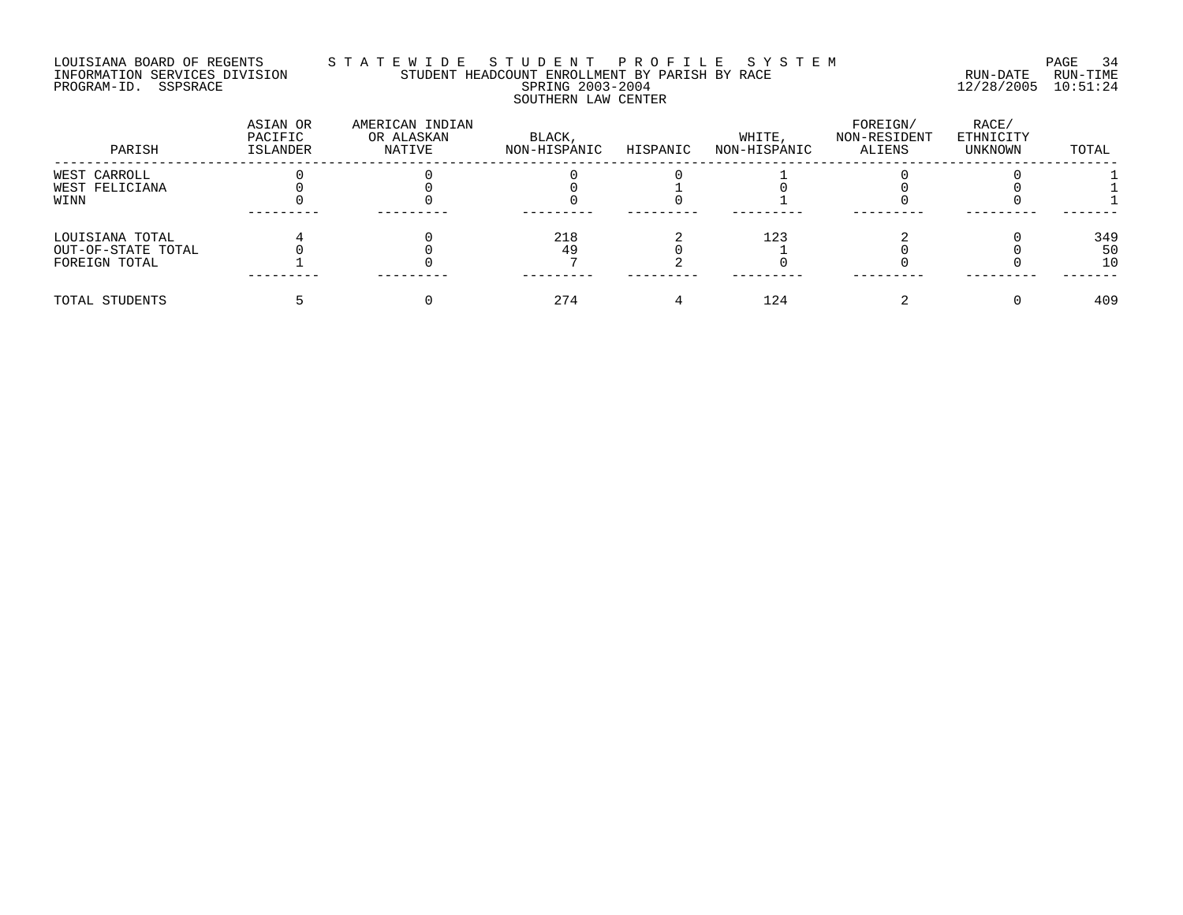LOUISIANA BOARD OF REGENTS — STATEWIDE STUDENT PROFILE SYSTEM
INFORMATION SERVICES DIVISION — STUDENT HEADCOUNT ENROLLMENT BY PARISH BY RACE — RUN-DATE 12/28/2005 RUN-TIME 10:51:24
PROGRAM-ID. SSPSRACE — SPRING 2003-2004

SOUTHERN LAW CENTER

| PARISH | ASIAN OR PACIFIC ISLANDER | AMERICAN INDIAN OR ALASKAN NATIVE | BLACK, NON-HISPANIC | HISPANIC | WHITE, NON-HISPANIC | FOREIGN/ NON-RESIDENT ALIENS | RACE/ ETHNICITY UNKNOWN | TOTAL |
|---|---|---|---|---|---|---|---|---|
| WEST CARROLL | 0 | 0 | 0 | 0 | 1 | 0 | 0 | 1 |
| WEST FELICIANA | 0 | 0 | 0 | 1 | 0 | 0 | 0 | 1 |
| WINN | 0 | 0 | 0 | 0 | 1 | 0 | 0 | 1 |
| LOUISIANA TOTAL | 4 | 0 | 218 | 2 | 123 | 2 | 0 | 349 |
| OUT-OF-STATE TOTAL | 0 | 0 | 49 | 0 | 1 | 0 | 0 | 50 |
| FOREIGN TOTAL | 1 | 0 | 7 | 2 | 0 | 0 | 0 | 10 |
| TOTAL STUDENTS | 5 | 0 | 274 | 4 | 124 | 2 | 0 | 409 |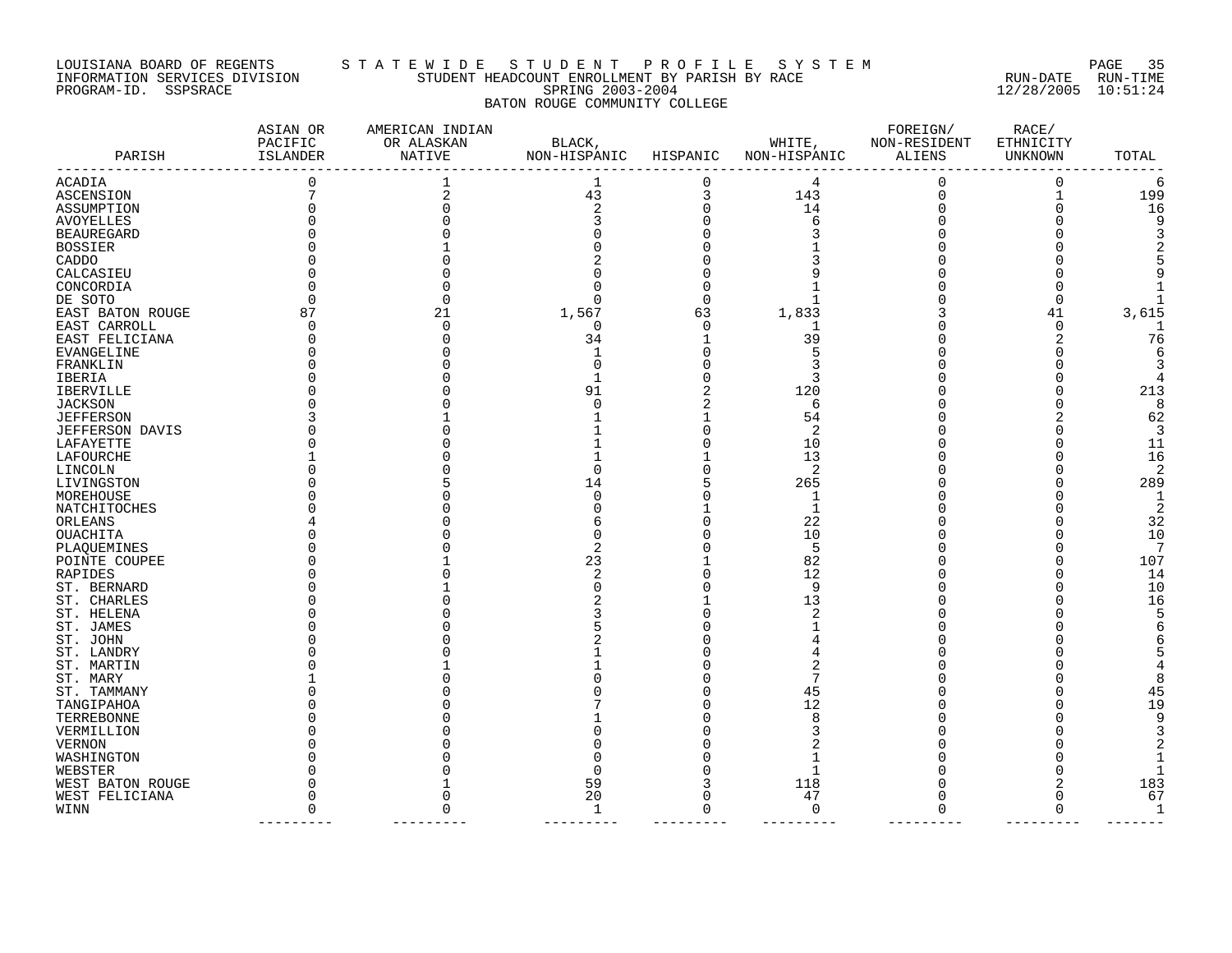LOUISIANA BOARD OF REGENTS — S T A T E W I D E   S T U D E N T   P R O F I L E   S Y S T E M
INFORMATION SERVICES DIVISION — STUDENT HEADCOUNT ENROLLMENT BY PARISH BY RACE — RUN-DATE 12/28/2005 RUN-TIME 10:51:24
PROGRAM-ID. SSPSRACE — SPRING 2003-2004

BATON ROUGE COMMUNITY COLLEGE

| PARISH | ASIAN OR PACIFIC ISLANDER | AMERICAN INDIAN OR ALASKAN NATIVE | BLACK, NON-HISPANIC | HISPANIC | WHITE, NON-HISPANIC | FOREIGN/ NON-RESIDENT ALIENS | RACE/ ETHNICITY UNKNOWN | TOTAL |
|---|---|---|---|---|---|---|---|---|
| ACADIA | 0 | 1 | 1 | 0 | 4 | 0 | 0 | 6 |
| ASCENSION | 7 | 2 | 43 | 3 | 143 | 0 | 1 | 199 |
| ASSUMPTION | 0 | 0 | 2 | 0 | 14 | 0 | 0 | 16 |
| AVOYELLES | 0 | 0 | 3 | 0 | 6 | 0 | 0 | 9 |
| BEAUREGARD | 0 | 0 | 0 | 0 | 3 | 0 | 0 | 3 |
| BOSSIER | 0 | 1 | 0 | 0 | 1 | 0 | 0 | 2 |
| CADDO | 0 | 0 | 2 | 0 | 3 | 0 | 0 | 5 |
| CALCASIEU | 0 | 0 | 0 | 0 | 9 | 0 | 0 | 9 |
| CONCORDIA | 0 | 0 | 0 | 0 | 1 | 0 | 0 | 1 |
| DE SOTO | 0 | 0 | 0 | 0 | 1 | 0 | 0 | 1 |
| EAST BATON ROUGE | 87 | 21 | 1,567 | 63 | 1,833 | 3 | 41 | 3,615 |
| EAST CARROLL | 0 | 0 | 0 | 0 | 1 | 0 | 0 | 1 |
| EAST FELICIANA | 0 | 0 | 34 | 1 | 39 | 0 | 2 | 76 |
| EVANGELINE | 0 | 0 | 1 | 0 | 5 | 0 | 0 | 6 |
| FRANKLIN | 0 | 0 | 0 | 0 | 3 | 0 | 0 | 3 |
| IBERIA | 0 | 0 | 1 | 0 | 3 | 0 | 0 | 4 |
| IBERVILLE | 0 | 0 | 91 | 2 | 120 | 0 | 0 | 213 |
| JACKSON | 0 | 0 | 0 | 2 | 6 | 0 | 0 | 8 |
| JEFFERSON | 3 | 1 | 1 | 1 | 54 | 0 | 2 | 62 |
| JEFFERSON DAVIS | 0 | 0 | 1 | 0 | 2 | 0 | 0 | 3 |
| LAFAYETTE | 0 | 0 | 1 | 0 | 10 | 0 | 0 | 11 |
| LAFOURCHE | 1 | 0 | 1 | 1 | 13 | 0 | 0 | 16 |
| LINCOLN | 0 | 0 | 0 | 0 | 2 | 0 | 0 | 2 |
| LIVINGSTON | 0 | 5 | 14 | 5 | 265 | 0 | 0 | 289 |
| MOREHOUSE | 0 | 0 | 0 | 0 | 1 | 0 | 0 | 1 |
| NATCHITOCHES | 0 | 0 | 0 | 1 | 1 | 0 | 0 | 2 |
| ORLEANS | 4 | 0 | 6 | 0 | 22 | 0 | 0 | 32 |
| OUACHITA | 0 | 0 | 0 | 0 | 10 | 0 | 0 | 10 |
| PLAQUEMINES | 0 | 0 | 2 | 0 | 5 | 0 | 0 | 7 |
| POINTE COUPEE | 0 | 1 | 23 | 1 | 82 | 0 | 0 | 107 |
| RAPIDES | 0 | 0 | 2 | 0 | 12 | 0 | 0 | 14 |
| ST. BERNARD | 0 | 1 | 0 | 0 | 9 | 0 | 0 | 10 |
| ST. CHARLES | 0 | 0 | 2 | 1 | 13 | 0 | 0 | 16 |
| ST. HELENA | 0 | 0 | 3 | 0 | 2 | 0 | 0 | 5 |
| ST. JAMES | 0 | 0 | 5 | 0 | 1 | 0 | 0 | 6 |
| ST. JOHN | 0 | 0 | 2 | 0 | 4 | 0 | 0 | 6 |
| ST. LANDRY | 0 | 0 | 1 | 0 | 4 | 0 | 0 | 5 |
| ST. MARTIN | 0 | 1 | 1 | 0 | 2 | 0 | 0 | 4 |
| ST. MARY | 1 | 0 | 0 | 0 | 7 | 0 | 0 | 8 |
| ST. TAMMANY | 0 | 0 | 0 | 0 | 45 | 0 | 0 | 45 |
| TANGIPAHOA | 0 | 0 | 7 | 0 | 12 | 0 | 0 | 19 |
| TERREBONNE | 0 | 0 | 1 | 0 | 8 | 0 | 0 | 9 |
| VERMILLION | 0 | 0 | 0 | 0 | 3 | 0 | 0 | 3 |
| VERNON | 0 | 0 | 0 | 0 | 2 | 0 | 0 | 2 |
| WASHINGTON | 0 | 0 | 0 | 0 | 1 | 0 | 0 | 1 |
| WEBSTER | 0 | 0 | 0 | 0 | 1 | 0 | 0 | 1 |
| WEST BATON ROUGE | 0 | 1 | 59 | 3 | 118 | 0 | 2 | 183 |
| WEST FELICIANA | 0 | 0 | 20 | 0 | 47 | 0 | 0 | 67 |
| WINN | 0 | 0 | 1 | 0 | 0 | 0 | 0 | 1 |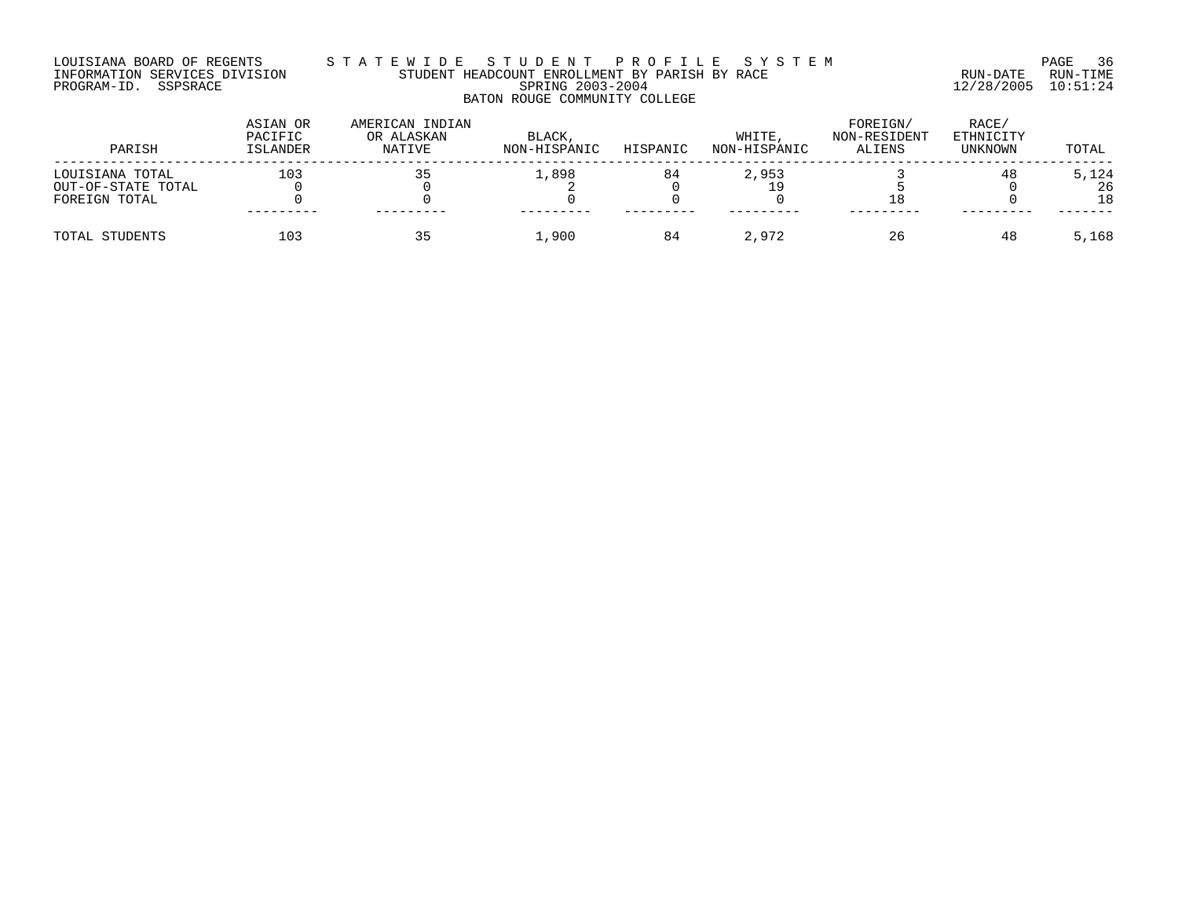LOUISIANA BOARD OF REGENTS
INFORMATION SERVICES DIVISION
PROGRAM-ID. SSPSRACE

STATEWIDE STUDENT PROFILE SYSTEM
STUDENT HEADCOUNT ENROLLMENT BY PARISH BY RACE
SPRING 2003-2004
BATON ROUGE COMMUNITY COLLEGE

RUN-DATE 12/28/2005 RUN-TIME 10:51:24

| PARISH | ASIAN OR PACIFIC ISLANDER | AMERICAN INDIAN OR ALASKAN NATIVE | BLACK, NON-HISPANIC | HISPANIC | WHITE, NON-HISPANIC | FOREIGN/ NON-RESIDENT ALIENS | RACE/ ETHNICITY UNKNOWN | TOTAL |
|---|---|---|---|---|---|---|---|---|
| LOUISIANA TOTAL | 103 | 35 | 1,898 | 84 | 2,953 | 3 | 48 | 5,124 |
| OUT-OF-STATE TOTAL | 0 | 0 | 2 | 0 | 19 | 5 | 0 | 26 |
| FOREIGN TOTAL | 0 | 0 | 0 | 0 | 0 | 18 | 0 | 18 |
| TOTAL STUDENTS | 103 | 35 | 1,900 | 84 | 2,972 | 26 | 48 | 5,168 |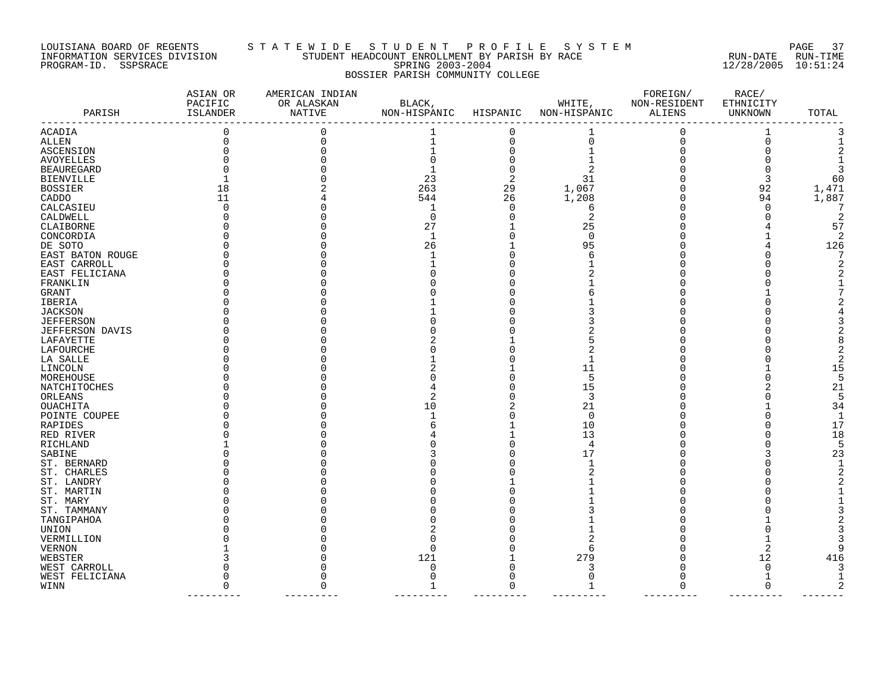LOUISIANA BOARD OF REGENTS S T A T E W I D E S T U D E N T P R O F I L E S Y S T E M

INFORMATION SERVICES DIVISION STUDENT HEADCOUNT ENROLLMENT BY PARISH BY RACE RUN-DATE RUN-TIME

PROGRAM-ID. SSPSRACE SPRING 2003-2004 12/28/2005 10:51:24

BOSSIER PARISH COMMUNITY COLLEGE

| PARISH | ASIAN OR PACIFIC ISLANDER | AMERICAN INDIAN OR ALASKAN NATIVE | BLACK, NON-HISPANIC | HISPANIC | WHITE, NON-HISPANIC | FOREIGN/ NON-RESIDENT ALIENS | RACE/ ETHNICITY UNKNOWN | TOTAL |
|---|---|---|---|---|---|---|---|---|
| ACADIA | 0 | 0 | 1 | 0 | 1 | 0 | 1 | 3 |
| ALLEN | 0 | 0 | 1 | 0 | 0 | 0 | 0 | 1 |
| ASCENSION | 0 | 0 | 1 | 0 | 1 | 0 | 0 | 2 |
| AVOYELLES | 0 | 0 | 0 | 0 | 1 | 0 | 0 | 1 |
| BEAUREGARD | 0 | 0 | 1 | 0 | 2 | 0 | 0 | 3 |
| BIENVILLE | 1 | 0 | 23 | 2 | 31 | 0 | 3 | 60 |
| BOSSIER | 18 | 2 | 263 | 29 | 1,067 | 0 | 92 | 1,471 |
| CADDO | 11 | 4 | 544 | 26 | 1,208 | 0 | 94 | 1,887 |
| CALCASIEU | 0 | 0 | 1 | 0 | 6 | 0 | 0 | 7 |
| CALDWELL | 0 | 0 | 0 | 0 | 2 | 0 | 0 | 2 |
| CLAIBORNE | 0 | 0 | 27 | 1 | 25 | 0 | 4 | 57 |
| CONCORDIA | 0 | 0 | 1 | 0 | 0 | 0 | 1 | 2 |
| DE SOTO | 0 | 0 | 26 | 1 | 95 | 0 | 4 | 126 |
| EAST BATON ROUGE | 0 | 0 | 1 | 0 | 6 | 0 | 0 | 7 |
| EAST CARROLL | 0 | 0 | 1 | 0 | 1 | 0 | 0 | 2 |
| EAST FELICIANA | 0 | 0 | 0 | 0 | 2 | 0 | 0 | 2 |
| FRANKLIN | 0 | 0 | 0 | 0 | 1 | 0 | 0 | 1 |
| GRANT | 0 | 0 | 0 | 0 | 6 | 0 | 1 | 7 |
| IBERIA | 0 | 0 | 1 | 0 | 1 | 0 | 0 | 2 |
| JACKSON | 0 | 0 | 1 | 0 | 3 | 0 | 0 | 4 |
| JEFFERSON | 0 | 0 | 0 | 0 | 3 | 0 | 0 | 3 |
| JEFFERSON DAVIS | 0 | 0 | 0 | 0 | 2 | 0 | 0 | 2 |
| LAFAYETTE | 0 | 0 | 2 | 1 | 5 | 0 | 0 | 8 |
| LAFOURCHE | 0 | 0 | 0 | 0 | 2 | 0 | 0 | 2 |
| LA SALLE | 0 | 0 | 1 | 0 | 1 | 0 | 0 | 2 |
| LINCOLN | 0 | 0 | 2 | 1 | 11 | 0 | 1 | 15 |
| MOREHOUSE | 0 | 0 | 0 | 0 | 5 | 0 | 0 | 5 |
| NATCHITOCHES | 0 | 0 | 4 | 0 | 15 | 0 | 2 | 21 |
| ORLEANS | 0 | 0 | 2 | 0 | 3 | 0 | 0 | 5 |
| OUACHITA | 0 | 0 | 10 | 2 | 21 | 0 | 1 | 34 |
| POINTE COUPEE | 0 | 0 | 1 | 0 | 0 | 0 | 0 | 1 |
| RAPIDES | 0 | 0 | 6 | 1 | 10 | 0 | 0 | 17 |
| RED RIVER | 0 | 0 | 4 | 1 | 13 | 0 | 0 | 18 |
| RICHLAND | 1 | 0 | 0 | 0 | 4 | 0 | 0 | 5 |
| SABINE | 0 | 0 | 3 | 0 | 17 | 0 | 3 | 23 |
| ST. BERNARD | 0 | 0 | 0 | 0 | 1 | 0 | 0 | 1 |
| ST. CHARLES | 0 | 0 | 0 | 0 | 2 | 0 | 0 | 2 |
| ST. LANDRY | 0 | 0 | 0 | 1 | 1 | 0 | 0 | 2 |
| ST. MARTIN | 0 | 0 | 0 | 0 | 1 | 0 | 0 | 1 |
| ST. MARY | 0 | 0 | 0 | 0 | 1 | 0 | 0 | 1 |
| ST. TAMMANY | 0 | 0 | 0 | 0 | 3 | 0 | 0 | 3 |
| TANGIPAHOA | 0 | 0 | 0 | 0 | 1 | 0 | 1 | 2 |
| UNION | 0 | 0 | 2 | 0 | 1 | 0 | 0 | 3 |
| VERMILLION | 0 | 0 | 0 | 0 | 2 | 0 | 1 | 3 |
| VERNON | 1 | 0 | 0 | 0 | 6 | 0 | 2 | 9 |
| WEBSTER | 3 | 0 | 121 | 1 | 279 | 0 | 12 | 416 |
| WEST CARROLL | 0 | 0 | 0 | 0 | 3 | 0 | 0 | 3 |
| WEST FELICIANA | 0 | 0 | 0 | 0 | 0 | 0 | 1 | 1 |
| WINN | 0 | 0 | 1 | 0 | 1 | 0 | 0 | 2 |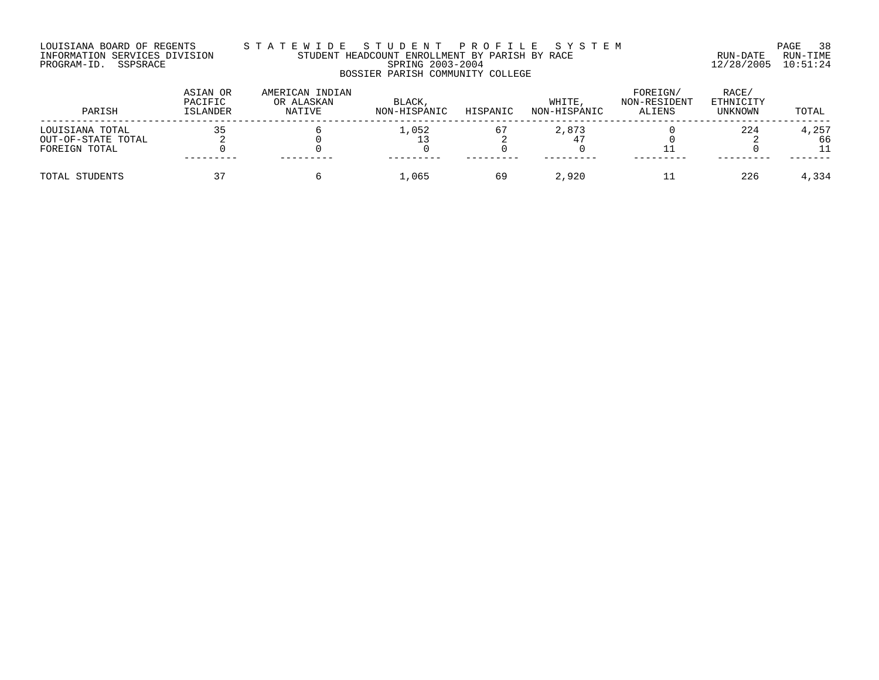LOUISIANA BOARD OF REGENTS — STATEWIDE STUDENT PROFILE SYSTEM
INFORMATION SERVICES DIVISION — STUDENT HEADCOUNT ENROLLMENT BY PARISH BY RACE — RUN-DATE 12/28/2005 RUN-TIME 10:51:24
PROGRAM-ID. SSPSRACE — SPRING 2003-2004

## BOSSIER PARISH COMMUNITY COLLEGE

| PARISH | ASIAN OR PACIFIC ISLANDER | AMERICAN INDIAN OR ALASKAN NATIVE | BLACK, NON-HISPANIC | HISPANIC | WHITE, NON-HISPANIC | FOREIGN/ NON-RESIDENT ALIENS | RACE/ ETHNICITY UNKNOWN | TOTAL |
|---|---|---|---|---|---|---|---|---|
| LOUISIANA TOTAL | 35 | 6 | 1,052 | 67 | 2,873 | 0 | 224 | 4,257 |
| OUT-OF-STATE TOTAL | 2 | 0 | 13 | 2 | 47 | 0 | 2 | 66 |
| FOREIGN TOTAL | 0 | 0 | 0 | 0 | 0 | 11 | 0 | 11 |
| TOTAL STUDENTS | 37 | 6 | 1,065 | 69 | 2,920 | 11 | 226 | 4,334 |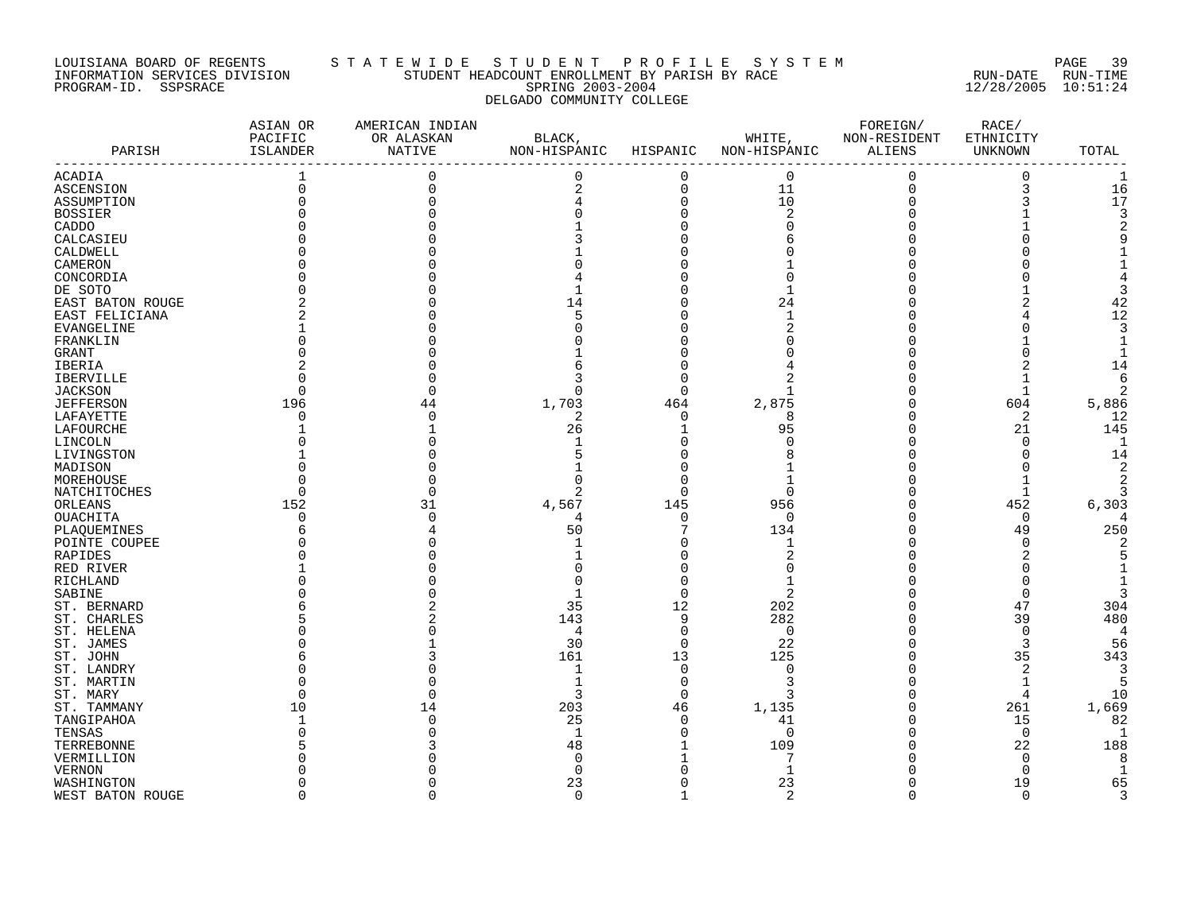LOUISIANA BOARD OF REGENTS — STATEWIDE STUDENT PROFILE SYSTEM

INFORMATION SERVICES DIVISION — STUDENT HEADCOUNT ENROLLMENT BY PARISH BY RACE — RUN-DATE 12/28/2005 RUN-TIME 10:51:24

PROGRAM-ID. SSPSRACE — SPRING 2003-2004

DELGADO COMMUNITY COLLEGE

| PARISH | ASIAN OR PACIFIC ISLANDER | AMERICAN INDIAN OR ALASKAN NATIVE | BLACK, NON-HISPANIC | HISPANIC | WHITE, NON-HISPANIC | FOREIGN/ NON-RESIDENT ALIENS | RACE/ ETHNICITY UNKNOWN | TOTAL |
|---|---|---|---|---|---|---|---|---|
| ACADIA | 1 | 0 | 0 | 0 | 0 | 0 | 0 | 1 |
| ASCENSION | 0 | 0 | 2 | 0 | 11 | 0 | 3 | 16 |
| ASSUMPTION | 0 | 0 | 4 | 0 | 10 | 0 | 3 | 17 |
| BOSSIER | 0 | 0 | 0 | 0 | 2 | 0 | 1 | 3 |
| CADDO | 0 | 0 | 1 | 0 | 0 | 0 | 1 | 2 |
| CALCASIEU | 0 | 0 | 3 | 0 | 6 | 0 | 0 | 9 |
| CALDWELL | 0 | 0 | 1 | 0 | 0 | 0 | 0 | 1 |
| CAMERON | 0 | 0 | 0 | 0 | 1 | 0 | 0 | 1 |
| CONCORDIA | 0 | 0 | 4 | 0 | 0 | 0 | 0 | 4 |
| DE SOTO | 0 | 0 | 1 | 0 | 1 | 0 | 1 | 3 |
| EAST BATON ROUGE | 2 | 0 | 14 | 0 | 24 | 0 | 2 | 42 |
| EAST FELICIANA | 2 | 0 | 5 | 0 | 1 | 0 | 4 | 12 |
| EVANGELINE | 1 | 0 | 0 | 0 | 2 | 0 | 0 | 3 |
| FRANKLIN | 0 | 0 | 0 | 0 | 0 | 0 | 1 | 1 |
| GRANT | 0 | 0 | 1 | 0 | 0 | 0 | 0 | 1 |
| IBERIA | 2 | 0 | 6 | 0 | 4 | 0 | 2 | 14 |
| IBERVILLE | 0 | 0 | 3 | 0 | 2 | 0 | 1 | 6 |
| JACKSON | 0 | 0 | 0 | 0 | 1 | 0 | 1 | 2 |
| JEFFERSON | 196 | 44 | 1,703 | 464 | 2,875 | 0 | 604 | 5,886 |
| LAFAYETTE | 0 | 0 | 2 | 0 | 8 | 0 | 2 | 12 |
| LAFOURCHE | 1 | 1 | 26 | 1 | 95 | 0 | 21 | 145 |
| LINCOLN | 0 | 0 | 1 | 0 | 0 | 0 | 0 | 1 |
| LIVINGSTON | 1 | 0 | 5 | 0 | 8 | 0 | 0 | 14 |
| MADISON | 0 | 0 | 1 | 0 | 1 | 0 | 0 | 2 |
| MOREHOUSE | 0 | 0 | 0 | 0 | 1 | 0 | 1 | 2 |
| NATCHITOCHES | 0 | 0 | 2 | 0 | 0 | 0 | 1 | 3 |
| ORLEANS | 152 | 31 | 4,567 | 145 | 956 | 0 | 452 | 6,303 |
| OUACHITA | 0 | 0 | 4 | 0 | 0 | 0 | 0 | 4 |
| PLAQUEMINES | 6 | 4 | 50 | 7 | 134 | 0 | 49 | 250 |
| POINTE COUPEE | 0 | 0 | 1 | 0 | 1 | 0 | 0 | 2 |
| RAPIDES | 0 | 0 | 1 | 0 | 2 | 0 | 2 | 5 |
| RED RIVER | 1 | 0 | 0 | 0 | 0 | 0 | 0 | 1 |
| RICHLAND | 0 | 0 | 0 | 0 | 1 | 0 | 0 | 1 |
| SABINE | 0 | 0 | 1 | 0 | 2 | 0 | 0 | 3 |
| ST. BERNARD | 6 | 2 | 35 | 12 | 202 | 0 | 47 | 304 |
| ST. CHARLES | 5 | 2 | 143 | 9 | 282 | 0 | 39 | 480 |
| ST. HELENA | 0 | 0 | 4 | 0 | 0 | 0 | 0 | 4 |
| ST. JAMES | 0 | 1 | 30 | 0 | 22 | 0 | 3 | 56 |
| ST. JOHN | 6 | 3 | 161 | 13 | 125 | 0 | 35 | 343 |
| ST. LANDRY | 0 | 0 | 1 | 0 | 0 | 0 | 2 | 3 |
| ST. MARTIN | 0 | 0 | 1 | 0 | 3 | 0 | 1 | 5 |
| ST. MARY | 0 | 0 | 3 | 0 | 3 | 0 | 4 | 10 |
| ST. TAMMANY | 10 | 14 | 203 | 46 | 1,135 | 0 | 261 | 1,669 |
| TANGIPAHOA | 1 | 0 | 25 | 0 | 41 | 0 | 15 | 82 |
| TENSAS | 0 | 0 | 1 | 0 | 0 | 0 | 0 | 1 |
| TERREBONNE | 5 | 3 | 48 | 1 | 109 | 0 | 22 | 188 |
| VERMILLION | 0 | 0 | 0 | 1 | 7 | 0 | 0 | 8 |
| VERNON | 0 | 0 | 0 | 0 | 1 | 0 | 0 | 1 |
| WASHINGTON | 0 | 0 | 23 | 0 | 23 | 0 | 19 | 65 |
| WEST BATON ROUGE | 0 | 0 | 0 | 1 | 2 | 0 | 0 | 3 |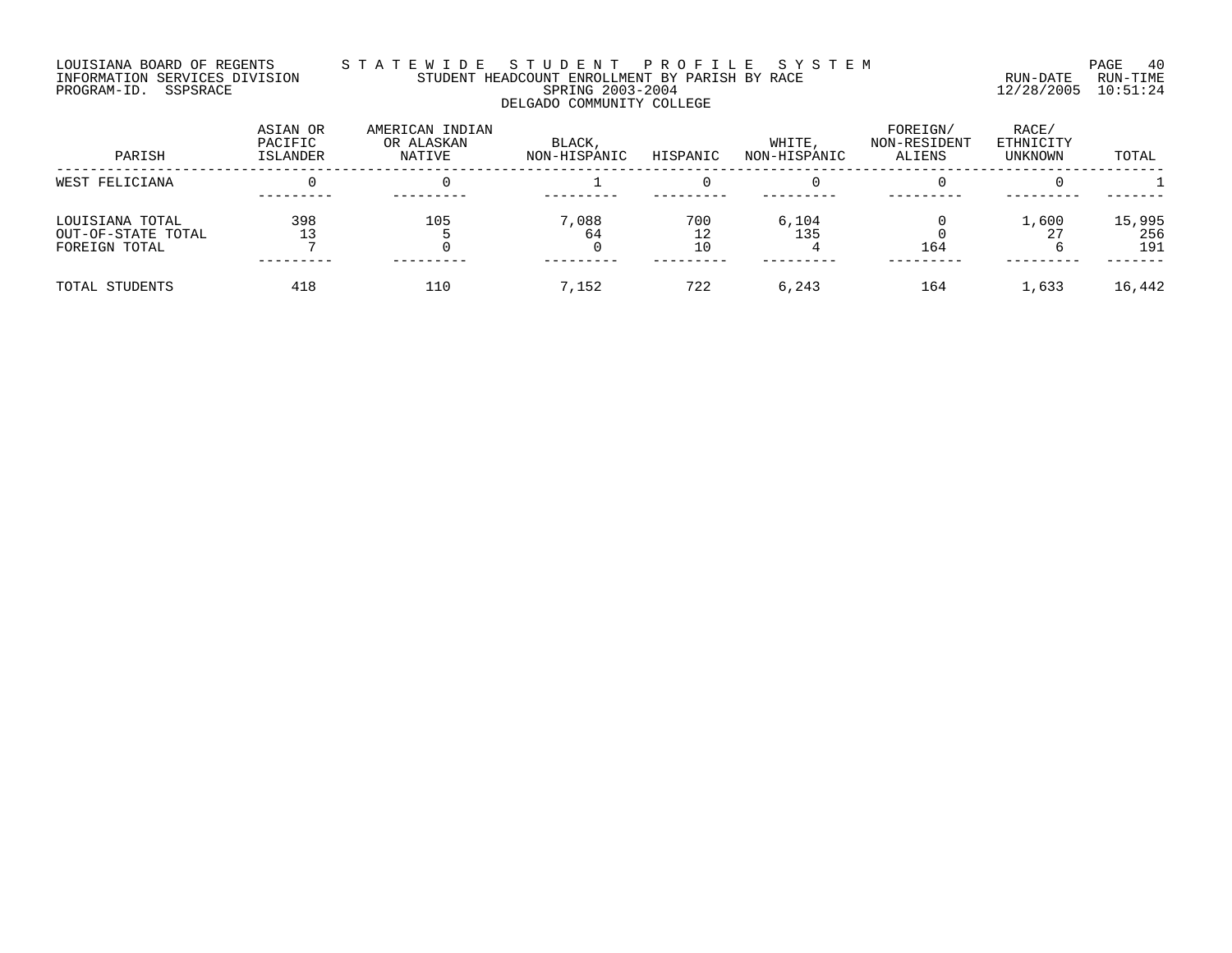LOUISIANA BOARD OF REGENTS — STATEWIDE STUDENT PROFILE SYSTEM
INFORMATION SERVICES DIVISION — STUDENT HEADCOUNT ENROLLMENT BY PARISH BY RACE — RUN-DATE 12/28/2005 RUN-TIME 10:51:24
PROGRAM-ID. SSPSRACE — SPRING 2003-2004

DELGADO COMMUNITY COLLEGE

| PARISH | ASIAN OR PACIFIC ISLANDER | AMERICAN INDIAN OR ALASKAN NATIVE | BLACK, NON-HISPANIC | HISPANIC | WHITE, NON-HISPANIC | FOREIGN/ NON-RESIDENT ALIENS | RACE/ ETHNICITY UNKNOWN | TOTAL |
|---|---|---|---|---|---|---|---|---|
| WEST FELICIANA | 0 | 0 | 1 | 0 | 0 | 0 | 0 | 1 |
| LOUISIANA TOTAL | 398 | 105 | 7,088 | 700 | 6,104 | 0 | 1,600 | 15,995 |
| OUT-OF-STATE TOTAL | 13 | 5 | 64 | 12 | 135 | 0 | 27 | 256 |
| FOREIGN TOTAL | 7 | 0 | 0 | 10 | 4 | 164 | 6 | 191 |
| TOTAL STUDENTS | 418 | 110 | 7,152 | 722 | 6,243 | 164 | 1,633 | 16,442 |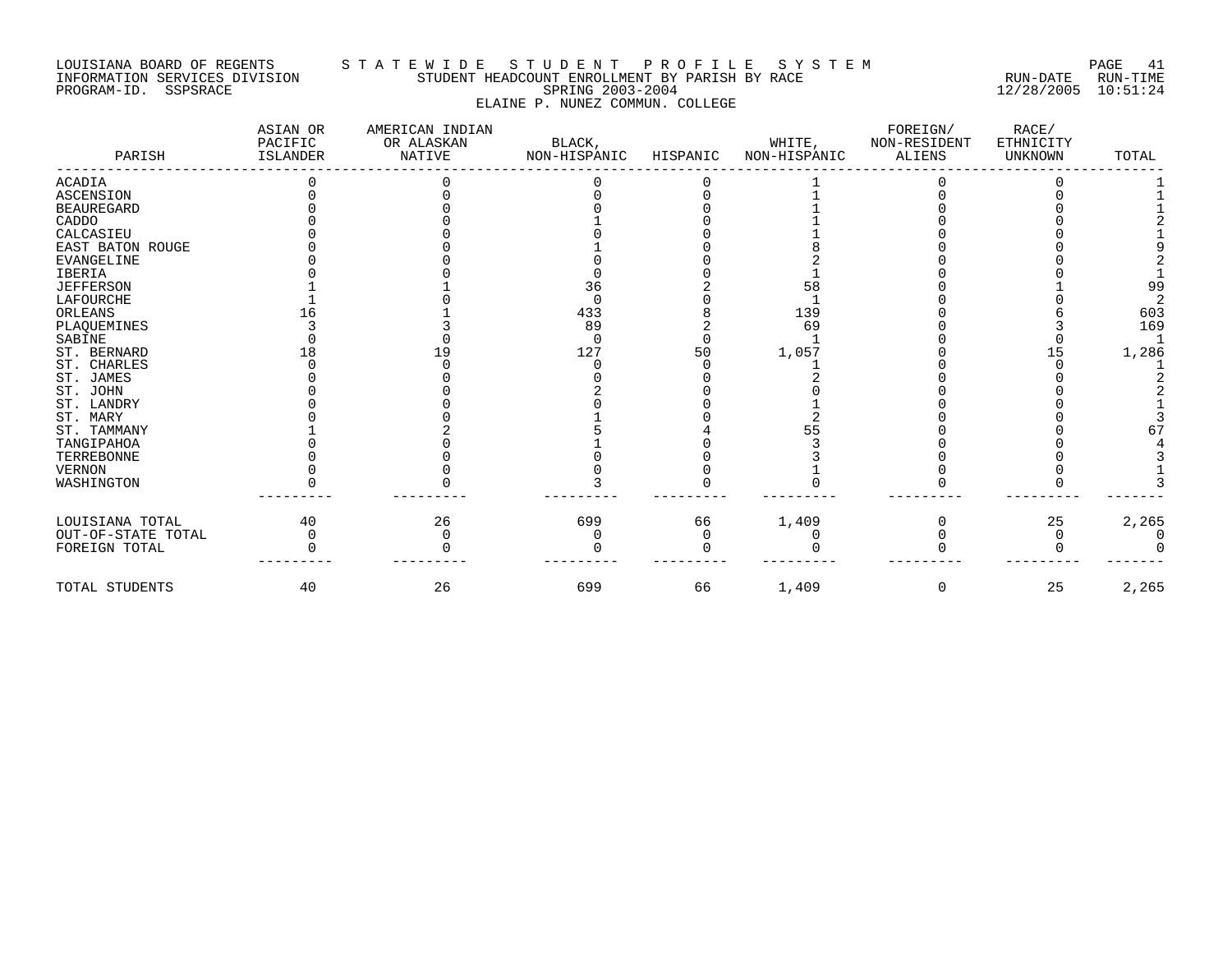LOUISIANA BOARD OF REGENTS S T A T E W I D E S T U D E N T P R O F I L E S Y S T E M
INFORMATION SERVICES DIVISION STUDENT HEADCOUNT ENROLLMENT BY PARISH BY RACE RUN-DATE RUN-TIME
PROGRAM-ID. SSPSRACE SPRING 2003-2004 12/28/2005 10:51:24

ELAINE P. NUNEZ COMMUN. COLLEGE

| PARISH | ASIAN OR PACIFIC ISLANDER | AMERICAN INDIAN OR ALASKAN NATIVE | BLACK, NON-HISPANIC | HISPANIC | WHITE, NON-HISPANIC | FOREIGN/ NON-RESIDENT ALIENS | RACE/ ETHNICITY UNKNOWN | TOTAL |
|---|---|---|---|---|---|---|---|---|
| ACADIA | 0 | 0 | 0 | 0 | 1 | 0 | 0 | 1 |
| ASCENSION | 0 | 0 | 0 | 0 | 1 | 0 | 0 | 1 |
| BEAUREGARD | 0 | 0 | 0 | 0 | 1 | 0 | 0 | 1 |
| CADDO | 0 | 0 | 1 | 0 | 1 | 0 | 0 | 2 |
| CALCASIEU | 0 | 0 | 0 | 0 | 1 | 0 | 0 | 1 |
| EAST BATON ROUGE | 0 | 0 | 1 | 0 | 8 | 0 | 0 | 9 |
| EVANGELINE | 0 | 0 | 0 | 0 | 2 | 0 | 0 | 2 |
| IBERIA | 0 | 0 | 0 | 0 | 1 | 0 | 0 | 1 |
| JEFFERSON | 1 | 1 | 36 | 2 | 58 | 0 | 1 | 99 |
| LAFOURCHE | 1 | 0 | 0 | 0 | 1 | 0 | 0 | 2 |
| ORLEANS | 16 | 1 | 433 | 8 | 139 | 0 | 6 | 603 |
| PLAQUEMINES | 3 | 3 | 89 | 2 | 69 | 0 | 3 | 169 |
| SABINE | 0 | 0 | 0 | 0 | 1 | 0 | 0 | 1 |
| ST. BERNARD | 18 | 19 | 127 | 50 | 1,057 | 0 | 15 | 1,286 |
| ST. CHARLES | 0 | 0 | 0 | 0 | 1 | 0 | 0 | 1 |
| ST. JAMES | 0 | 0 | 0 | 0 | 2 | 0 | 0 | 2 |
| ST. JOHN | 0 | 0 | 2 | 0 | 0 | 0 | 0 | 2 |
| ST. LANDRY | 0 | 0 | 0 | 0 | 1 | 0 | 0 | 1 |
| ST. MARY | 0 | 0 | 1 | 0 | 2 | 0 | 0 | 3 |
| ST. TAMMANY | 1 | 2 | 5 | 4 | 55 | 0 | 0 | 67 |
| TANGIPAHOA | 0 | 0 | 1 | 0 | 3 | 0 | 0 | 4 |
| TERREBONNE | 0 | 0 | 0 | 0 | 3 | 0 | 0 | 3 |
| VERNON | 0 | 0 | 0 | 0 | 1 | 0 | 0 | 1 |
| WASHINGTON | 0 | 0 | 3 | 0 | 0 | 0 | 0 | 3 |
| LOUISIANA TOTAL | 40 | 26 | 699 | 66 | 1,409 | 0 | 25 | 2,265 |
| OUT-OF-STATE TOTAL | 0 | 0 | 0 | 0 | 0 | 0 | 0 | 0 |
| FOREIGN TOTAL | 0 | 0 | 0 | 0 | 0 | 0 | 0 | 0 |
| TOTAL STUDENTS | 40 | 26 | 699 | 66 | 1,409 | 0 | 25 | 2,265 |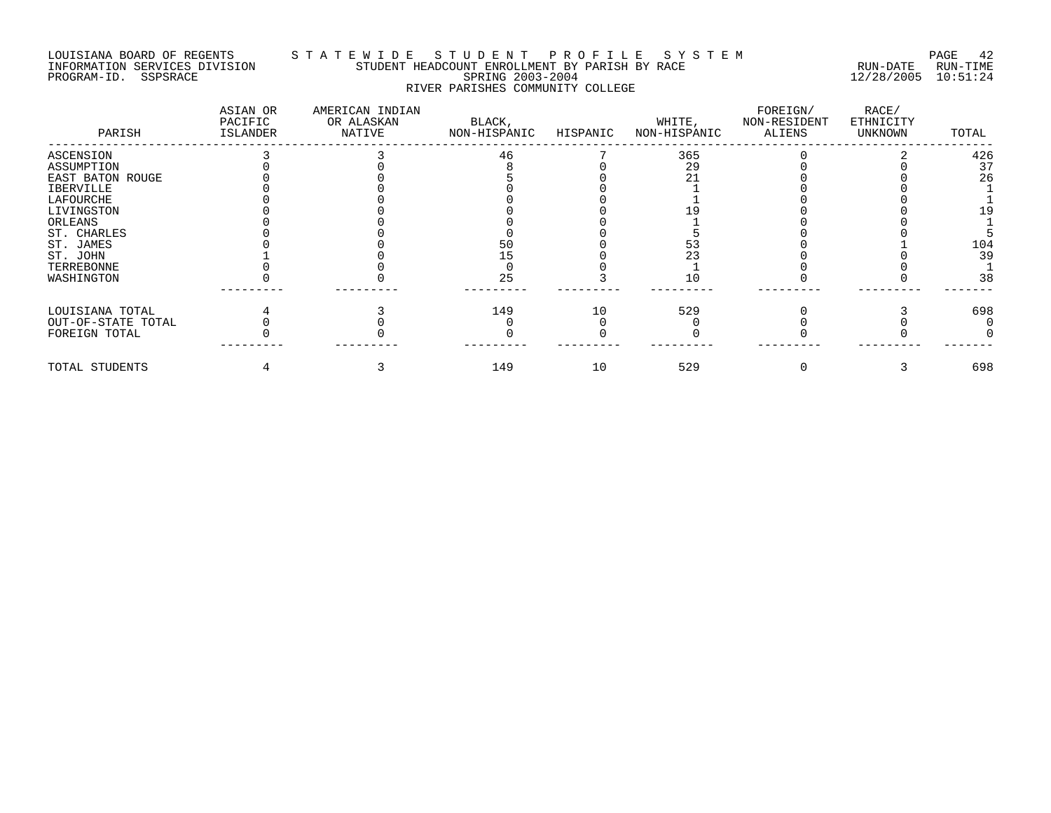LOUISIANA BOARD OF REGENTS — STATEWIDE STUDENT PROFILE SYSTEM
INFORMATION SERVICES DIVISION — STUDENT HEADCOUNT ENROLLMENT BY PARISH BY RACE — RUN-DATE 12/28/2005 RUN-TIME 10:51:24
PROGRAM-ID. SSPSRACE — SPRING 2003-2004

RIVER PARISHES COMMUNITY COLLEGE

| PARISH | ASIAN OR PACIFIC ISLANDER | AMERICAN INDIAN OR ALASKAN NATIVE | BLACK, NON-HISPANIC | HISPANIC | WHITE, NON-HISPANIC | FOREIGN/ NON-RESIDENT ALIENS | RACE/ ETHNICITY UNKNOWN | TOTAL |
|---|---|---|---|---|---|---|---|---|
| ASCENSION | 3 | 3 | 46 | 7 | 365 | 0 | 2 | 426 |
| ASSUMPTION | 0 | 0 | 8 | 0 | 29 | 0 | 0 | 37 |
| EAST BATON ROUGE | 0 | 0 | 5 | 0 | 21 | 0 | 0 | 26 |
| IBERVILLE | 0 | 0 | 0 | 0 | 1 | 0 | 0 | 1 |
| LAFOURCHE | 0 | 0 | 0 | 0 | 1 | 0 | 0 | 1 |
| LIVINGSTON | 0 | 0 | 0 | 0 | 19 | 0 | 0 | 19 |
| ORLEANS | 0 | 0 | 0 | 0 | 1 | 0 | 0 | 1 |
| ST. CHARLES | 0 | 0 | 0 | 0 | 5 | 0 | 0 | 5 |
| ST. JAMES | 0 | 0 | 50 | 0 | 53 | 0 | 1 | 104 |
| ST. JOHN | 1 | 0 | 15 | 0 | 23 | 0 | 0 | 39 |
| TERREBONNE | 0 | 0 | 0 | 0 | 1 | 0 | 0 | 1 |
| WASHINGTON | 0 | 0 | 25 | 3 | 10 | 0 | 0 | 38 |
| LOUISIANA TOTAL | 4 | 3 | 149 | 10 | 529 | 0 | 3 | 698 |
| OUT-OF-STATE TOTAL | 0 | 0 | 0 | 0 | 0 | 0 | 0 | 0 |
| FOREIGN TOTAL | 0 | 0 | 0 | 0 | 0 | 0 | 0 | 0 |
| TOTAL STUDENTS | 4 | 3 | 149 | 10 | 529 | 0 | 3 | 698 |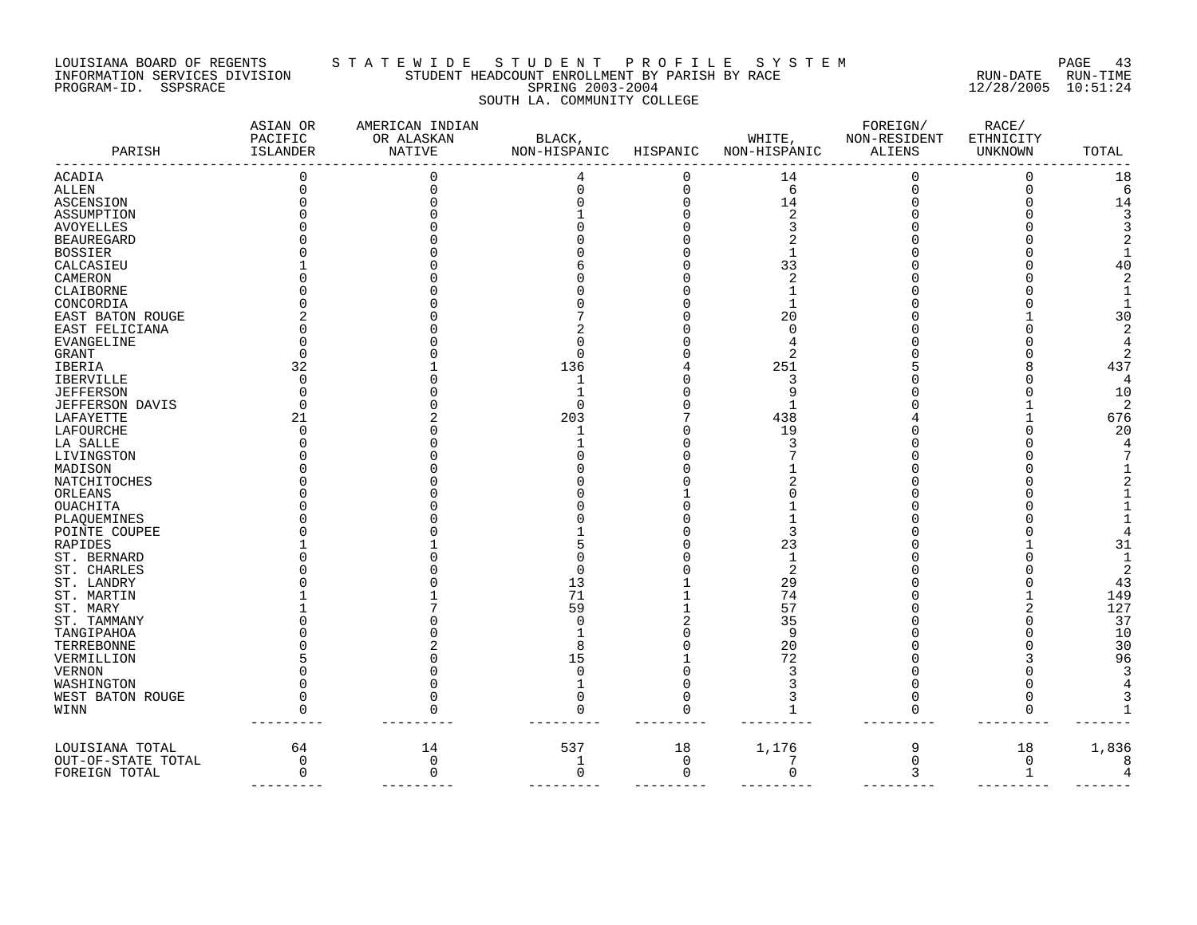LOUISIANA BOARD OF REGENTS
INFORMATION SERVICES DIVISION
PROGRAM-ID. SSPSRACE

# S T A T E W I D E   S T U D E N T   P R O F I L E   S Y S T E M

STUDENT HEADCOUNT ENROLLMENT BY PARISH BY RACE
SPRING 2003-2004
SOUTH LA. COMMUNITY COLLEGE

RUN-DATE 12/28/2005 RUN-TIME 10:51:24

| PARISH | ASIAN OR PACIFIC ISLANDER | AMERICAN INDIAN OR ALASKAN NATIVE | BLACK, NON-HISPANIC | HISPANIC | WHITE, NON-HISPANIC | FOREIGN/ NON-RESIDENT ALIENS | RACE/ ETHNICITY UNKNOWN | TOTAL |
|---|---|---|---|---|---|---|---|---|
| ACADIA | 0 | 0 | 4 | 0 | 14 | 0 | 0 | 18 |
| ALLEN | 0 | 0 | 0 | 0 | 6 | 0 | 0 | 6 |
| ASCENSION | 0 | 0 | 0 | 0 | 14 | 0 | 0 | 14 |
| ASSUMPTION | 0 | 0 | 1 | 0 | 2 | 0 | 0 | 3 |
| AVOYELLES | 0 | 0 | 0 | 0 | 3 | 0 | 0 | 3 |
| BEAUREGARD | 0 | 0 | 0 | 0 | 2 | 0 | 0 | 2 |
| BOSSIER | 0 | 0 | 0 | 0 | 1 | 0 | 0 | 1 |
| CALCASIEU | 1 | 0 | 6 | 0 | 33 | 0 | 0 | 40 |
| CAMERON | 0 | 0 | 0 | 0 | 2 | 0 | 0 | 2 |
| CLAIBORNE | 0 | 0 | 0 | 0 | 1 | 0 | 0 | 1 |
| CONCORDIA | 0 | 0 | 0 | 0 | 1 | 0 | 0 | 1 |
| EAST BATON ROUGE | 2 | 0 | 7 | 0 | 20 | 0 | 1 | 30 |
| EAST FELICIANA | 0 | 0 | 2 | 0 | 0 | 0 | 0 | 2 |
| EVANGELINE | 0 | 0 | 0 | 0 | 4 | 0 | 0 | 4 |
| GRANT | 0 | 0 | 0 | 0 | 2 | 0 | 0 | 2 |
| IBERIA | 32 | 1 | 136 | 4 | 251 | 5 | 8 | 437 |
| IBERVILLE | 0 | 0 | 1 | 0 | 3 | 0 | 0 | 4 |
| JEFFERSON | 0 | 0 | 1 | 0 | 9 | 0 | 0 | 10 |
| JEFFERSON DAVIS | 0 | 0 | 0 | 0 | 1 | 0 | 1 | 2 |
| LAFAYETTE | 21 | 2 | 203 | 7 | 438 | 4 | 1 | 676 |
| LAFOURCHE | 0 | 0 | 1 | 0 | 19 | 0 | 0 | 20 |
| LA SALLE | 0 | 0 | 1 | 0 | 3 | 0 | 0 | 4 |
| LIVINGSTON | 0 | 0 | 0 | 0 | 7 | 0 | 0 | 7 |
| MADISON | 0 | 0 | 0 | 0 | 1 | 0 | 0 | 1 |
| NATCHITOCHES | 0 | 0 | 0 | 0 | 2 | 0 | 0 | 2 |
| ORLEANS | 0 | 0 | 0 | 1 | 0 | 0 | 0 | 1 |
| OUACHITA | 0 | 0 | 0 | 0 | 1 | 0 | 0 | 1 |
| PLAQUEMINES | 0 | 0 | 0 | 0 | 1 | 0 | 0 | 1 |
| POINTE COUPEE | 0 | 0 | 1 | 0 | 3 | 0 | 0 | 4 |
| RAPIDES | 1 | 1 | 5 | 0 | 23 | 0 | 1 | 31 |
| ST. BERNARD | 0 | 0 | 0 | 0 | 1 | 0 | 0 | 1 |
| ST. CHARLES | 0 | 0 | 0 | 0 | 2 | 0 | 0 | 2 |
| ST. LANDRY | 0 | 0 | 13 | 1 | 29 | 0 | 0 | 43 |
| ST. MARTIN | 1 | 1 | 71 | 1 | 74 | 0 | 1 | 149 |
| ST. MARY | 1 | 7 | 59 | 1 | 57 | 0 | 2 | 127 |
| ST. TAMMANY | 0 | 0 | 0 | 2 | 35 | 0 | 0 | 37 |
| TANGIPAHOA | 0 | 0 | 1 | 0 | 9 | 0 | 0 | 10 |
| TERREBONNE | 0 | 2 | 8 | 0 | 20 | 0 | 0 | 30 |
| VERMILLION | 5 | 0 | 15 | 1 | 72 | 0 | 3 | 96 |
| VERNON | 0 | 0 | 0 | 0 | 3 | 0 | 0 | 3 |
| WASHINGTON | 0 | 0 | 1 | 0 | 3 | 0 | 0 | 4 |
| WEST BATON ROUGE | 0 | 0 | 0 | 0 | 3 | 0 | 0 | 3 |
| WINN | 0 | 0 | 0 | 0 | 1 | 0 | 0 | 1 |
| LOUISIANA TOTAL | 64 | 14 | 537 | 18 | 1,176 | 9 | 18 | 1,836 |
| OUT-OF-STATE TOTAL | 0 | 0 | 1 | 0 | 7 | 0 | 0 | 8 |
| FOREIGN TOTAL | 0 | 0 | 0 | 0 | 0 | 3 | 1 | 4 |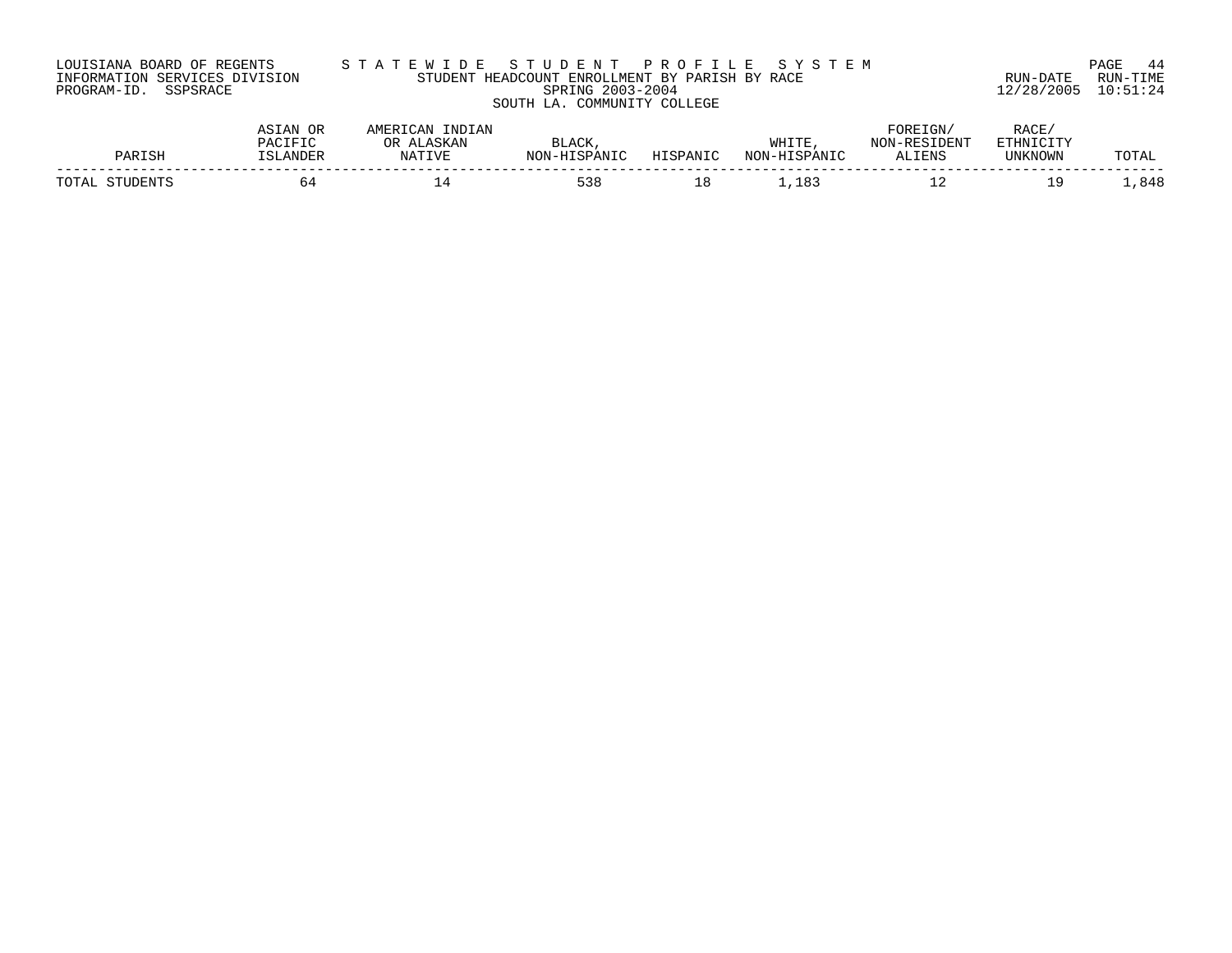LOUISIANA BOARD OF REGENTS
INFORMATION SERVICES DIVISION
PROGRAM-ID. SSPSRACE

S T A T E W I D E   S T U D E N T   P R O F I L E   S Y S T E M
STUDENT HEADCOUNT ENROLLMENT BY PARISH BY RACE
SPRING 2003-2004
SOUTH LA. COMMUNITY COLLEGE

RUN-DATE 12/28/2005 RUN-TIME 10:51:24

| PARISH | ASIAN OR PACIFIC ISLANDER | AMERICAN INDIAN OR ALASKAN NATIVE | BLACK, NON-HISPANIC | HISPANIC | WHITE, NON-HISPANIC | FOREIGN/ NON-RESIDENT ALIENS | RACE/ ETHNICITY UNKNOWN | TOTAL |
|---|---|---|---|---|---|---|---|---|
| TOTAL STUDENTS | 64 | 14 | 538 | 18 | 1,183 | 12 | 19 | 1,848 |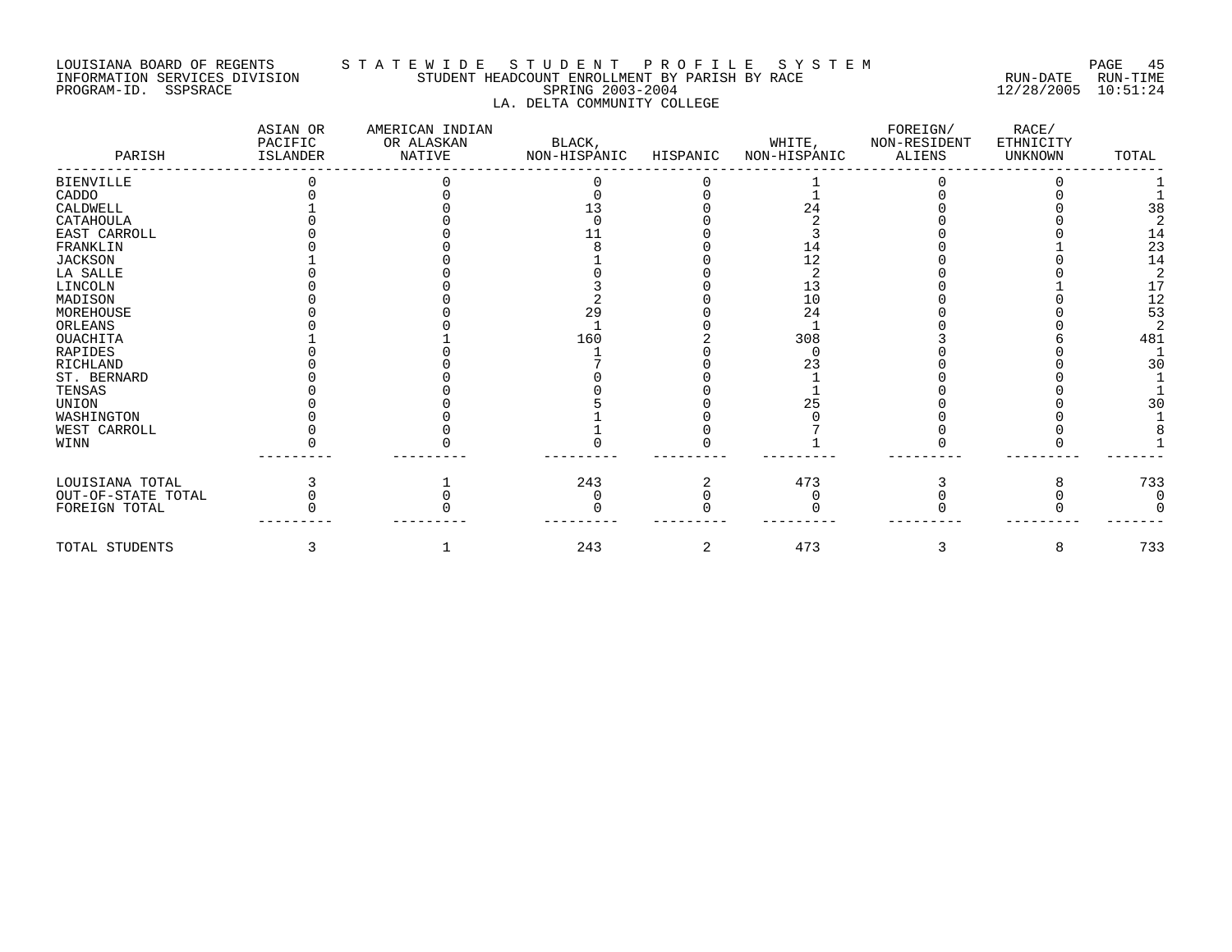LOUISIANA BOARD OF REGENTS — STATEWIDE STUDENT PROFILE SYSTEM
INFORMATION SERVICES DIVISION — STUDENT HEADCOUNT ENROLLMENT BY PARISH BY RACE — RUN-DATE 12/28/2005 RUN-TIME 10:51:24
PROGRAM-ID. SSPSRACE — SPRING 2003-2004

LA. DELTA COMMUNITY COLLEGE

| PARISH | ASIAN OR PACIFIC ISLANDER | AMERICAN INDIAN OR ALASKAN NATIVE | BLACK, NON-HISPANIC | HISPANIC | WHITE, NON-HISPANIC | FOREIGN/ NON-RESIDENT ALIENS | RACE/ ETHNICITY UNKNOWN | TOTAL |
|---|---|---|---|---|---|---|---|---|
| BIENVILLE | 0 | 0 | 0 | 0 | 1 | 0 | 0 | 1 |
| CADDO | 0 | 0 | 0 | 0 | 1 | 0 | 0 | 1 |
| CALDWELL | 1 | 0 | 13 | 0 | 24 | 0 | 0 | 38 |
| CATAHOULA | 0 | 0 | 0 | 0 | 2 | 0 | 0 | 2 |
| EAST CARROLL | 0 | 0 | 11 | 0 | 3 | 0 | 0 | 14 |
| FRANKLIN | 0 | 0 | 8 | 0 | 14 | 0 | 1 | 23 |
| JACKSON | 1 | 0 | 1 | 0 | 12 | 0 | 0 | 14 |
| LA SALLE | 0 | 0 | 0 | 0 | 2 | 0 | 0 | 2 |
| LINCOLN | 0 | 0 | 3 | 0 | 13 | 0 | 1 | 17 |
| MADISON | 0 | 0 | 2 | 0 | 10 | 0 | 0 | 12 |
| MOREHOUSE | 0 | 0 | 29 | 0 | 24 | 0 | 0 | 53 |
| ORLEANS | 0 | 0 | 1 | 0 | 1 | 0 | 0 | 2 |
| OUACHITA | 1 | 1 | 160 | 2 | 308 | 3 | 6 | 481 |
| RAPIDES | 0 | 0 | 1 | 0 | 0 | 0 | 0 | 1 |
| RICHLAND | 0 | 0 | 7 | 0 | 23 | 0 | 0 | 30 |
| ST. BERNARD | 0 | 0 | 0 | 0 | 1 | 0 | 0 | 1 |
| TENSAS | 0 | 0 | 0 | 0 | 1 | 0 | 0 | 1 |
| UNION | 0 | 0 | 5 | 0 | 25 | 0 | 0 | 30 |
| WASHINGTON | 0 | 0 | 1 | 0 | 0 | 0 | 0 | 1 |
| WEST CARROLL | 0 | 0 | 1 | 0 | 7 | 0 | 0 | 8 |
| WINN | 0 | 0 | 0 | 0 | 1 | 0 | 0 | 1 |
| LOUISIANA TOTAL | 3 | 1 | 243 | 2 | 473 | 3 | 8 | 733 |
| OUT-OF-STATE TOTAL | 0 | 0 | 0 | 0 | 0 | 0 | 0 | 0 |
| FOREIGN TOTAL | 0 | 0 | 0 | 0 | 0 | 0 | 0 | 0 |
| TOTAL STUDENTS | 3 | 1 | 243 | 2 | 473 | 3 | 8 | 733 |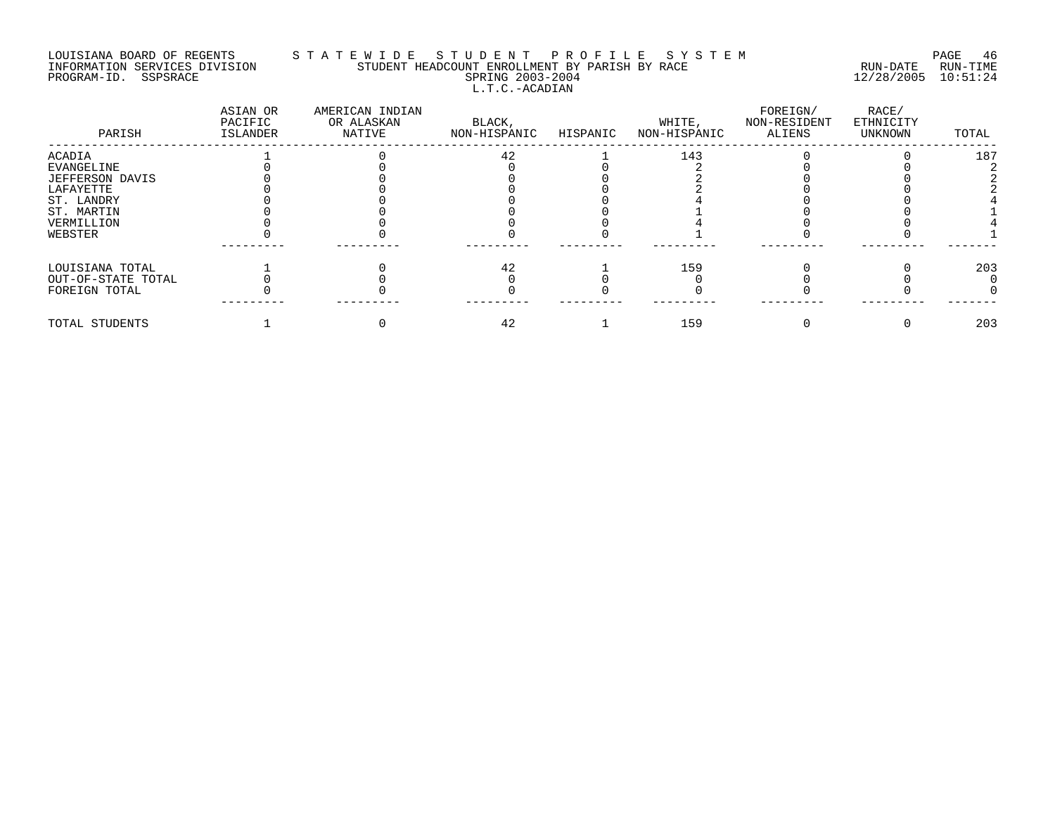LOUISIANA BOARD OF REGENTS — STATEWIDE STUDENT PROFILE SYSTEM
INFORMATION SERVICES DIVISION — STUDENT HEADCOUNT ENROLLMENT BY PARISH BY RACE — RUN-DATE 12/28/2005 RUN-TIME 10:51:24
PROGRAM-ID. SSPSRACE — SPRING 2003-2004

## L.T.C.-ACADIAN

| PARISH | ASIAN OR PACIFIC ISLANDER | AMERICAN INDIAN OR ALASKAN NATIVE | BLACK, NON-HISPANIC | HISPANIC | WHITE, NON-HISPANIC | FOREIGN/ NON-RESIDENT ALIENS | RACE/ ETHNICITY UNKNOWN | TOTAL |
|---|---|---|---|---|---|---|---|---|
| ACADIA | 1 | 0 | 42 | 1 | 143 | 0 | 0 | 187 |
| EVANGELINE | 0 | 0 | 0 | 0 | 2 | 0 | 0 | 2 |
| JEFFERSON DAVIS | 0 | 0 | 0 | 0 | 2 | 0 | 0 | 2 |
| LAFAYETTE | 0 | 0 | 0 | 0 | 2 | 0 | 0 | 2 |
| ST. LANDRY | 0 | 0 | 0 | 0 | 4 | 0 | 0 | 4 |
| ST. MARTIN | 0 | 0 | 0 | 0 | 1 | 0 | 0 | 1 |
| VERMILLION | 0 | 0 | 0 | 0 | 4 | 0 | 0 | 4 |
| WEBSTER | 0 | 0 | 0 | 0 | 1 | 0 | 0 | 1 |
| LOUISIANA TOTAL | 1 | 0 | 42 | 1 | 159 | 0 | 0 | 203 |
| OUT-OF-STATE TOTAL | 0 | 0 | 0 | 0 | 0 | 0 | 0 | 0 |
| FOREIGN TOTAL | 0 | 0 | 0 | 0 | 0 | 0 | 0 | 0 |
| TOTAL STUDENTS | 1 | 0 | 42 | 1 | 159 | 0 | 0 | 203 |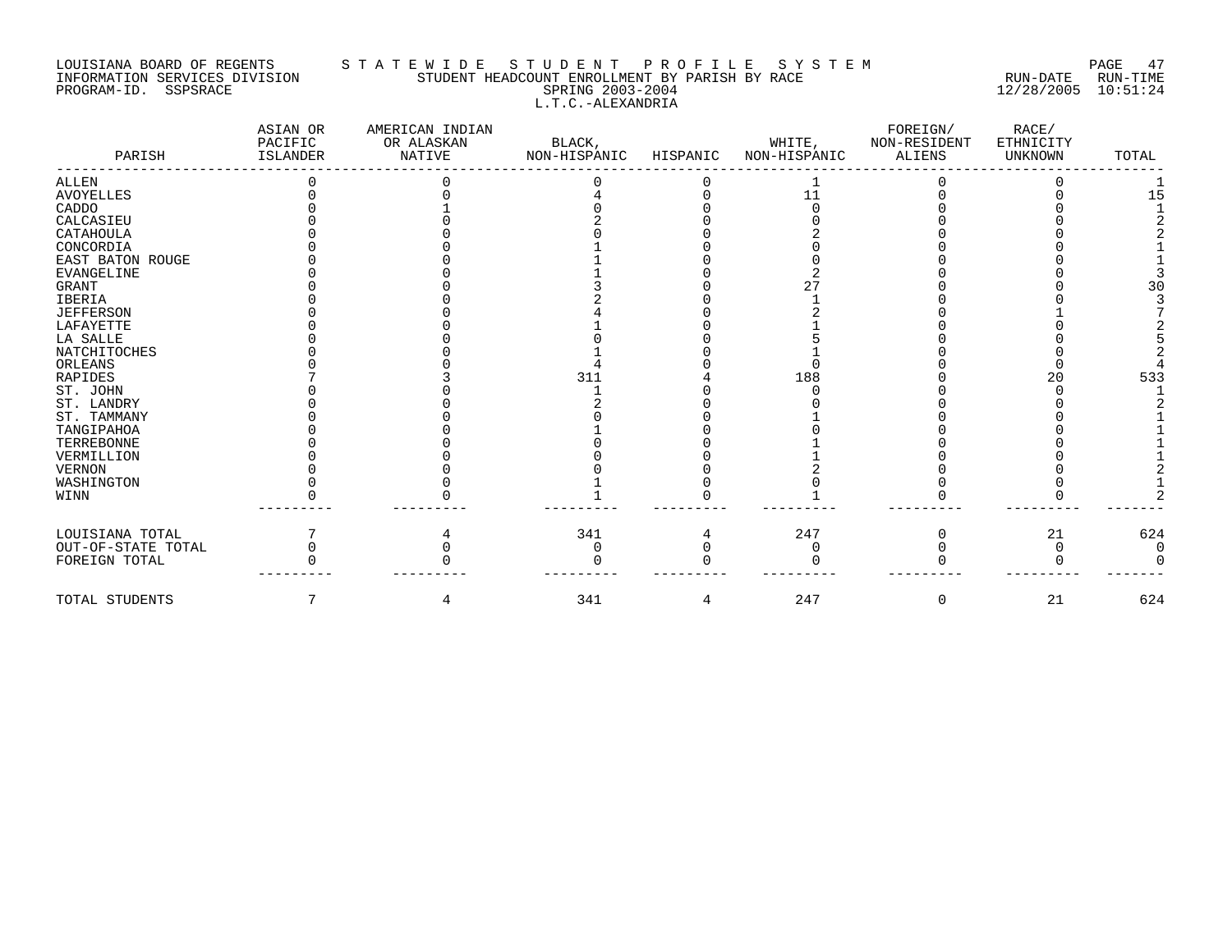LOUISIANA BOARD OF REGENTS — STATEWIDE STUDENT PROFILE SYSTEM

INFORMATION SERVICES DIVISION — STUDENT HEADCOUNT ENROLLMENT BY PARISH BY RACE — RUN-DATE 12/28/2005 RUN-TIME 10:51:24

PROGRAM-ID. SSPSRACE — SPRING 2003-2004

L.T.C.-ALEXANDRIA

| PARISH | ASIAN OR PACIFIC ISLANDER | AMERICAN INDIAN OR ALASKAN NATIVE | BLACK, NON-HISPANIC | HISPANIC | WHITE, NON-HISPANIC | FOREIGN/ NON-RESIDENT ALIENS | RACE/ ETHNICITY UNKNOWN | TOTAL |
|---|---|---|---|---|---|---|---|---|
| ALLEN | 0 | 0 | 0 | 0 | 1 | 0 | 0 | 1 |
| AVOYELLES | 0 | 0 | 4 | 0 | 11 | 0 | 0 | 15 |
| CADDO | 0 | 1 | 0 | 0 | 0 | 0 | 0 | 1 |
| CALCASIEU | 0 | 0 | 2 | 0 | 0 | 0 | 0 | 2 |
| CATAHOULA | 0 | 0 | 0 | 0 | 2 | 0 | 0 | 2 |
| CONCORDIA | 0 | 0 | 1 | 0 | 0 | 0 | 0 | 1 |
| EAST BATON ROUGE | 0 | 0 | 1 | 0 | 0 | 0 | 0 | 1 |
| EVANGELINE | 0 | 0 | 1 | 0 | 2 | 0 | 0 | 3 |
| GRANT | 0 | 0 | 3 | 0 | 27 | 0 | 0 | 30 |
| IBERIA | 0 | 0 | 2 | 0 | 1 | 0 | 0 | 3 |
| JEFFERSON | 0 | 0 | 4 | 0 | 2 | 0 | 1 | 7 |
| LAFAYETTE | 0 | 0 | 1 | 0 | 1 | 0 | 0 | 2 |
| LA SALLE | 0 | 0 | 0 | 0 | 5 | 0 | 0 | 5 |
| NATCHITOCHES | 0 | 0 | 1 | 0 | 1 | 0 | 0 | 2 |
| ORLEANS | 0 | 0 | 4 | 0 | 0 | 0 | 0 | 4 |
| RAPIDES | 7 | 3 | 311 | 4 | 188 | 0 | 20 | 533 |
| ST. JOHN | 0 | 0 | 1 | 0 | 0 | 0 | 0 | 1 |
| ST. LANDRY | 0 | 0 | 2 | 0 | 0 | 0 | 0 | 2 |
| ST. TAMMANY | 0 | 0 | 0 | 0 | 1 | 0 | 0 | 1 |
| TANGIPAHOA | 0 | 0 | 1 | 0 | 0 | 0 | 0 | 1 |
| TERREBONNE | 0 | 0 | 0 | 0 | 1 | 0 | 0 | 1 |
| VERMILLION | 0 | 0 | 0 | 0 | 1 | 0 | 0 | 1 |
| VERNON | 0 | 0 | 0 | 0 | 2 | 0 | 0 | 2 |
| WASHINGTON | 0 | 0 | 1 | 0 | 0 | 0 | 0 | 1 |
| WINN | 0 | 0 | 1 | 0 | 1 | 0 | 0 | 2 |
| LOUISIANA TOTAL | 7 | 4 | 341 | 4 | 247 | 0 | 21 | 624 |
| OUT-OF-STATE TOTAL | 0 | 0 | 0 | 0 | 0 | 0 | 0 | 0 |
| FOREIGN TOTAL | 0 | 0 | 0 | 0 | 0 | 0 | 0 | 0 |
| TOTAL STUDENTS | 7 | 4 | 341 | 4 | 247 | 0 | 21 | 624 |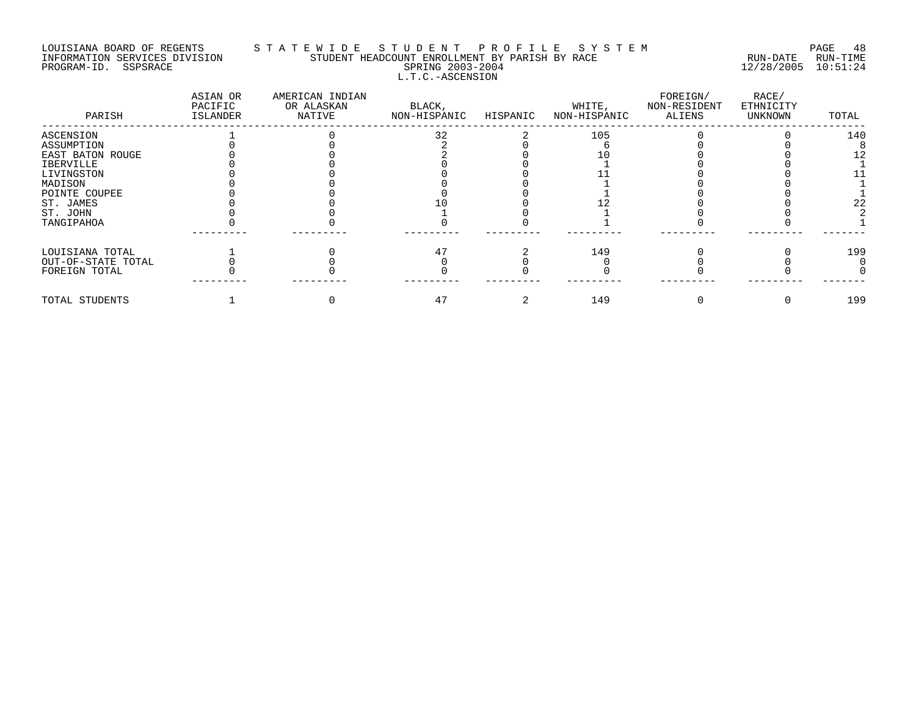LOUISIANA BOARD OF REGENTS
INFORMATION SERVICES DIVISION
PROGRAM-ID. SSPSRACE

STATEWIDE STUDENT PROFILE SYSTEM
STUDENT HEADCOUNT ENROLLMENT BY PARISH BY RACE
SPRING 2003-2004
L.T.C.-ASCENSION

RUN-DATE 12/28/2005 RUN-TIME 10:51:24

| PARISH | ASIAN OR PACIFIC ISLANDER | AMERICAN INDIAN OR ALASKAN NATIVE | BLACK, NON-HISPANIC | HISPANIC | WHITE, NON-HISPANIC | FOREIGN/ NON-RESIDENT ALIENS | RACE/ ETHNICITY UNKNOWN | TOTAL |
|---|---|---|---|---|---|---|---|---|
| ASCENSION | 1 | 0 | 32 | 2 | 105 | 0 | 0 | 140 |
| ASSUMPTION | 0 | 0 | 2 | 0 | 6 | 0 | 0 | 8 |
| EAST BATON ROUGE | 0 | 0 | 2 | 0 | 10 | 0 | 0 | 12 |
| IBERVILLE | 0 | 0 | 0 | 0 | 1 | 0 | 0 | 1 |
| LIVINGSTON | 0 | 0 | 0 | 0 | 11 | 0 | 0 | 11 |
| MADISON | 0 | 0 | 0 | 0 | 1 | 0 | 0 | 1 |
| POINTE COUPEE | 0 | 0 | 0 | 0 | 1 | 0 | 0 | 1 |
| ST. JAMES | 0 | 0 | 10 | 0 | 12 | 0 | 0 | 22 |
| ST. JOHN | 0 | 0 | 1 | 0 | 1 | 0 | 0 | 2 |
| TANGIPAHOA | 0 | 0 | 0 | 0 | 1 | 0 | 0 | 1 |
| LOUISIANA TOTAL | 1 | 0 | 47 | 2 | 149 | 0 | 0 | 199 |
| OUT-OF-STATE TOTAL | 0 | 0 | 0 | 0 | 0 | 0 | 0 | 0 |
| FOREIGN TOTAL | 0 | 0 | 0 | 0 | 0 | 0 | 0 | 0 |
| TOTAL STUDENTS | 1 | 0 | 47 | 2 | 149 | 0 | 0 | 199 |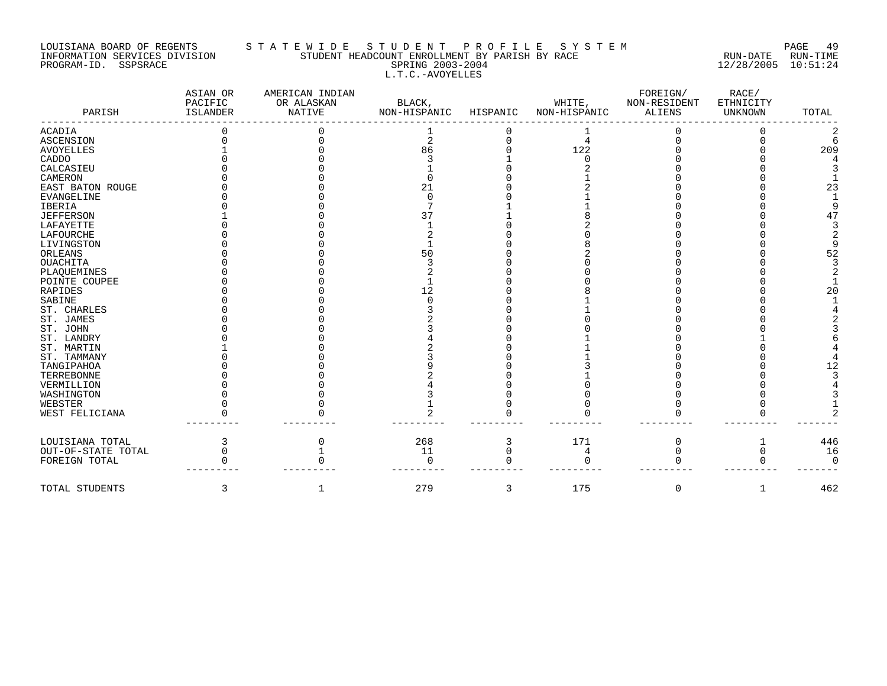LOUISIANA BOARD OF REGENTS — STATEWIDE STUDENT PROFILE SYSTEM
INFORMATION SERVICES DIVISION — STUDENT HEADCOUNT ENROLLMENT BY PARISH BY RACE — RUN-DATE 12/28/2005 RUN-TIME 10:51:24
PROGRAM-ID. SSPSRACE — SPRING 2003-2004

L.T.C.-AVOYELLES

| PARISH | ASIAN OR PACIFIC ISLANDER | AMERICAN INDIAN OR ALASKAN NATIVE | BLACK, NON-HISPANIC | HISPANIC | WHITE, NON-HISPANIC | FOREIGN/ NON-RESIDENT ALIENS | RACE/ ETHNICITY UNKNOWN | TOTAL |
|---|---|---|---|---|---|---|---|---|
| ACADIA | 0 | 0 | 1 | 0 | 1 | 0 | 0 | 2 |
| ASCENSION | 0 | 0 | 2 | 0 | 4 | 0 | 0 | 6 |
| AVOYELLES | 1 | 0 | 86 | 0 | 122 | 0 | 0 | 209 |
| CADDO | 0 | 0 | 3 | 1 | 0 | 0 | 0 | 4 |
| CALCASIEU | 0 | 0 | 1 | 0 | 2 | 0 | 0 | 3 |
| CAMERON | 0 | 0 | 0 | 0 | 1 | 0 | 0 | 1 |
| EAST BATON ROUGE | 0 | 0 | 21 | 0 | 2 | 0 | 0 | 23 |
| EVANGELINE | 0 | 0 | 0 | 0 | 1 | 0 | 0 | 1 |
| IBERIA | 0 | 0 | 7 | 1 | 1 | 0 | 0 | 9 |
| JEFFERSON | 1 | 0 | 37 | 1 | 8 | 0 | 0 | 47 |
| LAFAYETTE | 0 | 0 | 1 | 0 | 2 | 0 | 0 | 3 |
| LAFOURCHE | 0 | 0 | 2 | 0 | 0 | 0 | 0 | 2 |
| LIVINGSTON | 0 | 0 | 1 | 0 | 8 | 0 | 0 | 9 |
| ORLEANS | 0 | 0 | 50 | 0 | 2 | 0 | 0 | 52 |
| OUACHITA | 0 | 0 | 3 | 0 | 0 | 0 | 0 | 3 |
| PLAQUEMINES | 0 | 0 | 2 | 0 | 0 | 0 | 0 | 2 |
| POINTE COUPEE | 0 | 0 | 1 | 0 | 0 | 0 | 0 | 1 |
| RAPIDES | 0 | 0 | 12 | 0 | 8 | 0 | 0 | 20 |
| SABINE | 0 | 0 | 0 | 0 | 1 | 0 | 0 | 1 |
| ST. CHARLES | 0 | 0 | 3 | 0 | 1 | 0 | 0 | 4 |
| ST. JAMES | 0 | 0 | 2 | 0 | 0 | 0 | 0 | 2 |
| ST. JOHN | 0 | 0 | 3 | 0 | 0 | 0 | 0 | 3 |
| ST. LANDRY | 0 | 0 | 4 | 0 | 1 | 0 | 1 | 6 |
| ST. MARTIN | 1 | 0 | 2 | 0 | 1 | 0 | 0 | 4 |
| ST. TAMMANY | 0 | 0 | 3 | 0 | 1 | 0 | 0 | 4 |
| TANGIPAHOA | 0 | 0 | 9 | 0 | 3 | 0 | 0 | 12 |
| TERREBONNE | 0 | 0 | 2 | 0 | 1 | 0 | 0 | 3 |
| VERMILLION | 0 | 0 | 4 | 0 | 0 | 0 | 0 | 4 |
| WASHINGTON | 0 | 0 | 3 | 0 | 0 | 0 | 0 | 3 |
| WEBSTER | 0 | 0 | 1 | 0 | 0 | 0 | 0 | 1 |
| WEST FELICIANA | 0 | 0 | 2 | 0 | 0 | 0 | 0 | 2 |
| LOUISIANA TOTAL | 3 | 0 | 268 | 3 | 171 | 0 | 1 | 446 |
| OUT-OF-STATE TOTAL | 0 | 1 | 11 | 0 | 4 | 0 | 0 | 16 |
| FOREIGN TOTAL | 0 | 0 | 0 | 0 | 0 | 0 | 0 | 0 |
| TOTAL STUDENTS | 3 | 1 | 279 | 3 | 175 | 0 | 1 | 462 |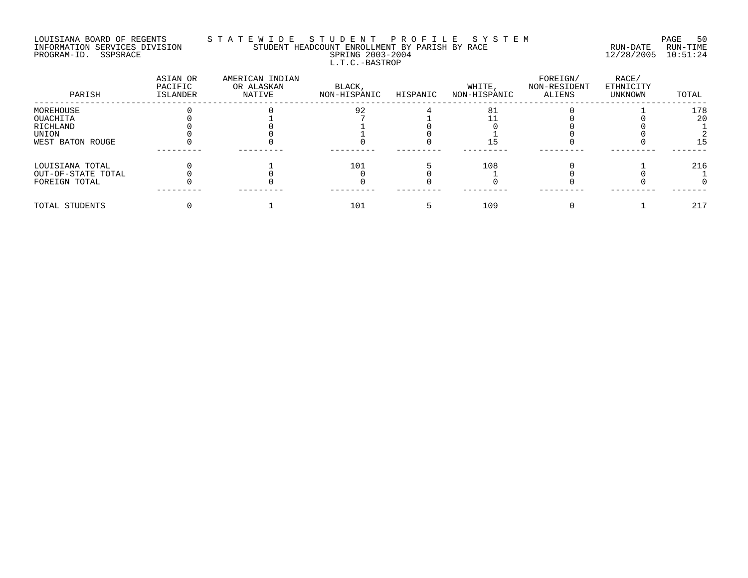LOUISIANA BOARD OF REGENTS — STATEWIDE STUDENT PROFILE SYSTEM
INFORMATION SERVICES DIVISION — STUDENT HEADCOUNT ENROLLMENT BY PARISH BY RACE — RUN-DATE 12/28/2005 RUN-TIME 10:51:24
PROGRAM-ID. SSPSRACE — SPRING 2003-2004

L.T.C.-BASTROP

| PARISH | ASIAN OR PACIFIC ISLANDER | AMERICAN INDIAN OR ALASKAN NATIVE | BLACK, NON-HISPANIC | HISPANIC | WHITE, NON-HISPANIC | FOREIGN/ NON-RESIDENT ALIENS | RACE/ ETHNICITY UNKNOWN | TOTAL |
|---|---|---|---|---|---|---|---|---|
| MOREHOUSE | 0 | 0 | 92 | 4 | 81 | 0 | 1 | 178 |
| OUACHITA | 0 | 1 | 7 | 1 | 11 | 0 | 0 | 20 |
| RICHLAND | 0 | 0 | 1 | 0 | 0 | 0 | 0 | 1 |
| UNION | 0 | 0 | 1 | 0 | 1 | 0 | 0 | 2 |
| WEST BATON ROUGE | 0 | 0 | 0 | 0 | 15 | 0 | 0 | 15 |
| LOUISIANA TOTAL | 0 | 1 | 101 | 5 | 108 | 0 | 1 | 216 |
| OUT-OF-STATE TOTAL | 0 | 0 | 0 | 0 | 1 | 0 | 0 | 1 |
| FOREIGN TOTAL | 0 | 0 | 0 | 0 | 0 | 0 | 0 | 0 |
| TOTAL STUDENTS | 0 | 1 | 101 | 5 | 109 | 0 | 1 | 217 |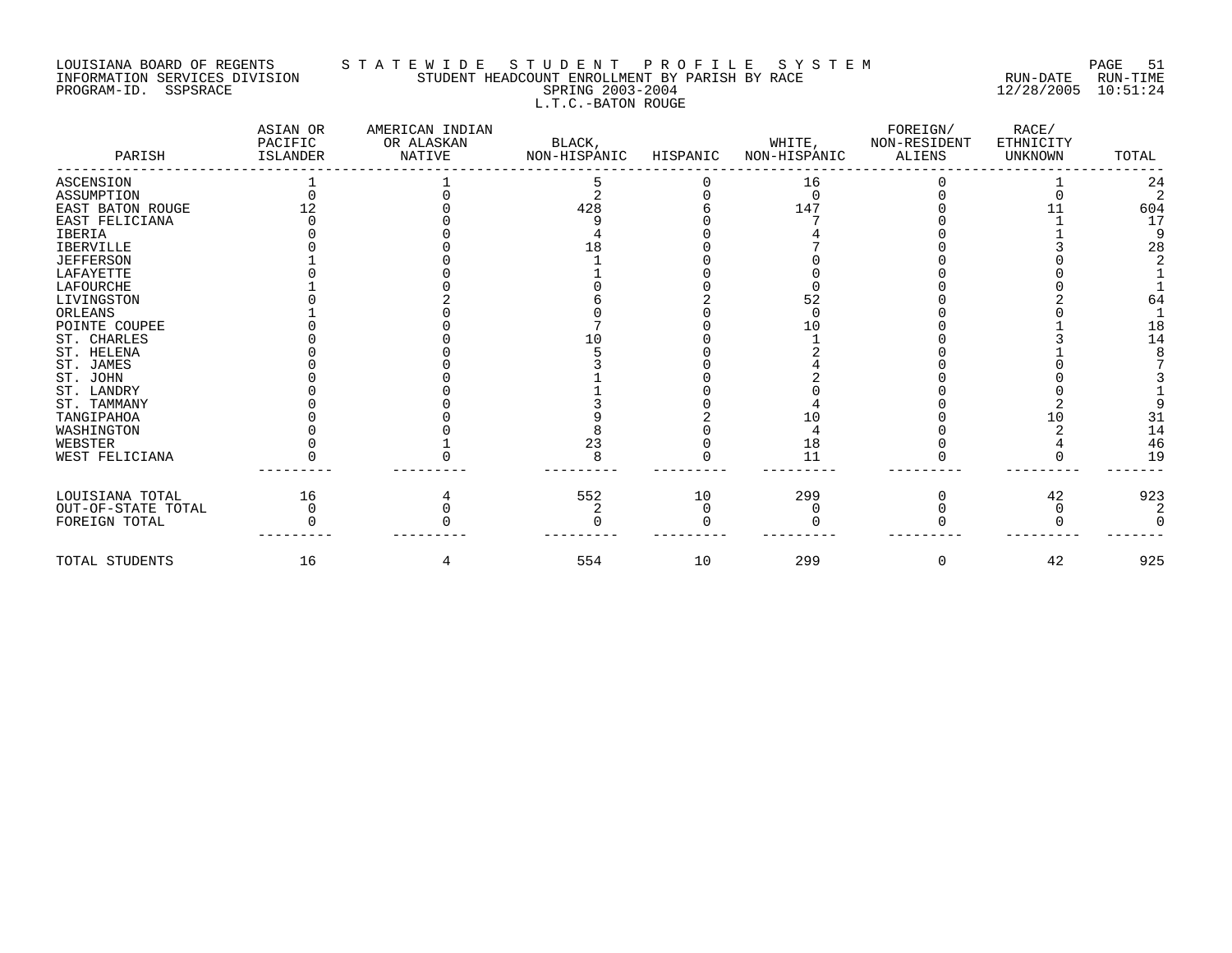LOUISIANA BOARD OF REGENTS
INFORMATION SERVICES DIVISION
PROGRAM-ID. SSPSRACE

# STATEWIDE STUDENT PROFILE SYSTEM

STUDENT HEADCOUNT ENROLLMENT BY PARISH BY RACE
SPRING 2003-2004
L.T.C.-BATON ROUGE

RUN-DATE 12/28/2005 RUN-TIME 10:51:24

| PARISH | ASIAN OR PACIFIC ISLANDER | AMERICAN INDIAN OR ALASKAN NATIVE | BLACK, NON-HISPANIC | HISPANIC | WHITE, NON-HISPANIC | FOREIGN/ NON-RESIDENT ALIENS | RACE/ ETHNICITY UNKNOWN | TOTAL |
|---|---|---|---|---|---|---|---|---|
| ASCENSION | 1 | 1 | 5 | 0 | 16 | 0 | 1 | 24 |
| ASSUMPTION | 0 | 0 | 2 | 0 | 0 | 0 | 0 | 2 |
| EAST BATON ROUGE | 12 | 0 | 428 | 6 | 147 | 0 | 11 | 604 |
| EAST FELICIANA | 0 | 0 | 9 | 0 | 7 | 0 | 1 | 17 |
| IBERIA | 0 | 0 | 4 | 0 | 4 | 0 | 1 | 9 |
| IBERVILLE | 0 | 0 | 18 | 0 | 7 | 0 | 3 | 28 |
| JEFFERSON | 1 | 0 | 1 | 0 | 0 | 0 | 0 | 2 |
| LAFAYETTE | 0 | 0 | 1 | 0 | 0 | 0 | 0 | 1 |
| LAFOURCHE | 1 | 0 | 0 | 0 | 0 | 0 | 0 | 1 |
| LIVINGSTON | 0 | 2 | 6 | 2 | 52 | 0 | 2 | 64 |
| ORLEANS | 1 | 0 | 0 | 0 | 0 | 0 | 0 | 1 |
| POINTE COUPEE | 0 | 0 | 7 | 0 | 10 | 0 | 1 | 18 |
| ST. CHARLES | 0 | 0 | 10 | 0 | 1 | 0 | 3 | 14 |
| ST. HELENA | 0 | 0 | 5 | 0 | 2 | 0 | 1 | 8 |
| ST. JAMES | 0 | 0 | 3 | 0 | 4 | 0 | 0 | 7 |
| ST. JOHN | 0 | 0 | 1 | 0 | 2 | 0 | 0 | 3 |
| ST. LANDRY | 0 | 0 | 1 | 0 | 0 | 0 | 0 | 1 |
| ST. TAMMANY | 0 | 0 | 3 | 0 | 4 | 0 | 2 | 9 |
| TANGIPAHOA | 0 | 0 | 9 | 2 | 10 | 0 | 10 | 31 |
| WASHINGTON | 0 | 0 | 8 | 0 | 4 | 0 | 2 | 14 |
| WEBSTER | 0 | 1 | 23 | 0 | 18 | 0 | 4 | 46 |
| WEST FELICIANA | 0 | 0 | 8 | 0 | 11 | 0 | 0 | 19 |
| LOUISIANA TOTAL | 16 | 4 | 552 | 10 | 299 | 0 | 42 | 923 |
| OUT-OF-STATE TOTAL | 0 | 0 | 2 | 0 | 0 | 0 | 0 | 2 |
| FOREIGN TOTAL | 0 | 0 | 0 | 0 | 0 | 0 | 0 | 0 |
| TOTAL STUDENTS | 16 | 4 | 554 | 10 | 299 | 0 | 42 | 925 |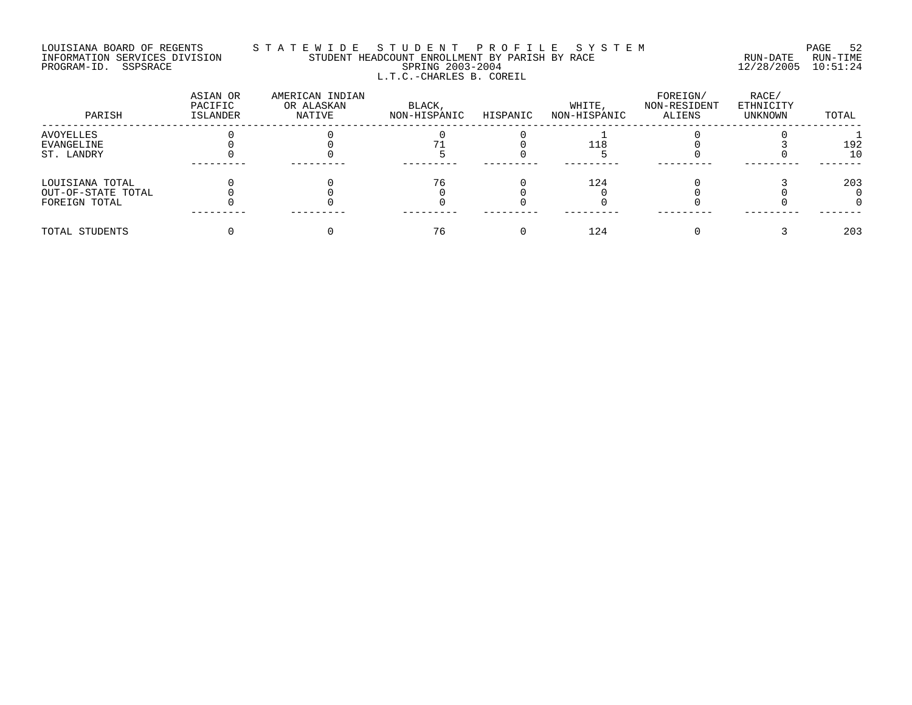LOUISIANA BOARD OF REGENTS — STATEWIDE STUDENT PROFILE SYSTEM
INFORMATION SERVICES DIVISION — STUDENT HEADCOUNT ENROLLMENT BY PARISH BY RACE — RUN-DATE 12/28/2005 RUN-TIME 10:51:24
PROGRAM-ID. SSPSRACE — SPRING 2003-2004

## L.T.C.-CHARLES B. COREIL

| PARISH | ASIAN OR PACIFIC ISLANDER | AMERICAN INDIAN OR ALASKAN NATIVE | BLACK, NON-HISPANIC | HISPANIC | WHITE, NON-HISPANIC | FOREIGN/ NON-RESIDENT ALIENS | RACE/ ETHNICITY UNKNOWN | TOTAL |
|---|---|---|---|---|---|---|---|---|
| AVOYELLES | 0 | 0 | 0 | 0 | 1 | 0 | 0 | 1 |
| EVANGELINE | 0 | 0 | 71 | 0 | 118 | 0 | 3 | 192 |
| ST. LANDRY | 0 | 0 | 5 | 0 | 5 | 0 | 0 | 10 |
| LOUISIANA TOTAL | 0 | 0 | 76 | 0 | 124 | 0 | 3 | 203 |
| OUT-OF-STATE TOTAL | 0 | 0 | 0 | 0 | 0 | 0 | 0 | 0 |
| FOREIGN TOTAL | 0 | 0 | 0 | 0 | 0 | 0 | 0 | 0 |
| TOTAL STUDENTS | 0 | 0 | 76 | 0 | 124 | 0 | 3 | 203 |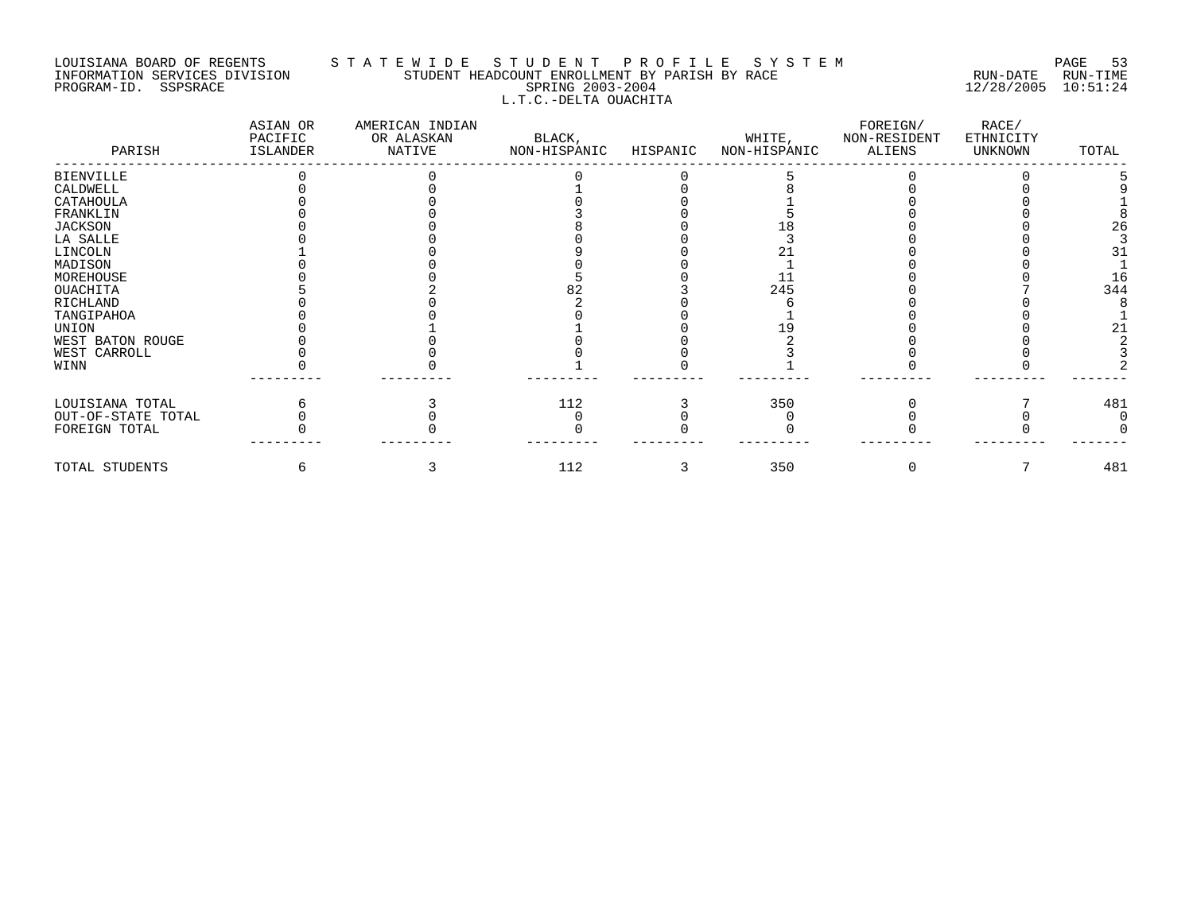LOUISIANA BOARD OF REGENTS S T A T E W I D E S T U D E N T P R O F I L E S Y S T E M

INFORMATION SERVICES DIVISION STUDENT HEADCOUNT ENROLLMENT BY PARISH BY RACE RUN-DATE RUN-TIME

PROGRAM-ID. SSPSRACE SPRING 2003-2004 12/28/2005 10:51:24

L.T.C.-DELTA OUACHITA

| PARISH | ASIAN OR PACIFIC ISLANDER | AMERICAN INDIAN OR ALASKAN NATIVE | BLACK, NON-HISPANIC | HISPANIC | WHITE, NON-HISPANIC | FOREIGN/ NON-RESIDENT ALIENS | RACE/ ETHNICITY UNKNOWN | TOTAL |
|---|---|---|---|---|---|---|---|---|
| BIENVILLE | 0 | 0 | 0 | 0 | 5 | 0 | 0 | 5 |
| CALDWELL | 0 | 0 | 1 | 0 | 8 | 0 | 0 | 9 |
| CATAHOULA | 0 | 0 | 0 | 0 | 1 | 0 | 0 | 1 |
| FRANKLIN | 0 | 0 | 3 | 0 | 5 | 0 | 0 | 8 |
| JACKSON | 0 | 0 | 8 | 0 | 18 | 0 | 0 | 26 |
| LA SALLE | 0 | 0 | 0 | 0 | 3 | 0 | 0 | 3 |
| LINCOLN | 1 | 0 | 9 | 0 | 21 | 0 | 0 | 31 |
| MADISON | 0 | 0 | 0 | 0 | 1 | 0 | 0 | 1 |
| MOREHOUSE | 0 | 0 | 5 | 0 | 11 | 0 | 0 | 16 |
| OUACHITA | 5 | 2 | 82 | 3 | 245 | 0 | 7 | 344 |
| RICHLAND | 0 | 0 | 2 | 0 | 6 | 0 | 0 | 8 |
| TANGIPAHOA | 0 | 0 | 0 | 0 | 1 | 0 | 0 | 1 |
| UNION | 0 | 1 | 1 | 0 | 19 | 0 | 0 | 21 |
| WEST BATON ROUGE | 0 | 0 | 0 | 0 | 2 | 0 | 0 | 2 |
| WEST CARROLL | 0 | 0 | 0 | 0 | 3 | 0 | 0 | 3 |
| WINN | 0 | 0 | 1 | 0 | 1 | 0 | 0 | 2 |
| LOUISIANA TOTAL | 6 | 3 | 112 | 3 | 350 | 0 | 7 | 481 |
| OUT-OF-STATE TOTAL | 0 | 0 | 0 | 0 | 0 | 0 | 0 | 0 |
| FOREIGN TOTAL | 0 | 0 | 0 | 0 | 0 | 0 | 0 | 0 |
| TOTAL STUDENTS | 6 | 3 | 112 | 3 | 350 | 0 | 7 | 481 |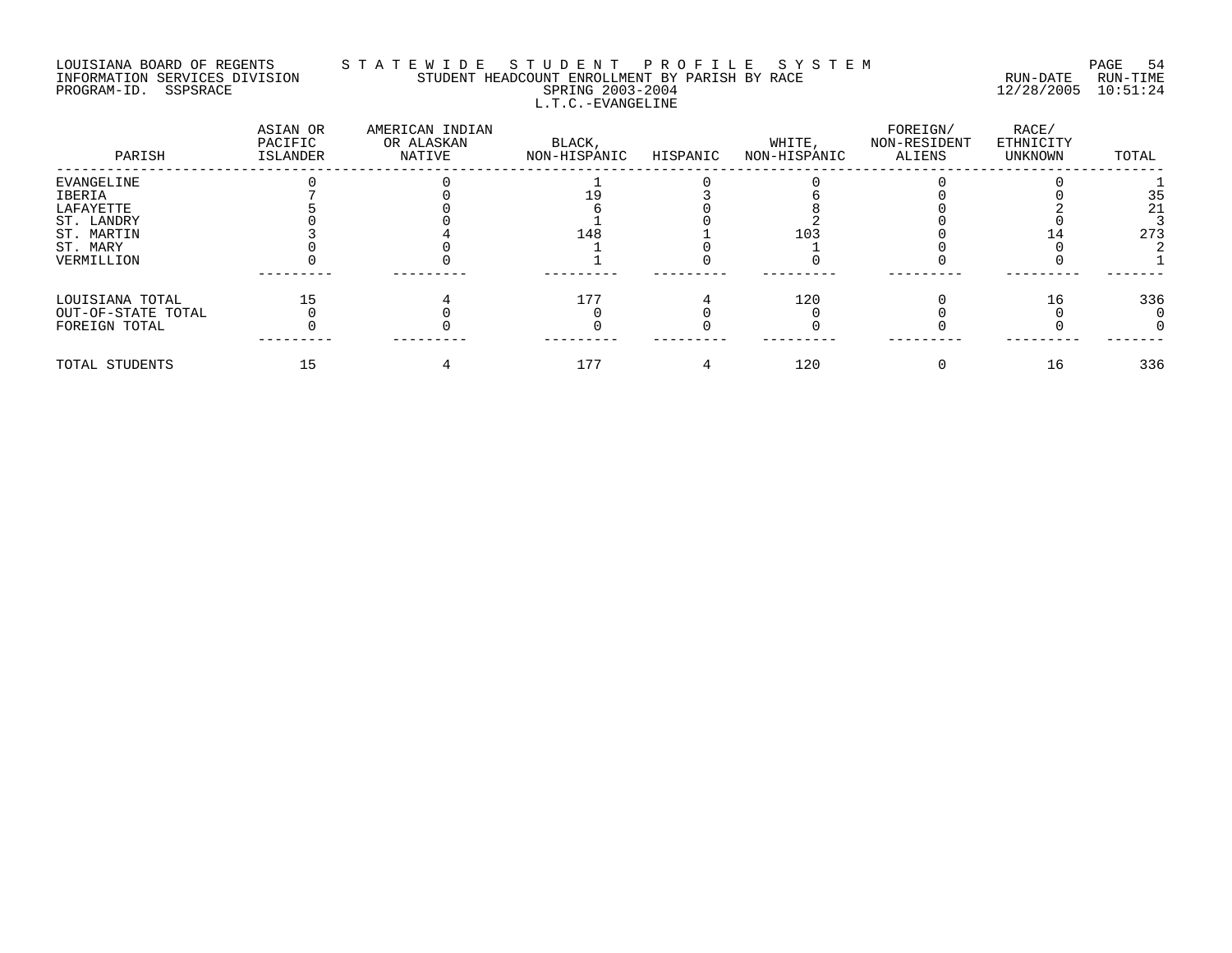LOUISIANA BOARD OF REGENTS — STATEWIDE STUDENT PROFILE SYSTEM
INFORMATION SERVICES DIVISION — STUDENT HEADCOUNT ENROLLMENT BY PARISH BY RACE — RUN-DATE 12/28/2005 RUN-TIME 10:51:24
PROGRAM-ID. SSPSRACE — SPRING 2003-2004

L.T.C.-EVANGELINE

| PARISH | ASIAN OR PACIFIC ISLANDER | AMERICAN INDIAN OR ALASKAN NATIVE | BLACK, NON-HISPANIC | HISPANIC | WHITE, NON-HISPANIC | FOREIGN/ NON-RESIDENT ALIENS | RACE/ ETHNICITY UNKNOWN | TOTAL |
|---|---|---|---|---|---|---|---|---|
| EVANGELINE | 0 | 0 | 1 | 0 | 0 | 0 | 0 | 1 |
| IBERIA | 7 | 0 | 19 | 3 | 6 | 0 | 0 | 35 |
| LAFAYETTE | 5 | 0 | 6 | 0 | 8 | 0 | 2 | 21 |
| ST. LANDRY | 0 | 0 | 1 | 0 | 2 | 0 | 0 | 3 |
| ST. MARTIN | 3 | 4 | 148 | 1 | 103 | 0 | 14 | 273 |
| ST. MARY | 0 | 0 | 1 | 0 | 1 | 0 | 0 | 2 |
| VERMILLION | 0 | 0 | 1 | 0 | 0 | 0 | 0 | 1 |
| LOUISIANA TOTAL | 15 | 4 | 177 | 4 | 120 | 0 | 16 | 336 |
| OUT-OF-STATE TOTAL | 0 | 0 | 0 | 0 | 0 | 0 | 0 | 0 |
| FOREIGN TOTAL | 0 | 0 | 0 | 0 | 0 | 0 | 0 | 0 |
| TOTAL STUDENTS | 15 | 4 | 177 | 4 | 120 | 0 | 16 | 336 |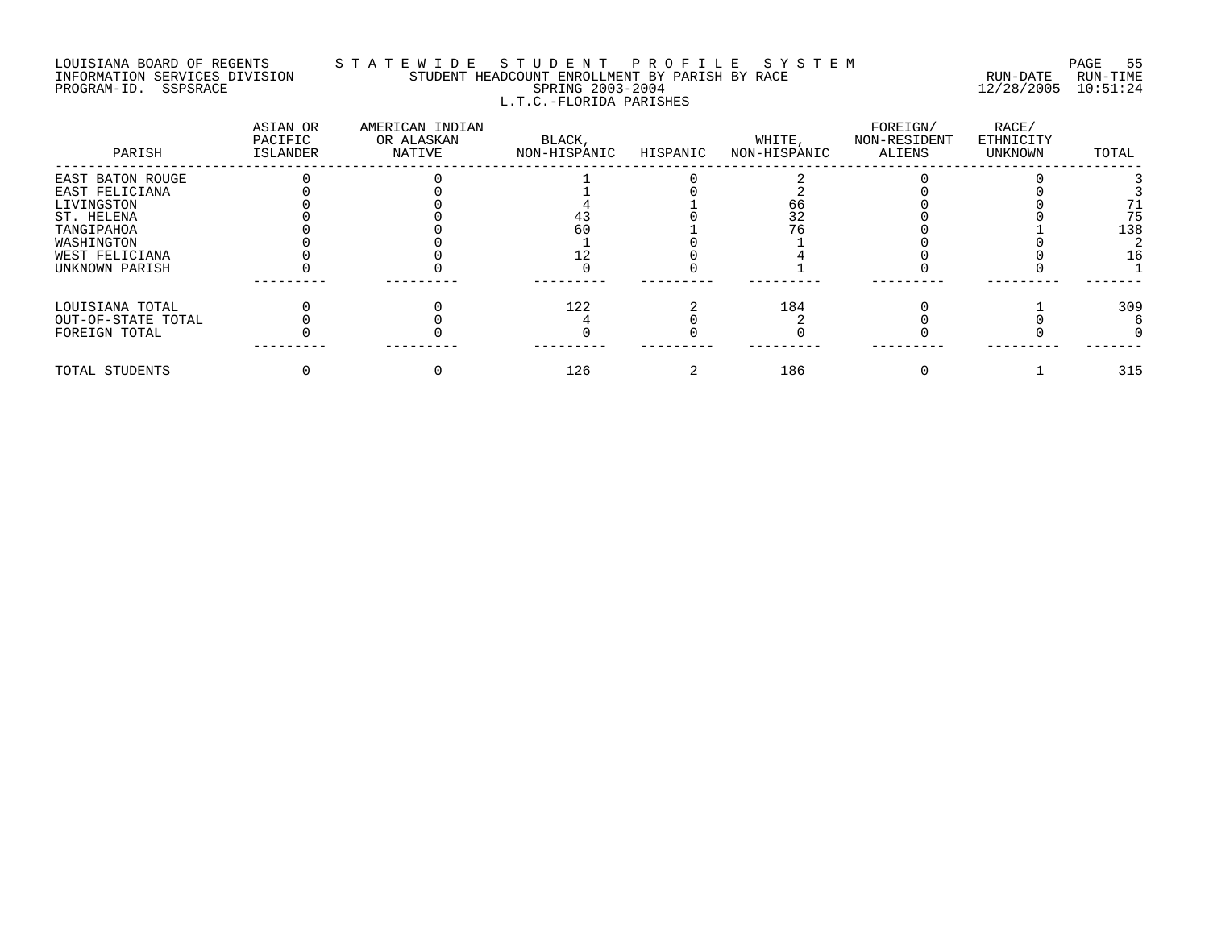LOUISIANA BOARD OF REGENTS — STATEWIDE STUDENT PROFILE SYSTEM
INFORMATION SERVICES DIVISION — STUDENT HEADCOUNT ENROLLMENT BY PARISH BY RACE — RUN-DATE 12/28/2005 RUN-TIME 10:51:24
PROGRAM-ID. SSPSRACE — SPRING 2003-2004

L.T.C.-FLORIDA PARISHES

| PARISH | ASIAN OR PACIFIC ISLANDER | AMERICAN INDIAN OR ALASKAN NATIVE | BLACK, NON-HISPANIC | HISPANIC | WHITE, NON-HISPANIC | FOREIGN/ NON-RESIDENT ALIENS | RACE/ ETHNICITY UNKNOWN | TOTAL |
|---|---|---|---|---|---|---|---|---|
| EAST BATON ROUGE | 0 | 0 | 1 | 0 | 2 | 0 | 0 | 3 |
| EAST FELICIANA | 0 | 0 | 1 | 0 | 2 | 0 | 0 | 3 |
| LIVINGSTON | 0 | 0 | 4 | 1 | 66 | 0 | 0 | 71 |
| ST. HELENA | 0 | 0 | 43 | 0 | 32 | 0 | 0 | 75 |
| TANGIPAHOA | 0 | 0 | 60 | 1 | 76 | 0 | 1 | 138 |
| WASHINGTON | 0 | 0 | 1 | 0 | 1 | 0 | 0 | 2 |
| WEST FELICIANA | 0 | 0 | 12 | 0 | 4 | 0 | 0 | 16 |
| UNKNOWN PARISH | 0 | 0 | 0 | 0 | 1 | 0 | 0 | 1 |
| LOUISIANA TOTAL | 0 | 0 | 122 | 2 | 184 | 0 | 1 | 309 |
| OUT-OF-STATE TOTAL | 0 | 0 | 4 | 0 | 2 | 0 | 0 | 6 |
| FOREIGN TOTAL | 0 | 0 | 0 | 0 | 0 | 0 | 0 | 0 |
| TOTAL STUDENTS | 0 | 0 | 126 | 2 | 186 | 0 | 1 | 315 |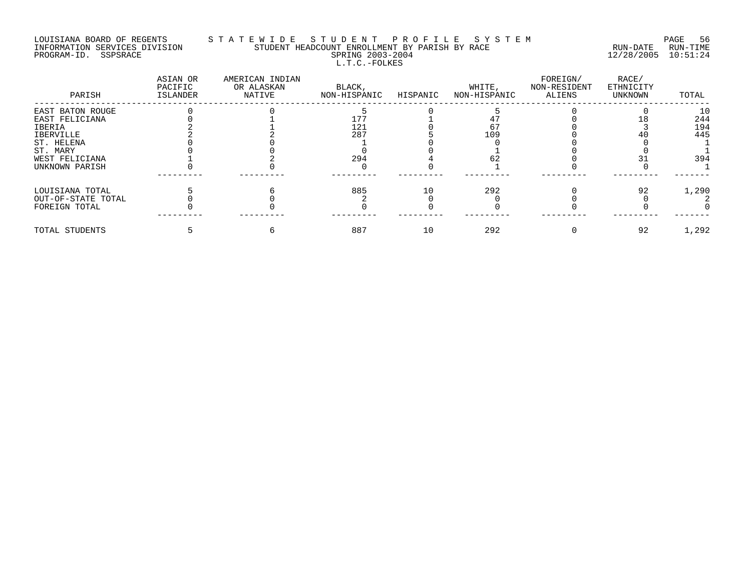LOUISIANA BOARD OF REGENTS — STATEWIDE STUDENT PROFILE SYSTEM
INFORMATION SERVICES DIVISION — STUDENT HEADCOUNT ENROLLMENT BY PARISH BY RACE — RUN-DATE 12/28/2005 RUN-TIME 10:51:24
PROGRAM-ID. SSPSRACE — SPRING 2003-2004

L.T.C.-FOLKES

| PARISH | ASIAN OR PACIFIC ISLANDER | AMERICAN INDIAN OR ALASKAN NATIVE | BLACK, NON-HISPANIC | HISPANIC | WHITE, NON-HISPANIC | FOREIGN/ NON-RESIDENT ALIENS | RACE/ ETHNICITY UNKNOWN | TOTAL |
|---|---|---|---|---|---|---|---|---|
| EAST BATON ROUGE | 0 | 0 | 5 | 0 | 5 | 0 | 0 | 10 |
| EAST FELICIANA | 0 | 1 | 177 | 1 | 47 | 0 | 18 | 244 |
| IBERIA | 2 | 1 | 121 | 0 | 67 | 0 | 3 | 194 |
| IBERVILLE | 2 | 2 | 287 | 5 | 109 | 0 | 40 | 445 |
| ST. HELENA | 0 | 0 | 1 | 0 | 0 | 0 | 0 | 1 |
| ST. MARY | 0 | 0 | 0 | 0 | 1 | 0 | 0 | 1 |
| WEST FELICIANA | 1 | 2 | 294 | 4 | 62 | 0 | 31 | 394 |
| UNKNOWN PARISH | 0 | 0 | 0 | 0 | 1 | 0 | 0 | 1 |
| LOUISIANA TOTAL | 5 | 6 | 885 | 10 | 292 | 0 | 92 | 1,290 |
| OUT-OF-STATE TOTAL | 0 | 0 | 2 | 0 | 0 | 0 | 0 | 2 |
| FOREIGN TOTAL | 0 | 0 | 0 | 0 | 0 | 0 | 0 | 0 |
| TOTAL STUDENTS | 5 | 6 | 887 | 10 | 292 | 0 | 92 | 1,292 |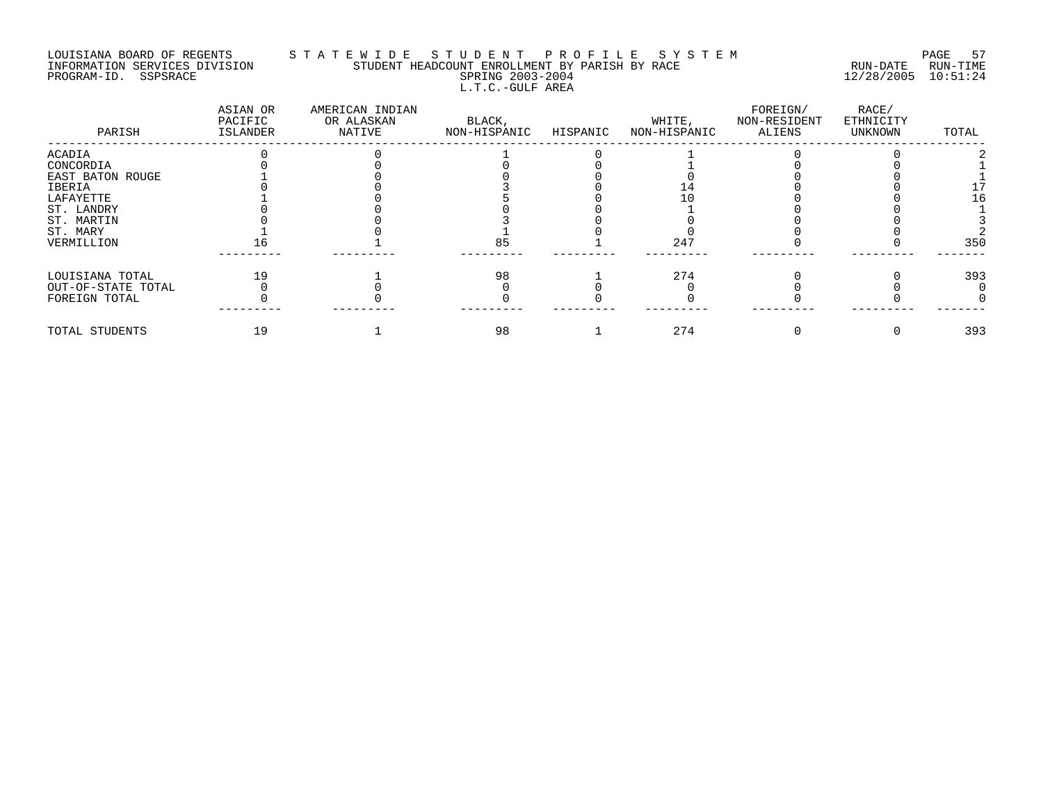LOUISIANA BOARD OF REGENTS — STATEWIDE STUDENT PROFILE SYSTEM

INFORMATION SERVICES DIVISION — STUDENT HEADCOUNT ENROLLMENT BY PARISH BY RACE — RUN-DATE 12/28/2005 RUN-TIME 10:51:24

PROGRAM-ID. SSPSRACE — SPRING 2003-2004

L.T.C.-GULF AREA

| PARISH | ASIAN OR PACIFIC ISLANDER | AMERICAN INDIAN OR ALASKAN NATIVE | BLACK, NON-HISPANIC | HISPANIC | WHITE, NON-HISPANIC | FOREIGN/ NON-RESIDENT ALIENS | RACE/ ETHNICITY UNKNOWN | TOTAL |
|---|---|---|---|---|---|---|---|---|
| ACADIA | 0 | 0 | 1 | 0 | 1 | 0 | 0 | 2 |
| CONCORDIA | 0 | 0 | 0 | 0 | 1 | 0 | 0 | 1 |
| EAST BATON ROUGE | 1 | 0 | 0 | 0 | 0 | 0 | 0 | 1 |
| IBERIA | 0 | 0 | 3 | 0 | 14 | 0 | 0 | 17 |
| LAFAYETTE | 1 | 0 | 5 | 0 | 10 | 0 | 0 | 16 |
| ST. LANDRY | 0 | 0 | 0 | 0 | 1 | 0 | 0 | 1 |
| ST. MARTIN | 0 | 0 | 3 | 0 | 0 | 0 | 0 | 3 |
| ST. MARY | 1 | 0 | 1 | 0 | 0 | 0 | 0 | 2 |
| VERMILLION | 16 | 1 | 85 | 1 | 247 | 0 | 0 | 350 |
| LOUISIANA TOTAL | 19 | 1 | 98 | 1 | 274 | 0 | 0 | 393 |
| OUT-OF-STATE TOTAL | 0 | 0 | 0 | 0 | 0 | 0 | 0 | 0 |
| FOREIGN TOTAL | 0 | 0 | 0 | 0 | 0 | 0 | 0 | 0 |
| TOTAL STUDENTS | 19 | 1 | 98 | 1 | 274 | 0 | 0 | 393 |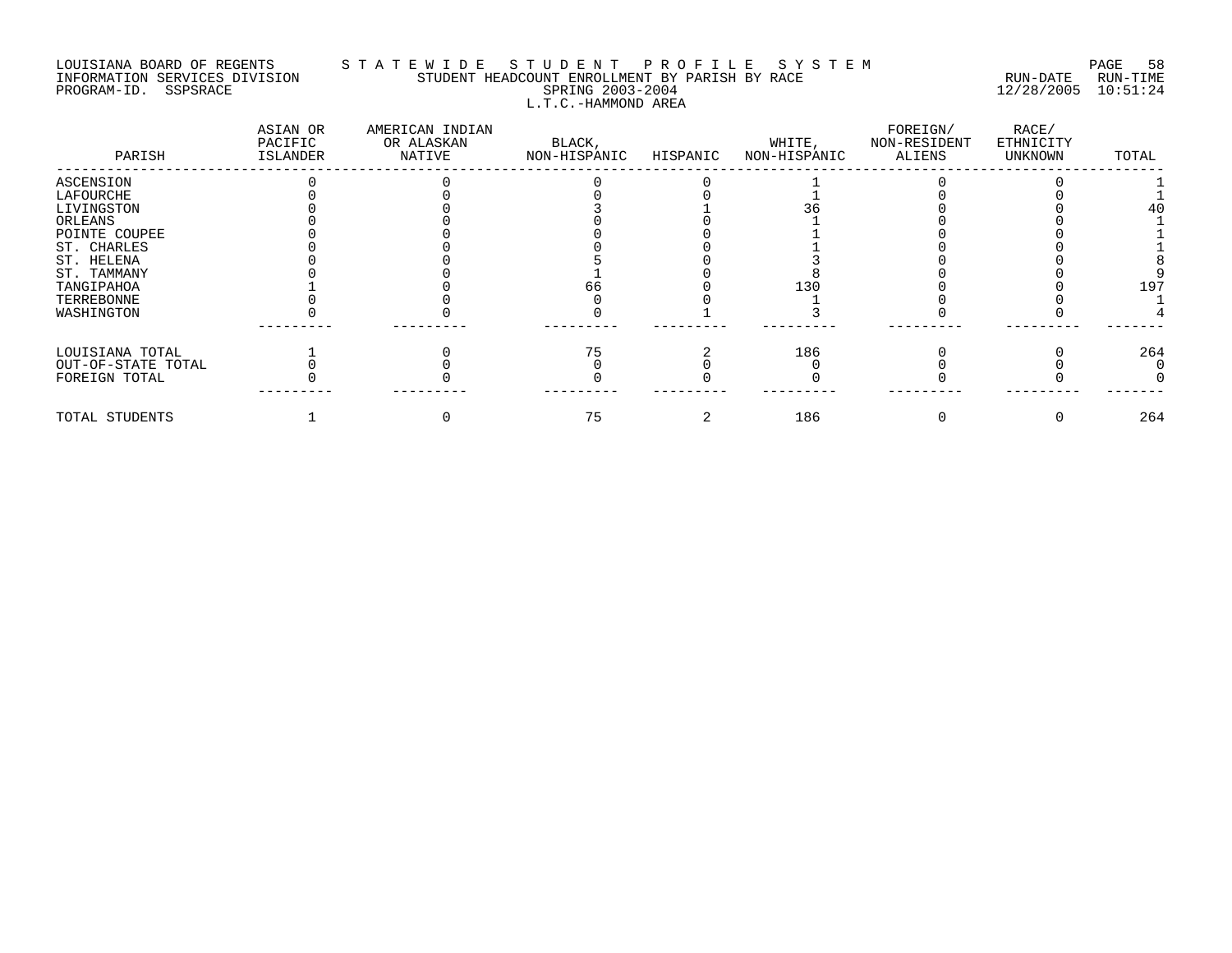LOUISIANA BOARD OF REGENTS — STATEWIDE STUDENT PROFILE SYSTEM
INFORMATION SERVICES DIVISION — STUDENT HEADCOUNT ENROLLMENT BY PARISH BY RACE — RUN-DATE 12/28/2005 RUN-TIME 10:51:24
PROGRAM-ID. SSPSRACE — SPRING 2003-2004
L.T.C.-HAMMOND AREA

| PARISH | ASIAN OR PACIFIC ISLANDER | AMERICAN INDIAN OR ALASKAN NATIVE | BLACK, NON-HISPANIC | HISPANIC | WHITE, NON-HISPANIC | FOREIGN/ NON-RESIDENT ALIENS | RACE/ ETHNICITY UNKNOWN | TOTAL |
|---|---|---|---|---|---|---|---|---|
| ASCENSION | 0 | 0 | 0 | 0 | 1 | 0 | 0 | 1 |
| LAFOURCHE | 0 | 0 | 0 | 0 | 1 | 0 | 0 | 1 |
| LIVINGSTON | 0 | 0 | 3 | 1 | 36 | 0 | 0 | 40 |
| ORLEANS | 0 | 0 | 0 | 0 | 1 | 0 | 0 | 1 |
| POINTE COUPEE | 0 | 0 | 0 | 0 | 1 | 0 | 0 | 1 |
| ST. CHARLES | 0 | 0 | 0 | 0 | 1 | 0 | 0 | 1 |
| ST. HELENA | 0 | 0 | 5 | 0 | 3 | 0 | 0 | 8 |
| ST. TAMMANY | 0 | 0 | 1 | 0 | 8 | 0 | 0 | 9 |
| TANGIPAHOA | 1 | 0 | 66 | 0 | 130 | 0 | 0 | 197 |
| TERREBONNE | 0 | 0 | 0 | 0 | 1 | 0 | 0 | 1 |
| WASHINGTON | 0 | 0 | 0 | 1 | 3 | 0 | 0 | 4 |
| LOUISIANA TOTAL | 1 | 0 | 75 | 2 | 186 | 0 | 0 | 264 |
| OUT-OF-STATE TOTAL | 0 | 0 | 0 | 0 | 0 | 0 | 0 | 0 |
| FOREIGN TOTAL | 0 | 0 | 0 | 0 | 0 | 0 | 0 | 0 |
| TOTAL STUDENTS | 1 | 0 | 75 | 2 | 186 | 0 | 0 | 264 |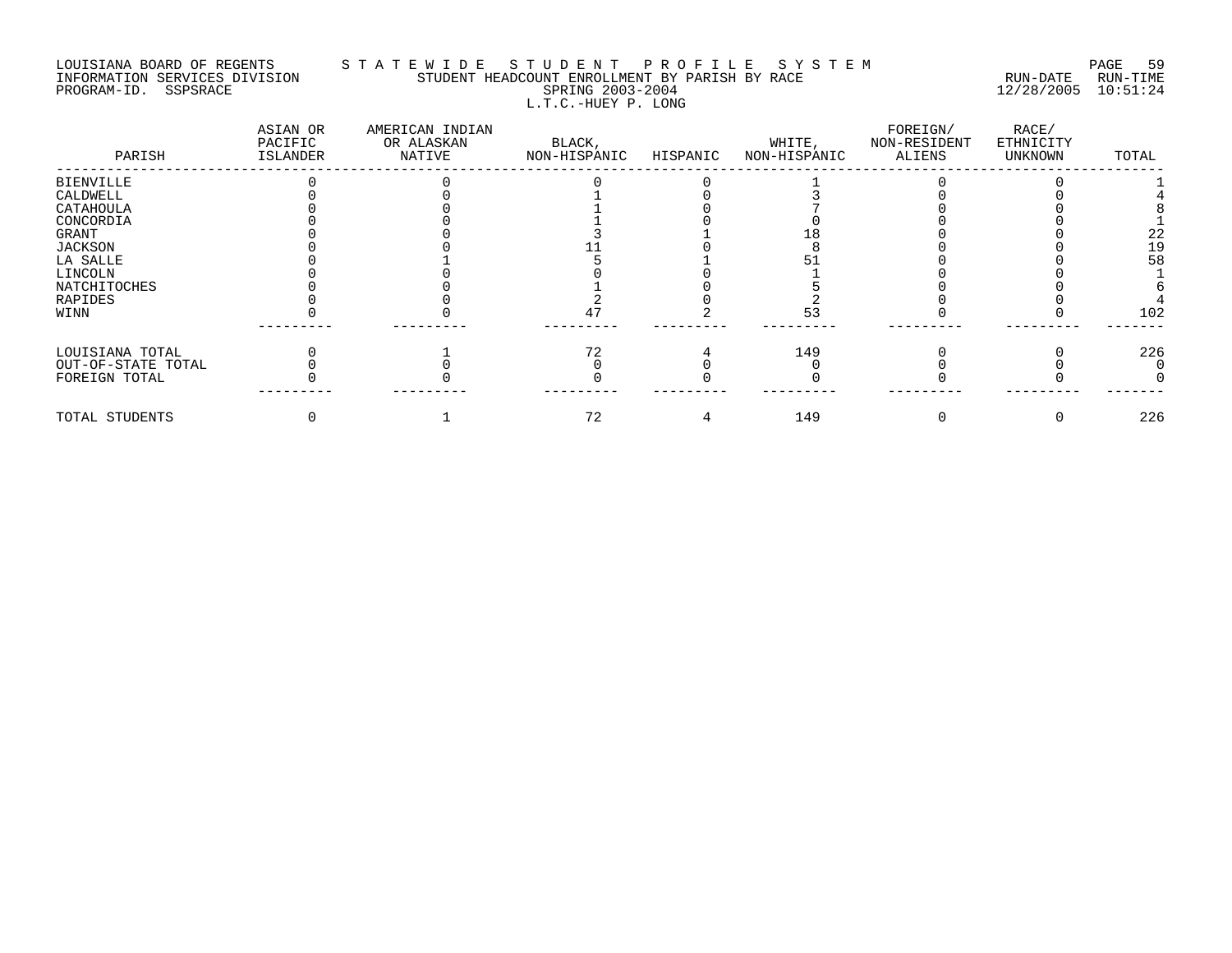LOUISIANA BOARD OF REGENTS — STATEWIDE STUDENT PROFILE SYSTEM
INFORMATION SERVICES DIVISION — STUDENT HEADCOUNT ENROLLMENT BY PARISH BY RACE — RUN-DATE 12/28/2005 RUN-TIME 10:51:24
PROGRAM-ID. SSPSRACE — SPRING 2003-2004

L.T.C.-HUEY P. LONG

| PARISH | ASIAN OR PACIFIC ISLANDER | AMERICAN INDIAN OR ALASKAN NATIVE | BLACK, NON-HISPANIC | HISPANIC | WHITE, NON-HISPANIC | FOREIGN/ NON-RESIDENT ALIENS | RACE/ ETHNICITY UNKNOWN | TOTAL |
|---|---|---|---|---|---|---|---|---|
| BIENVILLE | 0 | 0 | 0 | 0 | 1 | 0 | 0 | 1 |
| CALDWELL | 0 | 0 | 1 | 0 | 3 | 0 | 0 | 4 |
| CATAHOULA | 0 | 0 | 1 | 0 | 7 | 0 | 0 | 8 |
| CONCORDIA | 0 | 0 | 1 | 0 | 0 | 0 | 0 | 1 |
| GRANT | 0 | 0 | 3 | 1 | 18 | 0 | 0 | 22 |
| JACKSON | 0 | 0 | 11 | 0 | 8 | 0 | 0 | 19 |
| LA SALLE | 0 | 1 | 5 | 1 | 51 | 0 | 0 | 58 |
| LINCOLN | 0 | 0 | 0 | 0 | 1 | 0 | 0 | 1 |
| NATCHITOCHES | 0 | 0 | 1 | 0 | 5 | 0 | 0 | 6 |
| RAPIDES | 0 | 0 | 2 | 0 | 2 | 0 | 0 | 4 |
| WINN | 0 | 0 | 47 | 2 | 53 | 0 | 0 | 102 |
| LOUISIANA TOTAL | 0 | 1 | 72 | 4 | 149 | 0 | 0 | 226 |
| OUT-OF-STATE TOTAL | 0 | 0 | 0 | 0 | 0 | 0 | 0 | 0 |
| FOREIGN TOTAL | 0 | 0 | 0 | 0 | 0 | 0 | 0 | 0 |
| TOTAL STUDENTS | 0 | 1 | 72 | 4 | 149 | 0 | 0 | 226 |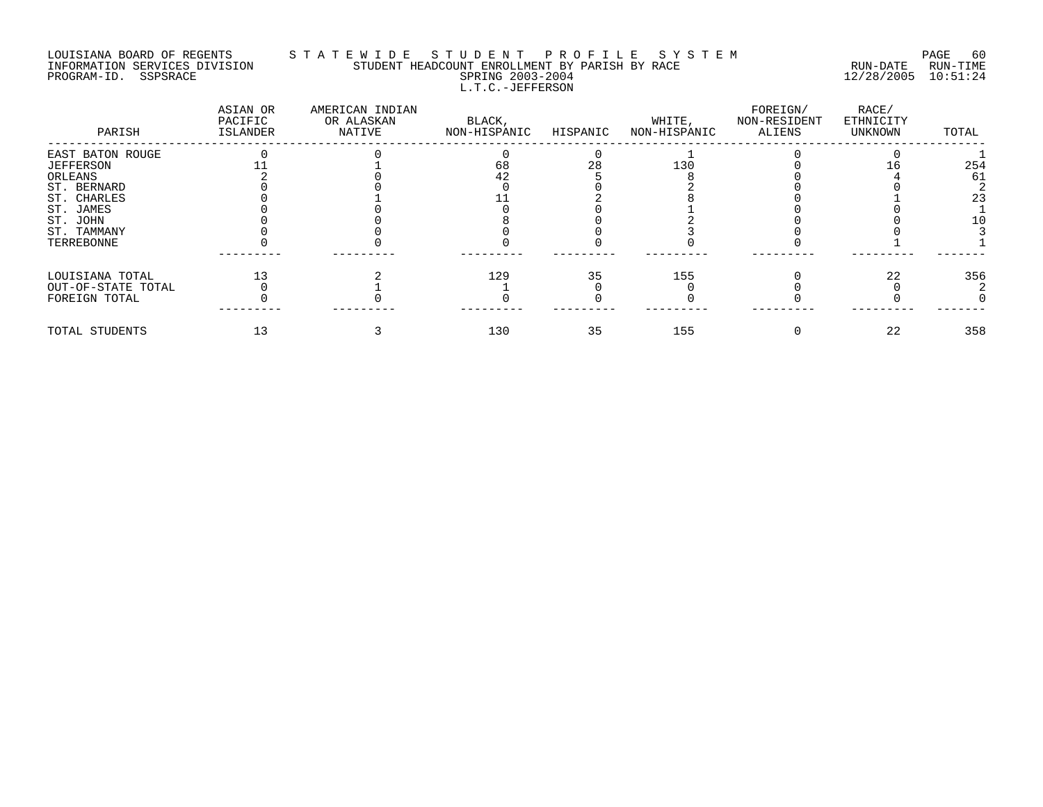LOUISIANA BOARD OF REGENTS — STATEWIDE STUDENT PROFILE SYSTEM
INFORMATION SERVICES DIVISION — STUDENT HEADCOUNT ENROLLMENT BY PARISH BY RACE — RUN-DATE 12/28/2005 RUN-TIME 10:51:24
PROGRAM-ID. SSPSRACE — SPRING 2003-2004

L.T.C.-JEFFERSON

| PARISH | ASIAN OR PACIFIC ISLANDER | AMERICAN INDIAN OR ALASKAN NATIVE | BLACK, NON-HISPANIC | HISPANIC | WHITE, NON-HISPANIC | FOREIGN/ NON-RESIDENT ALIENS | RACE/ ETHNICITY UNKNOWN | TOTAL |
|---|---|---|---|---|---|---|---|---|
| EAST BATON ROUGE | 0 | 0 | 0 | 0 | 1 | 0 | 0 | 1 |
| JEFFERSON | 11 | 1 | 68 | 28 | 130 | 0 | 16 | 254 |
| ORLEANS | 2 | 0 | 42 | 5 | 8 | 0 | 4 | 61 |
| ST. BERNARD | 0 | 0 | 0 | 0 | 2 | 0 | 0 | 2 |
| ST. CHARLES | 0 | 1 | 11 | 2 | 8 | 0 | 1 | 23 |
| ST. JAMES | 0 | 0 | 0 | 0 | 1 | 0 | 0 | 1 |
| ST. JOHN | 0 | 0 | 8 | 0 | 2 | 0 | 0 | 10 |
| ST. TAMMANY | 0 | 0 | 0 | 0 | 3 | 0 | 0 | 3 |
| TERREBONNE | 0 | 0 | 0 | 0 | 0 | 0 | 1 | 1 |
| LOUISIANA TOTAL | 13 | 2 | 129 | 35 | 155 | 0 | 22 | 356 |
| OUT-OF-STATE TOTAL | 0 | 1 | 1 | 0 | 0 | 0 | 0 | 2 |
| FOREIGN TOTAL | 0 | 0 | 0 | 0 | 0 | 0 | 0 | 0 |
| TOTAL STUDENTS | 13 | 3 | 130 | 35 | 155 | 0 | 22 | 358 |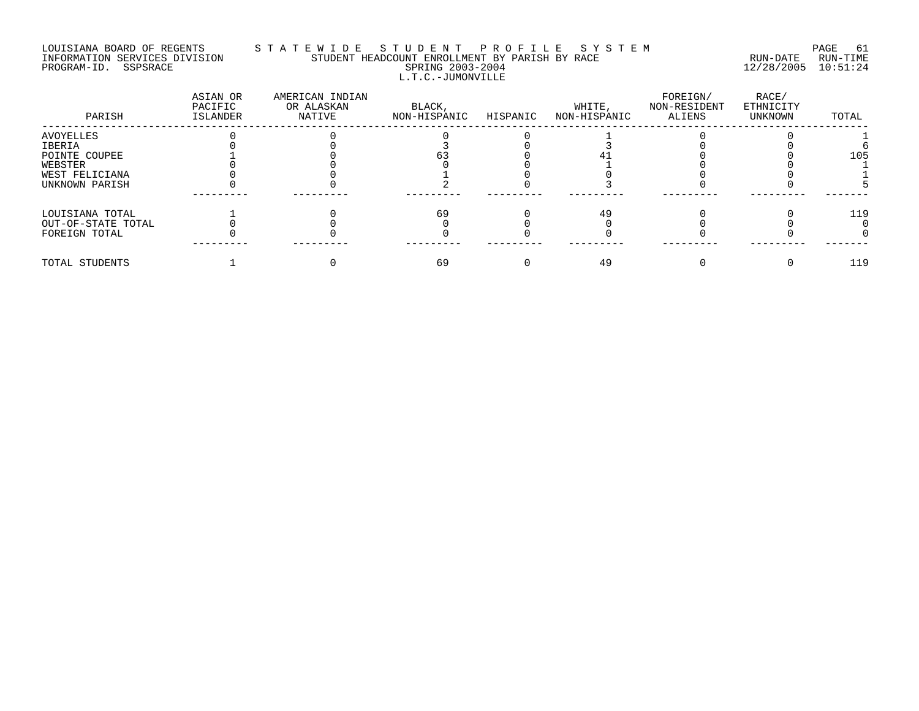LOUISIANA BOARD OF REGENTS
INFORMATION SERVICES DIVISION
PROGRAM-ID. SSPSRACE

S T A T E W I D E   S T U D E N T   P R O F I L E   S Y S T E M
STUDENT HEADCOUNT ENROLLMENT BY PARISH BY RACE
SPRING 2003-2004
L.T.C.-JUMONVILLE

RUN-DATE 12/28/2005 RUN-TIME 10:51:24

| PARISH | ASIAN OR PACIFIC ISLANDER | AMERICAN INDIAN OR ALASKAN NATIVE | BLACK, NON-HISPANIC | HISPANIC | WHITE, NON-HISPANIC | FOREIGN/ NON-RESIDENT ALIENS | RACE/ ETHNICITY UNKNOWN | TOTAL |
|---|---|---|---|---|---|---|---|---|
| AVOYELLES | 0 | 0 | 0 | 0 | 1 | 0 | 0 | 1 |
| IBERIA | 0 | 0 | 3 | 0 | 3 | 0 | 0 | 6 |
| POINTE COUPEE | 1 | 0 | 63 | 0 | 41 | 0 | 0 | 105 |
| WEBSTER | 0 | 0 | 0 | 0 | 1 | 0 | 0 | 1 |
| WEST FELICIANA | 0 | 0 | 1 | 0 | 0 | 0 | 0 | 1 |
| UNKNOWN PARISH | 0 | 0 | 2 | 0 | 3 | 0 | 0 | 5 |
| LOUISIANA TOTAL | 1 | 0 | 69 | 0 | 49 | 0 | 0 | 119 |
| OUT-OF-STATE TOTAL | 0 | 0 | 0 | 0 | 0 | 0 | 0 | 0 |
| FOREIGN TOTAL | 0 | 0 | 0 | 0 | 0 | 0 | 0 | 0 |
| TOTAL STUDENTS | 1 | 0 | 69 | 0 | 49 | 0 | 0 | 119 |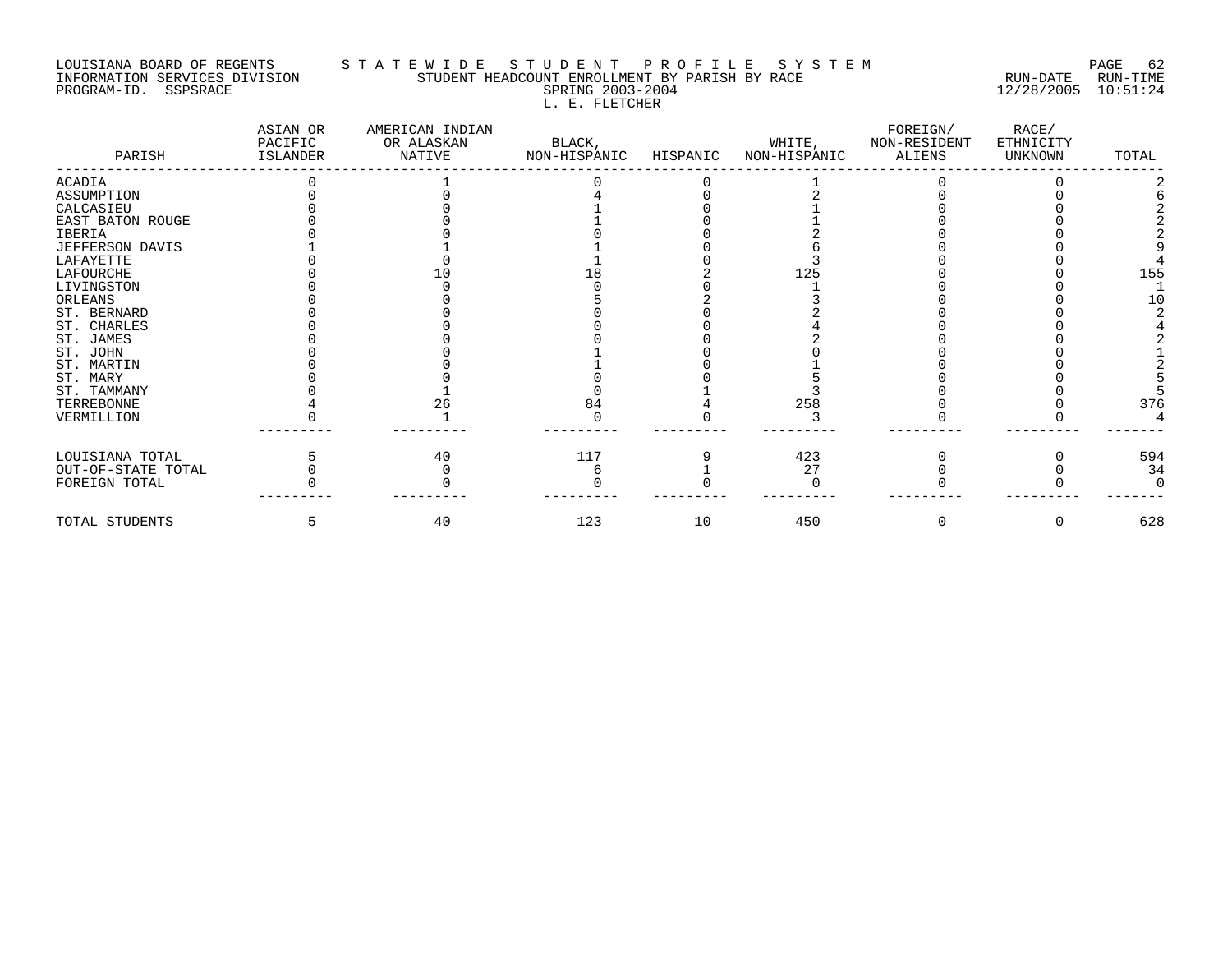LOUISIANA BOARD OF REGENTS
INFORMATION SERVICES DIVISION
PROGRAM-ID. SSPSRACE

STATEWIDE STUDENT PROFILE SYSTEM
STUDENT HEADCOUNT ENROLLMENT BY PARISH BY RACE
SPRING 2003-2004
L. E. FLETCHER

RUN-DATE 12/28/2005 RUN-TIME 10:51:24

| PARISH | ASIAN OR PACIFIC ISLANDER | AMERICAN INDIAN OR ALASKAN NATIVE | BLACK, NON-HISPANIC | HISPANIC | WHITE, NON-HISPANIC | FOREIGN/ NON-RESIDENT ALIENS | RACE/ ETHNICITY UNKNOWN | TOTAL |
|---|---|---|---|---|---|---|---|---|
| ACADIA | 0 | 1 | 0 | 0 | 1 | 0 | 0 | 2 |
| ASSUMPTION | 0 | 0 | 4 | 0 | 2 | 0 | 0 | 6 |
| CALCASIEU | 0 | 0 | 1 | 0 | 1 | 0 | 0 | 2 |
| EAST BATON ROUGE | 0 | 0 | 1 | 0 | 1 | 0 | 0 | 2 |
| IBERIA | 0 | 0 | 0 | 0 | 2 | 0 | 0 | 2 |
| JEFFERSON DAVIS | 1 | 1 | 1 | 0 | 6 | 0 | 0 | 9 |
| LAFAYETTE | 0 | 0 | 1 | 0 | 3 | 0 | 0 | 4 |
| LAFOURCHE | 0 | 10 | 18 | 2 | 125 | 0 | 0 | 155 |
| LIVINGSTON | 0 | 0 | 0 | 0 | 1 | 0 | 0 | 1 |
| ORLEANS | 0 | 0 | 5 | 2 | 3 | 0 | 0 | 10 |
| ST. BERNARD | 0 | 0 | 0 | 0 | 2 | 0 | 0 | 2 |
| ST. CHARLES | 0 | 0 | 0 | 0 | 4 | 0 | 0 | 4 |
| ST. JAMES | 0 | 0 | 0 | 0 | 2 | 0 | 0 | 2 |
| ST. JOHN | 0 | 0 | 1 | 0 | 0 | 0 | 0 | 1 |
| ST. MARTIN | 0 | 0 | 1 | 0 | 1 | 0 | 0 | 2 |
| ST. MARY | 0 | 0 | 0 | 0 | 5 | 0 | 0 | 5 |
| ST. TAMMANY | 0 | 1 | 0 | 1 | 3 | 0 | 0 | 5 |
| TERREBONNE | 4 | 26 | 84 | 4 | 258 | 0 | 0 | 376 |
| VERMILLION | 0 | 1 | 0 | 0 | 3 | 0 | 0 | 4 |
| LOUISIANA TOTAL | 5 | 40 | 117 | 9 | 423 | 0 | 0 | 594 |
| OUT-OF-STATE TOTAL | 0 | 0 | 6 | 1 | 27 | 0 | 0 | 34 |
| FOREIGN TOTAL | 0 | 0 | 0 | 0 | 0 | 0 | 0 | 0 |
| TOTAL STUDENTS | 5 | 40 | 123 | 10 | 450 | 0 | 0 | 628 |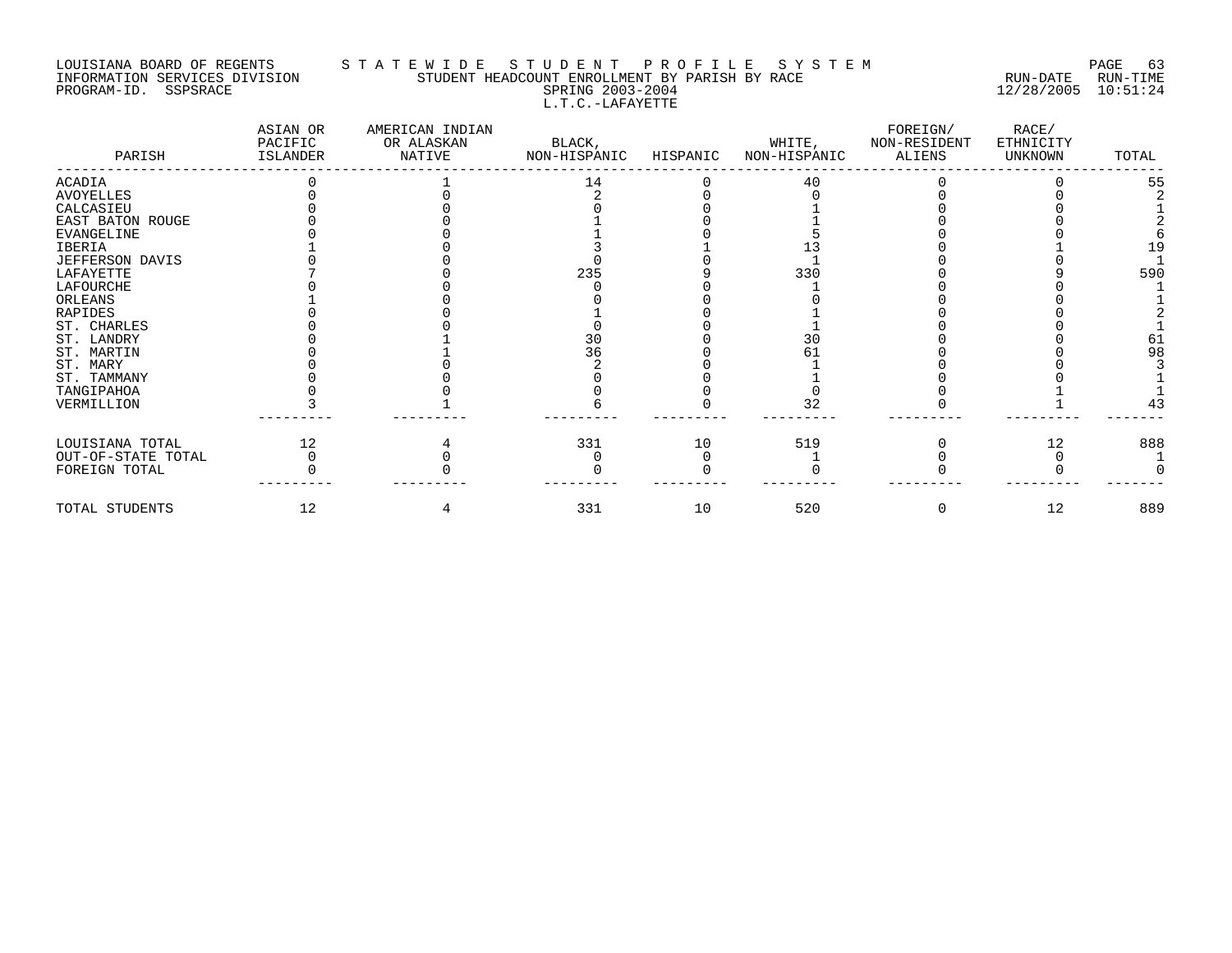LOUISIANA BOARD OF REGENTS — S T A T E W I D E S T U D E N T P R O F I L E S Y S T E M

INFORMATION SERVICES DIVISION — STUDENT HEADCOUNT ENROLLMENT BY PARISH BY RACE — RUN-DATE 12/28/2005 RUN-TIME 10:51:24

PROGRAM-ID. SSPSRACE — SPRING 2003-2004

L.T.C.-LAFAYETTE

| PARISH | ASIAN OR PACIFIC ISLANDER | AMERICAN INDIAN OR ALASKAN NATIVE | BLACK, NON-HISPANIC | HISPANIC | WHITE, NON-HISPANIC | FOREIGN/ NON-RESIDENT ALIENS | RACE/ ETHNICITY UNKNOWN | TOTAL |
|---|---|---|---|---|---|---|---|---|
| ACADIA | 0 | 1 | 14 | 0 | 40 | 0 | 0 | 55 |
| AVOYELLES | 0 | 0 | 2 | 0 | 0 | 0 | 0 | 2 |
| CALCASIEU | 0 | 0 | 0 | 0 | 1 | 0 | 0 | 1 |
| EAST BATON ROUGE | 0 | 0 | 1 | 0 | 1 | 0 | 0 | 2 |
| EVANGELINE | 0 | 0 | 1 | 0 | 5 | 0 | 0 | 6 |
| IBERIA | 1 | 0 | 3 | 1 | 13 | 0 | 1 | 19 |
| JEFFERSON DAVIS | 0 | 0 | 0 | 0 | 1 | 0 | 0 | 1 |
| LAFAYETTE | 7 | 0 | 235 | 9 | 330 | 0 | 9 | 590 |
| LAFOURCHE | 0 | 0 | 0 | 0 | 1 | 0 | 0 | 1 |
| ORLEANS | 1 | 0 | 0 | 0 | 0 | 0 | 0 | 1 |
| RAPIDES | 0 | 0 | 1 | 0 | 1 | 0 | 0 | 2 |
| ST. CHARLES | 0 | 0 | 0 | 0 | 1 | 0 | 0 | 1 |
| ST. LANDRY | 0 | 1 | 30 | 0 | 30 | 0 | 0 | 61 |
| ST. MARTIN | 0 | 1 | 36 | 0 | 61 | 0 | 0 | 98 |
| ST. MARY | 0 | 0 | 2 | 0 | 1 | 0 | 0 | 3 |
| ST. TAMMANY | 0 | 0 | 0 | 0 | 1 | 0 | 0 | 1 |
| TANGIPAHOA | 0 | 0 | 0 | 0 | 0 | 0 | 1 | 1 |
| VERMILLION | 3 | 1 | 6 | 0 | 32 | 0 | 1 | 43 |
| LOUISIANA TOTAL | 12 | 4 | 331 | 10 | 519 | 0 | 12 | 888 |
| OUT-OF-STATE TOTAL | 0 | 0 | 0 | 0 | 1 | 0 | 0 | 1 |
| FOREIGN TOTAL | 0 | 0 | 0 | 0 | 0 | 0 | 0 | 0 |
| TOTAL STUDENTS | 12 | 4 | 331 | 10 | 520 | 0 | 12 | 889 |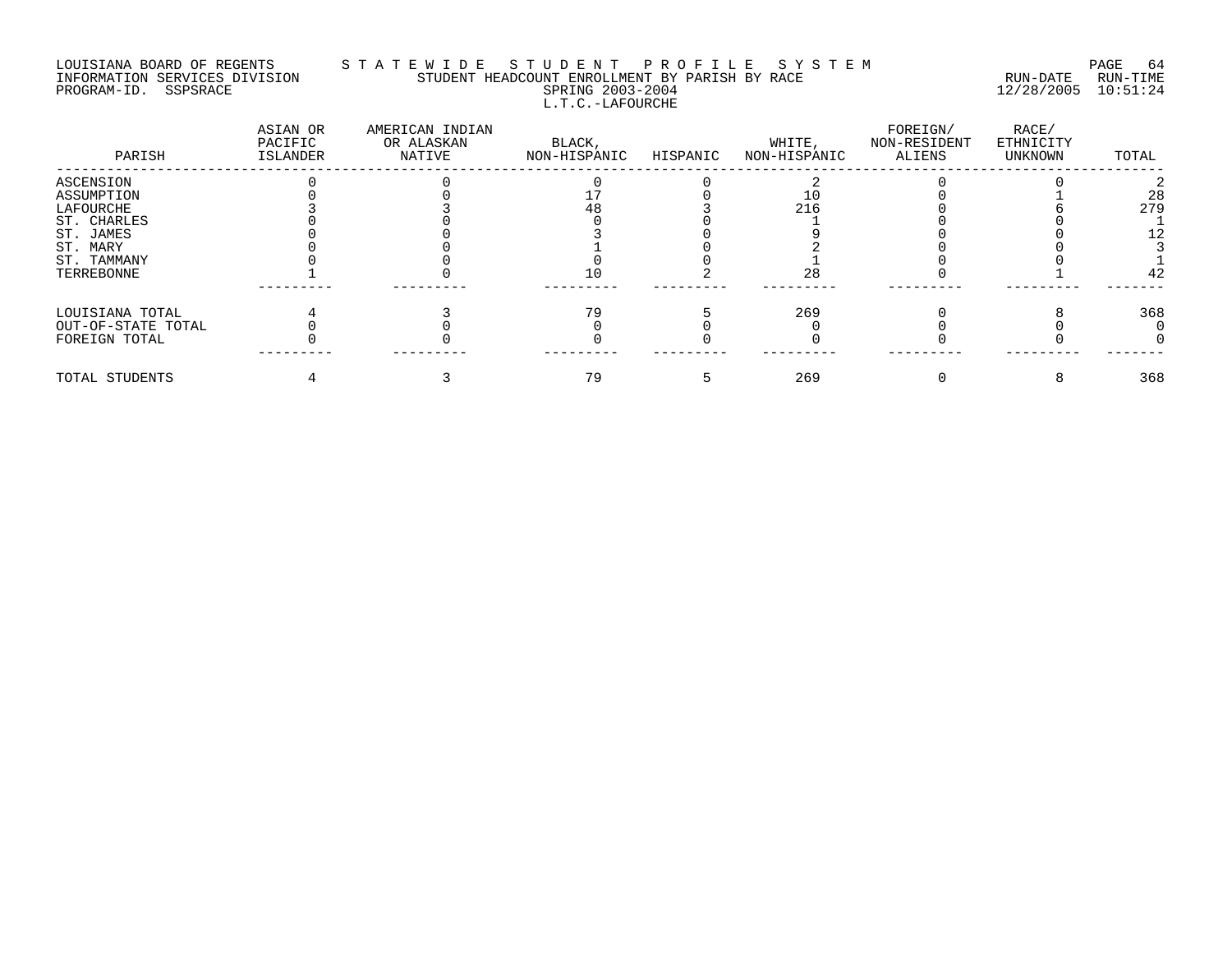LOUISIANA BOARD OF REGENTS — STATEWIDE STUDENT PROFILE SYSTEM
INFORMATION SERVICES DIVISION — STUDENT HEADCOUNT ENROLLMENT BY PARISH BY RACE — RUN-DATE 12/28/2005 RUN-TIME 10:51:24
PROGRAM-ID. SSPSRACE — SPRING 2003-2004

L.T.C.-LAFOURCHE

| PARISH | ASIAN OR PACIFIC ISLANDER | AMERICAN INDIAN OR ALASKAN NATIVE | BLACK, NON-HISPANIC | HISPANIC | WHITE, NON-HISPANIC | FOREIGN/ NON-RESIDENT ALIENS | RACE/ ETHNICITY UNKNOWN | TOTAL |
|---|---|---|---|---|---|---|---|---|
| ASCENSION | 0 | 0 | 0 | 0 | 2 | 0 | 0 | 2 |
| ASSUMPTION | 0 | 0 | 17 | 0 | 10 | 0 | 1 | 28 |
| LAFOURCHE | 3 | 3 | 48 | 3 | 216 | 0 | 6 | 279 |
| ST. CHARLES | 0 | 0 | 0 | 0 | 1 | 0 | 0 | 1 |
| ST. JAMES | 0 | 0 | 3 | 0 | 9 | 0 | 0 | 12 |
| ST. MARY | 0 | 0 | 1 | 0 | 2 | 0 | 0 | 3 |
| ST. TAMMANY | 0 | 0 | 0 | 0 | 1 | 0 | 0 | 1 |
| TERREBONNE | 1 | 0 | 10 | 2 | 28 | 0 | 1 | 42 |
| LOUISIANA TOTAL | 4 | 3 | 79 | 5 | 269 | 0 | 8 | 368 |
| OUT-OF-STATE TOTAL | 0 | 0 | 0 | 0 | 0 | 0 | 0 | 0 |
| FOREIGN TOTAL | 0 | 0 | 0 | 0 | 0 | 0 | 0 | 0 |
| TOTAL STUDENTS | 4 | 3 | 79 | 5 | 269 | 0 | 8 | 368 |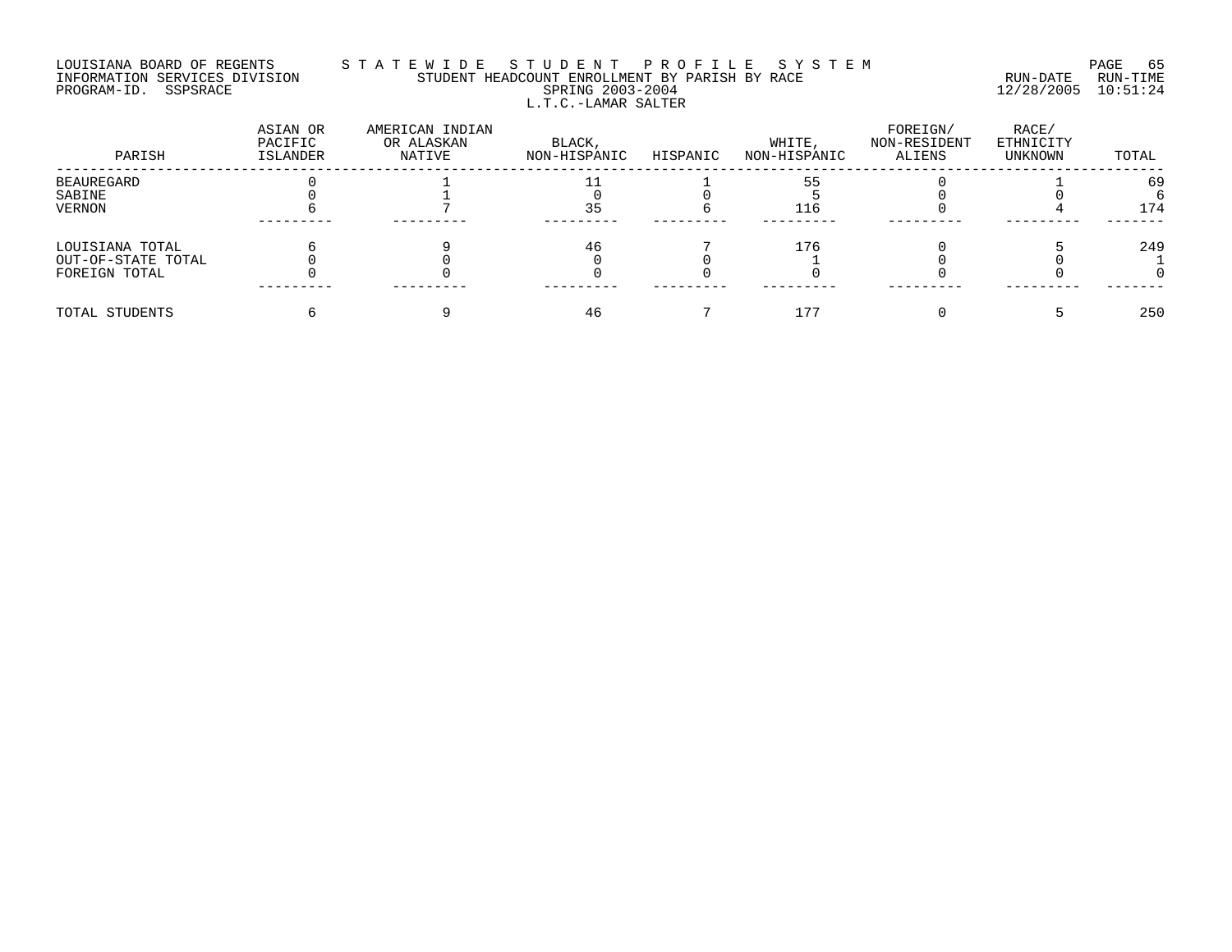LOUISIANA BOARD OF REGENTS — S T A T E W I D E   S T U D E N T   P R O F I L E   S Y S T E M
INFORMATION SERVICES DIVISION — STUDENT HEADCOUNT ENROLLMENT BY PARISH BY RACE — RUN-DATE 12/28/2005 RUN-TIME 10:51:24
PROGRAM-ID. SSPSRACE — SPRING 2003-2004

L.T.C.-LAMAR SALTER

| PARISH | ASIAN OR PACIFIC ISLANDER | AMERICAN INDIAN OR ALASKAN NATIVE | BLACK, NON-HISPANIC | HISPANIC | WHITE, NON-HISPANIC | FOREIGN/ NON-RESIDENT ALIENS | RACE/ ETHNICITY UNKNOWN | TOTAL |
|---|---|---|---|---|---|---|---|---|
| BEAUREGARD | 0 | 1 | 11 | 1 | 55 | 0 | 1 | 69 |
| SABINE | 0 | 1 | 0 | 0 | 5 | 0 | 0 | 6 |
| VERNON | 6 | 7 | 35 | 6 | 116 | 0 | 4 | 174 |
| LOUISIANA TOTAL | 6 | 9 | 46 | 7 | 176 | 0 | 5 | 249 |
| OUT-OF-STATE TOTAL | 0 | 0 | 0 | 0 | 1 | 0 | 0 | 1 |
| FOREIGN TOTAL | 0 | 0 | 0 | 0 | 0 | 0 | 0 | 0 |
| TOTAL STUDENTS | 6 | 9 | 46 | 7 | 177 | 0 | 5 | 250 |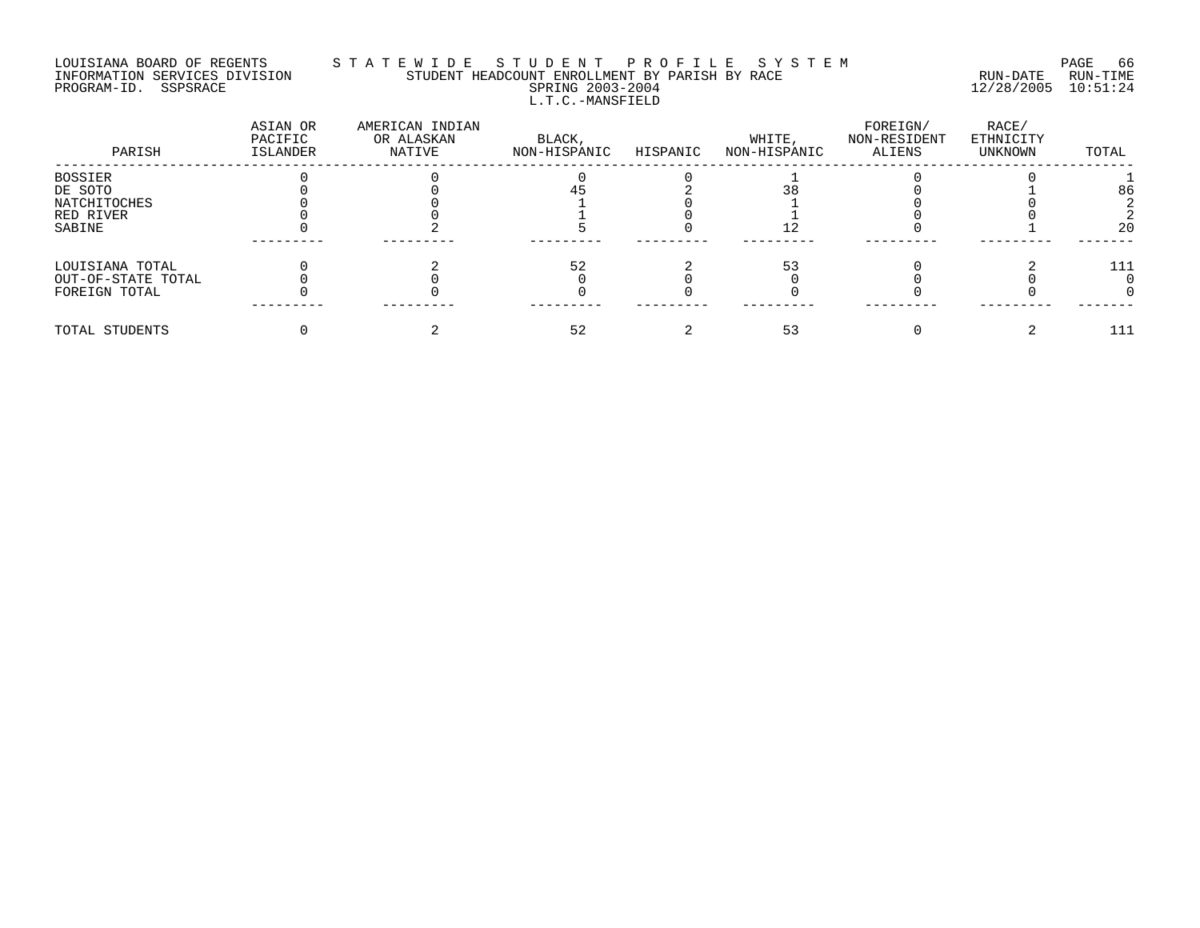LOUISIANA BOARD OF REGENTS
INFORMATION SERVICES DIVISION
PROGRAM-ID. SSPSRACE

STATEWIDE STUDENT PROFILE SYSTEM
STUDENT HEADCOUNT ENROLLMENT BY PARISH BY RACE
SPRING 2003-2004
L.T.C.-MANSFIELD

RUN-DATE 12/28/2005 RUN-TIME 10:51:24

| PARISH | ASIAN OR PACIFIC ISLANDER | AMERICAN INDIAN OR ALASKAN NATIVE | BLACK, NON-HISPANIC | HISPANIC | WHITE, NON-HISPANIC | FOREIGN/ NON-RESIDENT ALIENS | RACE/ ETHNICITY UNKNOWN | TOTAL |
|---|---|---|---|---|---|---|---|---|
| BOSSIER | 0 | 0 | 0 | 0 | 1 | 0 | 0 | 1 |
| DE SOTO | 0 | 0 | 45 | 2 | 38 | 0 | 1 | 86 |
| NATCHITOCHES | 0 | 0 | 1 | 0 | 1 | 0 | 0 | 2 |
| RED RIVER | 0 | 0 | 1 | 0 | 1 | 0 | 0 | 2 |
| SABINE | 0 | 2 | 5 | 0 | 12 | 0 | 1 | 20 |
| LOUISIANA TOTAL | 0 | 2 | 52 | 2 | 53 | 0 | 2 | 111 |
| OUT-OF-STATE TOTAL | 0 | 0 | 0 | 0 | 0 | 0 | 0 | 0 |
| FOREIGN TOTAL | 0 | 0 | 0 | 0 | 0 | 0 | 0 | 0 |
| TOTAL STUDENTS | 0 | 2 | 52 | 2 | 53 | 0 | 2 | 111 |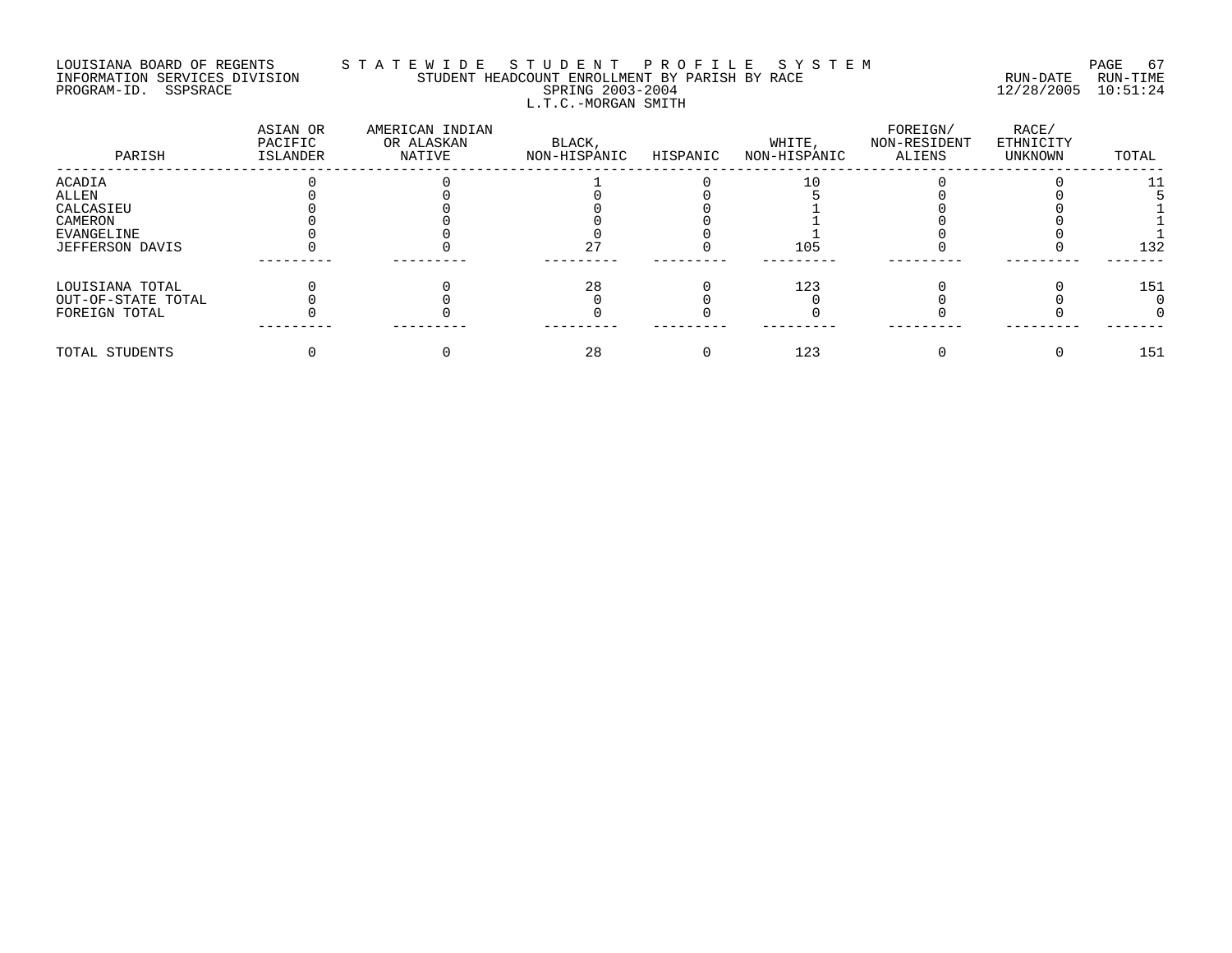LOUISIANA BOARD OF REGENTS — STATEWIDE STUDENT PROFILE SYSTEM
INFORMATION SERVICES DIVISION — STUDENT HEADCOUNT ENROLLMENT BY PARISH BY RACE — RUN-DATE 12/28/2005 RUN-TIME 10:51:24
PROGRAM-ID. SSPSRACE — SPRING 2003-2004

L.T.C.-MORGAN SMITH

| PARISH | ASIAN OR PACIFIC ISLANDER | AMERICAN INDIAN OR ALASKAN NATIVE | BLACK, NON-HISPANIC | HISPANIC | WHITE, NON-HISPANIC | FOREIGN/ NON-RESIDENT ALIENS | RACE/ ETHNICITY UNKNOWN | TOTAL |
|---|---|---|---|---|---|---|---|---|
| ACADIA | 0 | 0 | 1 | 0 | 10 | 0 | 0 | 11 |
| ALLEN | 0 | 0 | 0 | 0 | 5 | 0 | 0 | 5 |
| CALCASIEU | 0 | 0 | 0 | 0 | 1 | 0 | 0 | 1 |
| CAMERON | 0 | 0 | 0 | 0 | 1 | 0 | 0 | 1 |
| EVANGELINE | 0 | 0 | 0 | 0 | 1 | 0 | 0 | 1 |
| JEFFERSON DAVIS | 0 | 0 | 27 | 0 | 105 | 0 | 0 | 132 |
| LOUISIANA TOTAL | 0 | 0 | 28 | 0 | 123 | 0 | 0 | 151 |
| OUT-OF-STATE TOTAL | 0 | 0 | 0 | 0 | 0 | 0 | 0 | 0 |
| FOREIGN TOTAL | 0 | 0 | 0 | 0 | 0 | 0 | 0 | 0 |
| TOTAL STUDENTS | 0 | 0 | 28 | 0 | 123 | 0 | 0 | 151 |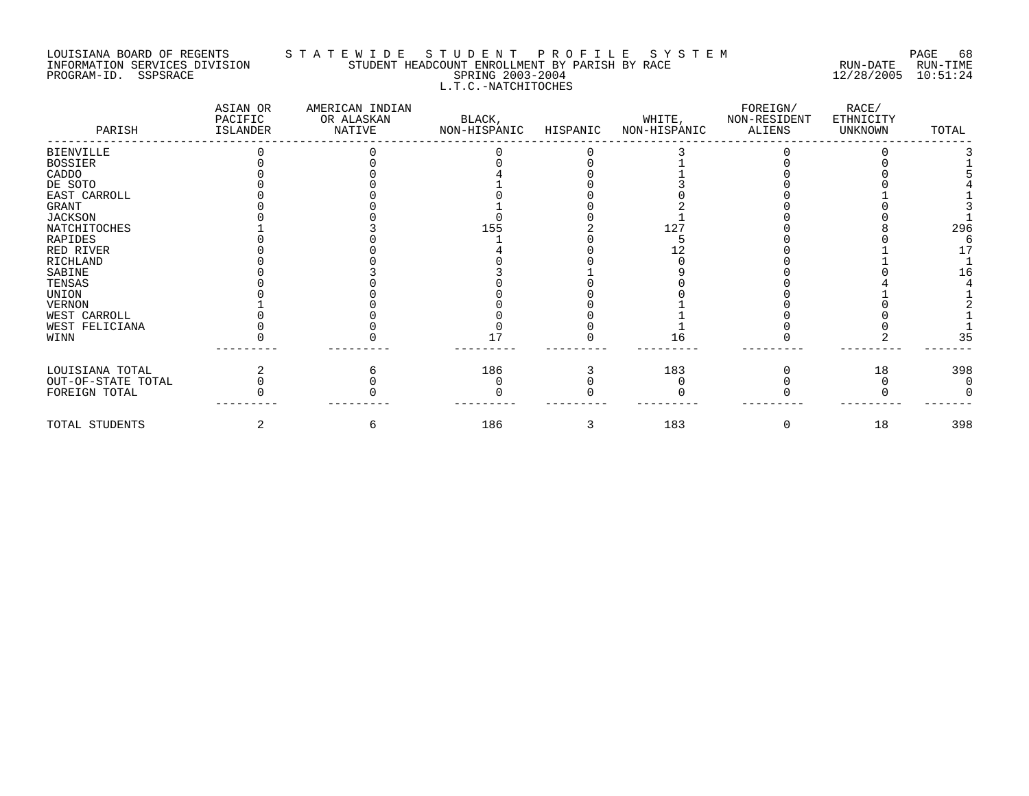LOUISIANA BOARD OF REGENTS — STATEWIDE STUDENT PROFILE SYSTEM
INFORMATION SERVICES DIVISION — STUDENT HEADCOUNT ENROLLMENT BY PARISH BY RACE — RUN-DATE 12/28/2005 RUN-TIME 10:51:24
PROGRAM-ID. SSPSRACE — SPRING 2003-2004

L.T.C.-NATCHITOCHES

| PARISH | ASIAN OR PACIFIC ISLANDER | AMERICAN INDIAN OR ALASKAN NATIVE | BLACK, NON-HISPANIC | HISPANIC | WHITE, NON-HISPANIC | FOREIGN/ NON-RESIDENT ALIENS | RACE/ ETHNICITY UNKNOWN | TOTAL |
|---|---|---|---|---|---|---|---|---|
| BIENVILLE | 0 | 0 | 0 | 0 | 3 | 0 | 0 | 3 |
| BOSSIER | 0 | 0 | 0 | 0 | 1 | 0 | 0 | 1 |
| CADDO | 0 | 0 | 4 | 0 | 1 | 0 | 0 | 5 |
| DE SOTO | 0 | 0 | 1 | 0 | 3 | 0 | 0 | 4 |
| EAST CARROLL | 0 | 0 | 0 | 0 | 0 | 0 | 1 | 1 |
| GRANT | 0 | 0 | 1 | 0 | 2 | 0 | 0 | 3 |
| JACKSON | 0 | 0 | 0 | 0 | 1 | 0 | 0 | 1 |
| NATCHITOCHES | 1 | 3 | 155 | 2 | 127 | 0 | 8 | 296 |
| RAPIDES | 0 | 0 | 1 | 0 | 5 | 0 | 0 | 6 |
| RED RIVER | 0 | 0 | 4 | 0 | 12 | 0 | 1 | 17 |
| RICHLAND | 0 | 0 | 0 | 0 | 0 | 0 | 1 | 1 |
| SABINE | 0 | 3 | 3 | 1 | 9 | 0 | 0 | 16 |
| TENSAS | 0 | 0 | 0 | 0 | 0 | 0 | 4 | 4 |
| UNION | 0 | 0 | 0 | 0 | 0 | 0 | 1 | 1 |
| VERNON | 1 | 0 | 0 | 0 | 1 | 0 | 0 | 2 |
| WEST CARROLL | 0 | 0 | 0 | 0 | 1 | 0 | 0 | 1 |
| WEST FELICIANA | 0 | 0 | 0 | 0 | 1 | 0 | 0 | 1 |
| WINN | 0 | 0 | 17 | 0 | 16 | 0 | 2 | 35 |
| LOUISIANA TOTAL | 2 | 6 | 186 | 3 | 183 | 0 | 18 | 398 |
| OUT-OF-STATE TOTAL | 0 | 0 | 0 | 0 | 0 | 0 | 0 | 0 |
| FOREIGN TOTAL | 0 | 0 | 0 | 0 | 0 | 0 | 0 | 0 |
| TOTAL STUDENTS | 2 | 6 | 186 | 3 | 183 | 0 | 18 | 398 |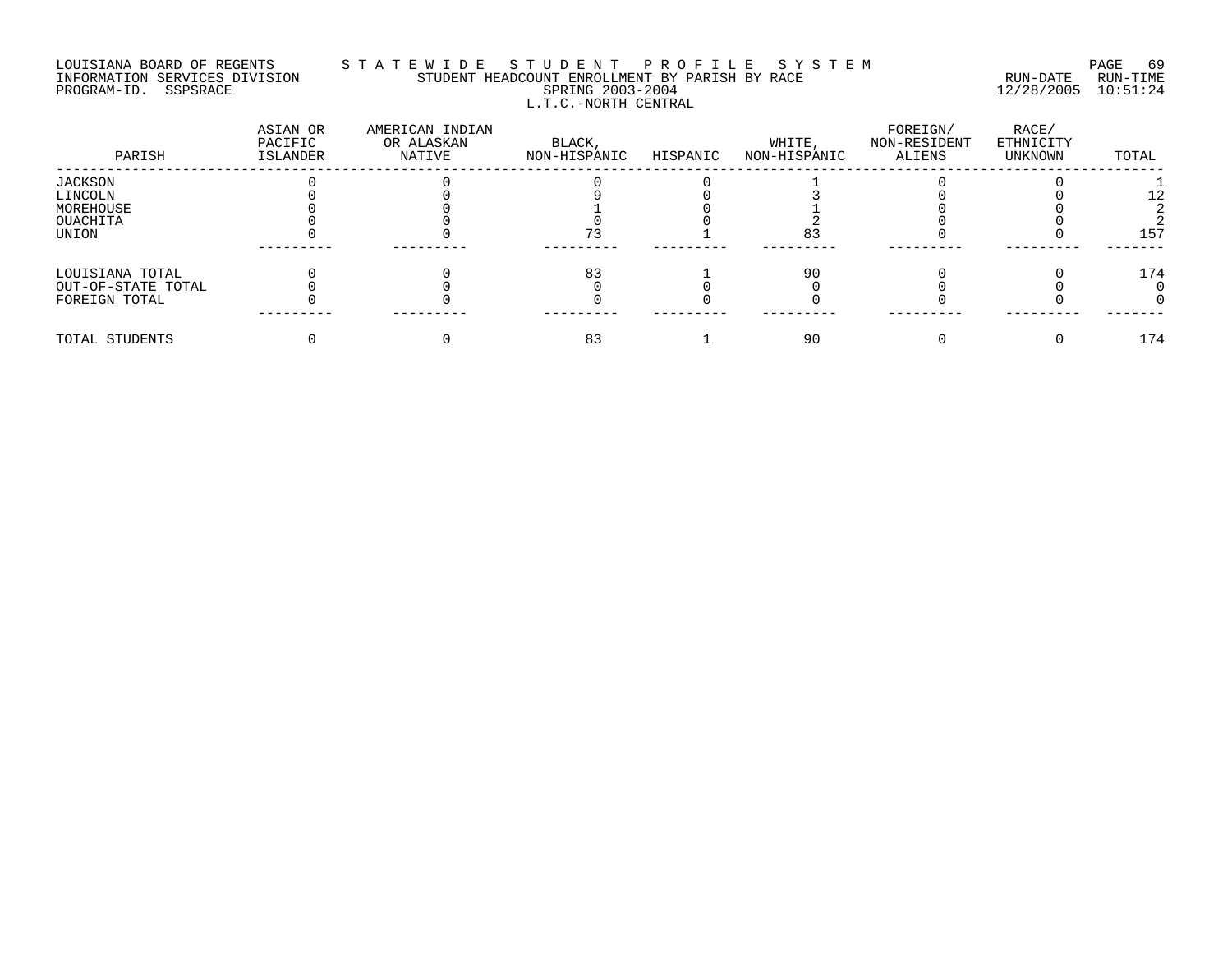LOUISIANA BOARD OF REGENTS — STATEWIDE STUDENT PROFILE SYSTEM

INFORMATION SERVICES DIVISION — STUDENT HEADCOUNT ENROLLMENT BY PARISH BY RACE — RUN-DATE 12/28/2005 RUN-TIME 10:51:24

PROGRAM-ID. SSPSRACE — SPRING 2003-2004

L.T.C.-NORTH CENTRAL

| PARISH | ASIAN OR PACIFIC ISLANDER | AMERICAN INDIAN OR ALASKAN NATIVE | BLACK, NON-HISPANIC | HISPANIC | WHITE, NON-HISPANIC | FOREIGN/ NON-RESIDENT ALIENS | RACE/ ETHNICITY UNKNOWN | TOTAL |
|---|---|---|---|---|---|---|---|---|
| JACKSON | 0 | 0 | 0 | 0 | 1 | 0 | 0 | 1 |
| LINCOLN | 0 | 0 | 9 | 0 | 3 | 0 | 0 | 12 |
| MOREHOUSE | 0 | 0 | 1 | 0 | 1 | 0 | 0 | 2 |
| OUACHITA | 0 | 0 | 0 | 0 | 2 | 0 | 0 | 2 |
| UNION | 0 | 0 | 73 | 1 | 83 | 0 | 0 | 157 |
| LOUISIANA TOTAL | 0 | 0 | 83 | 1 | 90 | 0 | 0 | 174 |
| OUT-OF-STATE TOTAL | 0 | 0 | 0 | 0 | 0 | 0 | 0 | 0 |
| FOREIGN TOTAL | 0 | 0 | 0 | 0 | 0 | 0 | 0 | 0 |
| TOTAL STUDENTS | 0 | 0 | 83 | 1 | 90 | 0 | 0 | 174 |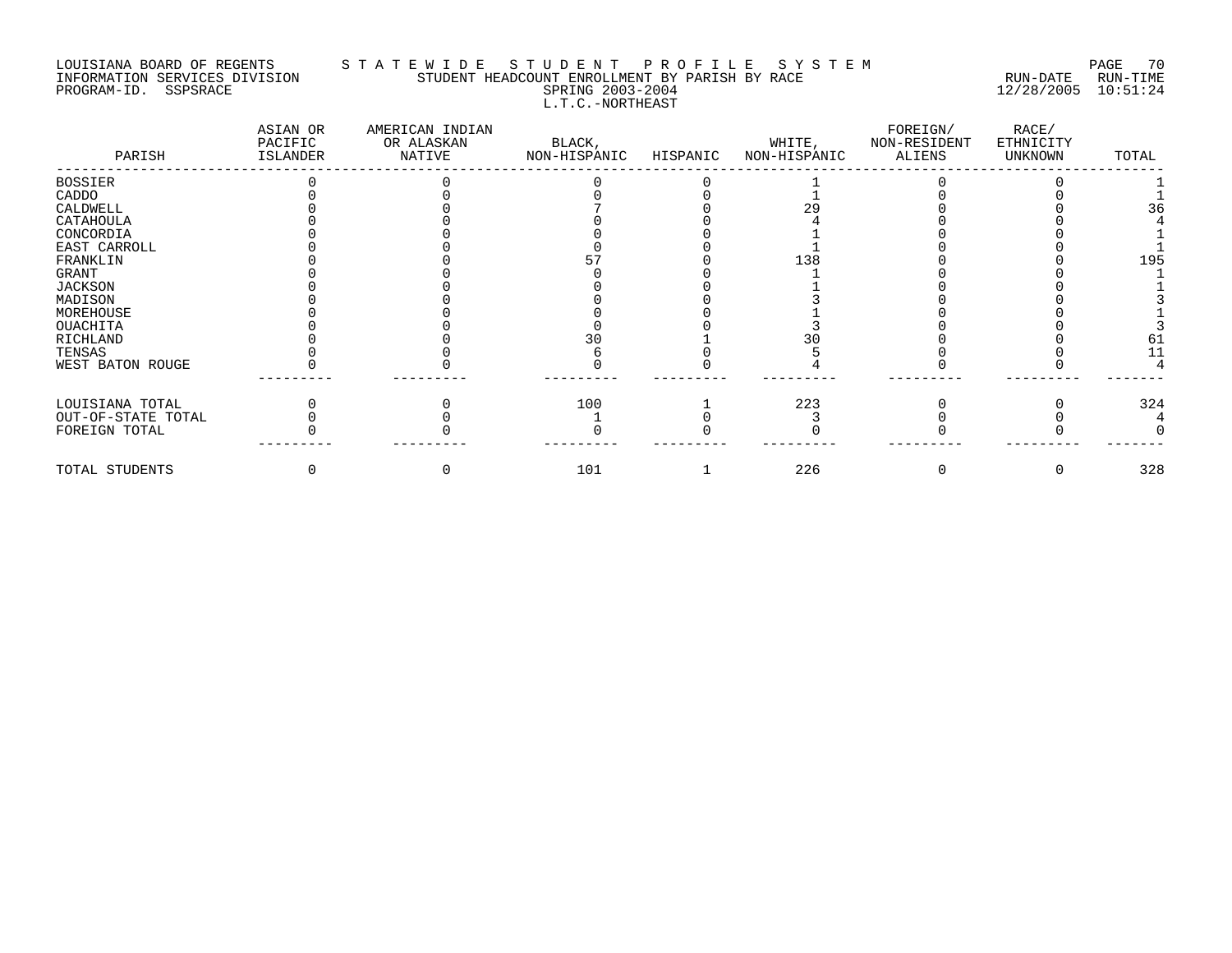LOUISIANA BOARD OF REGENTS — STATEWIDE STUDENT PROFILE SYSTEM
INFORMATION SERVICES DIVISION — STUDENT HEADCOUNT ENROLLMENT BY PARISH BY RACE — RUN-DATE 12/28/2005 RUN-TIME 10:51:24
PROGRAM-ID. SSPSRACE — SPRING 2003-2004

L.T.C.-NORTHEAST

| PARISH | ASIAN OR PACIFIC ISLANDER | AMERICAN INDIAN OR ALASKAN NATIVE | BLACK, NON-HISPANIC | HISPANIC | WHITE, NON-HISPANIC | FOREIGN/ NON-RESIDENT ALIENS | RACE/ ETHNICITY UNKNOWN | TOTAL |
|---|---|---|---|---|---|---|---|---|
| BOSSIER | 0 | 0 | 0 | 0 | 1 | 0 | 0 | 1 |
| CADDO | 0 | 0 | 0 | 0 | 1 | 0 | 0 | 1 |
| CALDWELL | 0 | 0 | 7 | 0 | 29 | 0 | 0 | 36 |
| CATAHOULA | 0 | 0 | 0 | 0 | 4 | 0 | 0 | 4 |
| CONCORDIA | 0 | 0 | 0 | 0 | 1 | 0 | 0 | 1 |
| EAST CARROLL | 0 | 0 | 0 | 0 | 1 | 0 | 0 | 1 |
| FRANKLIN | 0 | 0 | 57 | 0 | 138 | 0 | 0 | 195 |
| GRANT | 0 | 0 | 0 | 0 | 1 | 0 | 0 | 1 |
| JACKSON | 0 | 0 | 0 | 0 | 1 | 0 | 0 | 1 |
| MADISON | 0 | 0 | 0 | 0 | 3 | 0 | 0 | 3 |
| MOREHOUSE | 0 | 0 | 0 | 0 | 1 | 0 | 0 | 1 |
| OUACHITA | 0 | 0 | 0 | 0 | 3 | 0 | 0 | 3 |
| RICHLAND | 0 | 0 | 30 | 1 | 30 | 0 | 0 | 61 |
| TENSAS | 0 | 0 | 6 | 0 | 5 | 0 | 0 | 11 |
| WEST BATON ROUGE | 0 | 0 | 0 | 0 | 4 | 0 | 0 | 4 |
| LOUISIANA TOTAL | 0 | 0 | 100 | 1 | 223 | 0 | 0 | 324 |
| OUT-OF-STATE TOTAL | 0 | 0 | 1 | 0 | 3 | 0 | 0 | 4 |
| FOREIGN TOTAL | 0 | 0 | 0 | 0 | 0 | 0 | 0 | 0 |
| TOTAL STUDENTS | 0 | 0 | 101 | 1 | 226 | 0 | 0 | 328 |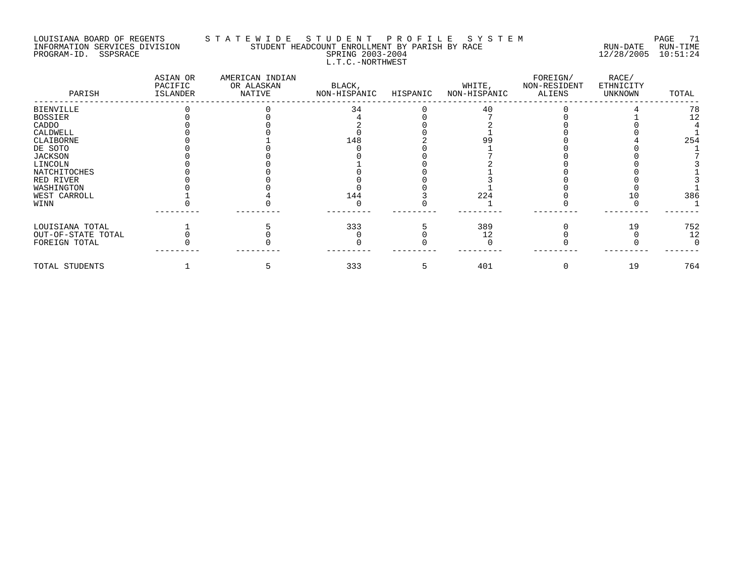LOUISIANA BOARD OF REGENTS — STATEWIDE STUDENT PROFILE SYSTEM
INFORMATION SERVICES DIVISION — STUDENT HEADCOUNT ENROLLMENT BY PARISH BY RACE — RUN-DATE 12/28/2005 RUN-TIME 10:51:24
PROGRAM-ID. SSPSRACE — SPRING 2003-2004

L.T.C.-NORTHWEST

| PARISH | ASIAN OR PACIFIC ISLANDER | AMERICAN INDIAN OR ALASKAN NATIVE | BLACK, NON-HISPANIC | HISPANIC | WHITE, NON-HISPANIC | FOREIGN/ NON-RESIDENT ALIENS | RACE/ ETHNICITY UNKNOWN | TOTAL |
|---|---|---|---|---|---|---|---|---|
| BIENVILLE | 0 | 0 | 34 | 0 | 40 | 0 | 4 | 78 |
| BOSSIER | 0 | 0 | 4 | 0 | 7 | 0 | 1 | 12 |
| CADDO | 0 | 0 | 2 | 0 | 2 | 0 | 0 | 4 |
| CALDWELL | 0 | 0 | 0 | 0 | 1 | 0 | 0 | 1 |
| CLAIBORNE | 0 | 1 | 148 | 2 | 99 | 0 | 4 | 254 |
| DE SOTO | 0 | 0 | 0 | 0 | 1 | 0 | 0 | 1 |
| JACKSON | 0 | 0 | 0 | 0 | 7 | 0 | 0 | 7 |
| LINCOLN | 0 | 0 | 1 | 0 | 2 | 0 | 0 | 3 |
| NATCHITOCHES | 0 | 0 | 0 | 0 | 1 | 0 | 0 | 1 |
| RED RIVER | 0 | 0 | 0 | 0 | 3 | 0 | 0 | 3 |
| WASHINGTON | 0 | 0 | 0 | 0 | 1 | 0 | 0 | 1 |
| WEST CARROLL | 1 | 4 | 144 | 3 | 224 | 0 | 10 | 386 |
| WINN | 0 | 0 | 0 | 0 | 1 | 0 | 0 | 1 |
| LOUISIANA TOTAL | 1 | 5 | 333 | 5 | 389 | 0 | 19 | 752 |
| OUT-OF-STATE TOTAL | 0 | 0 | 0 | 0 | 12 | 0 | 0 | 12 |
| FOREIGN TOTAL | 0 | 0 | 0 | 0 | 0 | 0 | 0 | 0 |
| TOTAL STUDENTS | 1 | 5 | 333 | 5 | 401 | 0 | 19 | 764 |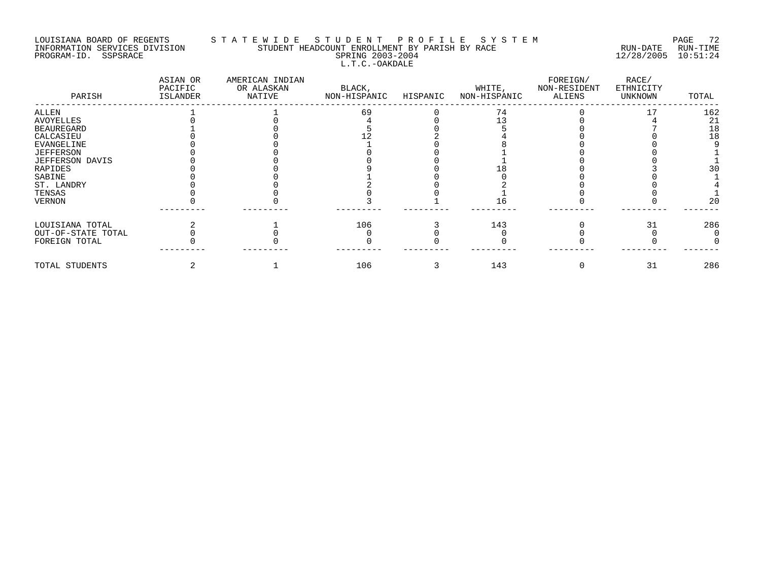LOUISIANA BOARD OF REGENTS — STATEWIDE STUDENT PROFILE SYSTEM
INFORMATION SERVICES DIVISION — STUDENT HEADCOUNT ENROLLMENT BY PARISH BY RACE — RUN-DATE 12/28/2005 RUN-TIME 10:51:24
PROGRAM-ID. SSPSRACE — SPRING 2003-2004

L.T.C.-OAKDALE

| PARISH | ASIAN OR PACIFIC ISLANDER | AMERICAN INDIAN OR ALASKAN NATIVE | BLACK, NON-HISPANIC | HISPANIC | WHITE, NON-HISPANIC | FOREIGN/ NON-RESIDENT ALIENS | RACE/ ETHNICITY UNKNOWN | TOTAL |
|---|---|---|---|---|---|---|---|---|
| ALLEN | 1 | 1 | 69 | 0 | 74 | 0 | 17 | 162 |
| AVOYELLES | 0 | 0 | 4 | 0 | 13 | 0 | 4 | 21 |
| BEAUREGARD | 1 | 0 | 5 | 0 | 5 | 0 | 7 | 18 |
| CALCASIEU | 0 | 0 | 12 | 2 | 4 | 0 | 0 | 18 |
| EVANGELINE | 0 | 0 | 1 | 0 | 8 | 0 | 0 | 9 |
| JEFFERSON | 0 | 0 | 0 | 0 | 1 | 0 | 0 | 1 |
| JEFFERSON DAVIS | 0 | 0 | 0 | 0 | 1 | 0 | 0 | 1 |
| RAPIDES | 0 | 0 | 9 | 0 | 18 | 0 | 3 | 30 |
| SABINE | 0 | 0 | 1 | 0 | 0 | 0 | 0 | 1 |
| ST. LANDRY | 0 | 0 | 2 | 0 | 2 | 0 | 0 | 4 |
| TENSAS | 0 | 0 | 0 | 0 | 1 | 0 | 0 | 1 |
| VERNON | 0 | 0 | 3 | 1 | 16 | 0 | 0 | 20 |
| LOUISIANA TOTAL | 2 | 1 | 106 | 3 | 143 | 0 | 31 | 286 |
| OUT-OF-STATE TOTAL | 0 | 0 | 0 | 0 | 0 | 0 | 0 | 0 |
| FOREIGN TOTAL | 0 | 0 | 0 | 0 | 0 | 0 | 0 | 0 |
| TOTAL STUDENTS | 2 | 1 | 106 | 3 | 143 | 0 | 31 | 286 |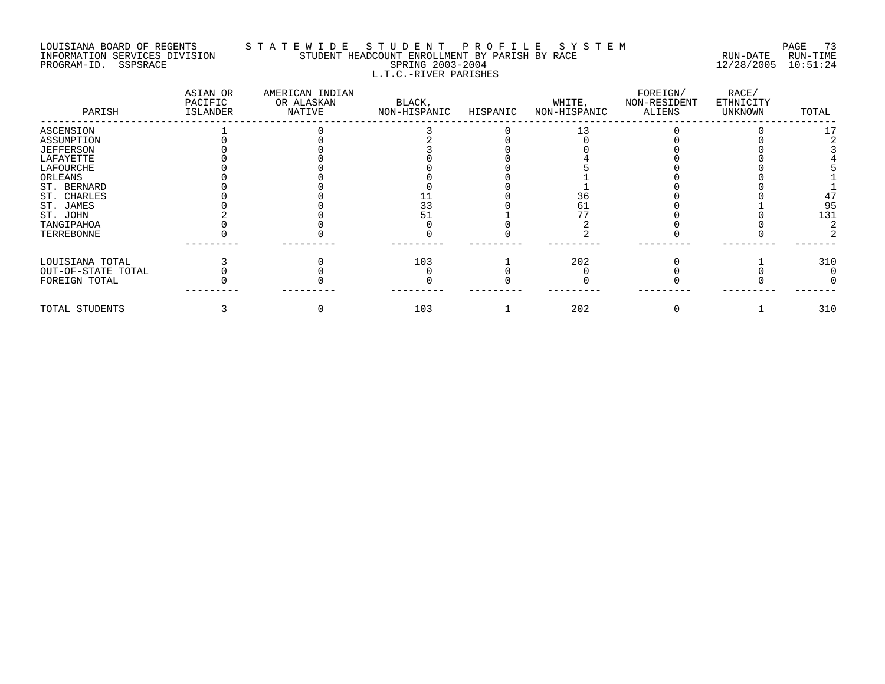LOUISIANA BOARD OF REGENTS — STATEWIDE STUDENT PROFILE SYSTEM

INFORMATION SERVICES DIVISION — STUDENT HEADCOUNT ENROLLMENT BY PARISH BY RACE — RUN-DATE 12/28/2005 RUN-TIME 10:51:24

PROGRAM-ID. SSPSRACE — SPRING 2003-2004

L.T.C.-RIVER PARISHES

| PARISH | ASIAN OR PACIFIC ISLANDER | AMERICAN INDIAN OR ALASKAN NATIVE | BLACK, NON-HISPANIC | HISPANIC | WHITE, NON-HISPANIC | FOREIGN/ NON-RESIDENT ALIENS | RACE/ ETHNICITY UNKNOWN | TOTAL |
|---|---|---|---|---|---|---|---|---|
| ASCENSION | 1 | 0 | 3 | 0 | 13 | 0 | 0 | 17 |
| ASSUMPTION | 0 | 0 | 2 | 0 | 0 | 0 | 0 | 2 |
| JEFFERSON | 0 | 0 | 3 | 0 | 0 | 0 | 0 | 3 |
| LAFAYETTE | 0 | 0 | 0 | 0 | 4 | 0 | 0 | 4 |
| LAFOURCHE | 0 | 0 | 0 | 0 | 5 | 0 | 0 | 5 |
| ORLEANS | 0 | 0 | 0 | 0 | 1 | 0 | 0 | 1 |
| ST. BERNARD | 0 | 0 | 0 | 0 | 1 | 0 | 0 | 1 |
| ST. CHARLES | 0 | 0 | 11 | 0 | 36 | 0 | 0 | 47 |
| ST. JAMES | 0 | 0 | 33 | 0 | 61 | 0 | 1 | 95 |
| ST. JOHN | 2 | 0 | 51 | 1 | 77 | 0 | 0 | 131 |
| TANGIPAHOA | 0 | 0 | 0 | 0 | 2 | 0 | 0 | 2 |
| TERREBONNE | 0 | 0 | 0 | 0 | 2 | 0 | 0 | 2 |
| LOUISIANA TOTAL | 3 | 0 | 103 | 1 | 202 | 0 | 1 | 310 |
| OUT-OF-STATE TOTAL | 0 | 0 | 0 | 0 | 0 | 0 | 0 | 0 |
| FOREIGN TOTAL | 0 | 0 | 0 | 0 | 0 | 0 | 0 | 0 |
| TOTAL STUDENTS | 3 | 0 | 103 | 1 | 202 | 0 | 1 | 310 |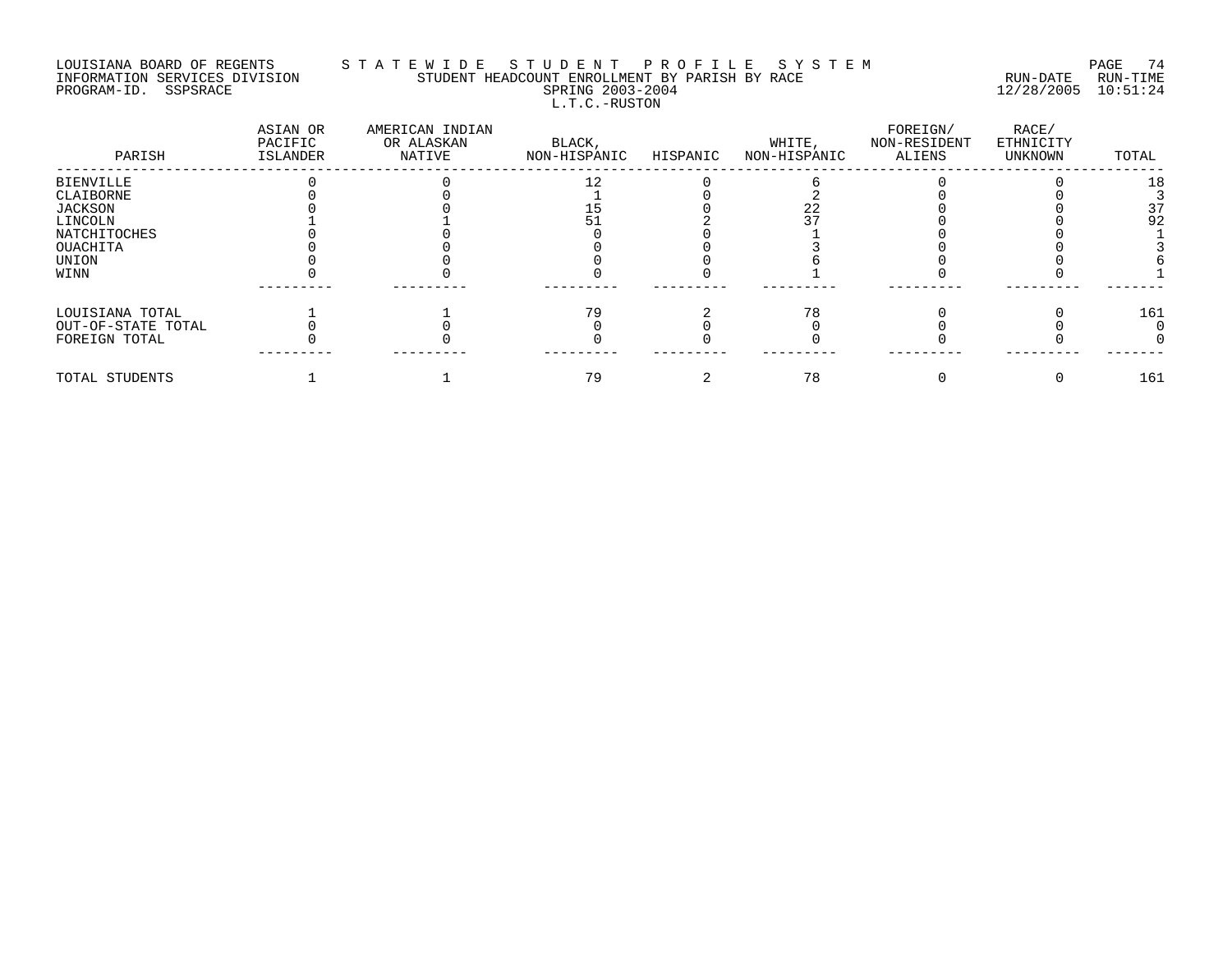LOUISIANA BOARD OF REGENTS — S T A T E W I D E   S T U D E N T   P R O F I L E   S Y S T E M

INFORMATION SERVICES DIVISION — STUDENT HEADCOUNT ENROLLMENT BY PARISH BY RACE — RUN-DATE 12/28/2005 RUN-TIME 10:51:24

PROGRAM-ID. SSPSRACE — SPRING 2003-2004

L.T.C.-RUSTON

| PARISH | ASIAN OR PACIFIC ISLANDER | AMERICAN INDIAN OR ALASKAN NATIVE | BLACK, NON-HISPANIC | HISPANIC | WHITE, NON-HISPANIC | FOREIGN/ NON-RESIDENT ALIENS | RACE/ ETHNICITY UNKNOWN | TOTAL |
|---|---|---|---|---|---|---|---|---|
| BIENVILLE | 0 | 0 | 12 | 0 | 6 | 0 | 0 | 18 |
| CLAIBORNE | 0 | 0 | 1 | 0 | 2 | 0 | 0 | 3 |
| JACKSON | 0 | 0 | 15 | 0 | 22 | 0 | 0 | 37 |
| LINCOLN | 1 | 1 | 51 | 2 | 37 | 0 | 0 | 92 |
| NATCHITOCHES | 0 | 0 | 0 | 0 | 1 | 0 | 0 | 1 |
| OUACHITA | 0 | 0 | 0 | 0 | 3 | 0 | 0 | 3 |
| UNION | 0 | 0 | 0 | 0 | 6 | 0 | 0 | 6 |
| WINN | 0 | 0 | 0 | 0 | 1 | 0 | 0 | 1 |
| LOUISIANA TOTAL | 1 | 1 | 79 | 2 | 78 | 0 | 0 | 161 |
| OUT-OF-STATE TOTAL | 0 | 0 | 0 | 0 | 0 | 0 | 0 | 0 |
| FOREIGN TOTAL | 0 | 0 | 0 | 0 | 0 | 0 | 0 | 0 |
| TOTAL STUDENTS | 1 | 1 | 79 | 2 | 78 | 0 | 0 | 161 |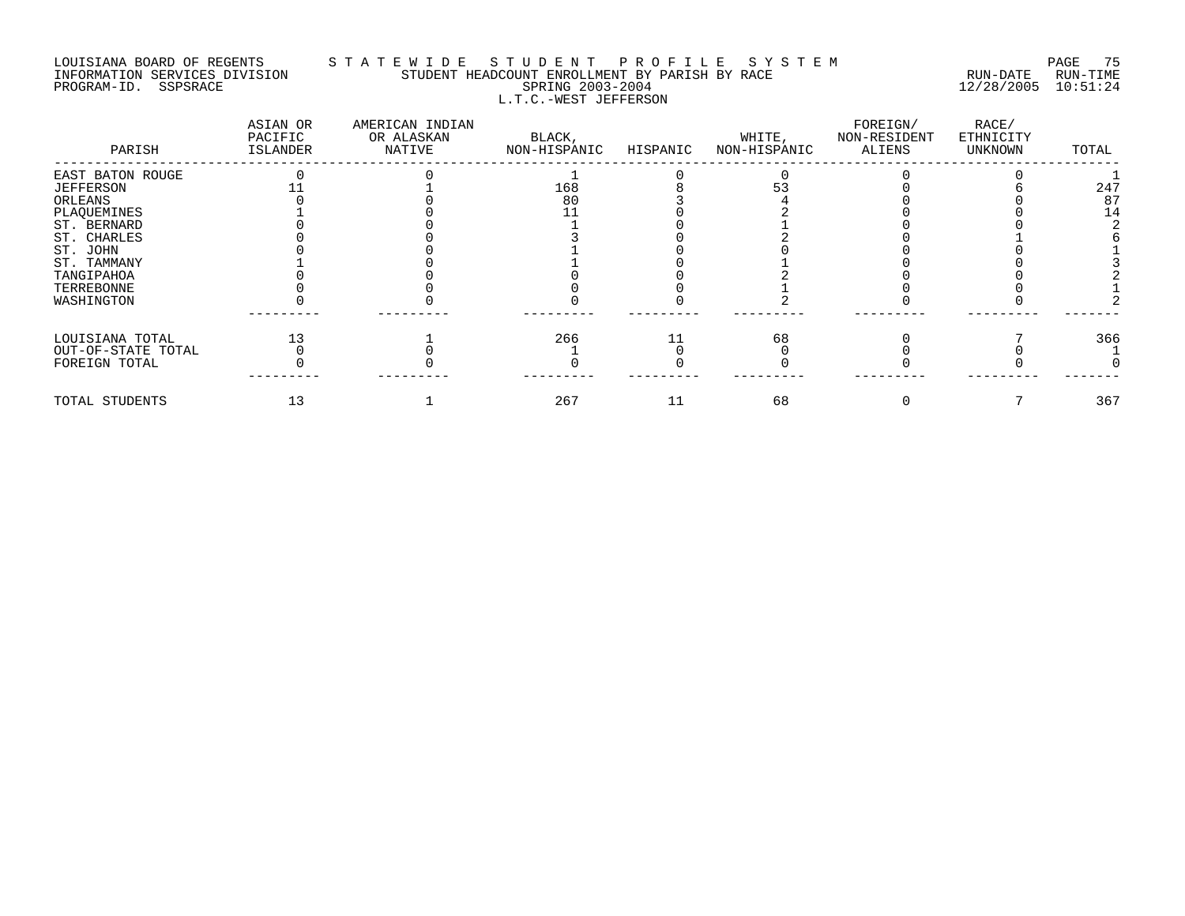LOUISIANA BOARD OF REGENTS — STATEWIDE STUDENT PROFILE SYSTEM

INFORMATION SERVICES DIVISION — STUDENT HEADCOUNT ENROLLMENT BY PARISH BY RACE — RUN-DATE 12/28/2005 RUN-TIME 10:51:24

PROGRAM-ID. SSPSRACE — SPRING 2003-2004

L.T.C.-WEST JEFFERSON

| PARISH | ASIAN OR PACIFIC ISLANDER | AMERICAN INDIAN OR ALASKAN NATIVE | BLACK, NON-HISPANIC | HISPANIC | WHITE, NON-HISPANIC | FOREIGN/ NON-RESIDENT ALIENS | RACE/ ETHNICITY UNKNOWN | TOTAL |
|---|---|---|---|---|---|---|---|---|
| EAST BATON ROUGE | 0 | 0 | 1 | 0 | 0 | 0 | 0 | 1 |
| JEFFERSON | 11 | 1 | 168 | 8 | 53 | 0 | 6 | 247 |
| ORLEANS | 0 | 0 | 80 | 3 | 4 | 0 | 0 | 87 |
| PLAQUEMINES | 1 | 0 | 11 | 0 | 2 | 0 | 0 | 14 |
| ST. BERNARD | 0 | 0 | 1 | 0 | 1 | 0 | 0 | 2 |
| ST. CHARLES | 0 | 0 | 3 | 0 | 2 | 0 | 1 | 6 |
| ST. JOHN | 0 | 0 | 1 | 0 | 0 | 0 | 0 | 1 |
| ST. TAMMANY | 1 | 0 | 1 | 0 | 1 | 0 | 0 | 3 |
| TANGIPAHOA | 0 | 0 | 0 | 0 | 2 | 0 | 0 | 2 |
| TERREBONNE | 0 | 0 | 0 | 0 | 1 | 0 | 0 | 1 |
| WASHINGTON | 0 | 0 | 0 | 0 | 2 | 0 | 0 | 2 |
| LOUISIANA TOTAL | 13 | 1 | 266 | 11 | 68 | 0 | 7 | 366 |
| OUT-OF-STATE TOTAL | 0 | 0 | 1 | 0 | 0 | 0 | 0 | 1 |
| FOREIGN TOTAL | 0 | 0 | 0 | 0 | 0 | 0 | 0 | 0 |
| TOTAL STUDENTS | 13 | 1 | 267 | 11 | 68 | 0 | 7 | 367 |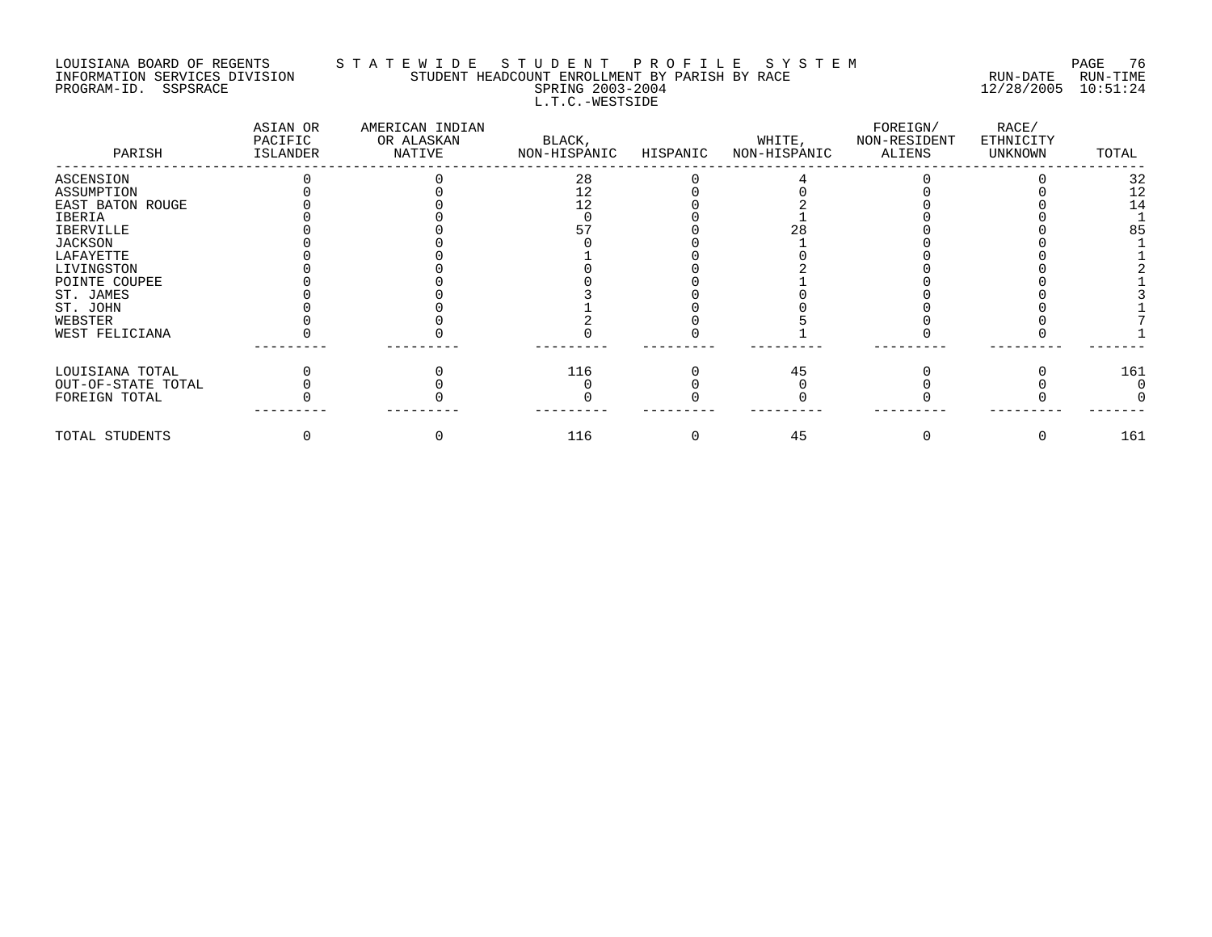LOUISIANA BOARD OF REGENTS — STATEWIDE STUDENT PROFILE SYSTEM
INFORMATION SERVICES DIVISION — STUDENT HEADCOUNT ENROLLMENT BY PARISH BY RACE — RUN-DATE 12/28/2005 RUN-TIME 10:51:24
PROGRAM-ID. SSPSRACE — SPRING 2003-2004

## L.T.C.-WESTSIDE

| PARISH | ASIAN OR PACIFIC ISLANDER | AMERICAN INDIAN OR ALASKAN NATIVE | BLACK, NON-HISPANIC | HISPANIC | WHITE, NON-HISPANIC | FOREIGN/ NON-RESIDENT ALIENS | RACE/ ETHNICITY UNKNOWN | TOTAL |
|---|---|---|---|---|---|---|---|---|
| ASCENSION | 0 | 0 | 28 | 0 | 4 | 0 | 0 | 32 |
| ASSUMPTION | 0 | 0 | 12 | 0 | 0 | 0 | 0 | 12 |
| EAST BATON ROUGE | 0 | 0 | 12 | 0 | 2 | 0 | 0 | 14 |
| IBERIA | 0 | 0 | 0 | 0 | 1 | 0 | 0 | 1 |
| IBERVILLE | 0 | 0 | 57 | 0 | 28 | 0 | 0 | 85 |
| JACKSON | 0 | 0 | 0 | 0 | 1 | 0 | 0 | 1 |
| LAFAYETTE | 0 | 0 | 1 | 0 | 0 | 0 | 0 | 1 |
| LIVINGSTON | 0 | 0 | 0 | 0 | 2 | 0 | 0 | 2 |
| POINTE COUPEE | 0 | 0 | 0 | 0 | 1 | 0 | 0 | 1 |
| ST. JAMES | 0 | 0 | 3 | 0 | 0 | 0 | 0 | 3 |
| ST. JOHN | 0 | 0 | 1 | 0 | 0 | 0 | 0 | 1 |
| WEBSTER | 0 | 0 | 2 | 0 | 5 | 0 | 0 | 7 |
| WEST FELICIANA | 0 | 0 | 0 | 0 | 1 | 0 | 0 | 1 |
| LOUISIANA TOTAL | 0 | 0 | 116 | 0 | 45 | 0 | 0 | 161 |
| OUT-OF-STATE TOTAL | 0 | 0 | 0 | 0 | 0 | 0 | 0 | 0 |
| FOREIGN TOTAL | 0 | 0 | 0 | 0 | 0 | 0 | 0 | 0 |
| TOTAL STUDENTS | 0 | 0 | 116 | 0 | 45 | 0 | 0 | 161 |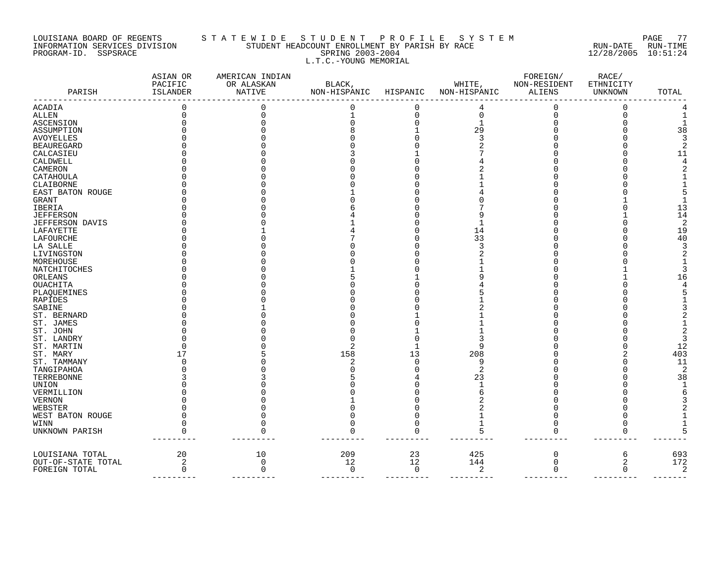LOUISIANA BOARD OF REGENTS S T A T E W I D E S T U D E N T P R O F I L E S Y S T E M
INFORMATION SERVICES DIVISION STUDENT HEADCOUNT ENROLLMENT BY PARISH BY RACE RUN-DATE RUN-TIME
PROGRAM-ID. SSPSRACE SPRING 2003-2004 12/28/2005 10:51:24

L.T.C.-YOUNG MEMORIAL

| PARISH | ASIAN OR PACIFIC ISLANDER | AMERICAN INDIAN OR ALASKAN NATIVE | BLACK, NON-HISPANIC | HISPANIC | WHITE, NON-HISPANIC | FOREIGN/ NON-RESIDENT ALIENS | RACE/ ETHNICITY UNKNOWN | TOTAL |
|---|---|---|---|---|---|---|---|---|
| ACADIA | 0 | 0 | 0 | 0 | 4 | 0 | 0 | 4 |
| ALLEN | 0 | 0 | 1 | 0 | 0 | 0 | 0 | 1 |
| ASCENSION | 0 | 0 | 0 | 0 | 1 | 0 | 0 | 1 |
| ASSUMPTION | 0 | 0 | 8 | 1 | 29 | 0 | 0 | 38 |
| AVOYELLES | 0 | 0 | 0 | 0 | 3 | 0 | 0 | 3 |
| BEAUREGARD | 0 | 0 | 0 | 0 | 2 | 0 | 0 | 2 |
| CALCASIEU | 0 | 0 | 3 | 1 | 7 | 0 | 0 | 11 |
| CALDWELL | 0 | 0 | 0 | 0 | 4 | 0 | 0 | 4 |
| CAMERON | 0 | 0 | 0 | 0 | 2 | 0 | 0 | 2 |
| CATAHOULA | 0 | 0 | 0 | 0 | 1 | 0 | 0 | 1 |
| CLAIBORNE | 0 | 0 | 0 | 0 | 1 | 0 | 0 | 1 |
| EAST BATON ROUGE | 0 | 0 | 1 | 0 | 4 | 0 | 0 | 5 |
| GRANT | 0 | 0 | 0 | 0 | 0 | 0 | 1 | 1 |
| IBERIA | 0 | 0 | 6 | 0 | 7 | 0 | 0 | 13 |
| JEFFERSON | 0 | 0 | 4 | 0 | 9 | 0 | 1 | 14 |
| JEFFERSON DAVIS | 0 | 0 | 1 | 0 | 1 | 0 | 0 | 2 |
| LAFAYETTE | 0 | 1 | 4 | 0 | 14 | 0 | 0 | 19 |
| LAFOURCHE | 0 | 0 | 7 | 0 | 33 | 0 | 0 | 40 |
| LA SALLE | 0 | 0 | 0 | 0 | 3 | 0 | 0 | 3 |
| LIVINGSTON | 0 | 0 | 0 | 0 | 2 | 0 | 0 | 2 |
| MOREHOUSE | 0 | 0 | 0 | 0 | 1 | 0 | 0 | 1 |
| NATCHITOCHES | 0 | 0 | 1 | 0 | 1 | 0 | 1 | 3 |
| ORLEANS | 0 | 0 | 5 | 1 | 9 | 0 | 1 | 16 |
| OUACHITA | 0 | 0 | 0 | 0 | 4 | 0 | 0 | 4 |
| PLAQUEMINES | 0 | 0 | 0 | 0 | 5 | 0 | 0 | 5 |
| RAPIDES | 0 | 0 | 0 | 0 | 1 | 0 | 0 | 1 |
| SABINE | 0 | 1 | 0 | 0 | 2 | 0 | 0 | 3 |
| ST. BERNARD | 0 | 0 | 0 | 1 | 1 | 0 | 0 | 2 |
| ST. JAMES | 0 | 0 | 0 | 0 | 1 | 0 | 0 | 1 |
| ST. JOHN | 0 | 0 | 0 | 1 | 1 | 0 | 0 | 2 |
| ST. LANDRY | 0 | 0 | 0 | 0 | 3 | 0 | 0 | 3 |
| ST. MARTIN | 0 | 0 | 2 | 1 | 9 | 0 | 0 | 12 |
| ST. MARY | 17 | 5 | 158 | 13 | 208 | 0 | 2 | 403 |
| ST. TAMMANY | 0 | 0 | 2 | 0 | 9 | 0 | 0 | 11 |
| TANGIPAHOA | 0 | 0 | 0 | 0 | 2 | 0 | 0 | 2 |
| TERREBONNE | 3 | 3 | 5 | 4 | 23 | 0 | 0 | 38 |
| UNION | 0 | 0 | 0 | 0 | 1 | 0 | 0 | 1 |
| VERMILLION | 0 | 0 | 0 | 0 | 6 | 0 | 0 | 6 |
| VERNON | 0 | 0 | 1 | 0 | 2 | 0 | 0 | 3 |
| WEBSTER | 0 | 0 | 0 | 0 | 2 | 0 | 0 | 2 |
| WEST BATON ROUGE | 0 | 0 | 0 | 0 | 1 | 0 | 0 | 1 |
| WINN | 0 | 0 | 0 | 0 | 1 | 0 | 0 | 1 |
| UNKNOWN PARISH | 0 | 0 | 0 | 0 | 5 | 0 | 0 | 5 |
| LOUISIANA TOTAL | 20 | 10 | 209 | 23 | 425 | 0 | 6 | 693 |
| OUT-OF-STATE TOTAL | 2 | 0 | 12 | 12 | 144 | 0 | 2 | 172 |
| FOREIGN TOTAL | 0 | 0 | 0 | 0 | 2 | 0 | 0 | 2 |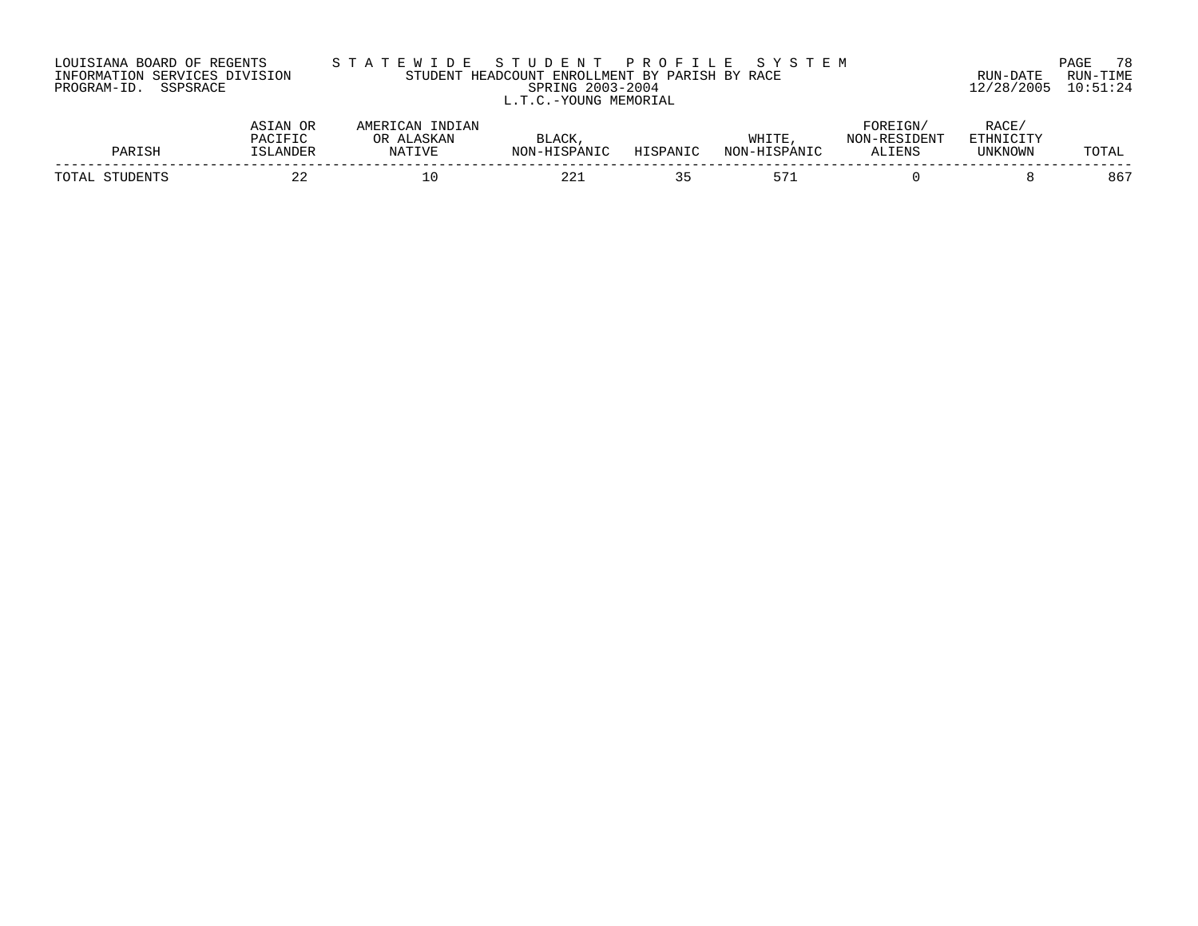LOUISIANA BOARD OF REGENTS — STATEWIDE STUDENT PROFILE SYSTEM
INFORMATION SERVICES DIVISION — STUDENT HEADCOUNT ENROLLMENT BY PARISH BY RACE
PROGRAM-ID. SSPSRACE — SPRING 2003-2004
RUN-DATE 12/28/2005 RUN-TIME 10:51:24

L.T.C.-YOUNG MEMORIAL

| PARISH | ASIAN OR PACIFIC ISLANDER | AMERICAN INDIAN OR ALASKAN NATIVE | BLACK, NON-HISPANIC | HISPANIC | WHITE, NON-HISPANIC | FOREIGN/ NON-RESIDENT ALIENS | RACE/ ETHNICITY UNKNOWN | TOTAL |
|---|---|---|---|---|---|---|---|---|
| TOTAL STUDENTS | 22 | 10 | 221 | 35 | 571 | 0 | 8 | 867 |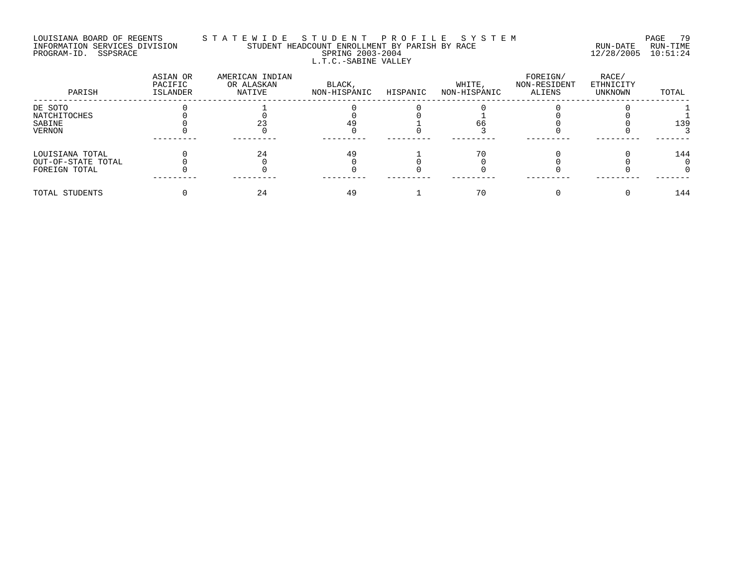LOUISIANA BOARD OF REGENTS
INFORMATION SERVICES DIVISION
PROGRAM-ID. SSPSRACE

S T A T E W I D E   S T U D E N T   P R O F I L E   S Y S T E M
STUDENT HEADCOUNT ENROLLMENT BY PARISH BY RACE
SPRING 2003-2004
L.T.C.-SABINE VALLEY

RUN-DATE 12/28/2005  RUN-TIME 10:51:24

| PARISH | ASIAN OR PACIFIC ISLANDER | AMERICAN INDIAN OR ALASKAN NATIVE | BLACK, NON-HISPANIC | HISPANIC | WHITE, NON-HISPANIC | FOREIGN/ NON-RESIDENT ALIENS | RACE/ ETHNICITY UNKNOWN | TOTAL |
|---|---|---|---|---|---|---|---|---|
| DE SOTO | 0 | 1 | 0 | 0 | 0 | 0 | 0 | 1 |
| NATCHITOCHES | 0 | 0 | 0 | 0 | 1 | 0 | 0 | 1 |
| SABINE | 0 | 23 | 49 | 1 | 66 | 0 | 0 | 139 |
| VERNON | 0 | 0 | 0 | 0 | 3 | 0 | 0 | 3 |
| LOUISIANA TOTAL | 0 | 24 | 49 | 1 | 70 | 0 | 0 | 144 |
| OUT-OF-STATE TOTAL | 0 | 0 | 0 | 0 | 0 | 0 | 0 | 0 |
| FOREIGN TOTAL | 0 | 0 | 0 | 0 | 0 | 0 | 0 | 0 |
| TOTAL STUDENTS | 0 | 24 | 49 | 1 | 70 | 0 | 0 | 144 |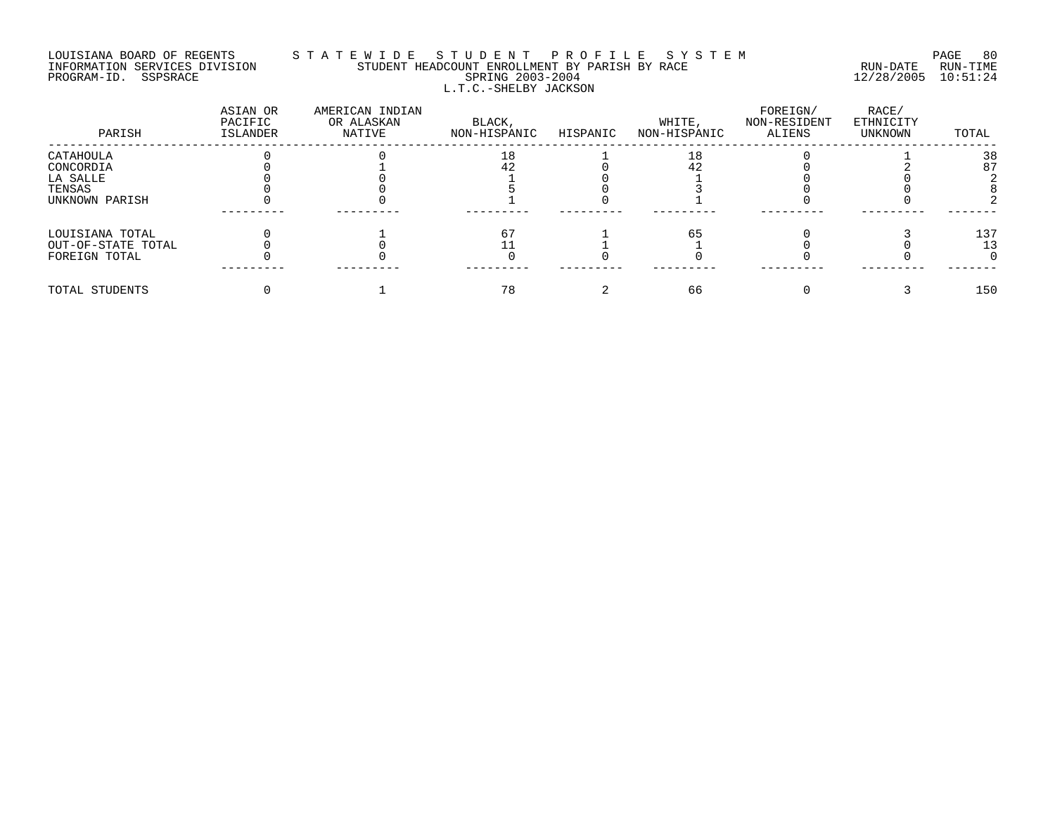LOUISIANA BOARD OF REGENTS
INFORMATION SERVICES DIVISION
PROGRAM-ID. SSPSRACE

# STATEWIDE STUDENT PROFILE SYSTEM

STUDENT HEADCOUNT ENROLLMENT BY PARISH BY RACE
SPRING 2003-2004
L.T.C.-SHELBY JACKSON

RUN-DATE 12/28/2005 RUN-TIME 10:51:24

| PARISH | ASIAN OR PACIFIC ISLANDER | AMERICAN INDIAN OR ALASKAN NATIVE | BLACK, NON-HISPANIC | HISPANIC | WHITE, NON-HISPANIC | FOREIGN/ NON-RESIDENT ALIENS | RACE/ ETHNICITY UNKNOWN | TOTAL |
|---|---|---|---|---|---|---|---|---|
| CATAHOULA | 0 | 0 | 18 | 1 | 18 | 0 | 1 | 38 |
| CONCORDIA | 0 | 1 | 42 | 0 | 42 | 0 | 2 | 87 |
| LA SALLE | 0 | 0 | 1 | 0 | 1 | 0 | 0 | 2 |
| TENSAS | 0 | 0 | 5 | 0 | 3 | 0 | 0 | 8 |
| UNKNOWN PARISH | 0 | 0 | 1 | 0 | 1 | 0 | 0 | 2 |
| LOUISIANA TOTAL | 0 | 1 | 67 | 1 | 65 | 0 | 3 | 137 |
| OUT-OF-STATE TOTAL | 0 | 0 | 11 | 1 | 1 | 0 | 0 | 13 |
| FOREIGN TOTAL | 0 | 0 | 0 | 0 | 0 | 0 | 0 | 0 |
| TOTAL STUDENTS | 0 | 1 | 78 | 2 | 66 | 0 | 3 | 150 |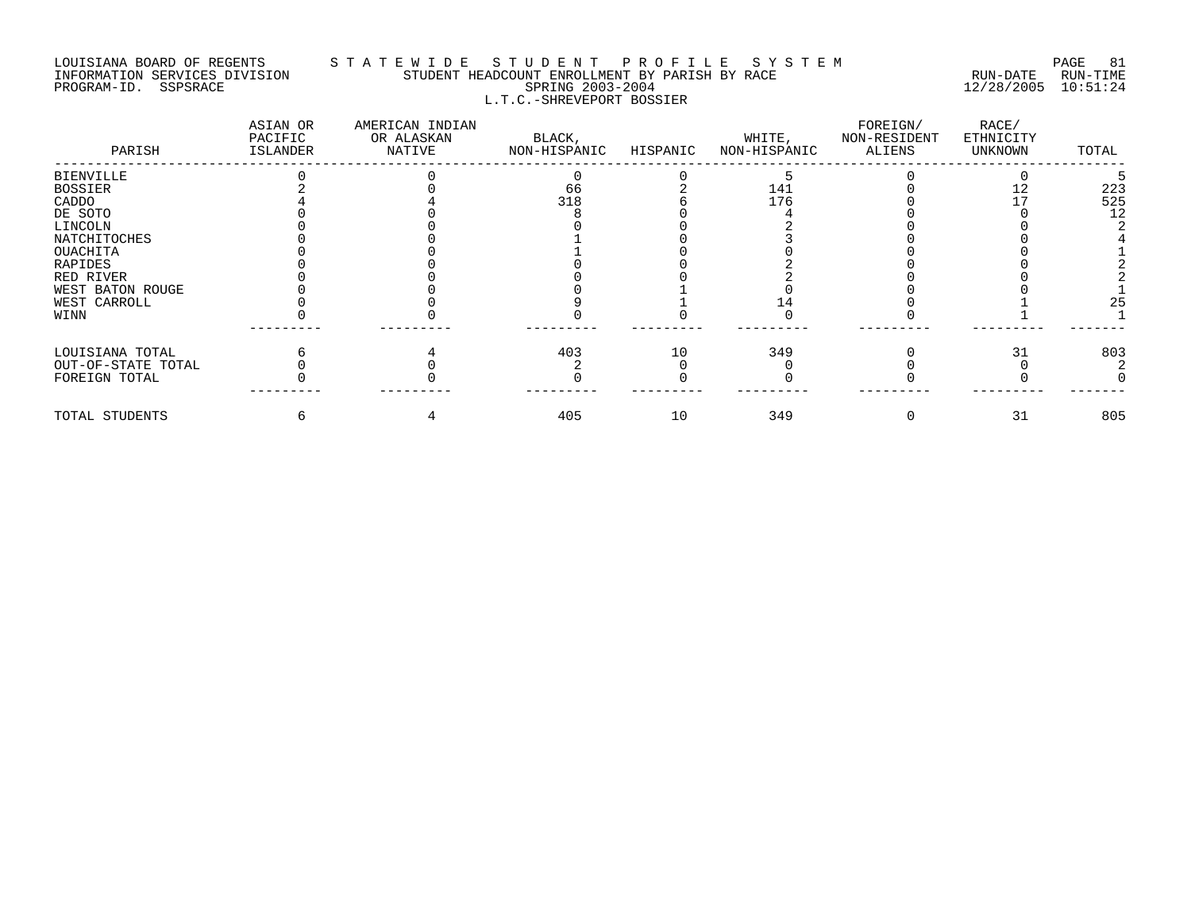LOUISIANA BOARD OF REGENTS — STATEWIDE STUDENT PROFILE SYSTEM
INFORMATION SERVICES DIVISION — STUDENT HEADCOUNT ENROLLMENT BY PARISH BY RACE — RUN-DATE 12/28/2005 RUN-TIME 10:51:24
PROGRAM-ID. SSPSRACE — SPRING 2003-2004

## L.T.C.-SHREVEPORT BOSSIER

| PARISH | ASIAN OR PACIFIC ISLANDER | AMERICAN INDIAN OR ALASKAN NATIVE | BLACK, NON-HISPANIC | HISPANIC | WHITE, NON-HISPANIC | FOREIGN/ NON-RESIDENT ALIENS | RACE/ ETHNICITY UNKNOWN | TOTAL |
|---|---|---|---|---|---|---|---|---|
| BIENVILLE | 0 | 0 | 0 | 0 | 5 | 0 | 0 | 5 |
| BOSSIER | 2 | 0 | 66 | 2 | 141 | 0 | 12 | 223 |
| CADDO | 4 | 4 | 318 | 6 | 176 | 0 | 17 | 525 |
| DE SOTO | 0 | 0 | 8 | 0 | 4 | 0 | 0 | 12 |
| LINCOLN | 0 | 0 | 0 | 0 | 2 | 0 | 0 | 2 |
| NATCHITOCHES | 0 | 0 | 1 | 0 | 3 | 0 | 0 | 4 |
| OUACHITA | 0 | 0 | 1 | 0 | 0 | 0 | 0 | 1 |
| RAPIDES | 0 | 0 | 0 | 0 | 2 | 0 | 0 | 2 |
| RED RIVER | 0 | 0 | 0 | 0 | 2 | 0 | 0 | 2 |
| WEST BATON ROUGE | 0 | 0 | 0 | 1 | 0 | 0 | 0 | 1 |
| WEST CARROLL | 0 | 0 | 9 | 1 | 14 | 0 | 1 | 25 |
| WINN | 0 | 0 | 0 | 0 | 0 | 0 | 1 | 1 |
| LOUISIANA TOTAL | 6 | 4 | 403 | 10 | 349 | 0 | 31 | 803 |
| OUT-OF-STATE TOTAL | 0 | 0 | 2 | 0 | 0 | 0 | 0 | 2 |
| FOREIGN TOTAL | 0 | 0 | 0 | 0 | 0 | 0 | 0 | 0 |
| TOTAL STUDENTS | 6 | 4 | 405 | 10 | 349 | 0 | 31 | 805 |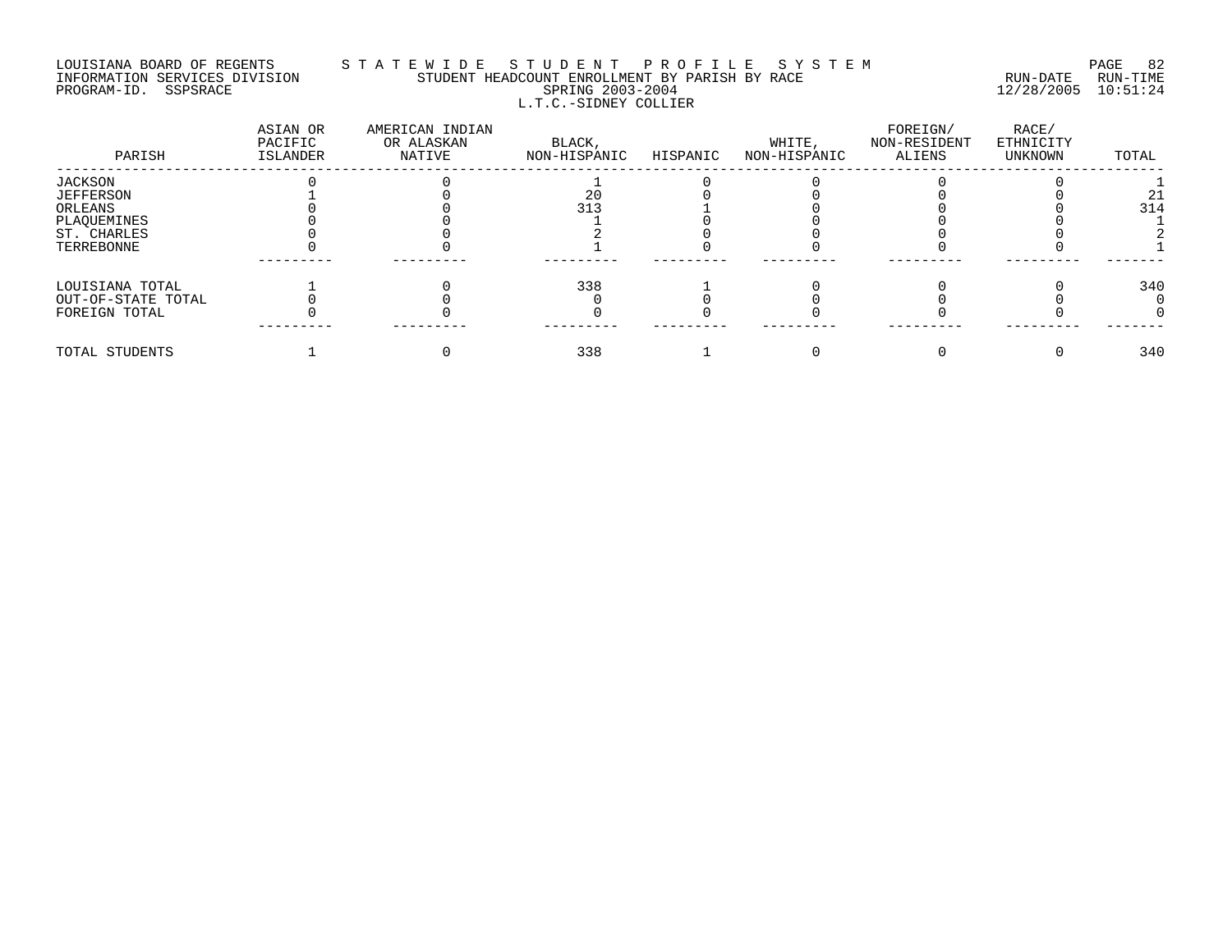LOUISIANA BOARD OF REGENTS — STATEWIDE STUDENT PROFILE SYSTEM
INFORMATION SERVICES DIVISION — STUDENT HEADCOUNT ENROLLMENT BY PARISH BY RACE — RUN-DATE 12/28/2005 RUN-TIME 10:51:24
PROGRAM-ID. SSPSRACE — SPRING 2003-2004

L.T.C.-SIDNEY COLLIER

| PARISH | ASIAN OR PACIFIC ISLANDER | AMERICAN INDIAN OR ALASKAN NATIVE | BLACK, NON-HISPANIC | HISPANIC | WHITE, NON-HISPANIC | FOREIGN/ NON-RESIDENT ALIENS | RACE/ ETHNICITY UNKNOWN | TOTAL |
|---|---|---|---|---|---|---|---|---|
| JACKSON | 0 | 0 | 1 | 0 | 0 | 0 | 0 | 1 |
| JEFFERSON | 1 | 0 | 20 | 0 | 0 | 0 | 0 | 21 |
| ORLEANS | 0 | 0 | 313 | 1 | 0 | 0 | 0 | 314 |
| PLAQUEMINES | 0 | 0 | 1 | 0 | 0 | 0 | 0 | 1 |
| ST. CHARLES | 0 | 0 | 2 | 0 | 0 | 0 | 0 | 2 |
| TERREBONNE | 0 | 0 | 1 | 0 | 0 | 0 | 0 | 1 |
| LOUISIANA TOTAL | 1 | 0 | 338 | 1 | 0 | 0 | 0 | 340 |
| OUT-OF-STATE TOTAL | 0 | 0 | 0 | 0 | 0 | 0 | 0 | 0 |
| FOREIGN TOTAL | 0 | 0 | 0 | 0 | 0 | 0 | 0 | 0 |
| TOTAL STUDENTS | 1 | 0 | 338 | 1 | 0 | 0 | 0 | 340 |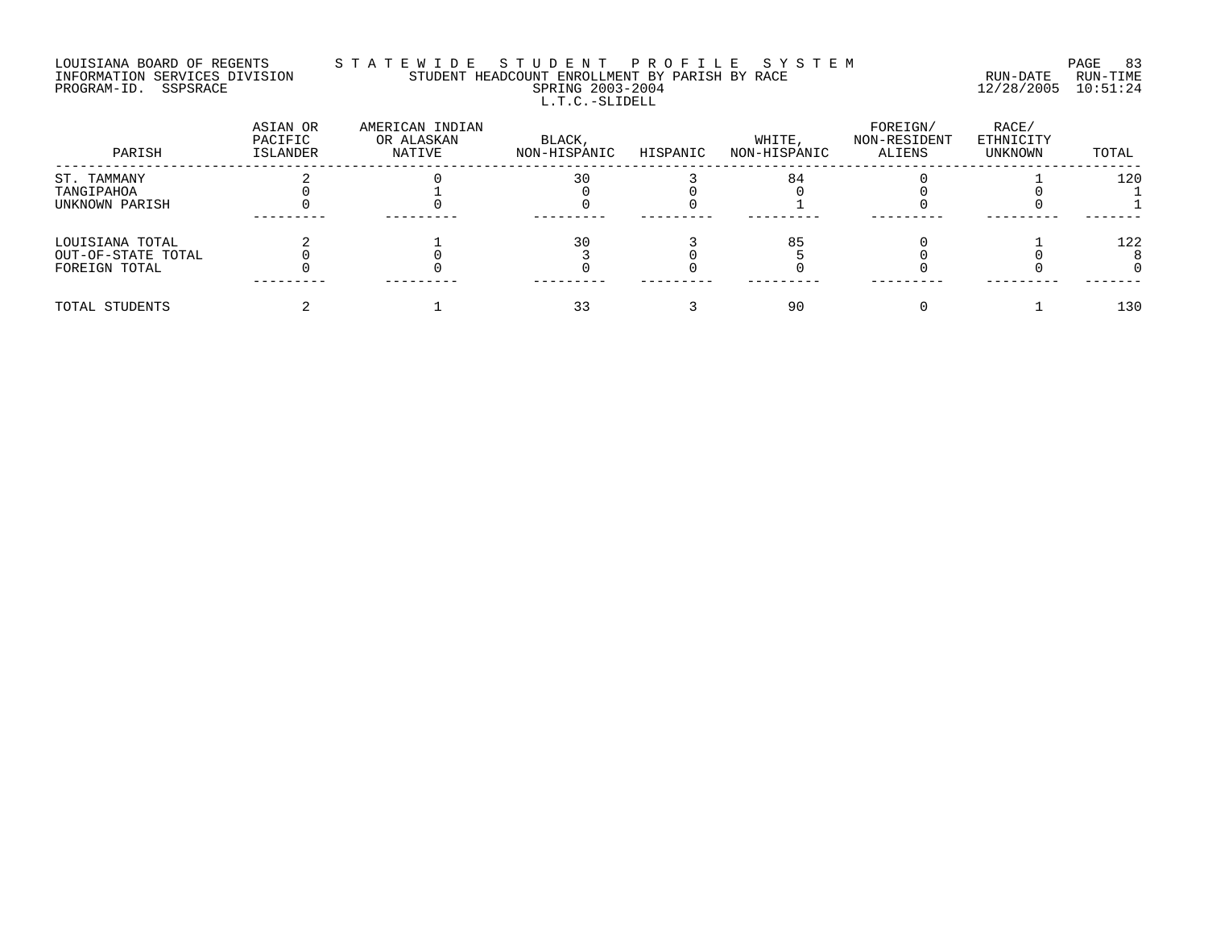LOUISIANA BOARD OF REGENTS — S T A T E W I D E   S T U D E N T   P R O F I L E   S Y S T E M

INFORMATION SERVICES DIVISION — STUDENT HEADCOUNT ENROLLMENT BY PARISH BY RACE — RUN-DATE 12/28/2005 RUN-TIME 10:51:24

PROGRAM-ID. SSPSRACE — SPRING 2003-2004

L.T.C.-SLIDELL

| PARISH | ASIAN OR PACIFIC ISLANDER | AMERICAN INDIAN OR ALASKAN NATIVE | BLACK, NON-HISPANIC | HISPANIC | WHITE, NON-HISPANIC | FOREIGN/ NON-RESIDENT ALIENS | RACE/ ETHNICITY UNKNOWN | TOTAL |
|---|---|---|---|---|---|---|---|---|
| ST. TAMMANY | 2 | 0 | 30 | 3 | 84 | 0 | 1 | 120 |
| TANGIPAHOA | 0 | 1 | 0 | 0 | 0 | 0 | 0 | 1 |
| UNKNOWN PARISH | 0 | 0 | 0 | 0 | 1 | 0 | 0 | 1 |
| LOUISIANA TOTAL | 2 | 1 | 30 | 3 | 85 | 0 | 1 | 122 |
| OUT-OF-STATE TOTAL | 0 | 0 | 3 | 0 | 5 | 0 | 0 | 8 |
| FOREIGN TOTAL | 0 | 0 | 0 | 0 | 0 | 0 | 0 | 0 |
| TOTAL STUDENTS | 2 | 1 | 33 | 3 | 90 | 0 | 1 | 130 |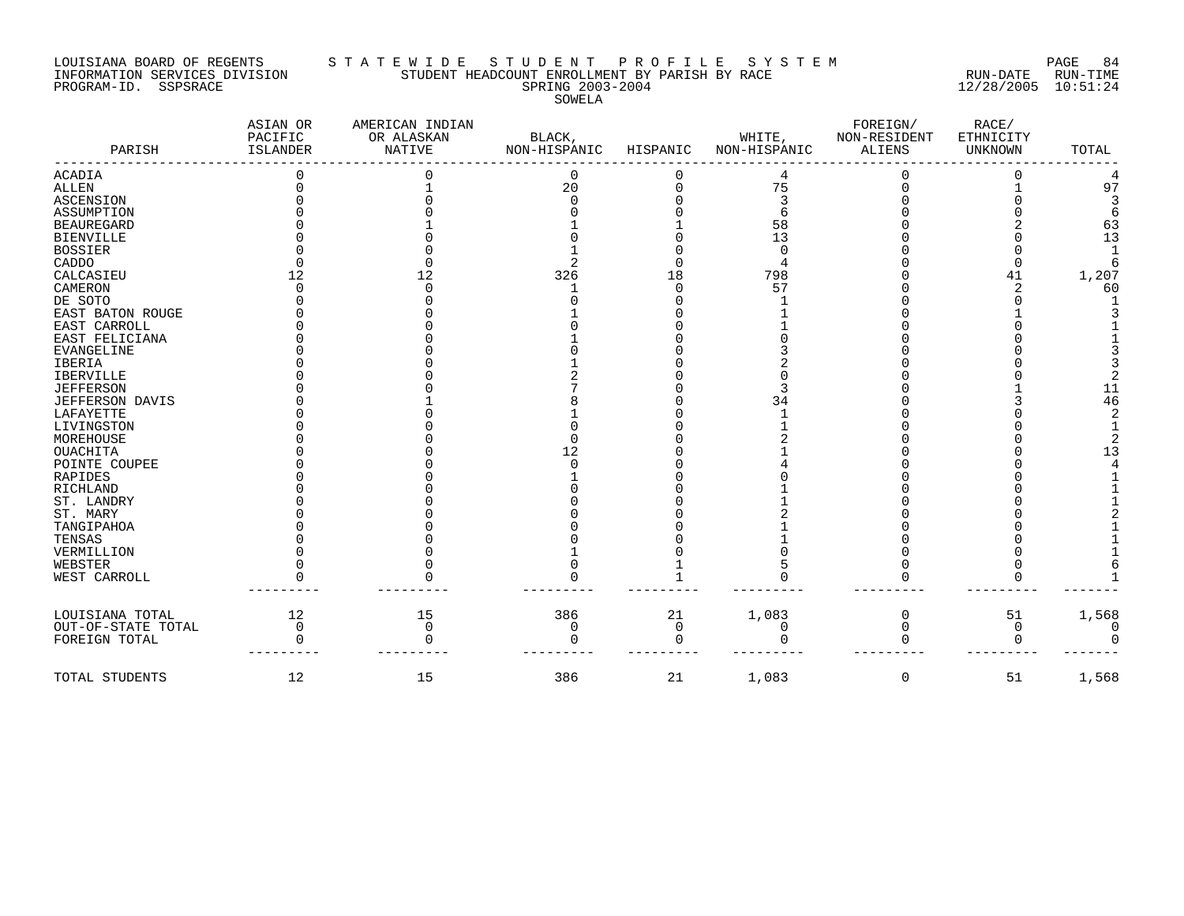LOUISIANA BOARD OF REGENTS
INFORMATION SERVICES DIVISION
PROGRAM-ID. SSPSRACE

S T A T E W I D E   S T U D E N T   P R O F I L E   S Y S T E M
STUDENT HEADCOUNT ENROLLMENT BY PARISH BY RACE
SPRING 2003-2004
SOWELA

RUN-DATE 12/28/2005 RUN-TIME 10:51:24

| PARISH | ASIAN OR PACIFIC ISLANDER | AMERICAN INDIAN OR ALASKAN NATIVE | BLACK, NON-HISPANIC | HISPANIC | WHITE, NON-HISPANIC | FOREIGN/ NON-RESIDENT ALIENS | RACE/ ETHNICITY UNKNOWN | TOTAL |
|---|---|---|---|---|---|---|---|---|
| ACADIA | 0 | 0 | 0 | 0 | 4 | 0 | 0 | 4 |
| ALLEN | 0 | 1 | 20 | 0 | 75 | 0 | 1 | 97 |
| ASCENSION | 0 | 0 | 0 | 0 | 3 | 0 | 0 | 3 |
| ASSUMPTION | 0 | 0 | 0 | 0 | 6 | 0 | 0 | 6 |
| BEAUREGARD | 0 | 1 | 1 | 1 | 58 | 0 | 2 | 63 |
| BIENVILLE | 0 | 0 | 0 | 0 | 13 | 0 | 0 | 13 |
| BOSSIER | 0 | 0 | 1 | 0 | 0 | 0 | 0 | 1 |
| CADDO | 0 | 0 | 2 | 0 | 4 | 0 | 0 | 6 |
| CALCASIEU | 12 | 12 | 326 | 18 | 798 | 0 | 41 | 1,207 |
| CAMERON | 0 | 0 | 1 | 0 | 57 | 0 | 2 | 60 |
| DE SOTO | 0 | 0 | 0 | 0 | 1 | 0 | 0 | 1 |
| EAST BATON ROUGE | 0 | 0 | 1 | 0 | 1 | 0 | 1 | 3 |
| EAST CARROLL | 0 | 0 | 0 | 0 | 1 | 0 | 0 | 1 |
| EAST FELICIANA | 0 | 0 | 1 | 0 | 0 | 0 | 0 | 1 |
| EVANGELINE | 0 | 0 | 0 | 0 | 3 | 0 | 0 | 3 |
| IBERIA | 0 | 0 | 1 | 0 | 2 | 0 | 0 | 3 |
| IBERVILLE | 0 | 0 | 2 | 0 | 0 | 0 | 0 | 2 |
| JEFFERSON | 0 | 0 | 7 | 0 | 3 | 0 | 1 | 11 |
| JEFFERSON DAVIS | 0 | 1 | 8 | 0 | 34 | 0 | 3 | 46 |
| LAFAYETTE | 0 | 0 | 1 | 0 | 1 | 0 | 0 | 2 |
| LIVINGSTON | 0 | 0 | 0 | 0 | 1 | 0 | 0 | 1 |
| MOREHOUSE | 0 | 0 | 0 | 0 | 2 | 0 | 0 | 2 |
| OUACHITA | 0 | 0 | 12 | 0 | 1 | 0 | 0 | 13 |
| POINTE COUPEE | 0 | 0 | 0 | 0 | 4 | 0 | 0 | 4 |
| RAPIDES | 0 | 0 | 1 | 0 | 0 | 0 | 0 | 1 |
| RICHLAND | 0 | 0 | 0 | 0 | 1 | 0 | 0 | 1 |
| ST. LANDRY | 0 | 0 | 0 | 0 | 1 | 0 | 0 | 1 |
| ST. MARY | 0 | 0 | 0 | 0 | 2 | 0 | 0 | 2 |
| TANGIPAHOA | 0 | 0 | 0 | 0 | 1 | 0 | 0 | 1 |
| TENSAS | 0 | 0 | 0 | 0 | 1 | 0 | 0 | 1 |
| VERMILLION | 0 | 0 | 1 | 0 | 0 | 0 | 0 | 1 |
| WEBSTER | 0 | 0 | 0 | 1 | 5 | 0 | 0 | 6 |
| WEST CARROLL | 0 | 0 | 0 | 1 | 0 | 0 | 0 | 1 |
| LOUISIANA TOTAL | 12 | 15 | 386 | 21 | 1,083 | 0 | 51 | 1,568 |
| OUT-OF-STATE TOTAL | 0 | 0 | 0 | 0 | 0 | 0 | 0 | 0 |
| FOREIGN TOTAL | 0 | 0 | 0 | 0 | 0 | 0 | 0 | 0 |
| TOTAL STUDENTS | 12 | 15 | 386 | 21 | 1,083 | 0 | 51 | 1,568 |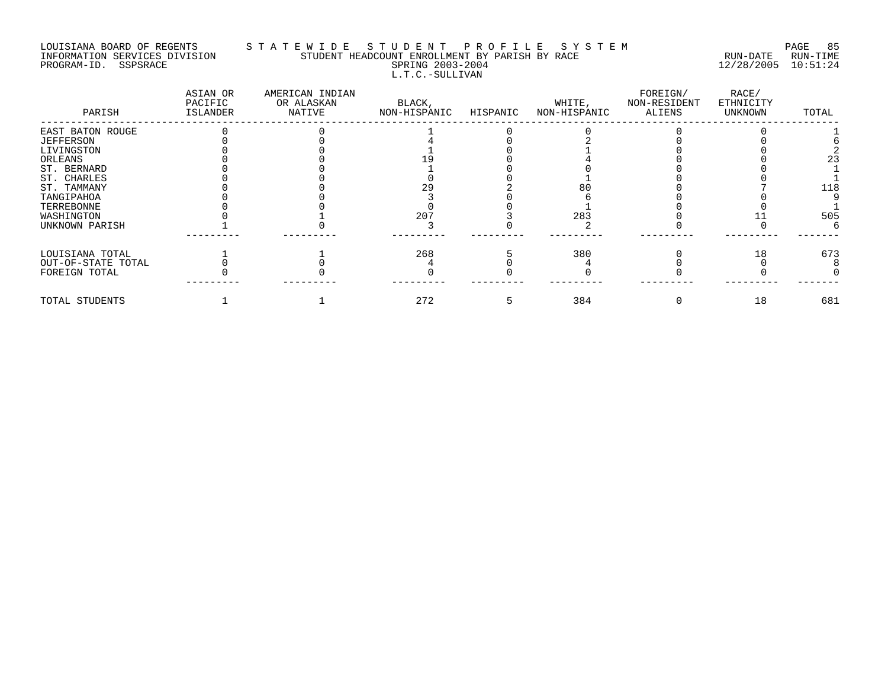LOUISIANA BOARD OF REGENTS — STATEWIDE STUDENT PROFILE SYSTEM
INFORMATION SERVICES DIVISION — STUDENT HEADCOUNT ENROLLMENT BY PARISH BY RACE — RUN-DATE 12/28/2005 RUN-TIME 10:51:24
PROGRAM-ID. SSPSRACE — SPRING 2003-2004

L.T.C.-SULLIVAN

| PARISH | ASIAN OR PACIFIC ISLANDER | AMERICAN INDIAN OR ALASKAN NATIVE | BLACK, NON-HISPANIC | HISPANIC | WHITE, NON-HISPANIC | FOREIGN/ NON-RESIDENT ALIENS | RACE/ ETHNICITY UNKNOWN | TOTAL |
|---|---|---|---|---|---|---|---|---|
| EAST BATON ROUGE | 0 | 0 | 1 | 0 | 0 | 0 | 0 | 1 |
| JEFFERSON | 0 | 0 | 4 | 0 | 2 | 0 | 0 | 6 |
| LIVINGSTON | 0 | 0 | 1 | 0 | 1 | 0 | 0 | 2 |
| ORLEANS | 0 | 0 | 19 | 0 | 4 | 0 | 0 | 23 |
| ST. BERNARD | 0 | 0 | 1 | 0 | 0 | 0 | 0 | 1 |
| ST. CHARLES | 0 | 0 | 0 | 0 | 1 | 0 | 0 | 1 |
| ST. TAMMANY | 0 | 0 | 29 | 2 | 80 | 0 | 7 | 118 |
| TANGIPAHOA | 0 | 0 | 3 | 0 | 6 | 0 | 0 | 9 |
| TERREBONNE | 0 | 0 | 0 | 0 | 1 | 0 | 0 | 1 |
| WASHINGTON | 0 | 1 | 207 | 3 | 283 | 0 | 11 | 505 |
| UNKNOWN PARISH | 1 | 0 | 3 | 0 | 2 | 0 | 0 | 6 |
| LOUISIANA TOTAL | 1 | 1 | 268 | 5 | 380 | 0 | 18 | 673 |
| OUT-OF-STATE TOTAL | 0 | 0 | 4 | 0 | 4 | 0 | 0 | 8 |
| FOREIGN TOTAL | 0 | 0 | 0 | 0 | 0 | 0 | 0 | 0 |
| TOTAL STUDENTS | 1 | 1 | 272 | 5 | 384 | 0 | 18 | 681 |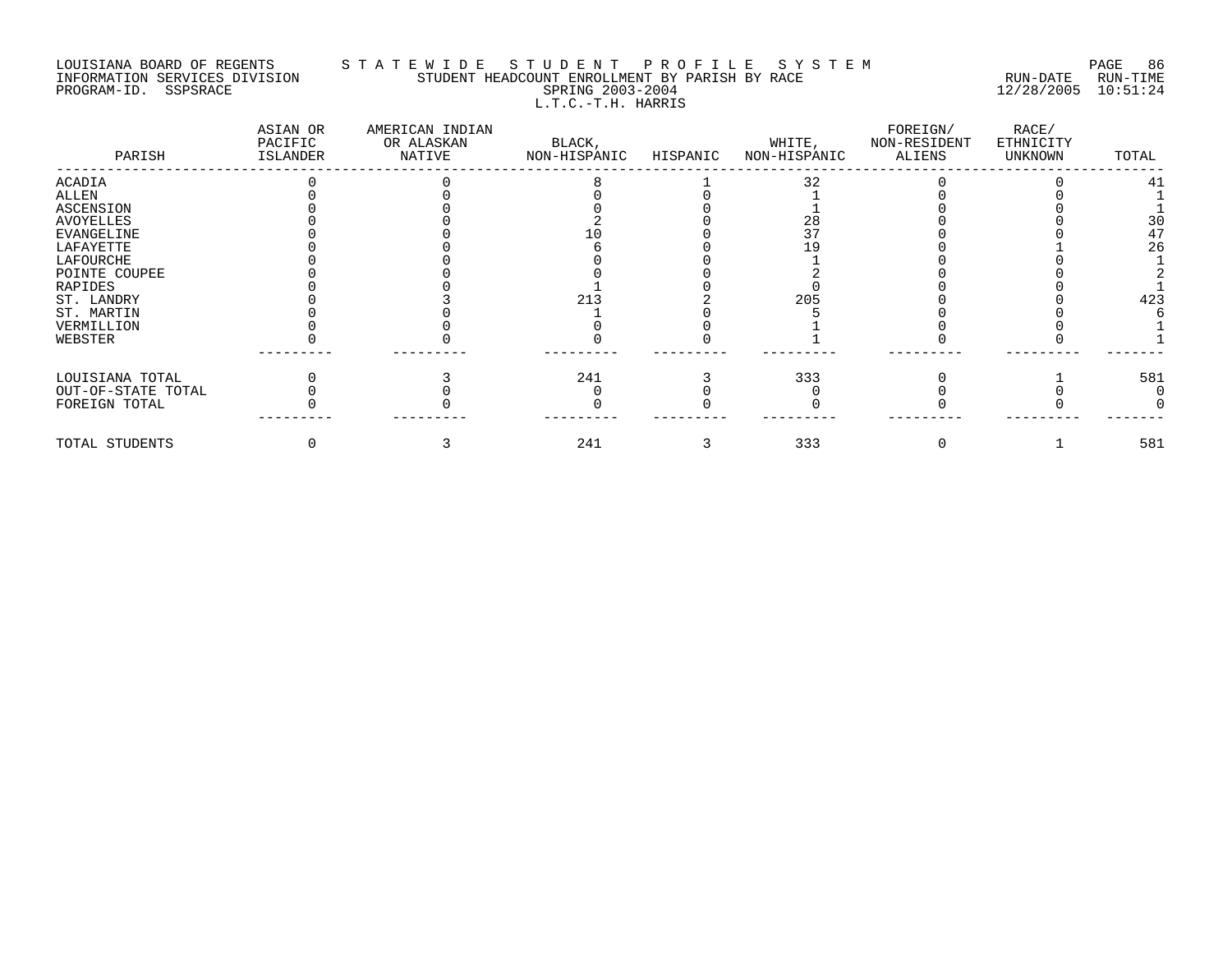LOUISIANA BOARD OF REGENTS — STATEWIDE STUDENT PROFILE SYSTEM
INFORMATION SERVICES DIVISION — STUDENT HEADCOUNT ENROLLMENT BY PARISH BY RACE — RUN-DATE 12/28/2005 RUN-TIME 10:51:24
PROGRAM-ID. SSPSRACE — SPRING 2003-2004

L.T.C.-T.H. HARRIS

| PARISH | ASIAN OR PACIFIC ISLANDER | AMERICAN INDIAN OR ALASKAN NATIVE | BLACK, NON-HISPANIC | HISPANIC | WHITE, NON-HISPANIC | FOREIGN/ NON-RESIDENT ALIENS | RACE/ ETHNICITY UNKNOWN | TOTAL |
|---|---|---|---|---|---|---|---|---|
| ACADIA | 0 | 0 | 8 | 1 | 32 | 0 | 0 | 41 |
| ALLEN | 0 | 0 | 0 | 0 | 1 | 0 | 0 | 1 |
| ASCENSION | 0 | 0 | 0 | 0 | 1 | 0 | 0 | 1 |
| AVOYELLES | 0 | 0 | 2 | 0 | 28 | 0 | 0 | 30 |
| EVANGELINE | 0 | 0 | 10 | 0 | 37 | 0 | 0 | 47 |
| LAFAYETTE | 0 | 0 | 6 | 0 | 19 | 0 | 1 | 26 |
| LAFOURCHE | 0 | 0 | 0 | 0 | 1 | 0 | 0 | 1 |
| POINTE COUPEE | 0 | 0 | 0 | 0 | 2 | 0 | 0 | 2 |
| RAPIDES | 0 | 0 | 1 | 0 | 0 | 0 | 0 | 1 |
| ST. LANDRY | 0 | 3 | 213 | 2 | 205 | 0 | 0 | 423 |
| ST. MARTIN | 0 | 0 | 1 | 0 | 5 | 0 | 0 | 6 |
| VERMILLION | 0 | 0 | 0 | 0 | 1 | 0 | 0 | 1 |
| WEBSTER | 0 | 0 | 0 | 0 | 1 | 0 | 0 | 1 |
| LOUISIANA TOTAL | 0 | 3 | 241 | 3 | 333 | 0 | 1 | 581 |
| OUT-OF-STATE TOTAL | 0 | 0 | 0 | 0 | 0 | 0 | 0 | 0 |
| FOREIGN TOTAL | 0 | 0 | 0 | 0 | 0 | 0 | 0 | 0 |
| TOTAL STUDENTS | 0 | 3 | 241 | 3 | 333 | 0 | 1 | 581 |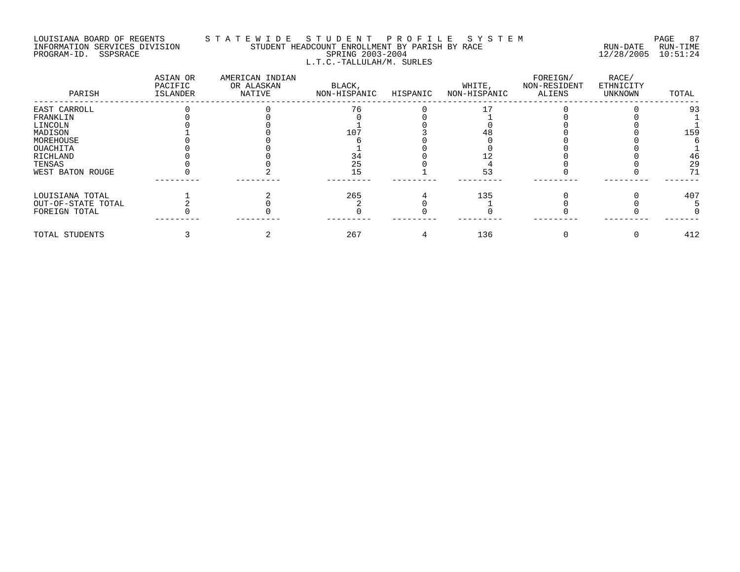LOUISIANA BOARD OF REGENTS — STATEWIDE STUDENT PROFILE SYSTEM
INFORMATION SERVICES DIVISION — STUDENT HEADCOUNT ENROLLMENT BY PARISH BY RACE — RUN-DATE 12/28/2005 RUN-TIME 10:51:24
PROGRAM-ID. SSPSRACE — SPRING 2003-2004

## L.T.C.-TALLULAH/M. SURLES

| PARISH | ASIAN OR PACIFIC ISLANDER | AMERICAN INDIAN OR ALASKAN NATIVE | BLACK, NON-HISPANIC | HISPANIC | WHITE, NON-HISPANIC | FOREIGN/ NON-RESIDENT ALIENS | RACE/ ETHNICITY UNKNOWN | TOTAL |
|---|---|---|---|---|---|---|---|---|
| EAST CARROLL | 0 | 0 | 76 | 0 | 17 | 0 | 0 | 93 |
| FRANKLIN | 0 | 0 | 0 | 0 | 1 | 0 | 0 | 1 |
| LINCOLN | 0 | 0 | 1 | 0 | 0 | 0 | 0 | 1 |
| MADISON | 1 | 0 | 107 | 3 | 48 | 0 | 0 | 159 |
| MOREHOUSE | 0 | 0 | 6 | 0 | 0 | 0 | 0 | 6 |
| OUACHITA | 0 | 0 | 1 | 0 | 0 | 0 | 0 | 1 |
| RICHLAND | 0 | 0 | 34 | 0 | 12 | 0 | 0 | 46 |
| TENSAS | 0 | 0 | 25 | 0 | 4 | 0 | 0 | 29 |
| WEST BATON ROUGE | 0 | 2 | 15 | 1 | 53 | 0 | 0 | 71 |
| LOUISIANA TOTAL | 1 | 2 | 265 | 4 | 135 | 0 | 0 | 407 |
| OUT-OF-STATE TOTAL | 2 | 0 | 2 | 0 | 1 | 0 | 0 | 5 |
| FOREIGN TOTAL | 0 | 0 | 0 | 0 | 0 | 0 | 0 | 0 |
| TOTAL STUDENTS | 3 | 2 | 267 | 4 | 136 | 0 | 0 | 412 |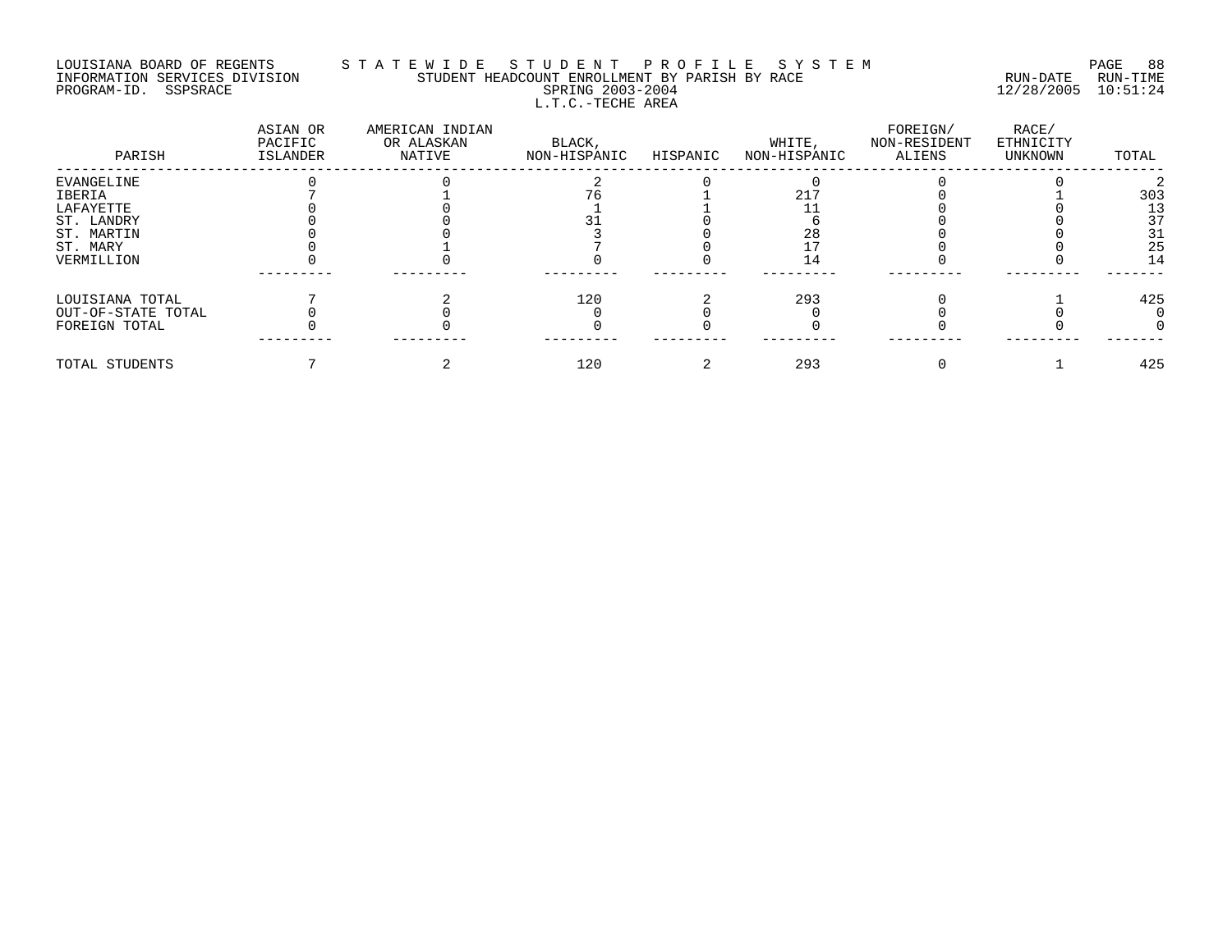LOUISIANA BOARD OF REGENTS — S T A T E W I D E   S T U D E N T   P R O F I L E   S Y S T E M

INFORMATION SERVICES DIVISION — STUDENT HEADCOUNT ENROLLMENT BY PARISH BY RACE — RUN-DATE 12/28/2005 RUN-TIME 10:51:24

PROGRAM-ID. SSPSRACE — SPRING 2003-2004

L.T.C.-TECHE AREA

| PARISH | ASIAN OR PACIFIC ISLANDER | AMERICAN INDIAN OR ALASKAN NATIVE | BLACK, NON-HISPANIC | HISPANIC | WHITE, NON-HISPANIC | FOREIGN/ NON-RESIDENT ALIENS | RACE/ ETHNICITY UNKNOWN | TOTAL |
|---|---|---|---|---|---|---|---|---|
| EVANGELINE | 0 | 0 | 2 | 0 | 0 | 0 | 0 | 2 |
| IBERIA | 7 | 1 | 76 | 1 | 217 | 0 | 1 | 303 |
| LAFAYETTE | 0 | 0 | 1 | 1 | 11 | 0 | 0 | 13 |
| ST. LANDRY | 0 | 0 | 31 | 0 | 6 | 0 | 0 | 37 |
| ST. MARTIN | 0 | 0 | 3 | 0 | 28 | 0 | 0 | 31 |
| ST. MARY | 0 | 1 | 7 | 0 | 17 | 0 | 0 | 25 |
| VERMILLION | 0 | 0 | 0 | 0 | 14 | 0 | 0 | 14 |
| LOUISIANA TOTAL | 7 | 2 | 120 | 2 | 293 | 0 | 1 | 425 |
| OUT-OF-STATE TOTAL | 0 | 0 | 0 | 0 | 0 | 0 | 0 | 0 |
| FOREIGN TOTAL | 0 | 0 | 0 | 0 | 0 | 0 | 0 | 0 |
| TOTAL STUDENTS | 7 | 2 | 120 | 2 | 293 | 0 | 1 | 425 |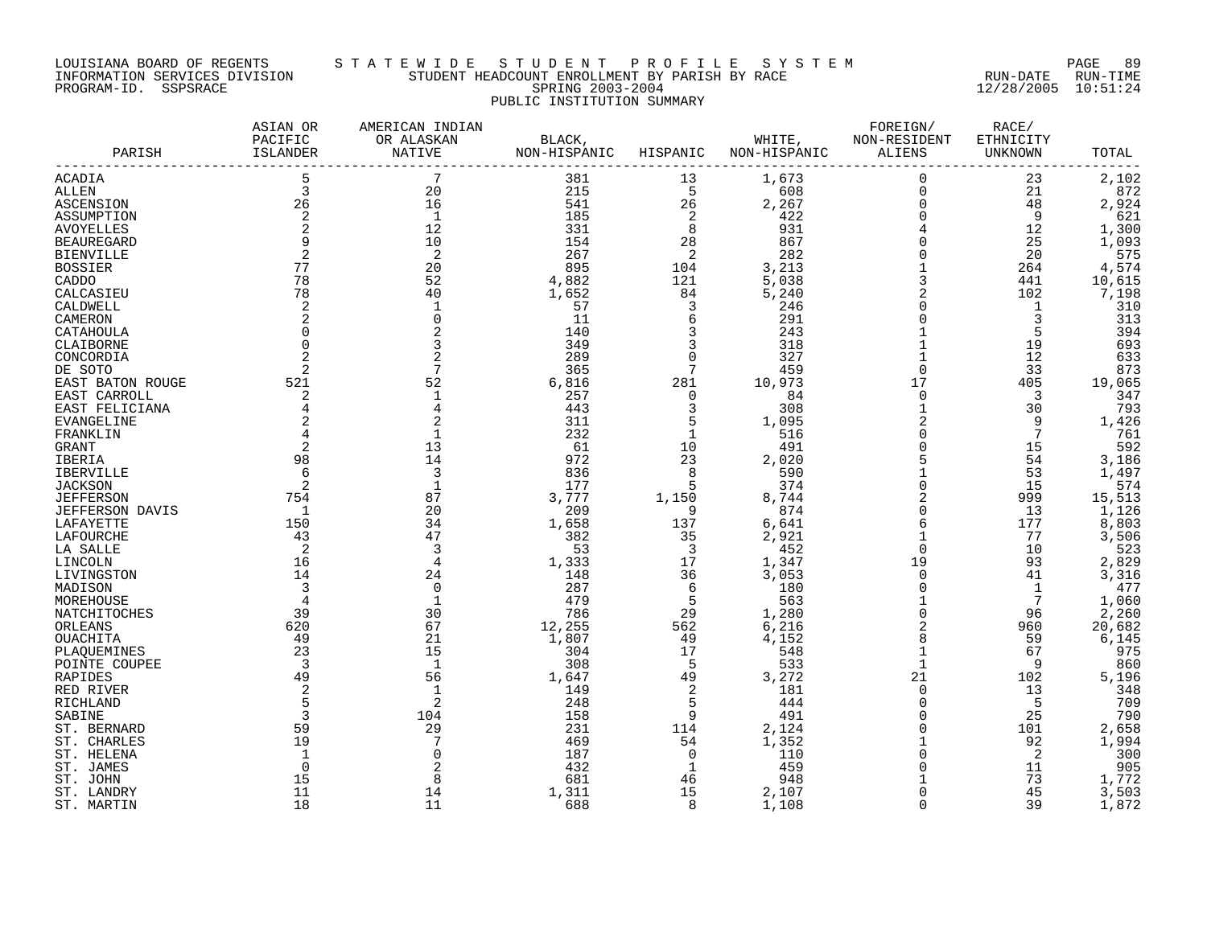LOUISIANA BOARD OF REGENTS — STATEWIDE STUDENT PROFILE SYSTEM
INFORMATION SERVICES DIVISION — STUDENT HEADCOUNT ENROLLMENT BY PARISH BY RACE — RUN-DATE 12/28/2005 RUN-TIME 10:51:24
PROGRAM-ID. SSPSRACE — SPRING 2003-2004

PUBLIC INSTITUTION SUMMARY

| PARISH | ASIAN OR PACIFIC ISLANDER | AMERICAN INDIAN OR ALASKAN NATIVE | BLACK, NON-HISPANIC | HISPANIC | WHITE, NON-HISPANIC | FOREIGN/ NON-RESIDENT ALIENS | RACE/ ETHNICITY UNKNOWN | TOTAL |
|---|---|---|---|---|---|---|---|---|
| ACADIA | 5 | 7 | 381 | 13 | 1,673 | 0 | 23 | 2,102 |
| ALLEN | 3 | 20 | 215 | 5 | 608 | 0 | 21 | 872 |
| ASCENSION | 26 | 16 | 541 | 26 | 2,267 | 0 | 48 | 2,924 |
| ASSUMPTION | 2 | 1 | 185 | 2 | 422 | 0 | 9 | 621 |
| AVOYELLES | 2 | 12 | 331 | 8 | 931 | 4 | 12 | 1,300 |
| BEAUREGARD | 9 | 10 | 154 | 28 | 867 | 0 | 25 | 1,093 |
| BIENVILLE | 2 | 2 | 267 | 2 | 282 | 0 | 20 | 575 |
| BOSSIER | 77 | 20 | 895 | 104 | 3,213 | 1 | 264 | 4,574 |
| CADDO | 78 | 52 | 4,882 | 121 | 5,038 | 3 | 441 | 10,615 |
| CALCASIEU | 78 | 40 | 1,652 | 84 | 5,240 | 2 | 102 | 7,198 |
| CALDWELL | 2 | 1 | 57 | 3 | 246 | 0 | 1 | 310 |
| CAMERON | 2 | 0 | 11 | 6 | 291 | 0 | 3 | 313 |
| CATAHOULA | 0 | 2 | 140 | 3 | 243 | 1 | 5 | 394 |
| CLAIBORNE | 0 | 3 | 349 | 3 | 318 | 1 | 19 | 693 |
| CONCORDIA | 2 | 2 | 289 | 0 | 327 | 1 | 12 | 633 |
| DE SOTO | 2 | 7 | 365 | 7 | 459 | 0 | 33 | 873 |
| EAST BATON ROUGE | 521 | 52 | 6,816 | 281 | 10,973 | 17 | 405 | 19,065 |
| EAST CARROLL | 2 | 1 | 257 | 0 | 84 | 0 | 3 | 347 |
| EAST FELICIANA | 4 | 4 | 443 | 3 | 308 | 1 | 30 | 793 |
| EVANGELINE | 2 | 2 | 311 | 5 | 1,095 | 2 | 9 | 1,426 |
| FRANKLIN | 4 | 1 | 232 | 1 | 516 | 0 | 7 | 761 |
| GRANT | 2 | 13 | 61 | 10 | 491 | 0 | 15 | 592 |
| IBERIA | 98 | 14 | 972 | 23 | 2,020 | 5 | 54 | 3,186 |
| IBERVILLE | 6 | 3 | 836 | 8 | 590 | 1 | 53 | 1,497 |
| JACKSON | 2 | 1 | 177 | 5 | 374 | 0 | 15 | 574 |
| JEFFERSON | 754 | 87 | 3,777 | 1,150 | 8,744 | 2 | 999 | 15,513 |
| JEFFERSON DAVIS | 1 | 20 | 209 | 9 | 874 | 0 | 13 | 1,126 |
| LAFAYETTE | 150 | 34 | 1,658 | 137 | 6,641 | 6 | 177 | 8,803 |
| LAFOURCHE | 43 | 47 | 382 | 35 | 2,921 | 1 | 77 | 3,506 |
| LA SALLE | 2 | 3 | 53 | 3 | 452 | 0 | 10 | 523 |
| LINCOLN | 16 | 4 | 1,333 | 17 | 1,347 | 19 | 93 | 2,829 |
| LIVINGSTON | 14 | 24 | 148 | 36 | 3,053 | 0 | 41 | 3,316 |
| MADISON | 3 | 0 | 287 | 6 | 180 | 0 | 1 | 477 |
| MOREHOUSE | 4 | 1 | 479 | 5 | 563 | 1 | 7 | 1,060 |
| NATCHITOCHES | 39 | 30 | 786 | 29 | 1,280 | 0 | 96 | 2,260 |
| ORLEANS | 620 | 67 | 12,255 | 562 | 6,216 | 2 | 960 | 20,682 |
| OUACHITA | 49 | 21 | 1,807 | 49 | 4,152 | 8 | 59 | 6,145 |
| PLAQUEMINES | 23 | 15 | 304 | 17 | 548 | 1 | 67 | 975 |
| POINTE COUPEE | 3 | 1 | 308 | 5 | 533 | 1 | 9 | 860 |
| RAPIDES | 49 | 56 | 1,647 | 49 | 3,272 | 21 | 102 | 5,196 |
| RED RIVER | 2 | 1 | 149 | 2 | 181 | 0 | 13 | 348 |
| RICHLAND | 5 | 2 | 248 | 5 | 444 | 0 | 5 | 709 |
| SABINE | 3 | 104 | 158 | 9 | 491 | 0 | 25 | 790 |
| ST. BERNARD | 59 | 29 | 231 | 114 | 2,124 | 0 | 101 | 2,658 |
| ST. CHARLES | 19 | 7 | 469 | 54 | 1,352 | 1 | 92 | 1,994 |
| ST. HELENA | 1 | 0 | 187 | 0 | 110 | 0 | 2 | 300 |
| ST. JAMES | 0 | 2 | 432 | 1 | 459 | 0 | 11 | 905 |
| ST. JOHN | 15 | 8 | 681 | 46 | 948 | 1 | 73 | 1,772 |
| ST. LANDRY | 11 | 14 | 1,311 | 15 | 2,107 | 0 | 45 | 3,503 |
| ST. MARTIN | 18 | 11 | 688 | 8 | 1,108 | 0 | 39 | 1,872 |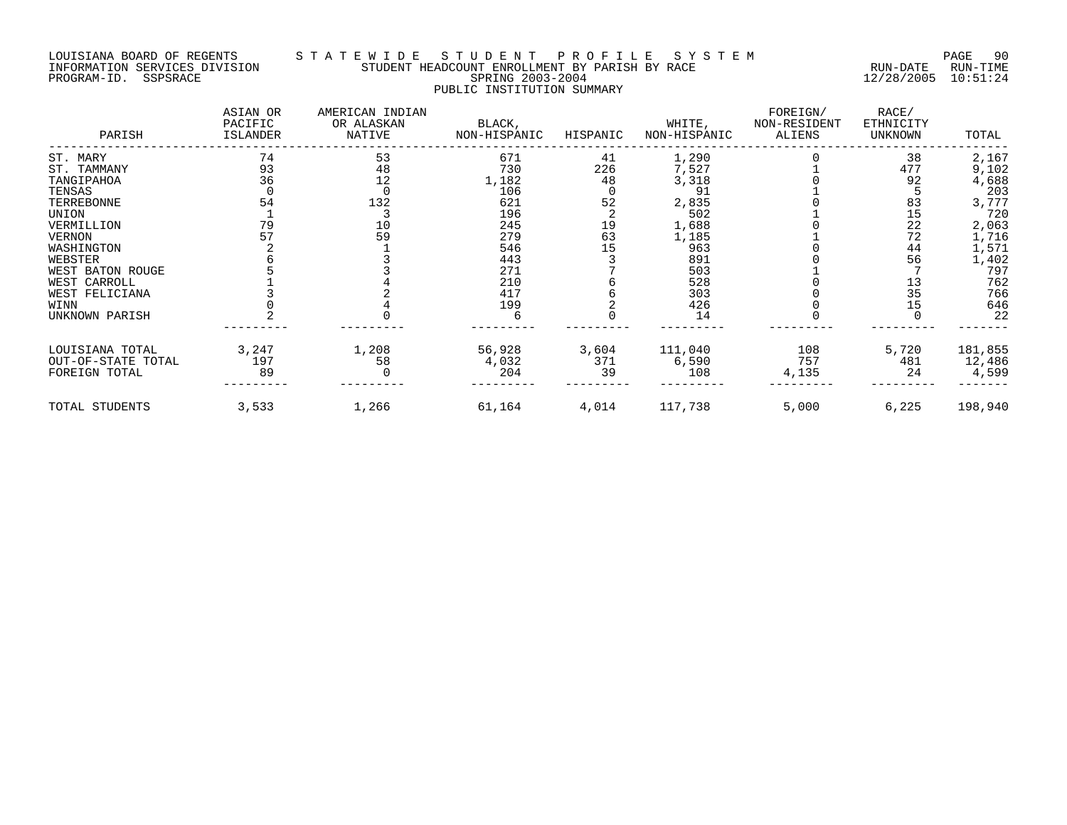LOUISIANA BOARD OF REGENTS — STATEWIDE STUDENT PROFILE SYSTEM
INFORMATION SERVICES DIVISION — STUDENT HEADCOUNT ENROLLMENT BY PARISH BY RACE — RUN-DATE 12/28/2005 RUN-TIME 10:51:24
PROGRAM-ID. SSPSRACE — SPRING 2003-2004

PUBLIC INSTITUTION SUMMARY

| PARISH | ASIAN OR PACIFIC ISLANDER | AMERICAN INDIAN OR ALASKAN NATIVE | BLACK, NON-HISPANIC | HISPANIC | WHITE, NON-HISPANIC | FOREIGN/ NON-RESIDENT ALIENS | RACE/ ETHNICITY UNKNOWN | TOTAL |
|---|---|---|---|---|---|---|---|---|
| ST. MARY | 74 | 53 | 671 | 41 | 1,290 | 0 | 38 | 2,167 |
| ST. TAMMANY | 93 | 48 | 730 | 226 | 7,527 | 1 | 477 | 9,102 |
| TANGIPAHOA | 36 | 12 | 1,182 | 48 | 3,318 | 0 | 92 | 4,688 |
| TENSAS | 0 | 0 | 106 | 0 | 91 | 1 | 5 | 203 |
| TERREBONNE | 54 | 132 | 621 | 52 | 2,835 | 0 | 83 | 3,777 |
| UNION | 1 | 3 | 196 | 2 | 502 | 1 | 15 | 720 |
| VERMILLION | 79 | 10 | 245 | 19 | 1,688 | 0 | 22 | 2,063 |
| VERNON | 57 | 59 | 279 | 63 | 1,185 | 1 | 72 | 1,716 |
| WASHINGTON | 2 | 1 | 546 | 15 | 963 | 0 | 44 | 1,571 |
| WEBSTER | 6 | 3 | 443 | 3 | 891 | 0 | 56 | 1,402 |
| WEST BATON ROUGE | 5 | 3 | 271 | 7 | 503 | 1 | 7 | 797 |
| WEST CARROLL | 1 | 4 | 210 | 6 | 528 | 0 | 13 | 762 |
| WEST FELICIANA | 3 | 2 | 417 | 6 | 303 | 0 | 35 | 766 |
| WINN | 0 | 4 | 199 | 2 | 426 | 0 | 15 | 646 |
| UNKNOWN PARISH | 2 | 0 | 6 | 0 | 14 | 0 | 0 | 22 |
| LOUISIANA TOTAL | 3,247 | 1,208 | 56,928 | 3,604 | 111,040 | 108 | 5,720 | 181,855 |
| OUT-OF-STATE TOTAL | 197 | 58 | 4,032 | 371 | 6,590 | 757 | 481 | 12,486 |
| FOREIGN TOTAL | 89 | 0 | 204 | 39 | 108 | 4,135 | 24 | 4,599 |
| TOTAL STUDENTS | 3,533 | 1,266 | 61,164 | 4,014 | 117,738 | 5,000 | 6,225 | 198,940 |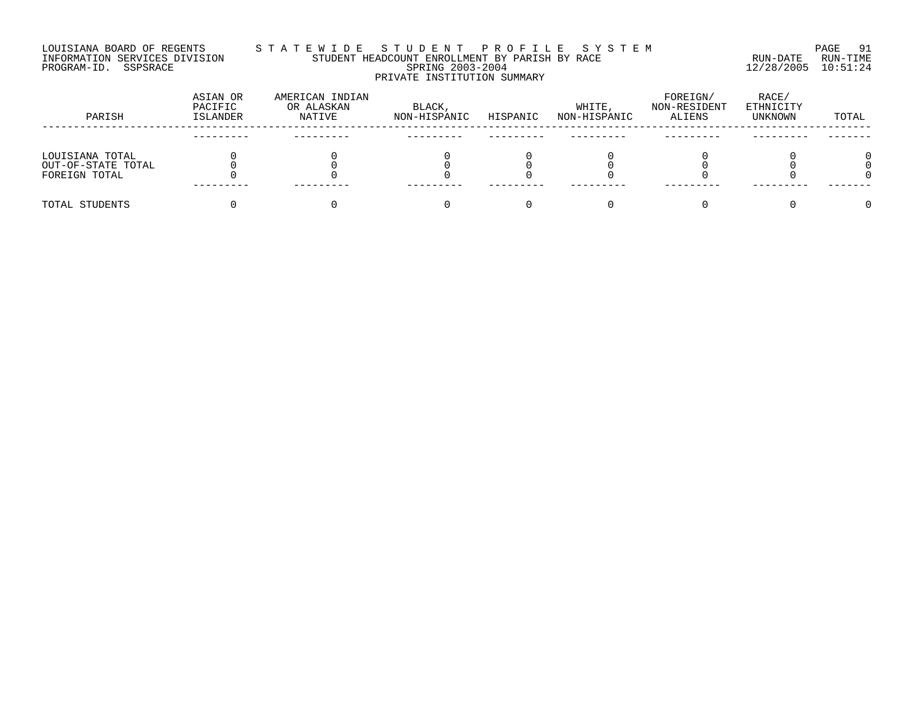LOUISIANA BOARD OF REGENTS — STATEWIDE STUDENT PROFILE SYSTEM
INFORMATION SERVICES DIVISION — STUDENT HEADCOUNT ENROLLMENT BY PARISH BY RACE — RUN-DATE 12/28/2005 RUN-TIME 10:51:24
PROGRAM-ID. SSPSRACE — SPRING 2003-2004

PRIVATE INSTITUTION SUMMARY

| PARISH | ASIAN OR PACIFIC ISLANDER | AMERICAN INDIAN OR ALASKAN NATIVE | BLACK, NON-HISPANIC | HISPANIC | WHITE, NON-HISPANIC | FOREIGN/ NON-RESIDENT ALIENS | RACE/ ETHNICITY UNKNOWN | TOTAL |
|---|---|---|---|---|---|---|---|---|
| LOUISIANA TOTAL | 0 | 0 | 0 | 0 | 0 | 0 | 0 | 0 |
| OUT-OF-STATE TOTAL | 0 | 0 | 0 | 0 | 0 | 0 | 0 | 0 |
| FOREIGN TOTAL | 0 | 0 | 0 | 0 | 0 | 0 | 0 | 0 |
| TOTAL STUDENTS | 0 | 0 | 0 | 0 | 0 | 0 | 0 | 0 |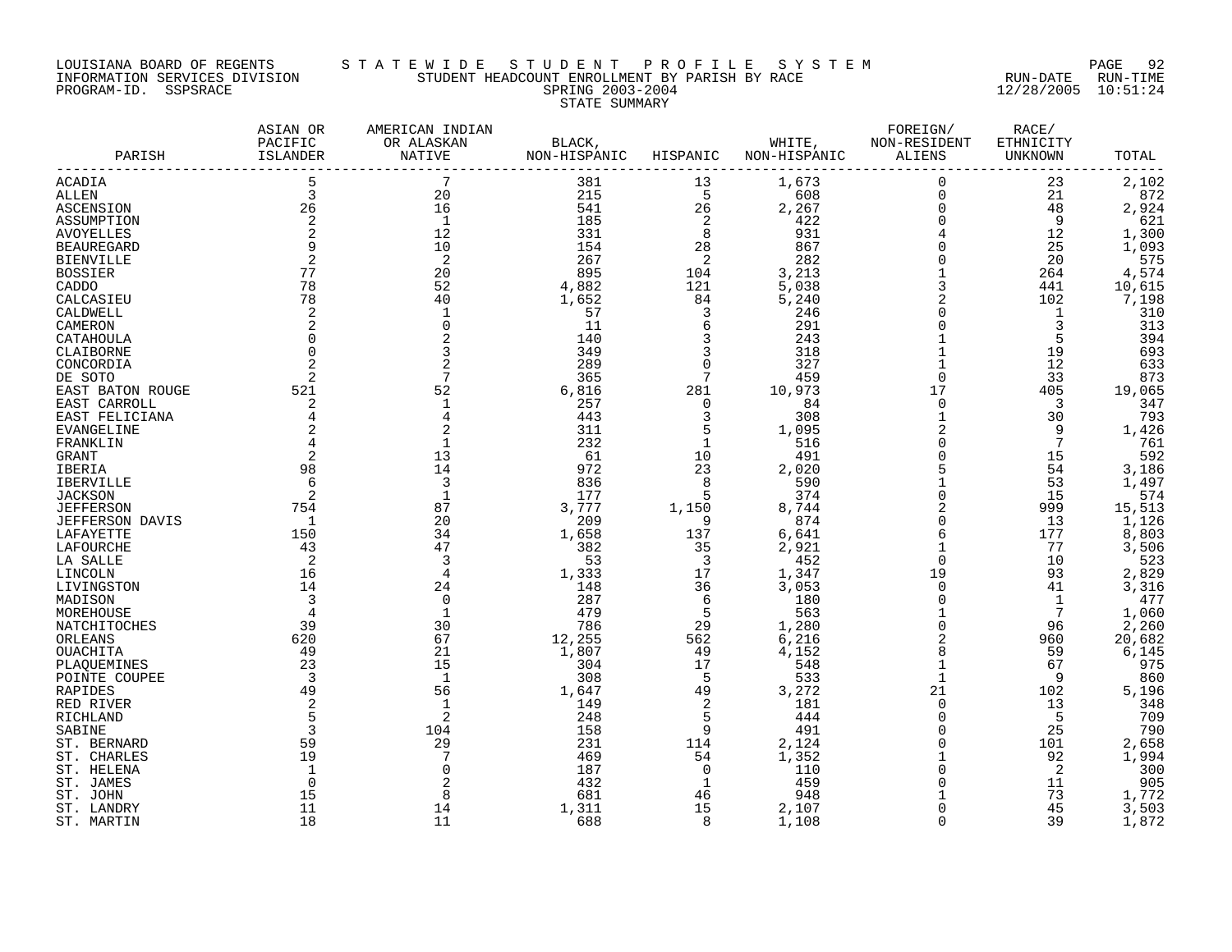LOUISIANA BOARD OF REGENTS — STATEWIDE STUDENT PROFILE SYSTEM
INFORMATION SERVICES DIVISION — STUDENT HEADCOUNT ENROLLMENT BY PARISH BY RACE — RUN-DATE 12/28/2005 RUN-TIME 10:51:24
PROGRAM-ID. SSPSRACE — SPRING 2003-2004

STATE SUMMARY

| PARISH | ASIAN OR PACIFIC ISLANDER | AMERICAN INDIAN OR ALASKAN NATIVE | BLACK, NON-HISPANIC | HISPANIC | WHITE, NON-HISPANIC | FOREIGN/ NON-RESIDENT ALIENS | RACE/ ETHNICITY UNKNOWN | TOTAL |
|---|---|---|---|---|---|---|---|---|
| ACADIA | 5 | 7 | 381 | 13 | 1,673 | 0 | 23 | 2,102 |
| ALLEN | 3 | 20 | 215 | 5 | 608 | 0 | 21 | 872 |
| ASCENSION | 26 | 16 | 541 | 26 | 2,267 | 0 | 48 | 2,924 |
| ASSUMPTION | 2 | 1 | 185 | 2 | 422 | 0 | 9 | 621 |
| AVOYELLES | 2 | 12 | 331 | 8 | 931 | 4 | 12 | 1,300 |
| BEAUREGARD | 9 | 10 | 154 | 28 | 867 | 0 | 25 | 1,093 |
| BIENVILLE | 2 | 2 | 267 | 2 | 282 | 0 | 20 | 575 |
| BOSSIER | 77 | 20 | 895 | 104 | 3,213 | 1 | 264 | 4,574 |
| CADDO | 78 | 52 | 4,882 | 121 | 5,038 | 3 | 441 | 10,615 |
| CALCASIEU | 78 | 40 | 1,652 | 84 | 5,240 | 2 | 102 | 7,198 |
| CALDWELL | 2 | 1 | 57 | 3 | 246 | 0 | 1 | 310 |
| CAMERON | 2 | 0 | 11 | 6 | 291 | 0 | 3 | 313 |
| CATAHOULA | 0 | 2 | 140 | 3 | 243 | 1 | 5 | 394 |
| CLAIBORNE | 0 | 3 | 349 | 3 | 318 | 1 | 19 | 693 |
| CONCORDIA | 2 | 2 | 289 | 0 | 327 | 1 | 12 | 633 |
| DE SOTO | 2 | 7 | 365 | 7 | 459 | 0 | 33 | 873 |
| EAST BATON ROUGE | 521 | 52 | 6,816 | 281 | 10,973 | 17 | 405 | 19,065 |
| EAST CARROLL | 2 | 1 | 257 | 0 | 84 | 0 | 3 | 347 |
| EAST FELICIANA | 4 | 4 | 443 | 3 | 308 | 1 | 30 | 793 |
| EVANGELINE | 2 | 2 | 311 | 5 | 1,095 | 2 | 9 | 1,426 |
| FRANKLIN | 4 | 1 | 232 | 1 | 516 | 0 | 7 | 761 |
| GRANT | 2 | 13 | 61 | 10 | 491 | 0 | 15 | 592 |
| IBERIA | 98 | 14 | 972 | 23 | 2,020 | 5 | 54 | 3,186 |
| IBERVILLE | 6 | 3 | 836 | 8 | 590 | 1 | 53 | 1,497 |
| JACKSON | 2 | 1 | 177 | 5 | 374 | 0 | 15 | 574 |
| JEFFERSON | 754 | 87 | 3,777 | 1,150 | 8,744 | 2 | 999 | 15,513 |
| JEFFERSON DAVIS | 1 | 20 | 209 | 9 | 874 | 0 | 13 | 1,126 |
| LAFAYETTE | 150 | 34 | 1,658 | 137 | 6,641 | 6 | 177 | 8,803 |
| LAFOURCHE | 43 | 47 | 382 | 35 | 2,921 | 1 | 77 | 3,506 |
| LA SALLE | 2 | 3 | 53 | 3 | 452 | 0 | 10 | 523 |
| LINCOLN | 16 | 4 | 1,333 | 17 | 1,347 | 19 | 93 | 2,829 |
| LIVINGSTON | 14 | 24 | 148 | 36 | 3,053 | 0 | 41 | 3,316 |
| MADISON | 3 | 0 | 287 | 6 | 180 | 0 | 1 | 477 |
| MOREHOUSE | 4 | 1 | 479 | 5 | 563 | 1 | 7 | 1,060 |
| NATCHITOCHES | 39 | 30 | 786 | 29 | 1,280 | 0 | 96 | 2,260 |
| ORLEANS | 620 | 67 | 12,255 | 562 | 6,216 | 2 | 960 | 20,682 |
| OUACHITA | 49 | 21 | 1,807 | 49 | 4,152 | 8 | 59 | 6,145 |
| PLAQUEMINES | 23 | 15 | 304 | 17 | 548 | 1 | 67 | 975 |
| POINTE COUPEE | 3 | 1 | 308 | 5 | 533 | 1 | 9 | 860 |
| RAPIDES | 49 | 56 | 1,647 | 49 | 3,272 | 21 | 102 | 5,196 |
| RED RIVER | 2 | 1 | 149 | 2 | 181 | 0 | 13 | 348 |
| RICHLAND | 5 | 2 | 248 | 5 | 444 | 0 | 5 | 709 |
| SABINE | 3 | 104 | 158 | 9 | 491 | 0 | 25 | 790 |
| ST. BERNARD | 59 | 29 | 231 | 114 | 2,124 | 0 | 101 | 2,658 |
| ST. CHARLES | 19 | 7 | 469 | 54 | 1,352 | 1 | 92 | 1,994 |
| ST. HELENA | 1 | 0 | 187 | 0 | 110 | 0 | 2 | 300 |
| ST. JAMES | 0 | 2 | 432 | 1 | 459 | 0 | 11 | 905 |
| ST. JOHN | 15 | 8 | 681 | 46 | 948 | 1 | 73 | 1,772 |
| ST. LANDRY | 11 | 14 | 1,311 | 15 | 2,107 | 0 | 45 | 3,503 |
| ST. MARTIN | 18 | 11 | 688 | 8 | 1,108 | 0 | 39 | 1,872 |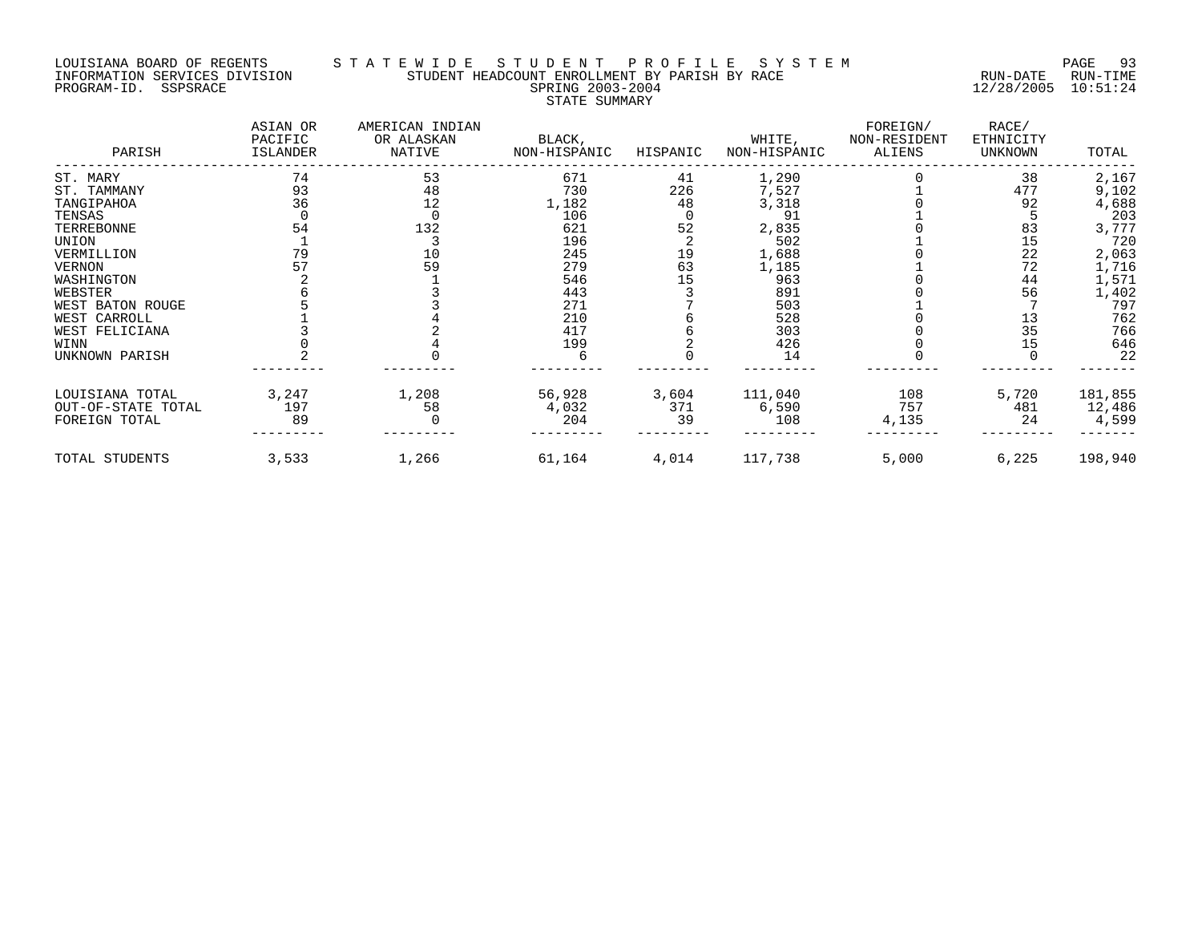LOUISIANA BOARD OF REGENTS — S T A T E W I D E   S T U D E N T   P R O F I L E   S Y S T E M

INFORMATION SERVICES DIVISION — STUDENT HEADCOUNT ENROLLMENT BY PARISH BY RACE — RUN-DATE 12/28/2005 RUN-TIME 10:51:24

PROGRAM-ID. SSPSRACE — SPRING 2003-2004

STATE SUMMARY

| PARISH | ASIAN OR PACIFIC ISLANDER | AMERICAN INDIAN OR ALASKAN NATIVE | BLACK, NON-HISPANIC | HISPANIC | WHITE, NON-HISPANIC | FOREIGN/ NON-RESIDENT ALIENS | RACE/ ETHNICITY UNKNOWN | TOTAL |
|---|---|---|---|---|---|---|---|---|
| ST. MARY | 74 | 53 | 671 | 41 | 1,290 | 0 | 38 | 2,167 |
| ST. TAMMANY | 93 | 48 | 730 | 226 | 7,527 | 1 | 477 | 9,102 |
| TANGIPAHOA | 36 | 12 | 1,182 | 48 | 3,318 | 0 | 92 | 4,688 |
| TENSAS | 0 | 0 | 106 | 0 | 91 | 1 | 5 | 203 |
| TERREBONNE | 54 | 132 | 621 | 52 | 2,835 | 0 | 83 | 3,777 |
| UNION | 1 | 3 | 196 | 2 | 502 | 1 | 15 | 720 |
| VERMILLION | 79 | 10 | 245 | 19 | 1,688 | 0 | 22 | 2,063 |
| VERNON | 57 | 59 | 279 | 63 | 1,185 | 1 | 72 | 1,716 |
| WASHINGTON | 2 | 1 | 546 | 15 | 963 | 0 | 44 | 1,571 |
| WEBSTER | 6 | 3 | 443 | 3 | 891 | 0 | 56 | 1,402 |
| WEST BATON ROUGE | 5 | 3 | 271 | 7 | 503 | 1 | 7 | 797 |
| WEST CARROLL | 1 | 4 | 210 | 6 | 528 | 0 | 13 | 762 |
| WEST FELICIANA | 3 | 2 | 417 | 6 | 303 | 0 | 35 | 766 |
| WINN | 0 | 4 | 199 | 2 | 426 | 0 | 15 | 646 |
| UNKNOWN PARISH | 2 | 0 | 6 | 0 | 14 | 0 | 0 | 22 |
| LOUISIANA TOTAL | 3,247 | 1,208 | 56,928 | 3,604 | 111,040 | 108 | 5,720 | 181,855 |
| OUT-OF-STATE TOTAL | 197 | 58 | 4,032 | 371 | 6,590 | 757 | 481 | 12,486 |
| FOREIGN TOTAL | 89 | 0 | 204 | 39 | 108 | 4,135 | 24 | 4,599 |
| TOTAL STUDENTS | 3,533 | 1,266 | 61,164 | 4,014 | 117,738 | 5,000 | 6,225 | 198,940 |